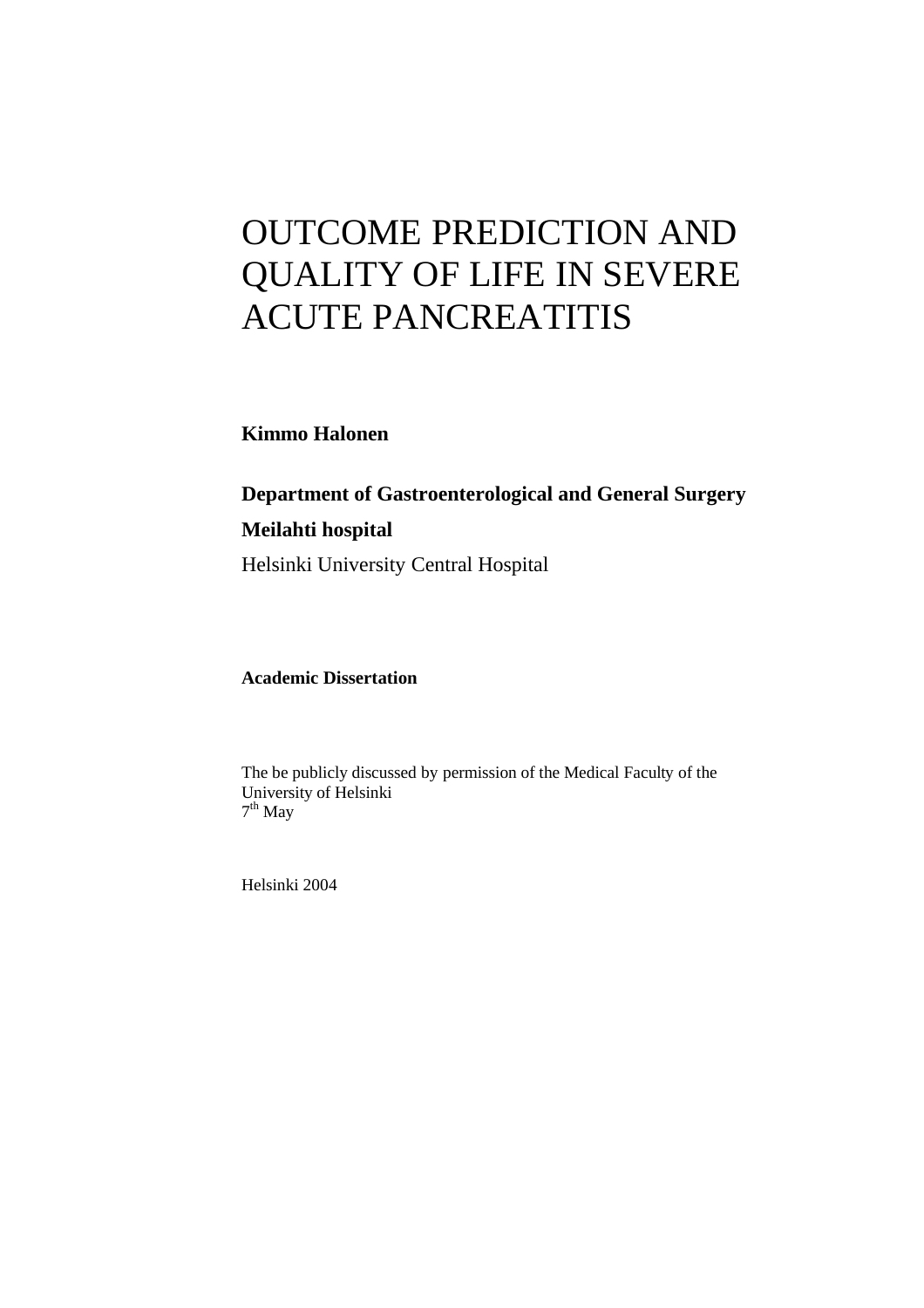# OUTCOME PREDICTION AND QUALITY OF LIFE IN SEVERE ACUTE PANCREATITIS

**Kimmo Halonen**

**Department of Gastroenterological and General Surgery**

**Meilahti hospital**

Helsinki University Central Hospital

**Academic Dissertation**

The be publicly discussed by permission of the Medical Faculty of the University of Helsinki
$7^{th}$ May

Helsinki 2004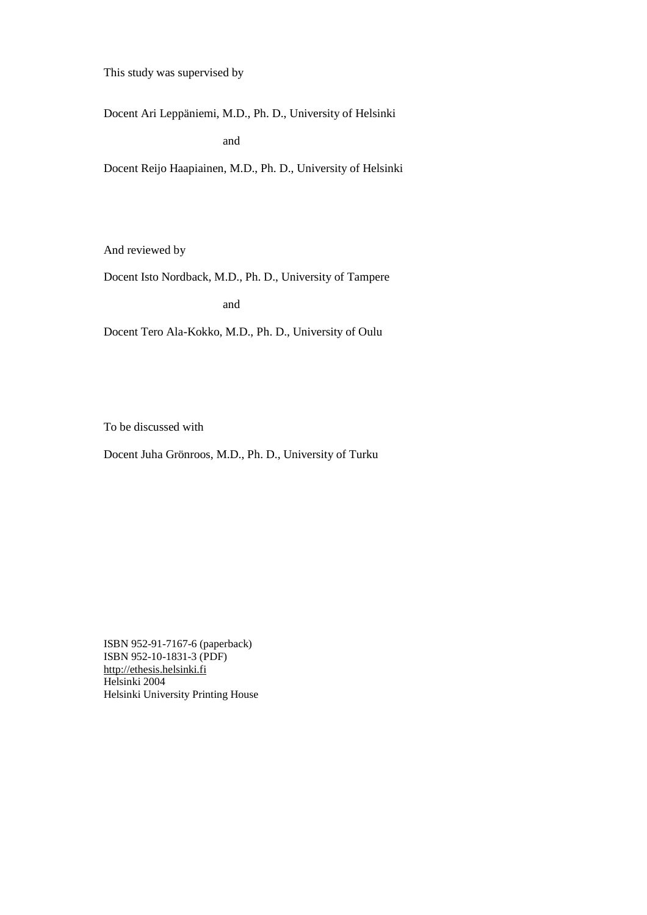This study was supervised by

Docent Ari Leppäniemi, M.D., Ph. D., University of Helsinki

and

Docent Reijo Haapiainen, M.D., Ph. D., University of Helsinki

And reviewed by

Docent Isto Nordback, M.D., Ph. D., University of Tampere

and

Docent Tero Ala-Kokko, M.D., Ph. D., University of Oulu

To be discussed with

Docent Juha Grönroos, M.D., Ph. D., University of Turku

ISBN 952-91-7167-6 (paperback)
ISBN 952-10-1831-3 (PDF)
http://ethesis.helsinki.fi
Helsinki 2004
Helsinki University Printing House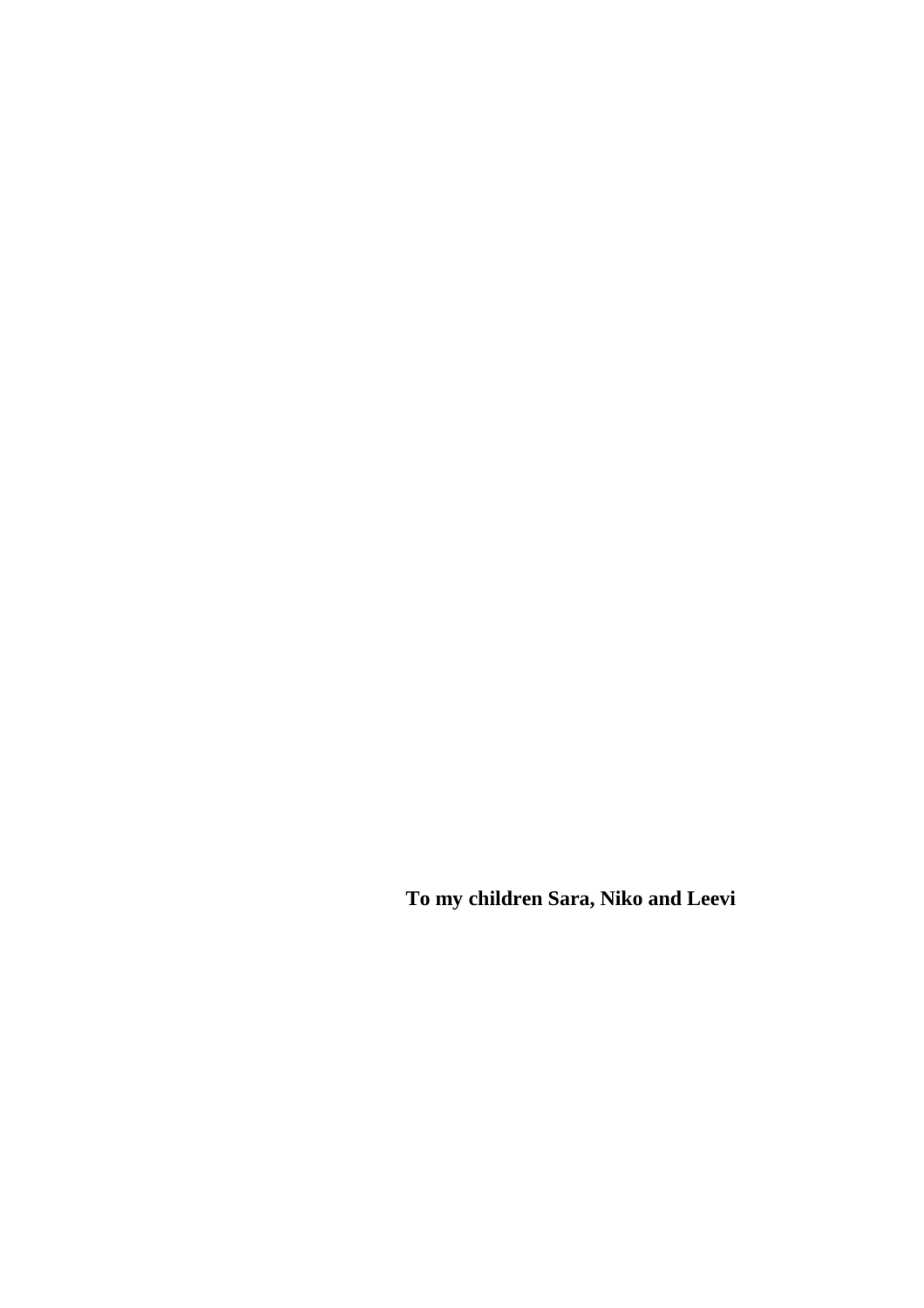**To my children Sara, Niko and Leevi**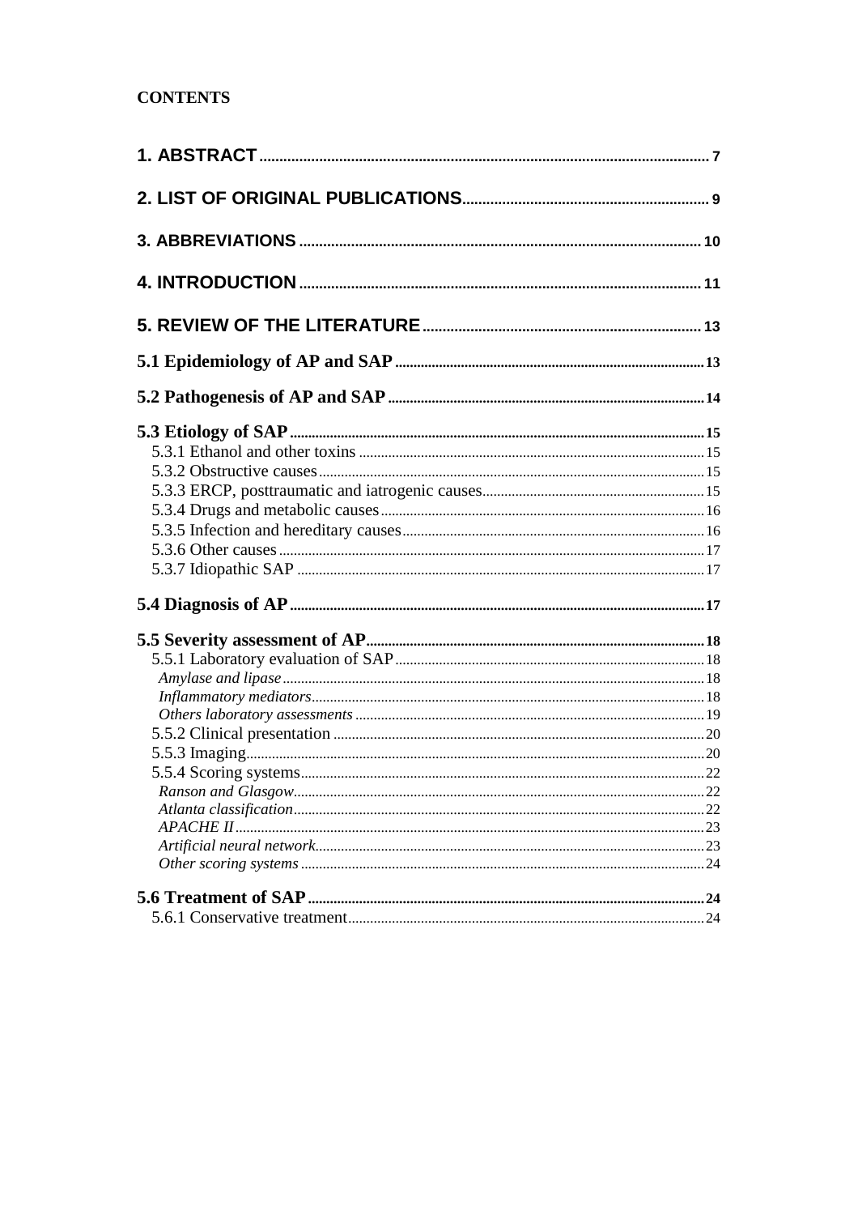**CONTENTS**

**1. ABSTRACT** .......... 7

**2. LIST OF ORIGINAL PUBLICATIONS** .......... 9

**3. ABBREVIATIONS** .......... 10

**4. INTRODUCTION** .......... 11

**5. REVIEW OF THE LITERATURE** .......... 13

**5.1 Epidemiology of AP and SAP** .......... 13

**5.2 Pathogenesis of AP and SAP** .......... 14

**5.3 Etiology of SAP** .......... 15
- 5.3.1 Ethanol and other toxins .......... 15
- 5.3.2 Obstructive causes .......... 15
- 5.3.3 ERCP, posttraumatic and iatrogenic causes .......... 15
- 5.3.4 Drugs and metabolic causes .......... 16
- 5.3.5 Infection and hereditary causes .......... 16
- 5.3.6 Other causes .......... 17
- 5.3.7 Idiopathic SAP .......... 17

**5.4 Diagnosis of AP** .......... 17

**5.5 Severity assessment of AP** .......... 18
- 5.5.1 Laboratory evaluation of SAP .......... 18
  - *Amylase and lipase* .......... 18
  - *Inflammatory mediators* .......... 18
  - *Others laboratory assessments* .......... 19
- 5.5.2 Clinical presentation .......... 20
- 5.5.3 Imaging .......... 20
- 5.5.4 Scoring systems .......... 22
  - *Ranson and Glasgow* .......... 22
  - *Atlanta classification* .......... 22
  - *APACHE II* .......... 23
  - *Artificial neural network* .......... 23
  - *Other scoring systems* .......... 24

**5.6 Treatment of SAP** .......... 24
- 5.6.1 Conservative treatment .......... 24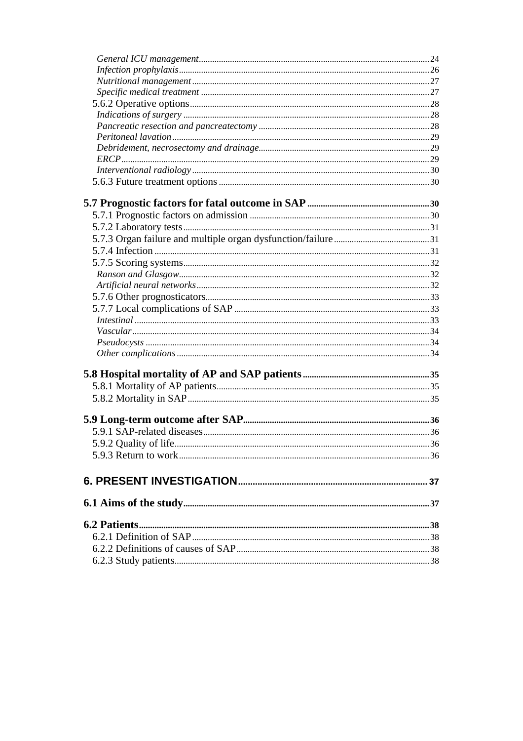*General ICU management* 24
*Infection prophylaxis* 26
*Nutritional management* 27
*Specific medical treatment* 27
5.6.2 Operative options 28
*Indications of surgery* 28
*Pancreatic resection and pancreatectomy* 28
*Peritoneal lavation* 29
*Debridement, necrosectomy and drainage* 29
*ERCP* 29
*Interventional radiology* 30
5.6.3 Future treatment options 30

**5.7 Prognostic factors for fatal outcome in SAP** 30
5.7.1 Prognostic factors on admission 30
5.7.2 Laboratory tests 31
5.7.3 Organ failure and multiple organ dysfunction/failure 31
5.7.4 Infection 31
5.7.5 Scoring systems 32
*Ranson and Glasgow* 32
*Artificial neural networks* 32
5.7.6 Other prognosticators 33
5.7.7 Local complications of SAP 33
*Intestinal* 33
*Vascular* 34
*Pseudocysts* 34
*Other complications* 34

**5.8 Hospital mortality of AP and SAP patients** 35
5.8.1 Mortality of AP patients 35
5.8.2 Mortality in SAP 35

**5.9 Long-term outcome after SAP** 36
5.9.1 SAP-related diseases 36
5.9.2 Quality of life 36
5.9.3 Return to work 36

**6. PRESENT INVESTIGATION** 37

**6.1 Aims of the study** 37

**6.2 Patients** 38
6.2.1 Definition of SAP 38
6.2.2 Definitions of causes of SAP 38
6.2.3 Study patients 38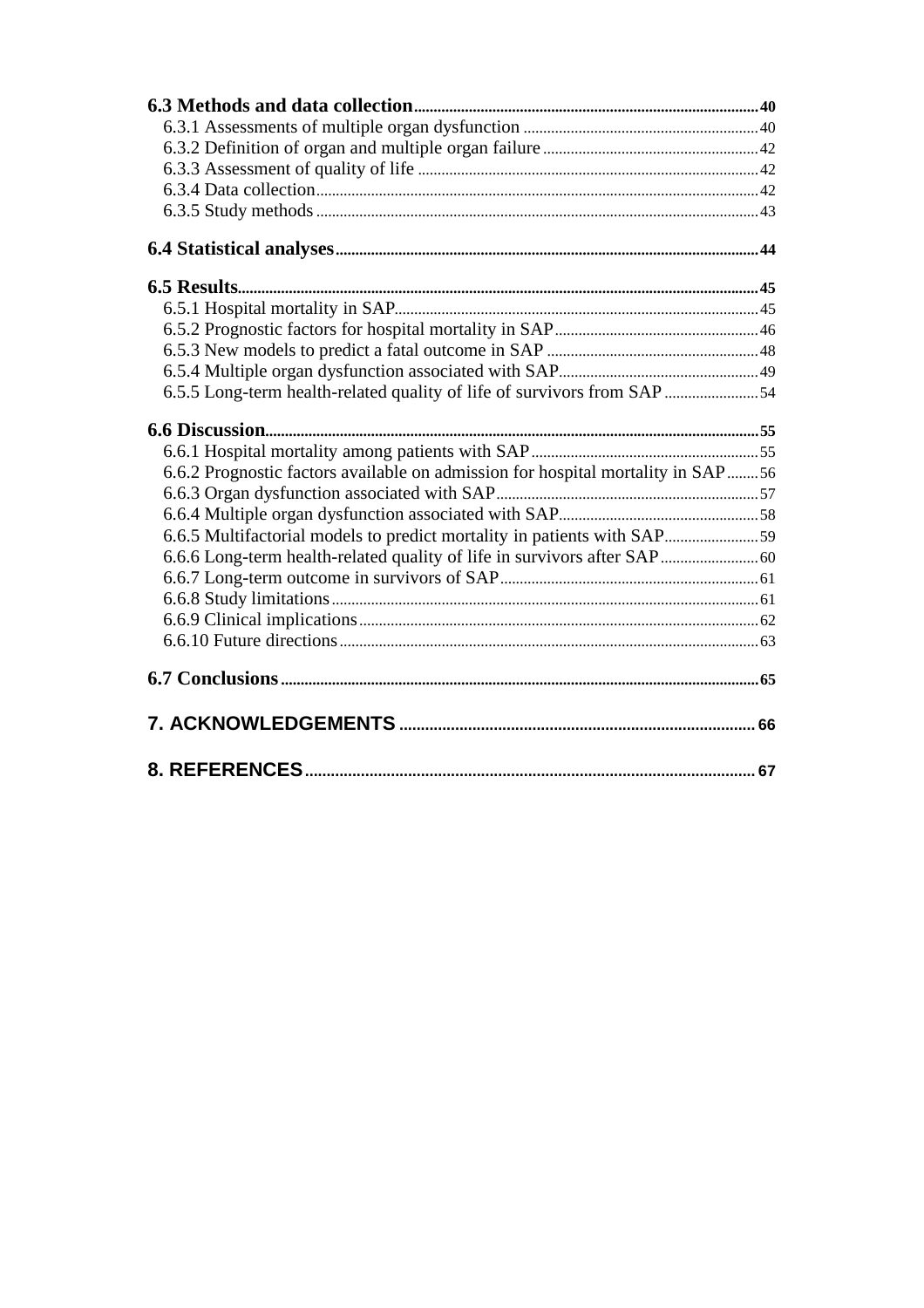**6.3 Methods and data collection** ........ 40

6.3.1 Assessments of multiple organ dysfunction ........ 40

6.3.2 Definition of organ and multiple organ failure ........ 42

6.3.3 Assessment of quality of life ........ 42

6.3.4 Data collection ........ 42

6.3.5 Study methods ........ 43

**6.4 Statistical analyses** ........ 44

**6.5 Results** ........ 45

6.5.1 Hospital mortality in SAP ........ 45

6.5.2 Prognostic factors for hospital mortality in SAP ........ 46

6.5.3 New models to predict a fatal outcome in SAP ........ 48

6.5.4 Multiple organ dysfunction associated with SAP ........ 49

6.5.5 Long-term health-related quality of life of survivors from SAP ........ 54

**6.6 Discussion** ........ 55

6.6.1 Hospital mortality among patients with SAP ........ 55

6.6.2 Prognostic factors available on admission for hospital mortality in SAP ........ 56

6.6.3 Organ dysfunction associated with SAP ........ 57

6.6.4 Multiple organ dysfunction associated with SAP ........ 58

6.6.5 Multifactorial models to predict mortality in patients with SAP ........ 59

6.6.6 Long-term health-related quality of life in survivors after SAP ........ 60

6.6.7 Long-term outcome in survivors of SAP ........ 61

6.6.8 Study limitations ........ 61

6.6.9 Clinical implications ........ 62

6.6.10 Future directions ........ 63

**6.7 Conclusions** ........ 65

**7. ACKNOWLEDGEMENTS** ........ 66

**8. REFERENCES** ........ 67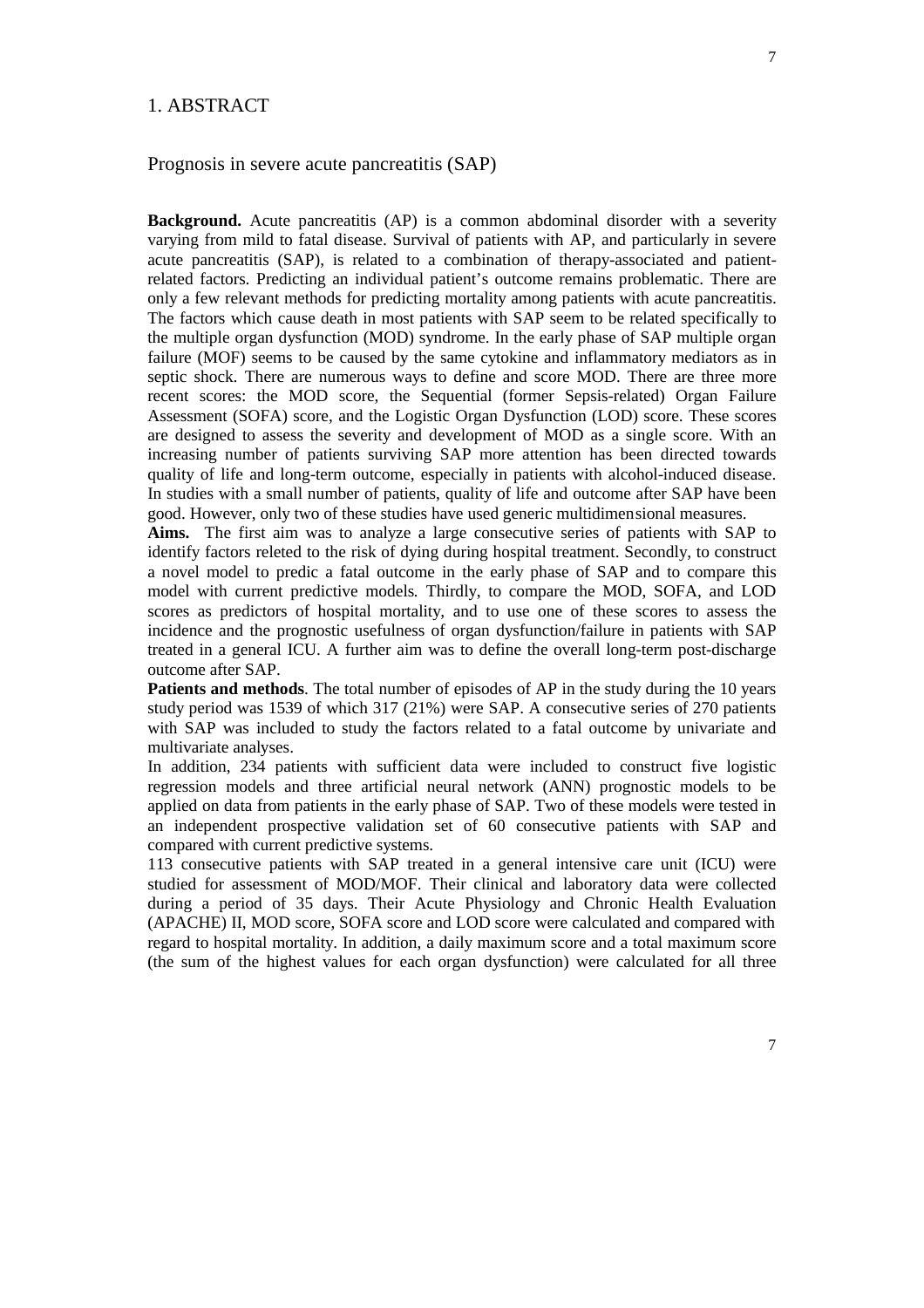# 1. ABSTRACT

## Prognosis in severe acute pancreatitis (SAP)

**Background.** Acute pancreatitis (AP) is a common abdominal disorder with a severity varying from mild to fatal disease. Survival of patients with AP, and particularly in severe acute pancreatitis (SAP), is related to a combination of therapy-associated and patient-related factors. Predicting an individual patient's outcome remains problematic. There are only a few relevant methods for predicting mortality among patients with acute pancreatitis. The factors which cause death in most patients with SAP seem to be related specifically to the multiple organ dysfunction (MOD) syndrome. In the early phase of SAP multiple organ failure (MOF) seems to be caused by the same cytokine and inflammatory mediators as in septic shock. There are numerous ways to define and score MOD. There are three more recent scores: the MOD score, the Sequential (former Sepsis-related) Organ Failure Assessment (SOFA) score, and the Logistic Organ Dysfunction (LOD) score. These scores are designed to assess the severity and development of MOD as a single score. With an increasing number of patients surviving SAP more attention has been directed towards quality of life and long-term outcome, especially in patients with alcohol-induced disease. In studies with a small number of patients, quality of life and outcome after SAP have been good. However, only two of these studies have used generic multidimensional measures.

**Aims.** The first aim was to analyze a large consecutive series of patients with SAP to identify factors releted to the risk of dying during hospital treatment. Secondly, to construct a novel model to predic a fatal outcome in the early phase of SAP and to compare this model with current predictive models. Thirdly, to compare the MOD, SOFA, and LOD scores as predictors of hospital mortality, and to use one of these scores to assess the incidence and the prognostic usefulness of organ dysfunction/failure in patients with SAP treated in a general ICU. A further aim was to define the overall long-term post-discharge outcome after SAP.

**Patients and methods**. The total number of episodes of AP in the study during the 10 years study period was 1539 of which 317 (21%) were SAP. A consecutive series of 270 patients with SAP was included to study the factors related to a fatal outcome by univariate and multivariate analyses.

In addition, 234 patients with sufficient data were included to construct five logistic regression models and three artificial neural network (ANN) prognostic models to be applied on data from patients in the early phase of SAP. Two of these models were tested in an independent prospective validation set of 60 consecutive patients with SAP and compared with current predictive systems.

113 consecutive patients with SAP treated in a general intensive care unit (ICU) were studied for assessment of MOD/MOF. Their clinical and laboratory data were collected during a period of 35 days. Their Acute Physiology and Chronic Health Evaluation (APACHE) II, MOD score, SOFA score and LOD score were calculated and compared with regard to hospital mortality. In addition, a daily maximum score and a total maximum score (the sum of the highest values for each organ dysfunction) were calculated for all three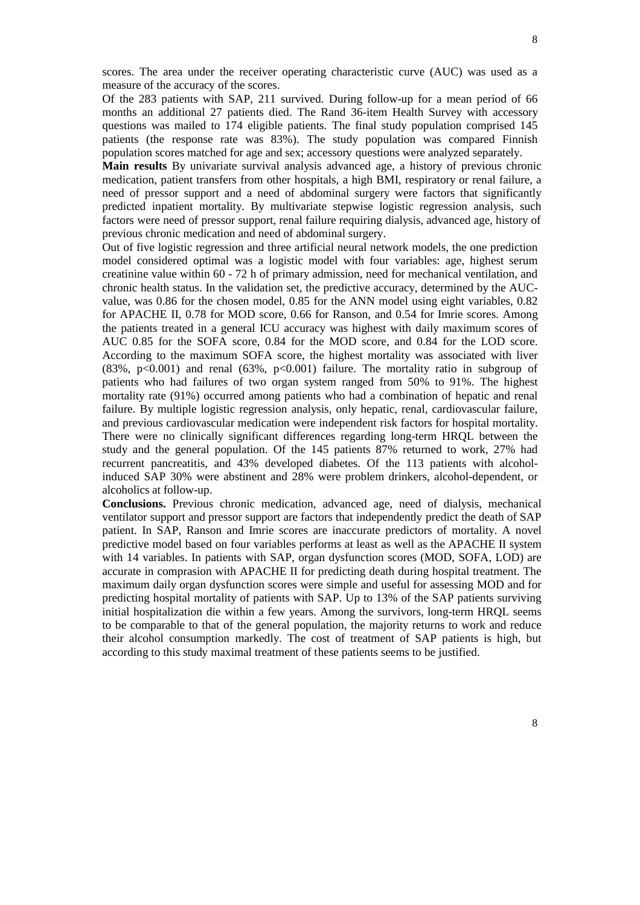scores. The area under the receiver operating characteristic curve (AUC) was used as a measure of the accuracy of the scores.

Of the 283 patients with SAP, 211 survived. During follow-up for a mean period of 66 months an additional 27 patients died. The Rand 36-item Health Survey with accessory questions was mailed to 174 eligible patients. The final study population comprised 145 patients (the response rate was 83%). The study population was compared Finnish population scores matched for age and sex; accessory questions were analyzed separately.

**Main results** By univariate survival analysis advanced age, a history of previous chronic medication, patient transfers from other hospitals, a high BMI, respiratory or renal failure, a need of pressor support and a need of abdominal surgery were factors that significantly predicted inpatient mortality. By multivariate stepwise logistic regression analysis, such factors were need of pressor support, renal failure requiring dialysis, advanced age, history of previous chronic medication and need of abdominal surgery.

Out of five logistic regression and three artificial neural network models, the one prediction model considered optimal was a logistic model with four variables: age, highest serum creatinine value within 60 - 72 h of primary admission, need for mechanical ventilation, and chronic health status. In the validation set, the predictive accuracy, determined by the AUC-value, was 0.86 for the chosen model, 0.85 for the ANN model using eight variables, 0.82 for APACHE II, 0.78 for MOD score, 0.66 for Ranson, and 0.54 for Imrie scores. Among the patients treated in a general ICU accuracy was highest with daily maximum scores of AUC 0.85 for the SOFA score, 0.84 for the MOD score, and 0.84 for the LOD score. According to the maximum SOFA score, the highest mortality was associated with liver (83%, $p<0.001$) and renal (63%, $p<0.001$) failure. The mortality ratio in subgroup of patients who had failures of two organ system ranged from 50% to 91%. The highest mortality rate (91%) occurred among patients who had a combination of hepatic and renal failure. By multiple logistic regression analysis, only hepatic, renal, cardiovascular failure, and previous cardiovascular medication were independent risk factors for hospital mortality. There were no clinically significant differences regarding long-term HRQL between the study and the general population. Of the 145 patients 87% returned to work, 27% had recurrent pancreatitis, and 43% developed diabetes. Of the 113 patients with alcohol-induced SAP 30% were abstinent and 28% were problem drinkers, alcohol-dependent, or alcoholics at follow-up.

**Conclusions.** Previous chronic medication, advanced age, need of dialysis, mechanical ventilator support and pressor support are factors that independently predict the death of SAP patient. In SAP, Ranson and Imrie scores are inaccurate predictors of mortality. A novel predictive model based on four variables performs at least as well as the APACHE II system with 14 variables. In patients with SAP, organ dysfunction scores (MOD, SOFA, LOD) are accurate in comprasion with APACHE II for predicting death during hospital treatment. The maximum daily organ dysfunction scores were simple and useful for assessing MOD and for predicting hospital mortality of patients with SAP. Up to 13% of the SAP patients surviving initial hospitalization die within a few years. Among the survivors, long-term HRQL seems to be comparable to that of the general population, the majority returns to work and reduce their alcohol consumption markedly. The cost of treatment of SAP patients is high, but according to this study maximal treatment of these patients seems to be justified.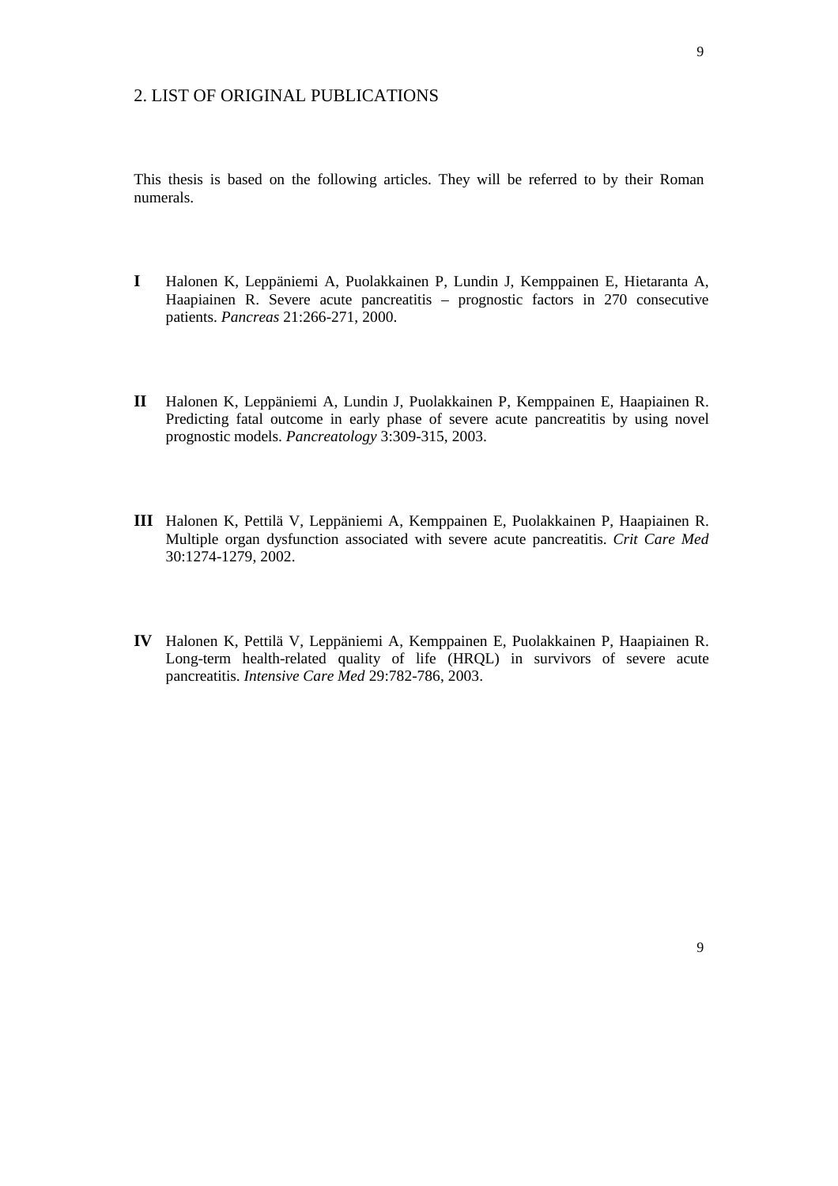## 2. LIST OF ORIGINAL PUBLICATIONS

This thesis is based on the following articles. They will be referred to by their Roman numerals.

**I** Halonen K, Leppäniemi A, Puolakkainen P, Lundin J, Kemppainen E, Hietaranta A, Haapiainen R. Severe acute pancreatitis – prognostic factors in 270 consecutive patients. *Pancreas* 21:266-271, 2000.

**II** Halonen K, Leppäniemi A, Lundin J, Puolakkainen P, Kemppainen E, Haapiainen R. Predicting fatal outcome in early phase of severe acute pancreatitis by using novel prognostic models. *Pancreatology* 3:309-315, 2003.

**III** Halonen K, Pettilä V, Leppäniemi A, Kemppainen E, Puolakkainen P, Haapiainen R. Multiple organ dysfunction associated with severe acute pancreatitis. *Crit Care Med* 30:1274-1279, 2002.

**IV** Halonen K, Pettilä V, Leppäniemi A, Kemppainen E, Puolakkainen P, Haapiainen R. Long-term health-related quality of life (HRQL) in survivors of severe acute pancreatitis. *Intensive Care Med* 29:782-786, 2003.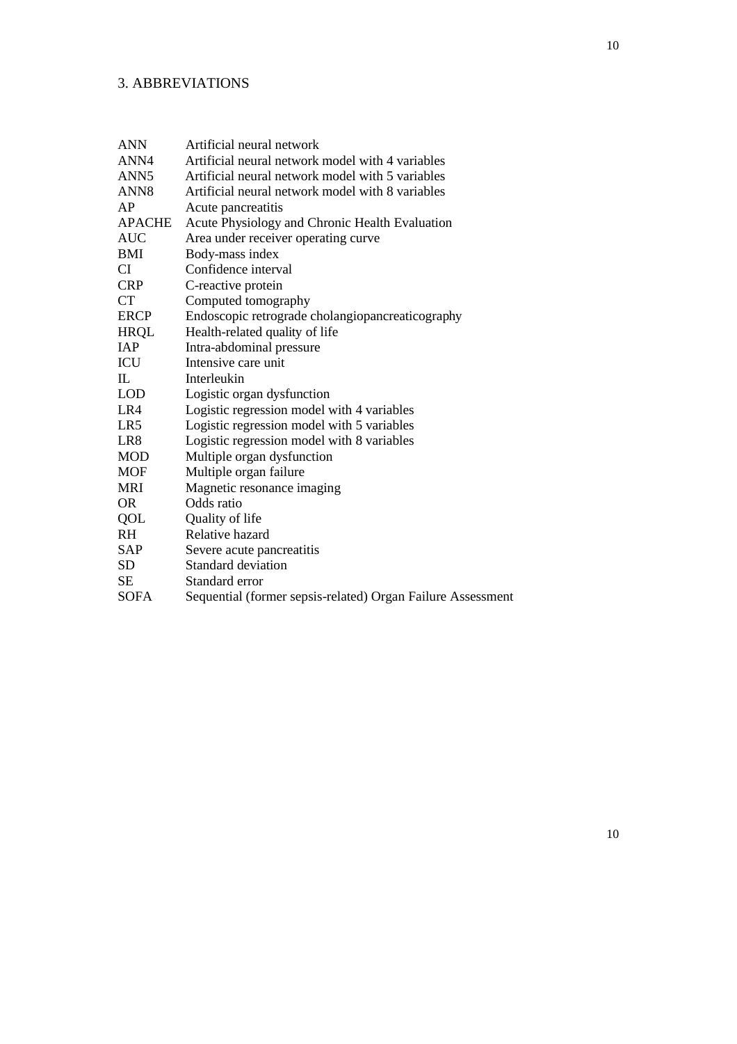# 3. ABBREVIATIONS

| | |
|---|---|
| ANN | Artificial neural network |
| ANN4 | Artificial neural network model with 4 variables |
| ANN5 | Artificial neural network model with 5 variables |
| ANN8 | Artificial neural network model with 8 variables |
| AP | Acute pancreatitis |
| APACHE | Acute Physiology and Chronic Health Evaluation |
| AUC | Area under receiver operating curve |
| BMI | Body-mass index |
| CI | Confidence interval |
| CRP | C-reactive protein |
| CT | Computed tomography |
| ERCP | Endoscopic retrograde cholangiopancreaticography |
| HRQL | Health-related quality of life |
| IAP | Intra-abdominal pressure |
| ICU | Intensive care unit |
| IL | Interleukin |
| LOD | Logistic organ dysfunction |
| LR4 | Logistic regression model with 4 variables |
| LR5 | Logistic regression model with 5 variables |
| LR8 | Logistic regression model with 8 variables |
| MOD | Multiple organ dysfunction |
| MOF | Multiple organ failure |
| MRI | Magnetic resonance imaging |
| OR | Odds ratio |
| QOL | Quality of life |
| RH | Relative hazard |
| SAP | Severe acute pancreatitis |
| SD | Standard deviation |
| SE | Standard error |
| SOFA | Sequential (former sepsis-related) Organ Failure Assessment |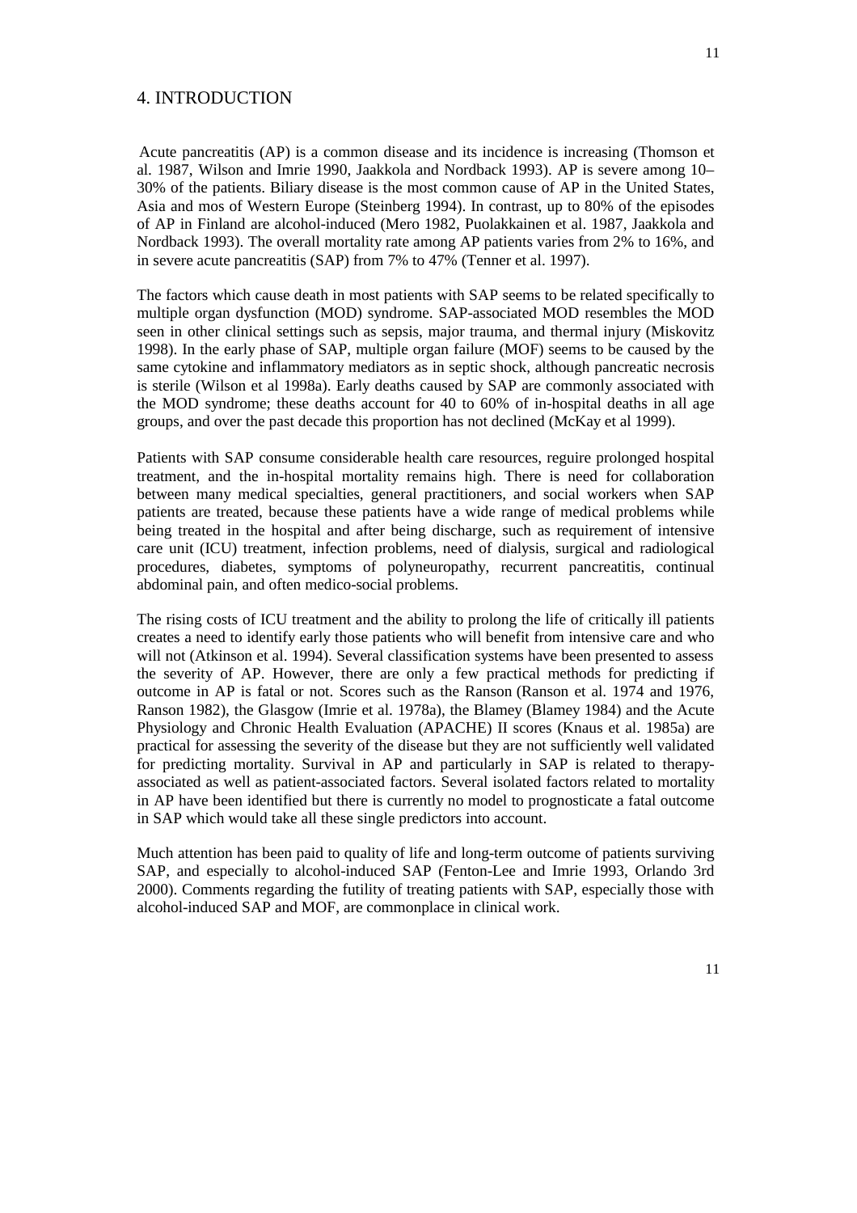# 4. INTRODUCTION

Acute pancreatitis (AP) is a common disease and its incidence is increasing (Thomson et al. 1987, Wilson and Imrie 1990, Jaakkola and Nordback 1993). AP is severe among 10–30% of the patients. Biliary disease is the most common cause of AP in the United States, Asia and mos of Western Europe (Steinberg 1994). In contrast, up to 80% of the episodes of AP in Finland are alcohol-induced (Mero 1982, Puolakkainen et al. 1987, Jaakkola and Nordback 1993). The overall mortality rate among AP patients varies from 2% to 16%, and in severe acute pancreatitis (SAP) from 7% to 47% (Tenner et al. 1997).

The factors which cause death in most patients with SAP seems to be related specifically to multiple organ dysfunction (MOD) syndrome. SAP-associated MOD resembles the MOD seen in other clinical settings such as sepsis, major trauma, and thermal injury (Miskovitz 1998). In the early phase of SAP, multiple organ failure (MOF) seems to be caused by the same cytokine and inflammatory mediators as in septic shock, although pancreatic necrosis is sterile (Wilson et al 1998a). Early deaths caused by SAP are commonly associated with the MOD syndrome; these deaths account for 40 to 60% of in-hospital deaths in all age groups, and over the past decade this proportion has not declined (McKay et al 1999).

Patients with SAP consume considerable health care resources, reguire prolonged hospital treatment, and the in-hospital mortality remains high. There is need for collaboration between many medical specialties, general practitioners, and social workers when SAP patients are treated, because these patients have a wide range of medical problems while being treated in the hospital and after being discharge, such as requirement of intensive care unit (ICU) treatment, infection problems, need of dialysis, surgical and radiological procedures, diabetes, symptoms of polyneuropathy, recurrent pancreatitis, continual abdominal pain, and often medico-social problems.

The rising costs of ICU treatment and the ability to prolong the life of critically ill patients creates a need to identify early those patients who will benefit from intensive care and who will not (Atkinson et al. 1994). Several classification systems have been presented to assess the severity of AP. However, there are only a few practical methods for predicting if outcome in AP is fatal or not. Scores such as the Ranson (Ranson et al. 1974 and 1976, Ranson 1982), the Glasgow (Imrie et al. 1978a), the Blamey (Blamey 1984) and the Acute Physiology and Chronic Health Evaluation (APACHE) II scores (Knaus et al. 1985a) are practical for assessing the severity of the disease but they are not sufficiently well validated for predicting mortality. Survival in AP and particularly in SAP is related to therapy-associated as well as patient-associated factors. Several isolated factors related to mortality in AP have been identified but there is currently no model to prognosticate a fatal outcome in SAP which would take all these single predictors into account.

Much attention has been paid to quality of life and long-term outcome of patients surviving SAP, and especially to alcohol-induced SAP (Fenton-Lee and Imrie 1993, Orlando 3rd 2000). Comments regarding the futility of treating patients with SAP, especially those with alcohol-induced SAP and MOF, are commonplace in clinical work.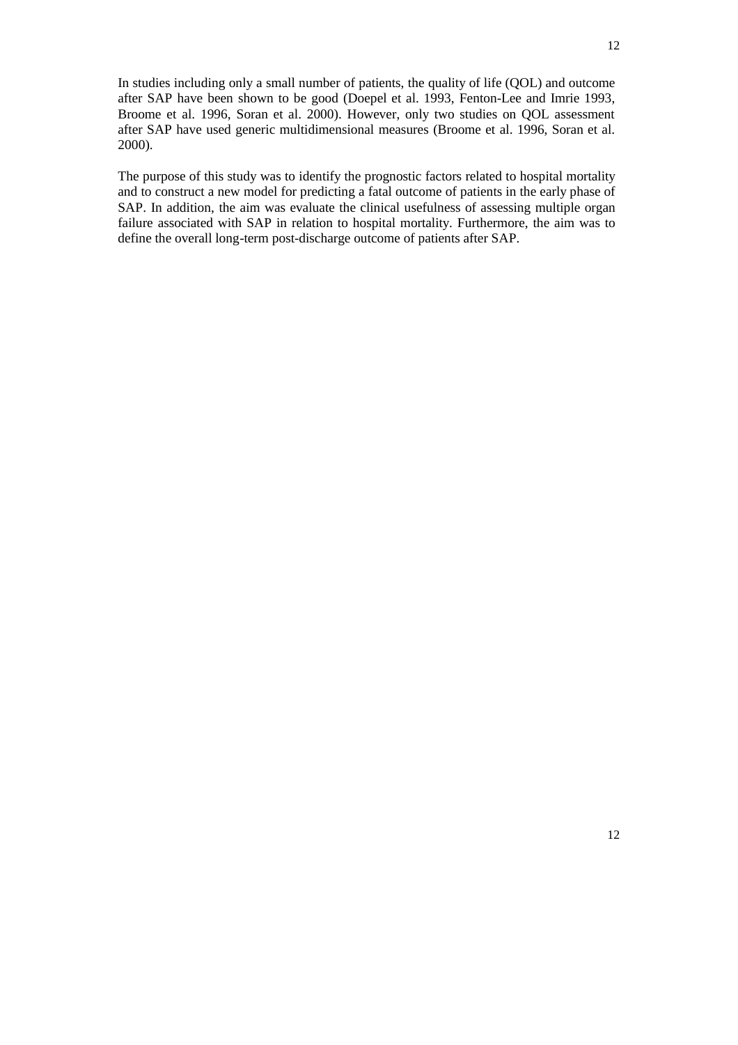In studies including only a small number of patients, the quality of life (QOL) and outcome after SAP have been shown to be good (Doepel et al. 1993, Fenton-Lee and Imrie 1993, Broome et al. 1996, Soran et al. 2000). However, only two studies on QOL assessment after SAP have used generic multidimensional measures (Broome et al. 1996, Soran et al. 2000).

The purpose of this study was to identify the prognostic factors related to hospital mortality and to construct a new model for predicting a fatal outcome of patients in the early phase of SAP. In addition, the aim was evaluate the clinical usefulness of assessing multiple organ failure associated with SAP in relation to hospital mortality. Furthermore, the aim was to define the overall long-term post-discharge outcome of patients after SAP.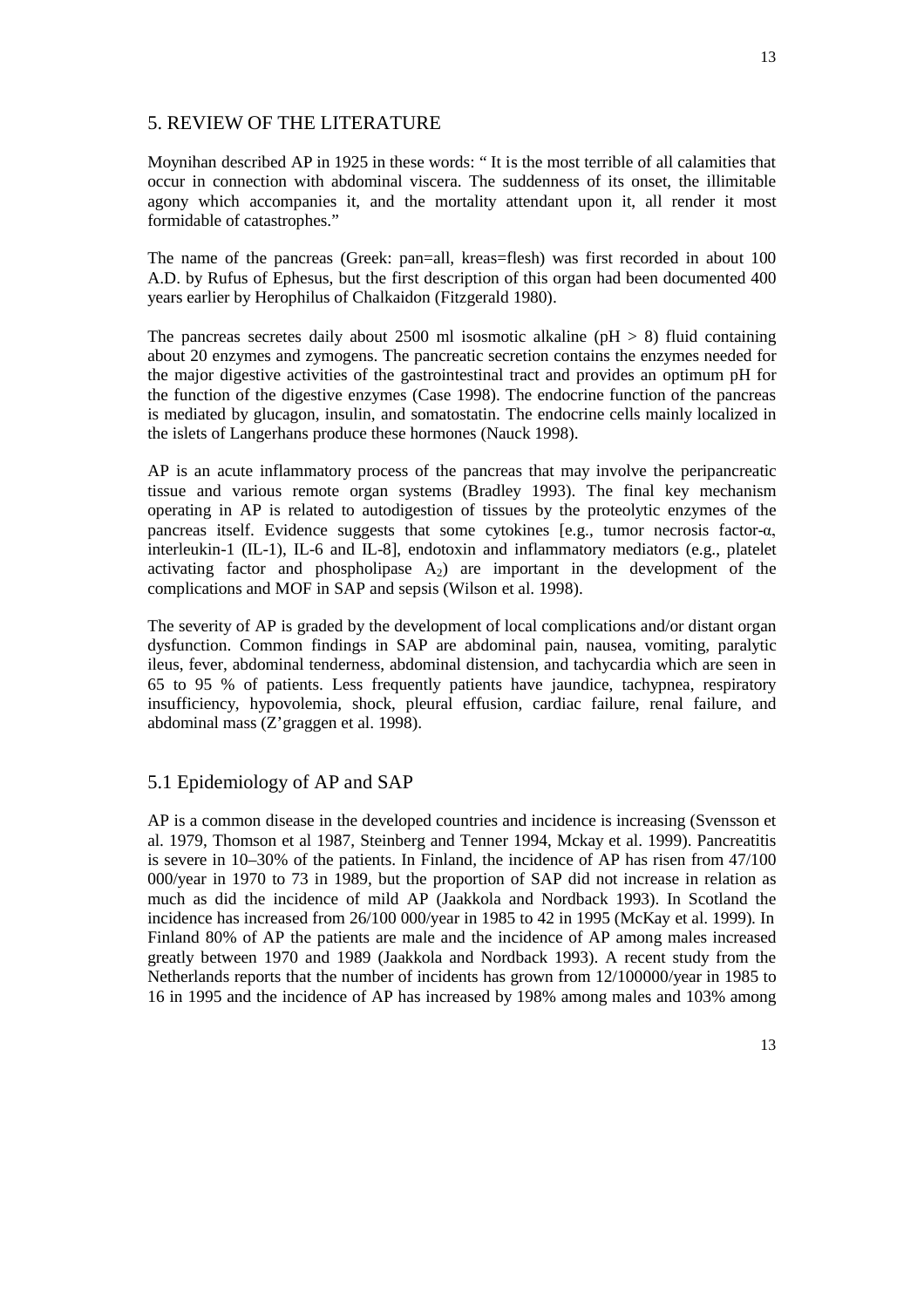# 5. REVIEW OF THE LITERATURE

Moynihan described AP in 1925 in these words: " It is the most terrible of all calamities that occur in connection with abdominal viscera. The suddenness of its onset, the illimitable agony which accompanies it, and the mortality attendant upon it, all render it most formidable of catastrophes."

The name of the pancreas (Greek: pan=all, kreas=flesh) was first recorded in about 100 A.D. by Rufus of Ephesus, but the first description of this organ had been documented 400 years earlier by Herophilus of Chalkaidon (Fitzgerald 1980).

The pancreas secretes daily about 2500 ml isosmotic alkaline (pH > 8) fluid containing about 20 enzymes and zymogens. The pancreatic secretion contains the enzymes needed for the major digestive activities of the gastrointestinal tract and provides an optimum pH for the function of the digestive enzymes (Case 1998). The endocrine function of the pancreas is mediated by glucagon, insulin, and somatostatin. The endocrine cells mainly localized in the islets of Langerhans produce these hormones (Nauck 1998).

AP is an acute inflammatory process of the pancreas that may involve the peripancreatic tissue and various remote organ systems (Bradley 1993). The final key mechanism operating in AP is related to autodigestion of tissues by the proteolytic enzymes of the pancreas itself. Evidence suggests that some cytokines [e.g., tumor necrosis factor-α, interleukin-1 (IL-1), IL-6 and IL-8], endotoxin and inflammatory mediators (e.g., platelet activating factor and phospholipase $A_2$) are important in the development of the complications and MOF in SAP and sepsis (Wilson et al. 1998).

The severity of AP is graded by the development of local complications and/or distant organ dysfunction. Common findings in SAP are abdominal pain, nausea, vomiting, paralytic ileus, fever, abdominal tenderness, abdominal distension, and tachycardia which are seen in 65 to 95 % of patients. Less frequently patients have jaundice, tachypnea, respiratory insufficiency, hypovolemia, shock, pleural effusion, cardiac failure, renal failure, and abdominal mass (Z'graggen et al. 1998).

## 5.1 Epidemiology of AP and SAP

AP is a common disease in the developed countries and incidence is increasing (Svensson et al. 1979, Thomson et al 1987, Steinberg and Tenner 1994, Mckay et al. 1999). Pancreatitis is severe in 10–30% of the patients. In Finland, the incidence of AP has risen from 47/100 000/year in 1970 to 73 in 1989, but the proportion of SAP did not increase in relation as much as did the incidence of mild AP (Jaakkola and Nordback 1993). In Scotland the incidence has increased from 26/100 000/year in 1985 to 42 in 1995 (McKay et al. 1999). In Finland 80% of AP the patients are male and the incidence of AP among males increased greatly between 1970 and 1989 (Jaakkola and Nordback 1993). A recent study from the Netherlands reports that the number of incidents has grown from 12/100000/year in 1985 to 16 in 1995 and the incidence of AP has increased by 198% among males and 103% among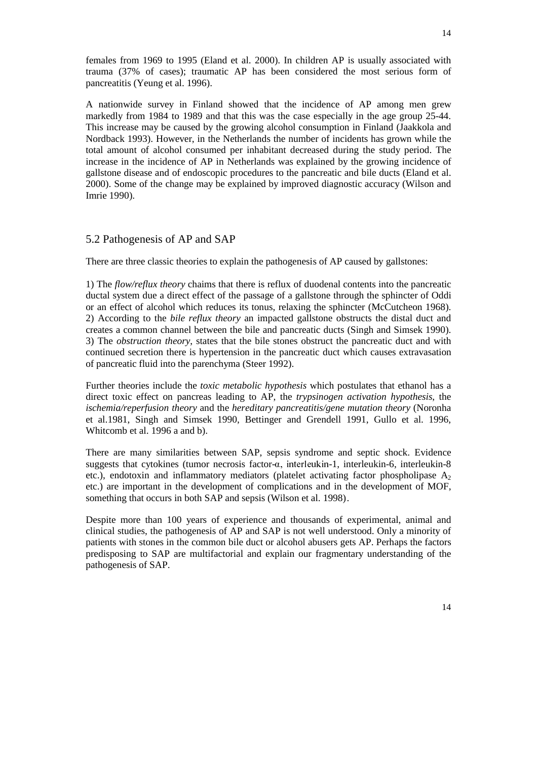females from 1969 to 1995 (Eland et al. 2000). In children AP is usually associated with trauma (37% of cases); traumatic AP has been considered the most serious form of pancreatitis (Yeung et al. 1996).

A nationwide survey in Finland showed that the incidence of AP among men grew markedly from 1984 to 1989 and that this was the case especially in the age group 25-44. This increase may be caused by the growing alcohol consumption in Finland (Jaakkola and Nordback 1993). However, in the Netherlands the number of incidents has grown while the total amount of alcohol consumed per inhabitant decreased during the study period. The increase in the incidence of AP in Netherlands was explained by the growing incidence of gallstone disease and of endoscopic procedures to the pancreatic and bile ducts (Eland et al. 2000). Some of the change may be explained by improved diagnostic accuracy (Wilson and Imrie 1990).

## 5.2 Pathogenesis of AP and SAP

There are three classic theories to explain the pathogenesis of AP caused by gallstones:

1) The *flow/reflux theory* chaims that there is reflux of duodenal contents into the pancreatic ductal system due a direct effect of the passage of a gallstone through the sphincter of Oddi or an effect of alcohol which reduces its tonus, relaxing the sphincter (McCutcheon 1968). 2) According to the *bile reflux theory* an impacted gallstone obstructs the distal duct and creates a common channel between the bile and pancreatic ducts (Singh and Simsek 1990). 3) The *obstruction theory*, states that the bile stones obstruct the pancreatic duct and with continued secretion there is hypertension in the pancreatic duct which causes extravasation of pancreatic fluid into the parenchyma (Steer 1992).

Further theories include the *toxic metabolic hypothesis* which postulates that ethanol has a direct toxic effect on pancreas leading to AP, the *trypsinogen activation hypothesis*, the *ischemia/reperfusion theory* and the *hereditary pancreatitis/gene mutation theory* (Noronha et al.1981, Singh and Simsek 1990, Bettinger and Grendell 1991, Gullo et al. 1996, Whitcomb et al. 1996 a and b).

There are many similarities between SAP, sepsis syndrome and septic shock. Evidence suggests that cytokines (tumor necrosis factor-α, interleukin-1, interleukin-6, interleukin-8 etc.), endotoxin and inflammatory mediators (platelet activating factor phospholipase $A_2$ etc.) are important in the development of complications and in the development of MOF, something that occurs in both SAP and sepsis (Wilson et al. 1998).

Despite more than 100 years of experience and thousands of experimental, animal and clinical studies, the pathogenesis of AP and SAP is not well understood. Only a minority of patients with stones in the common bile duct or alcohol abusers gets AP. Perhaps the factors predisposing to SAP are multifactorial and explain our fragmentary understanding of the pathogenesis of SAP.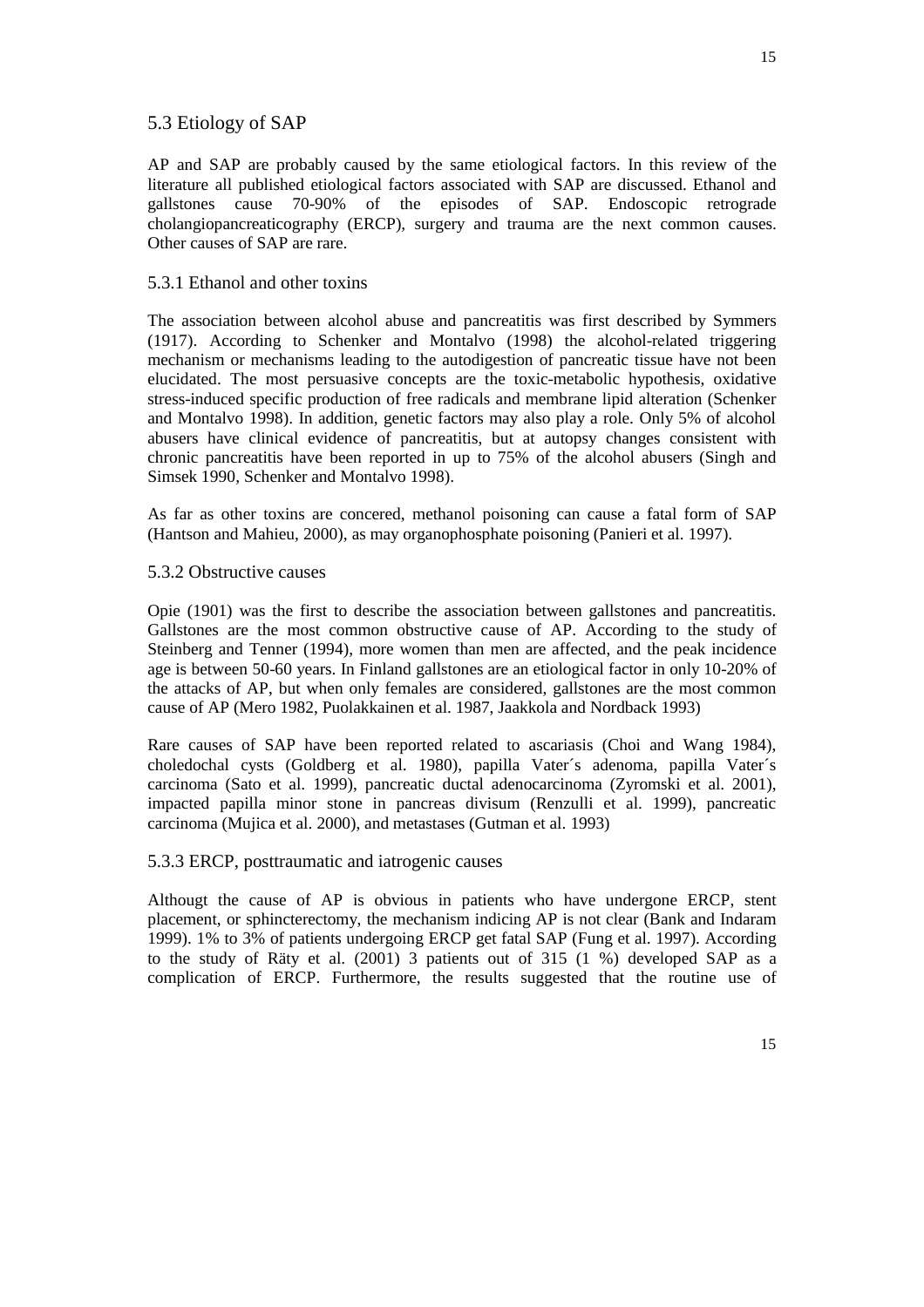## 5.3 Etiology of SAP

AP and SAP are probably caused by the same etiological factors. In this review of the literature all published etiological factors associated with SAP are discussed. Ethanol and gallstones cause 70-90% of the episodes of SAP. Endoscopic retrograde cholangiopancreaticography (ERCP), surgery and trauma are the next common causes. Other causes of SAP are rare.

### 5.3.1 Ethanol and other toxins

The association between alcohol abuse and pancreatitis was first described by Symmers (1917). According to Schenker and Montalvo (1998) the alcohol-related triggering mechanism or mechanisms leading to the autodigestion of pancreatic tissue have not been elucidated. The most persuasive concepts are the toxic-metabolic hypothesis, oxidative stress-induced specific production of free radicals and membrane lipid alteration (Schenker and Montalvo 1998). In addition, genetic factors may also play a role. Only 5% of alcohol abusers have clinical evidence of pancreatitis, but at autopsy changes consistent with chronic pancreatitis have been reported in up to 75% of the alcohol abusers (Singh and Simsek 1990, Schenker and Montalvo 1998).

As far as other toxins are concered, methanol poisoning can cause a fatal form of SAP (Hantson and Mahieu, 2000), as may organophosphate poisoning (Panieri et al. 1997).

### 5.3.2 Obstructive causes

Opie (1901) was the first to describe the association between gallstones and pancreatitis. Gallstones are the most common obstructive cause of AP. According to the study of Steinberg and Tenner (1994), more women than men are affected, and the peak incidence age is between 50-60 years. In Finland gallstones are an etiological factor in only 10-20% of the attacks of AP, but when only females are considered, gallstones are the most common cause of AP (Mero 1982, Puolakkainen et al. 1987, Jaakkola and Nordback 1993)

Rare causes of SAP have been reported related to ascariasis (Choi and Wang 1984), choledochal cysts (Goldberg et al. 1980), papilla Vater´s adenoma, papilla Vater´s carcinoma (Sato et al. 1999), pancreatic ductal adenocarcinoma (Zyromski et al. 2001), impacted papilla minor stone in pancreas divisum (Renzulli et al. 1999), pancreatic carcinoma (Mujica et al. 2000), and metastases (Gutman et al. 1993)

### 5.3.3 ERCP, posttraumatic and iatrogenic causes

Althougt the cause of AP is obvious in patients who have undergone ERCP, stent placement, or sphincterectomy, the mechanism indicing AP is not clear (Bank and Indaram 1999). 1% to 3% of patients undergoing ERCP get fatal SAP (Fung et al. 1997). According to the study of Räty et al. (2001) 3 patients out of 315 (1 %) developed SAP as a complication of ERCP. Furthermore, the results suggested that the routine use of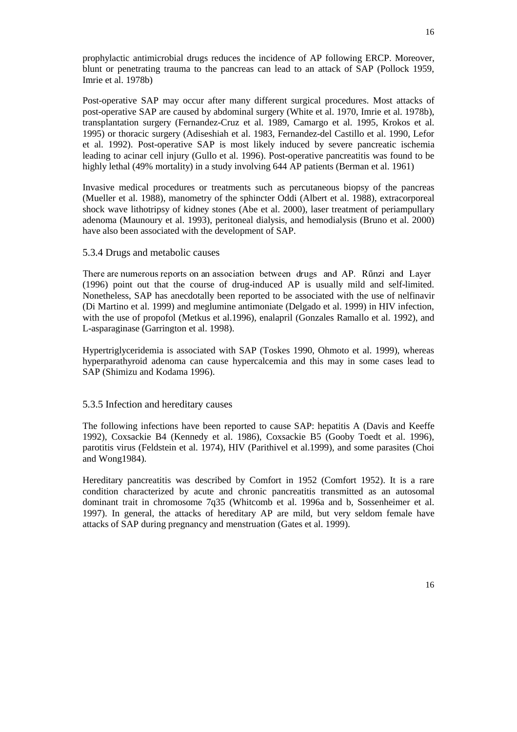prophylactic antimicrobial drugs reduces the incidence of AP following ERCP. Moreover, blunt or penetrating trauma to the pancreas can lead to an attack of SAP (Pollock 1959, Imrie et al. 1978b)

Post-operative SAP may occur after many different surgical procedures. Most attacks of post-operative SAP are caused by abdominal surgery (White et al. 1970, Imrie et al. 1978b), transplantation surgery (Fernandez-Cruz et al. 1989, Camargo et al. 1995, Krokos et al. 1995) or thoracic surgery (Adiseshiah et al. 1983, Fernandez-del Castillo et al. 1990, Lefor et al. 1992). Post-operative SAP is most likely induced by severe pancreatic ischemia leading to acinar cell injury (Gullo et al. 1996). Post-operative pancreatitis was found to be highly lethal (49% mortality) in a study involving 644 AP patients (Berman et al. 1961)

Invasive medical procedures or treatments such as percutaneous biopsy of the pancreas (Mueller et al. 1988), manometry of the sphincter Oddi (Albert et al. 1988), extracorporeal shock wave lithotripsy of kidney stones (Abe et al. 2000), laser treatment of periampullary adenoma (Maunoury et al. 1993), peritoneal dialysis, and hemodialysis (Bruno et al. 2000) have also been associated with the development of SAP.

### 5.3.4 Drugs and metabolic causes

There are numerous reports on an association between drugs and AP. Rűnzi and Layer (1996) point out that the course of drug-induced AP is usually mild and self-limited. Nonetheless, SAP has anecdotally been reported to be associated with the use of nelfinavir (Di Martino et al. 1999) and meglumine antimoniate (Delgado et al. 1999) in HIV infection, with the use of propofol (Metkus et al.1996), enalapril (Gonzales Ramallo et al. 1992), and L-asparaginase (Garrington et al. 1998).

Hypertriglyceridemia is associated with SAP (Toskes 1990, Ohmoto et al. 1999), whereas hyperparathyroid adenoma can cause hypercalcemia and this may in some cases lead to SAP (Shimizu and Kodama 1996).

### 5.3.5 Infection and hereditary causes

The following infections have been reported to cause SAP: hepatitis A (Davis and Keeffe 1992), Coxsackie B4 (Kennedy et al. 1986), Coxsackie B5 (Gooby Toedt et al. 1996), parotitis virus (Feldstein et al. 1974), HIV (Parithivel et al.1999), and some parasites (Choi and Wong1984).

Hereditary pancreatitis was described by Comfort in 1952 (Comfort 1952). It is a rare condition characterized by acute and chronic pancreatitis transmitted as an autosomal dominant trait in chromosome 7q35 (Whitcomb et al. 1996a and b, Sossenheimer et al. 1997). In general, the attacks of hereditary AP are mild, but very seldom female have attacks of SAP during pregnancy and menstruation (Gates et al. 1999).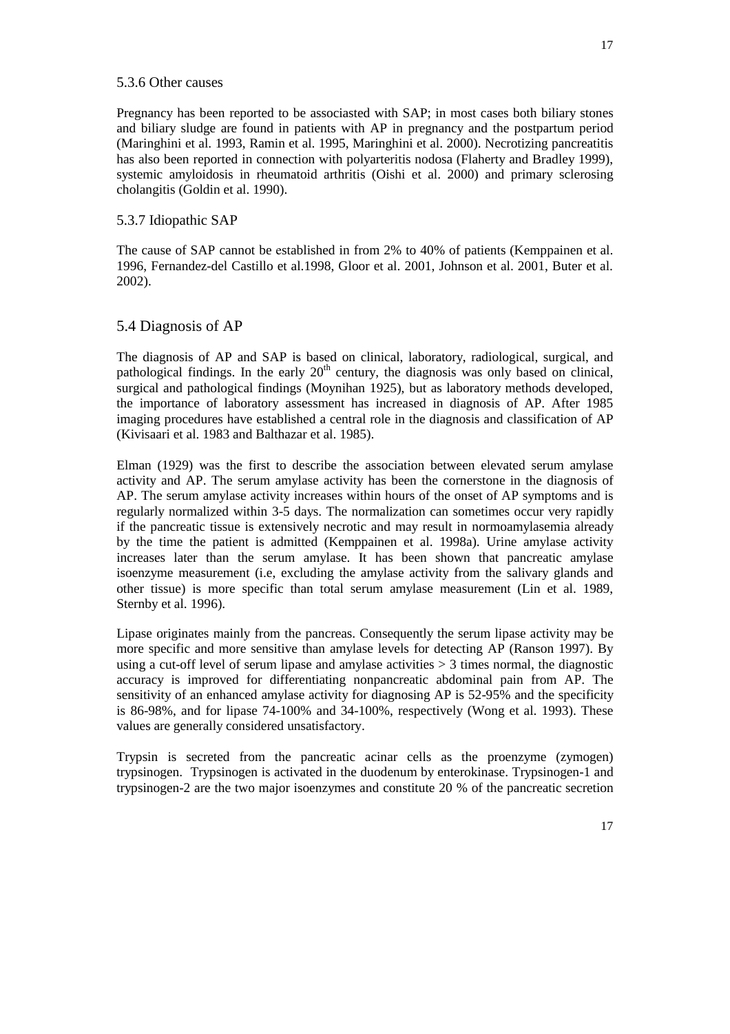### 5.3.6 Other causes

Pregnancy has been reported to be associasted with SAP; in most cases both biliary stones and biliary sludge are found in patients with AP in pregnancy and the postpartum period (Maringhini et al. 1993, Ramin et al. 1995, Maringhini et al. 2000). Necrotizing pancreatitis has also been reported in connection with polyarteritis nodosa (Flaherty and Bradley 1999), systemic amyloidosis in rheumatoid arthritis (Oishi et al. 2000) and primary sclerosing cholangitis (Goldin et al. 1990).

### 5.3.7 Idiopathic SAP

The cause of SAP cannot be established in from 2% to 40% of patients (Kemppainen et al. 1996, Fernandez-del Castillo et al.1998, Gloor et al. 2001, Johnson et al. 2001, Buter et al. 2002).

## 5.4 Diagnosis of AP

The diagnosis of AP and SAP is based on clinical, laboratory, radiological, surgical, and pathological findings. In the early 20$^{th}$ century, the diagnosis was only based on clinical, surgical and pathological findings (Moynihan 1925), but as laboratory methods developed, the importance of laboratory assessment has increased in diagnosis of AP. After 1985 imaging procedures have established a central role in the diagnosis and classification of AP (Kivisaari et al. 1983 and Balthazar et al. 1985).

Elman (1929) was the first to describe the association between elevated serum amylase activity and AP. The serum amylase activity has been the cornerstone in the diagnosis of AP. The serum amylase activity increases within hours of the onset of AP symptoms and is regularly normalized within 3-5 days. The normalization can sometimes occur very rapidly if the pancreatic tissue is extensively necrotic and may result in normoamylasemia already by the time the patient is admitted (Kemppainen et al. 1998a). Urine amylase activity increases later than the serum amylase. It has been shown that pancreatic amylase isoenzyme measurement (i.e, excluding the amylase activity from the salivary glands and other tissue) is more specific than total serum amylase measurement (Lin et al. 1989, Sternby et al. 1996).

Lipase originates mainly from the pancreas. Consequently the serum lipase activity may be more specific and more sensitive than amylase levels for detecting AP (Ranson 1997). By using a cut-off level of serum lipase and amylase activities > 3 times normal, the diagnostic accuracy is improved for differentiating nonpancreatic abdominal pain from AP. The sensitivity of an enhanced amylase activity for diagnosing AP is 52-95% and the specificity is 86-98%, and for lipase 74-100% and 34-100%, respectively (Wong et al. 1993). These values are generally considered unsatisfactory.

Trypsin is secreted from the pancreatic acinar cells as the proenzyme (zymogen) trypsinogen. Trypsinogen is activated in the duodenum by enterokinase. Trypsinogen-1 and trypsinogen-2 are the two major isoenzymes and constitute 20 % of the pancreatic secretion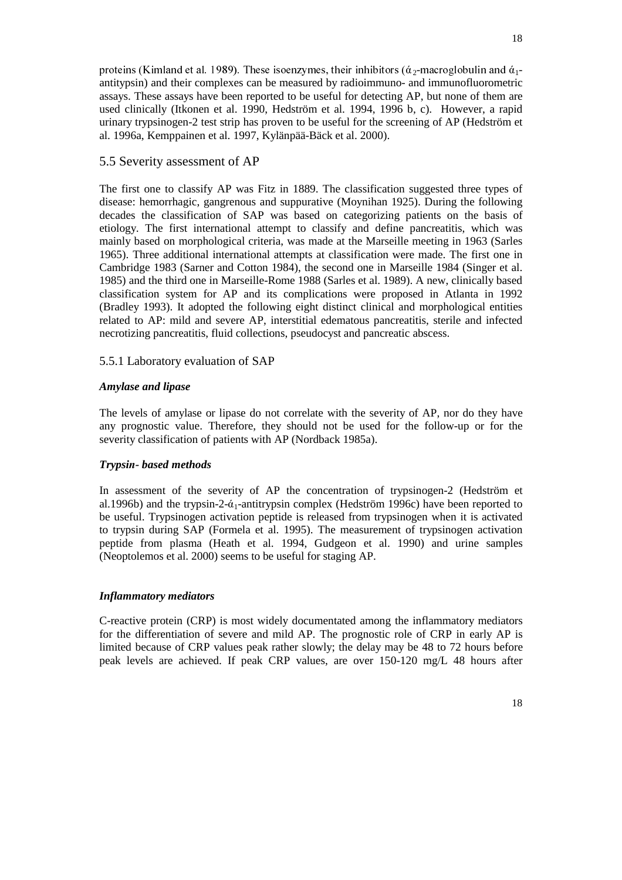proteins (Kimland et al. 1989). These isoenzymes, their inhibitors ($\acute{\alpha}_2$-macroglobulin and $\acute{\alpha}_1$-antitypsin) and their complexes can be measured by radioimmuno- and immunofluorometric assays. These assays have been reported to be useful for detecting AP, but none of them are used clinically (Itkonen et al. 1990, Hedström et al. 1994, 1996 b, c). However, a rapid urinary trypsinogen-2 test strip has proven to be useful for the screening of AP (Hedström et al. 1996a, Kemppainen et al. 1997, Kylänpää-Bäck et al. 2000).

## 5.5 Severity assessment of AP

The first one to classify AP was Fitz in 1889. The classification suggested three types of disease: hemorrhagic, gangrenous and suppurative (Moynihan 1925). During the following decades the classification of SAP was based on categorizing patients on the basis of etiology. The first international attempt to classify and define pancreatitis, which was mainly based on morphological criteria, was made at the Marseille meeting in 1963 (Sarles 1965). Three additional international attempts at classification were made. The first one in Cambridge 1983 (Sarner and Cotton 1984), the second one in Marseille 1984 (Singer et al. 1985) and the third one in Marseille-Rome 1988 (Sarles et al. 1989). A new, clinically based classification system for AP and its complications were proposed in Atlanta in 1992 (Bradley 1993). It adopted the following eight distinct clinical and morphological entities related to AP: mild and severe AP, interstitial edematous pancreatitis, sterile and infected necrotizing pancreatitis, fluid collections, pseudocyst and pancreatic abscess.

### 5.5.1 Laboratory evaluation of SAP

***Amylase and lipase***

The levels of amylase or lipase do not correlate with the severity of AP, nor do they have any prognostic value. Therefore, they should not be used for the follow-up or for the severity classification of patients with AP (Nordback 1985a).

***Trypsin- based methods***

In assessment of the severity of AP the concentration of trypsinogen-2 (Hedström et al.1996b) and the trypsin-2-$\acute{\alpha}_1$-antitrypsin complex (Hedström 1996c) have been reported to be useful. Trypsinogen activation peptide is released from trypsinogen when it is activated to trypsin during SAP (Formela et al. 1995). The measurement of trypsinogen activation peptide from plasma (Heath et al. 1994, Gudgeon et al. 1990) and urine samples (Neoptolemos et al. 2000) seems to be useful for staging AP.

***Inflammatory mediators***

C-reactive protein (CRP) is most widely documentated among the inflammatory mediators for the differentiation of severe and mild AP. The prognostic role of CRP in early AP is limited because of CRP values peak rather slowly; the delay may be 48 to 72 hours before peak levels are achieved. If peak CRP values, are over 150-120 mg/L 48 hours after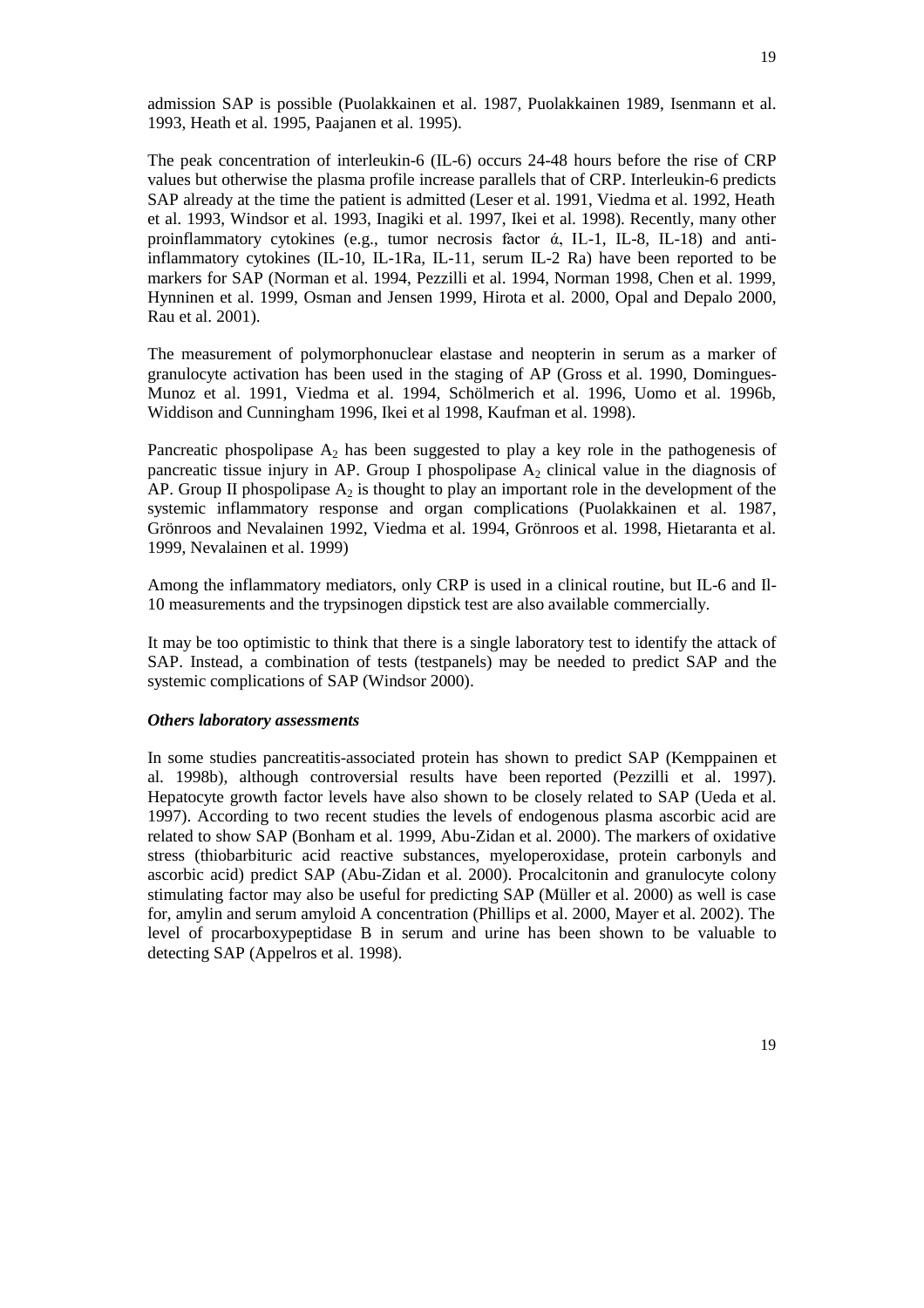admission SAP is possible (Puolakkainen et al. 1987, Puolakkainen 1989, Isenmann et al. 1993, Heath et al. 1995, Paajanen et al. 1995).

The peak concentration of interleukin-6 (IL-6) occurs 24-48 hours before the rise of CRP values but otherwise the plasma profile increase parallels that of CRP. Interleukin-6 predicts SAP already at the time the patient is admitted (Leser et al. 1991, Viedma et al. 1992, Heath et al. 1993, Windsor et al. 1993, Inagiki et al. 1997, Ikei et al. 1998). Recently, many other proinflammatory cytokines (e.g., tumor necrosis factor ά, IL-1, IL-8, IL-18) and anti-inflammatory cytokines (IL-10, IL-1Ra, IL-11, serum IL-2 Ra) have been reported to be markers for SAP (Norman et al. 1994, Pezzilli et al. 1994, Norman 1998, Chen et al. 1999, Hynninen et al. 1999, Osman and Jensen 1999, Hirota et al. 2000, Opal and Depalo 2000, Rau et al. 2001).

The measurement of polymorphonuclear elastase and neopterin in serum as a marker of granulocyte activation has been used in the staging of AP (Gross et al. 1990, Domingues-Munoz et al. 1991, Viedma et al. 1994, Schölmerich et al. 1996, Uomo et al. 1996b, Widdison and Cunningham 1996, Ikei et al 1998, Kaufman et al. 1998).

Pancreatic phospolipase $A_2$ has been suggested to play a key role in the pathogenesis of pancreatic tissue injury in AP. Group I phospolipase $A_2$ clinical value in the diagnosis of AP. Group II phospolipase $A_2$ is thought to play an important role in the development of the systemic inflammatory response and organ complications (Puolakkainen et al. 1987, Grönroos and Nevalainen 1992, Viedma et al. 1994, Grönroos et al. 1998, Hietaranta et al. 1999, Nevalainen et al. 1999)

Among the inflammatory mediators, only CRP is used in a clinical routine, but IL-6 and Il-10 measurements and the trypsinogen dipstick test are also available commercially.

It may be too optimistic to think that there is a single laboratory test to identify the attack of SAP. Instead, a combination of tests (testpanels) may be needed to predict SAP and the systemic complications of SAP (Windsor 2000).

***Others laboratory assessments***

In some studies pancreatitis-associated protein has shown to predict SAP (Kemppainen et al. 1998b), although controversial results have been reported (Pezzilli et al. 1997). Hepatocyte growth factor levels have also shown to be closely related to SAP (Ueda et al. 1997). According to two recent studies the levels of endogenous plasma ascorbic acid are related to show SAP (Bonham et al. 1999, Abu-Zidan et al. 2000). The markers of oxidative stress (thiobarbituric acid reactive substances, myeloperoxidase, protein carbonyls and ascorbic acid) predict SAP (Abu-Zidan et al. 2000). Procalcitonin and granulocyte colony stimulating factor may also be useful for predicting SAP (Müller et al. 2000) as well is case for, amylin and serum amyloid A concentration (Phillips et al. 2000, Mayer et al. 2002). The level of procarboxypeptidase B in serum and urine has been shown to be valuable to detecting SAP (Appelros et al. 1998).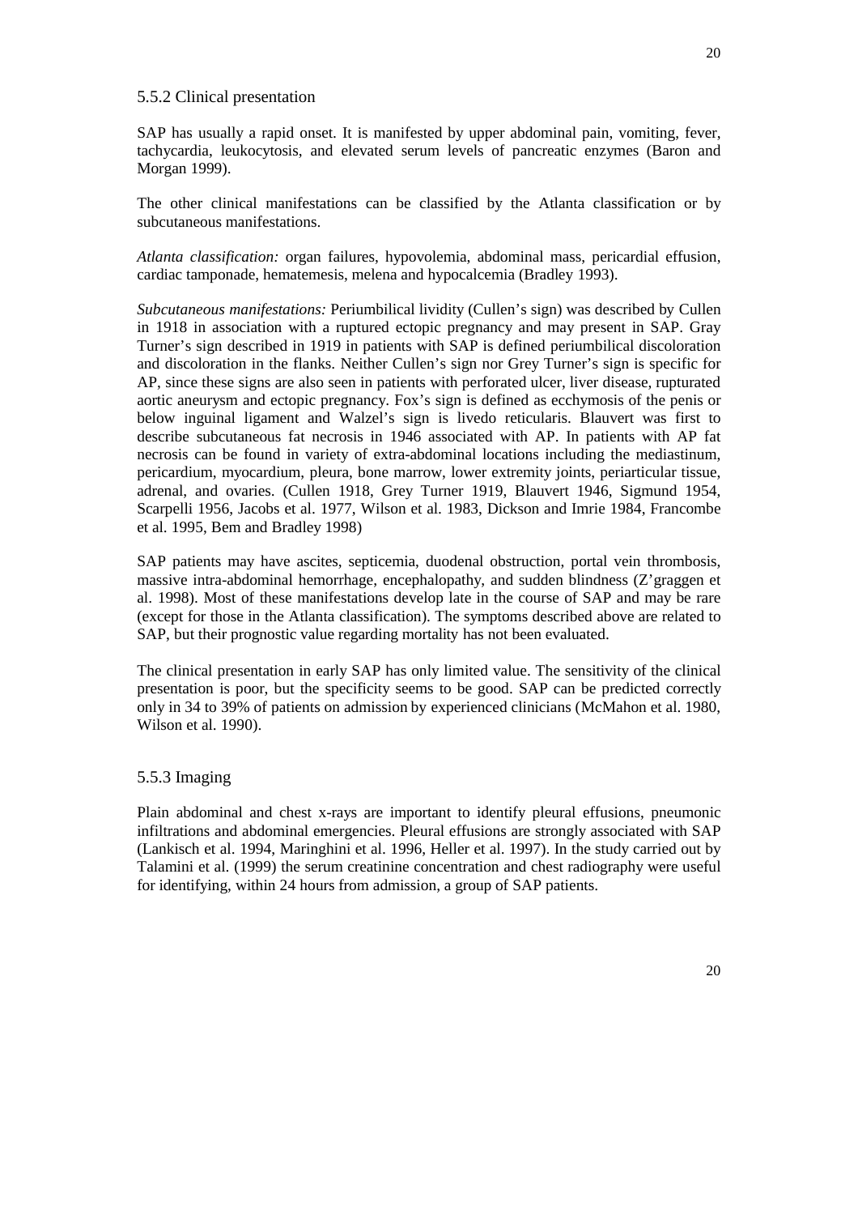### 5.5.2 Clinical presentation

SAP has usually a rapid onset. It is manifested by upper abdominal pain, vomiting, fever, tachycardia, leukocytosis, and elevated serum levels of pancreatic enzymes (Baron and Morgan 1999).

The other clinical manifestations can be classified by the Atlanta classification or by subcutaneous manifestations.

*Atlanta classification:* organ failures, hypovolemia, abdominal mass, pericardial effusion, cardiac tamponade, hematemesis, melena and hypocalcemia (Bradley 1993).

*Subcutaneous manifestations:* Periumbilical lividity (Cullen's sign) was described by Cullen in 1918 in association with a ruptured ectopic pregnancy and may present in SAP. Gray Turner's sign described in 1919 in patients with SAP is defined periumbilical discoloration and discoloration in the flanks. Neither Cullen's sign nor Grey Turner's sign is specific for AP, since these signs are also seen in patients with perforated ulcer, liver disease, rupturated aortic aneurysm and ectopic pregnancy. Fox's sign is defined as ecchymosis of the penis or below inguinal ligament and Walzel's sign is livedo reticularis. Blauvert was first to describe subcutaneous fat necrosis in 1946 associated with AP. In patients with AP fat necrosis can be found in variety of extra-abdominal locations including the mediastinum, pericardium, myocardium, pleura, bone marrow, lower extremity joints, periarticular tissue, adrenal, and ovaries. (Cullen 1918, Grey Turner 1919, Blauvert 1946, Sigmund 1954, Scarpelli 1956, Jacobs et al. 1977, Wilson et al. 1983, Dickson and Imrie 1984, Francombe et al. 1995, Bem and Bradley 1998)

SAP patients may have ascites, septicemia, duodenal obstruction, portal vein thrombosis, massive intra-abdominal hemorrhage, encephalopathy, and sudden blindness (Z'graggen et al. 1998). Most of these manifestations develop late in the course of SAP and may be rare (except for those in the Atlanta classification). The symptoms described above are related to SAP, but their prognostic value regarding mortality has not been evaluated.

The clinical presentation in early SAP has only limited value. The sensitivity of the clinical presentation is poor, but the specificity seems to be good. SAP can be predicted correctly only in 34 to 39% of patients on admission by experienced clinicians (McMahon et al. 1980, Wilson et al. 1990).

### 5.5.3 Imaging

Plain abdominal and chest x-rays are important to identify pleural effusions, pneumonic infiltrations and abdominal emergencies. Pleural effusions are strongly associated with SAP (Lankisch et al. 1994, Maringhini et al. 1996, Heller et al. 1997). In the study carried out by Talamini et al. (1999) the serum creatinine concentration and chest radiography were useful for identifying, within 24 hours from admission, a group of SAP patients.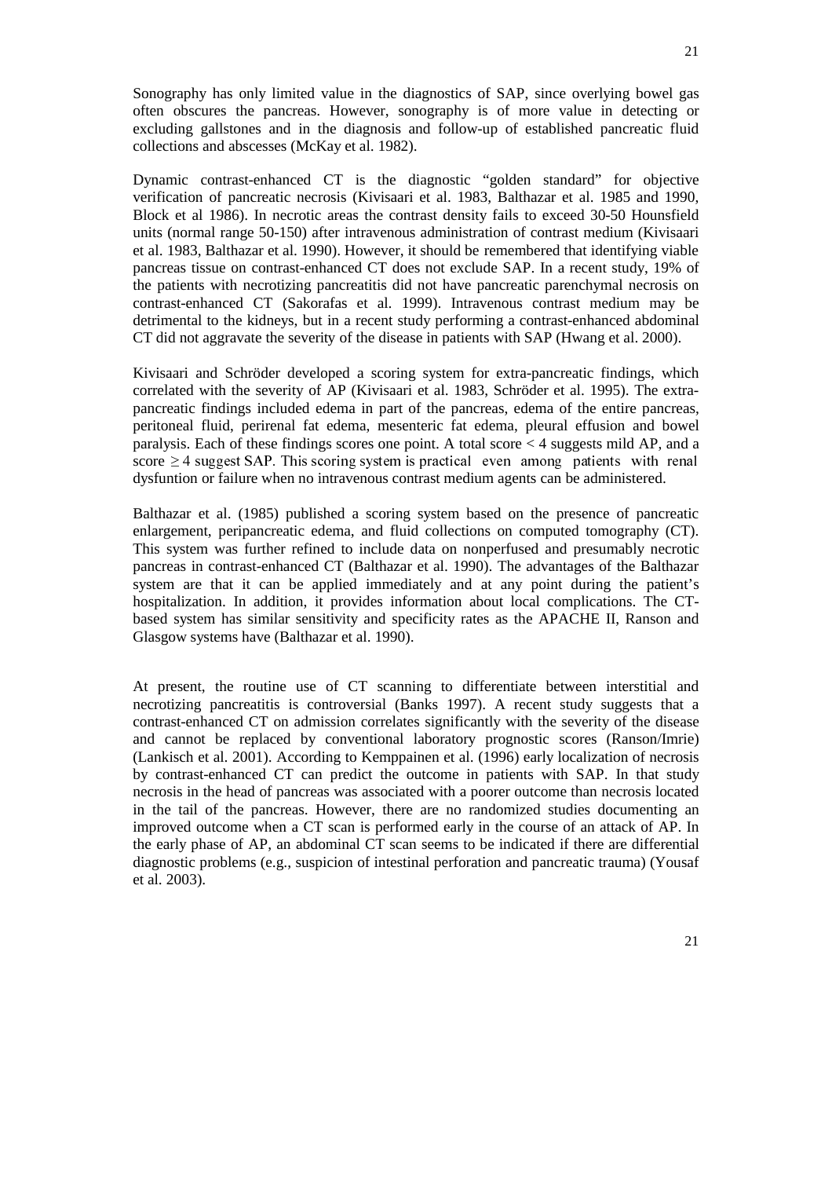Sonography has only limited value in the diagnostics of SAP, since overlying bowel gas often obscures the pancreas. However, sonography is of more value in detecting or excluding gallstones and in the diagnosis and follow-up of established pancreatic fluid collections and abscesses (McKay et al. 1982).

Dynamic contrast-enhanced CT is the diagnostic "golden standard" for objective verification of pancreatic necrosis (Kivisaari et al. 1983, Balthazar et al. 1985 and 1990, Block et al 1986). In necrotic areas the contrast density fails to exceed 30-50 Hounsfield units (normal range 50-150) after intravenous administration of contrast medium (Kivisaari et al. 1983, Balthazar et al. 1990). However, it should be remembered that identifying viable pancreas tissue on contrast-enhanced CT does not exclude SAP. In a recent study, 19% of the patients with necrotizing pancreatitis did not have pancreatic parenchymal necrosis on contrast-enhanced CT (Sakorafas et al. 1999). Intravenous contrast medium may be detrimental to the kidneys, but in a recent study performing a contrast-enhanced abdominal CT did not aggravate the severity of the disease in patients with SAP (Hwang et al. 2000).

Kivisaari and Schröder developed a scoring system for extra-pancreatic findings, which correlated with the severity of AP (Kivisaari et al. 1983, Schröder et al. 1995). The extra-pancreatic findings included edema in part of the pancreas, edema of the entire pancreas, peritoneal fluid, perirenal fat edema, mesenteric fat edema, pleural effusion and bowel paralysis. Each of these findings scores one point. A total score $< 4$ suggests mild AP, and a score $\geq 4$ suggest SAP. This scoring system is practical even among patients with renal dysfuntion or failure when no intravenous contrast medium agents can be administered.

Balthazar et al. (1985) published a scoring system based on the presence of pancreatic enlargement, peripancreatic edema, and fluid collections on computed tomography (CT). This system was further refined to include data on nonperfused and presumably necrotic pancreas in contrast-enhanced CT (Balthazar et al. 1990). The advantages of the Balthazar system are that it can be applied immediately and at any point during the patient's hospitalization. In addition, it provides information about local complications. The CT-based system has similar sensitivity and specificity rates as the APACHE II, Ranson and Glasgow systems have (Balthazar et al. 1990).

At present, the routine use of CT scanning to differentiate between interstitial and necrotizing pancreatitis is controversial (Banks 1997). A recent study suggests that a contrast-enhanced CT on admission correlates significantly with the severity of the disease and cannot be replaced by conventional laboratory prognostic scores (Ranson/Imrie) (Lankisch et al. 2001). According to Kemppainen et al. (1996) early localization of necrosis by contrast-enhanced CT can predict the outcome in patients with SAP. In that study necrosis in the head of pancreas was associated with a poorer outcome than necrosis located in the tail of the pancreas. However, there are no randomized studies documenting an improved outcome when a CT scan is performed early in the course of an attack of AP. In the early phase of AP, an abdominal CT scan seems to be indicated if there are differential diagnostic problems (e.g., suspicion of intestinal perforation and pancreatic trauma) (Yousaf et al. 2003).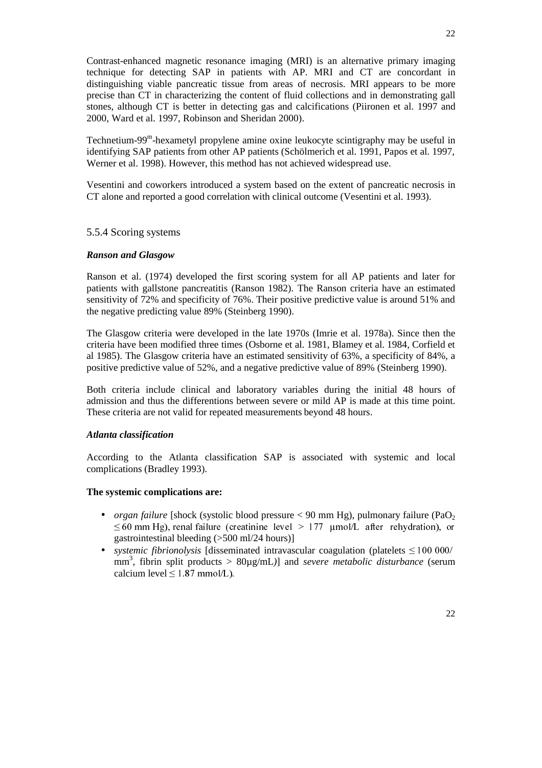Contrast-enhanced magnetic resonance imaging (MRI) is an alternative primary imaging technique for detecting SAP in patients with AP. MRI and CT are concordant in distinguishing viable pancreatic tissue from areas of necrosis. MRI appears to be more precise than CT in characterizing the content of fluid collections and in demonstrating gall stones, although CT is better in detecting gas and calcifications (Piironen et al. 1997 and 2000, Ward et al. 1997, Robinson and Sheridan 2000).

Technetium-$99^m$-hexametyl propylene amine oxine leukocyte scintigraphy may be useful in identifying SAP patients from other AP patients (Schölmerich et al. 1991, Papos et al. 1997, Werner et al. 1998). However, this method has not achieved widespread use.

Vesentini and coworkers introduced a system based on the extent of pancreatic necrosis in CT alone and reported a good correlation with clinical outcome (Vesentini et al. 1993).

### 5.5.4 Scoring systems

***Ranson and Glasgow***

Ranson et al. (1974) developed the first scoring system for all AP patients and later for patients with gallstone pancreatitis (Ranson 1982). The Ranson criteria have an estimated sensitivity of 72% and specificity of 76%. Their positive predictive value is around 51% and the negative predicting value 89% (Steinberg 1990).

The Glasgow criteria were developed in the late 1970s (Imrie et al. 1978a). Since then the criteria have been modified three times (Osborne et al. 1981, Blamey et al. 1984, Corfield et al 1985). The Glasgow criteria have an estimated sensitivity of 63%, a specificity of 84%, a positive predictive value of 52%, and a negative predictive value of 89% (Steinberg 1990).

Both criteria include clinical and laboratory variables during the initial 48 hours of admission and thus the differentions between severe or mild AP is made at this time point. These criteria are not valid for repeated measurements beyond 48 hours.

***Atlanta classification***

According to the Atlanta classification SAP is associated with systemic and local complications (Bradley 1993).

**The systemic complications are:**

- *organ failure* [shock (systolic blood pressure < 90 mm Hg), pulmonary failure ($PaO_2 \leq 60$ mm Hg), renal failure (creatinine level > 177 µmol/L after rehydration), or gastrointestinal bleeding (>500 ml/24 hours)]
- *systemic fibrionolysis* [disseminated intravascular coagulation (platelets ≤ 100 000/ $mm^3$, fibrin split products > 80µg/mL)] and *severe metabolic disturbance* (serum calcium level ≤ 1.87 mmol/L).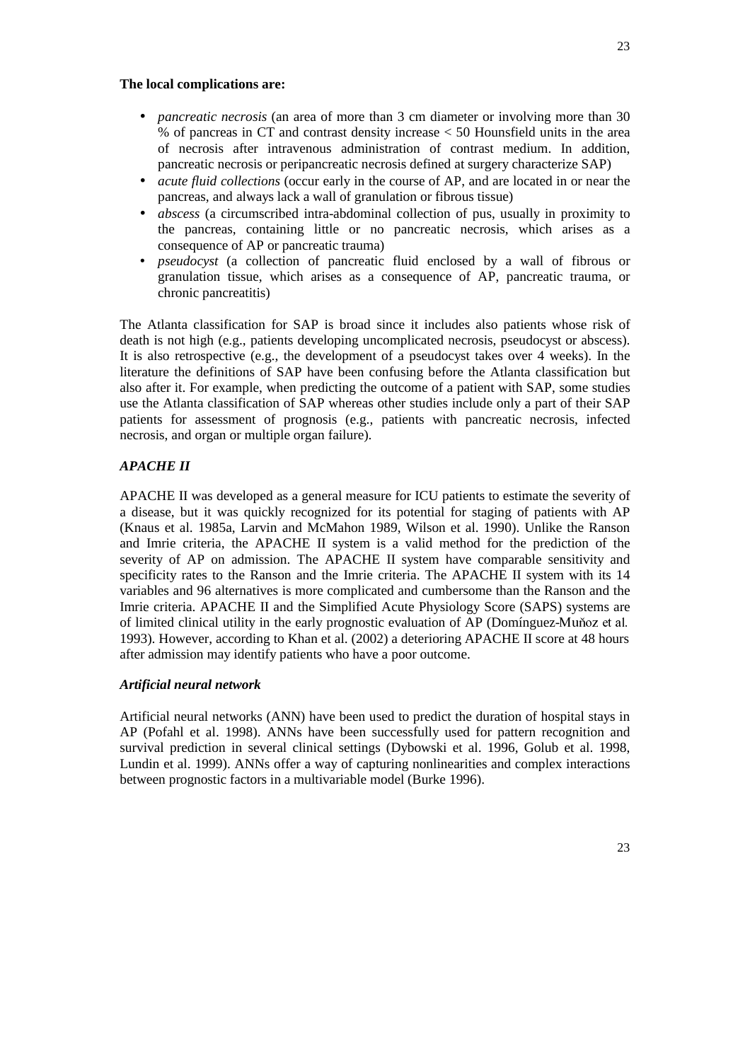**The local complications are:**

- *pancreatic necrosis* (an area of more than 3 cm diameter or involving more than 30 % of pancreas in CT and contrast density increase < 50 Hounsfield units in the area of necrosis after intravenous administration of contrast medium. In addition, pancreatic necrosis or peripancreatic necrosis defined at surgery characterize SAP)
- *acute fluid collections* (occur early in the course of AP, and are located in or near the pancreas, and always lack a wall of granulation or fibrous tissue)
- *abscess* (a circumscribed intra-abdominal collection of pus, usually in proximity to the pancreas, containing little or no pancreatic necrosis, which arises as a consequence of AP or pancreatic trauma)
- *pseudocyst* (a collection of pancreatic fluid enclosed by a wall of fibrous or granulation tissue, which arises as a consequence of AP, pancreatic trauma, or chronic pancreatitis)

The Atlanta classification for SAP is broad since it includes also patients whose risk of death is not high (e.g., patients developing uncomplicated necrosis, pseudocyst or abscess). It is also retrospective (e.g., the development of a pseudocyst takes over 4 weeks). In the literature the definitions of SAP have been confusing before the Atlanta classification but also after it. For example, when predicting the outcome of a patient with SAP, some studies use the Atlanta classification of SAP whereas other studies include only a part of their SAP patients for assessment of prognosis (e.g., patients with pancreatic necrosis, infected necrosis, and organ or multiple organ failure).

### *APACHE II*

APACHE II was developed as a general measure for ICU patients to estimate the severity of a disease, but it was quickly recognized for its potential for staging of patients with AP (Knaus et al. 1985a, Larvin and McMahon 1989, Wilson et al. 1990). Unlike the Ranson and Imrie criteria, the APACHE II system is a valid method for the prediction of the severity of AP on admission. The APACHE II system have comparable sensitivity and specificity rates to the Ranson and the Imrie criteria. The APACHE II system with its 14 variables and 96 alternatives is more complicated and cumbersome than the Ranson and the Imrie criteria. APACHE II and the Simplified Acute Physiology Score (SAPS) systems are of limited clinical utility in the early prognostic evaluation of AP (Domínguez-Muňoz et al. 1993). However, according to Khan et al. (2002) a deterioring APACHE II score at 48 hours after admission may identify patients who have a poor outcome.

### *Artificial neural network*

Artificial neural networks (ANN) have been used to predict the duration of hospital stays in AP (Pofahl et al. 1998). ANNs have been successfully used for pattern recognition and survival prediction in several clinical settings (Dybowski et al. 1996, Golub et al. 1998, Lundin et al. 1999). ANNs offer a way of capturing nonlinearities and complex interactions between prognostic factors in a multivariable model (Burke 1996).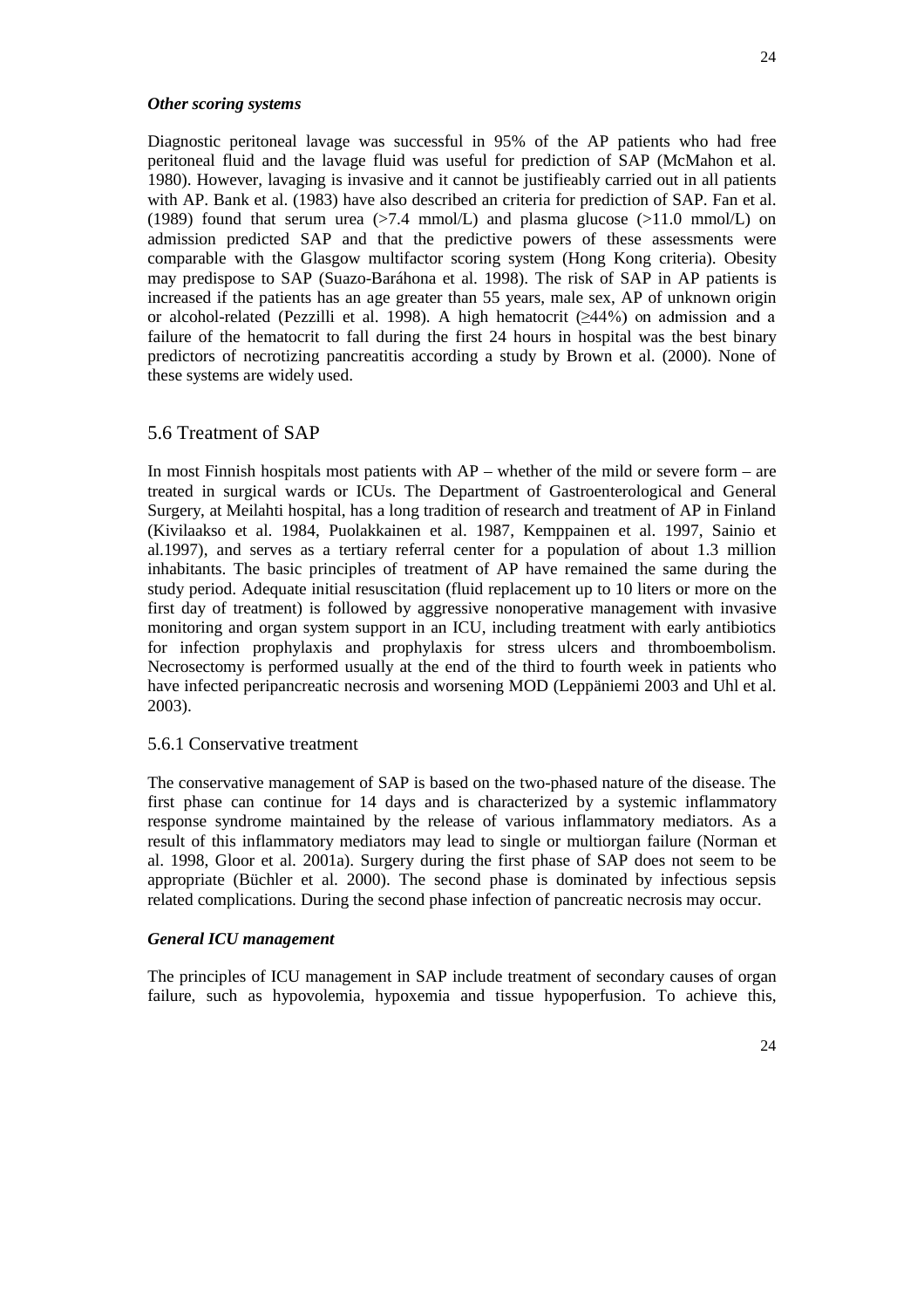#### *Other scoring systems*

Diagnostic peritoneal lavage was successful in 95% of the AP patients who had free peritoneal fluid and the lavage fluid was useful for prediction of SAP (McMahon et al. 1980). However, lavaging is invasive and it cannot be justifieably carried out in all patients with AP. Bank et al. (1983) have also described an criteria for prediction of SAP. Fan et al. (1989) found that serum urea (>7.4 mmol/L) and plasma glucose (>11.0 mmol/L) on admission predicted SAP and that the predictive powers of these assessments were comparable with the Glasgow multifactor scoring system (Hong Kong criteria). Obesity may predispose to SAP (Suazo-Baráhona et al. 1998). The risk of SAP in AP patients is increased if the patients has an age greater than 55 years, male sex, AP of unknown origin or alcohol-related (Pezzilli et al. 1998). A high hematocrit (≥44%) on admission and a failure of the hematocrit to fall during the first 24 hours in hospital was the best binary predictors of necrotizing pancreatitis according a study by Brown et al. (2000). None of these systems are widely used.

## 5.6 Treatment of SAP

In most Finnish hospitals most patients with AP – whether of the mild or severe form – are treated in surgical wards or ICUs. The Department of Gastroenterological and General Surgery, at Meilahti hospital, has a long tradition of research and treatment of AP in Finland (Kivilaakso et al. 1984, Puolakkainen et al. 1987, Kemppainen et al. 1997, Sainio et al.1997), and serves as a tertiary referral center for a population of about 1.3 million inhabitants. The basic principles of treatment of AP have remained the same during the study period. Adequate initial resuscitation (fluid replacement up to 10 liters or more on the first day of treatment) is followed by aggressive nonoperative management with invasive monitoring and organ system support in an ICU, including treatment with early antibiotics for infection prophylaxis and prophylaxis for stress ulcers and thromboembolism. Necrosectomy is performed usually at the end of the third to fourth week in patients who have infected peripancreatic necrosis and worsening MOD (Leppäniemi 2003 and Uhl et al. 2003).

### 5.6.1 Conservative treatment

The conservative management of SAP is based on the two-phased nature of the disease. The first phase can continue for 14 days and is characterized by a systemic inflammatory response syndrome maintained by the release of various inflammatory mediators. As a result of this inflammatory mediators may lead to single or multiorgan failure (Norman et al. 1998, Gloor et al. 2001a). Surgery during the first phase of SAP does not seem to be appropriate (Büchler et al. 2000). The second phase is dominated by infectious sepsis related complications. During the second phase infection of pancreatic necrosis may occur.

#### *General ICU management*

The principles of ICU management in SAP include treatment of secondary causes of organ failure, such as hypovolemia, hypoxemia and tissue hypoperfusion. To achieve this,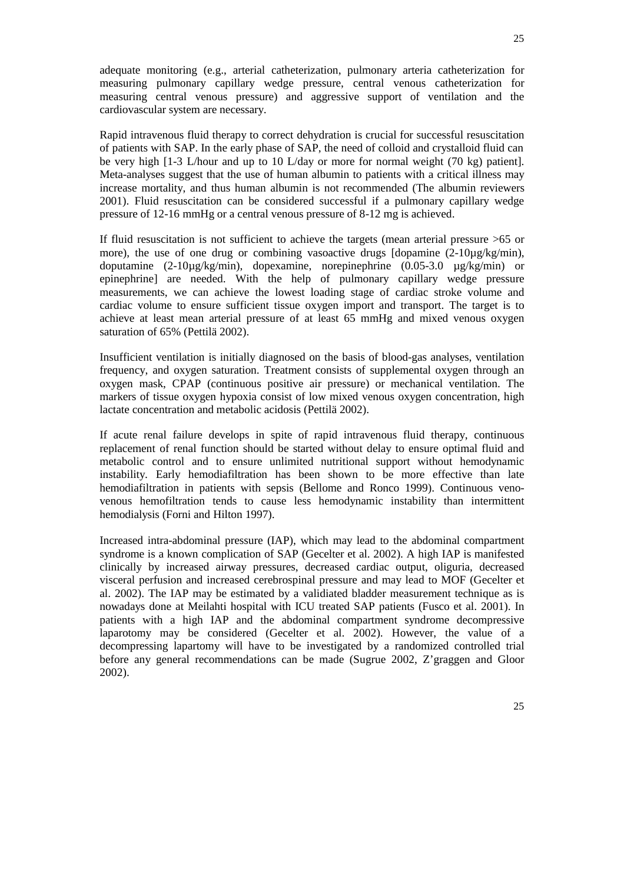adequate monitoring (e.g., arterial catheterization, pulmonary arteria catheterization for measuring pulmonary capillary wedge pressure, central venous catheterization for measuring central venous pressure) and aggressive support of ventilation and the cardiovascular system are necessary.

Rapid intravenous fluid therapy to correct dehydration is crucial for successful resuscitation of patients with SAP. In the early phase of SAP, the need of colloid and crystalloid fluid can be very high [1-3 L/hour and up to 10 L/day or more for normal weight (70 kg) patient]. Meta-analyses suggest that the use of human albumin to patients with a critical illness may increase mortality, and thus human albumin is not recommended (The albumin reviewers 2001). Fluid resuscitation can be considered successful if a pulmonary capillary wedge pressure of 12-16 mmHg or a central venous pressure of 8-12 mg is achieved.

If fluid resuscitation is not sufficient to achieve the targets (mean arterial pressure >65 or more), the use of one drug or combining vasoactive drugs [dopamine (2-10µg/kg/min), doputamine (2-10µg/kg/min), dopexamine, norepinephrine (0.05-3.0 µg/kg/min) or epinephrine] are needed. With the help of pulmonary capillary wedge pressure measurements, we can achieve the lowest loading stage of cardiac stroke volume and cardiac volume to ensure sufficient tissue oxygen import and transport. The target is to achieve at least mean arterial pressure of at least 65 mmHg and mixed venous oxygen saturation of 65% (Pettilä 2002).

Insufficient ventilation is initially diagnosed on the basis of blood-gas analyses, ventilation frequency, and oxygen saturation. Treatment consists of supplemental oxygen through an oxygen mask, CPAP (continuous positive air pressure) or mechanical ventilation. The markers of tissue oxygen hypoxia consist of low mixed venous oxygen concentration, high lactate concentration and metabolic acidosis (Pettilä 2002).

If acute renal failure develops in spite of rapid intravenous fluid therapy, continuous replacement of renal function should be started without delay to ensure optimal fluid and metabolic control and to ensure unlimited nutritional support without hemodynamic instability. Early hemodiafiltration has been shown to be more effective than late hemodiafiltration in patients with sepsis (Bellome and Ronco 1999). Continuous veno-venous hemofiltration tends to cause less hemodynamic instability than intermittent hemodialysis (Forni and Hilton 1997).

Increased intra-abdominal pressure (IAP), which may lead to the abdominal compartment syndrome is a known complication of SAP (Gecelter et al. 2002). A high IAP is manifested clinically by increased airway pressures, decreased cardiac output, oliguria, decreased visceral perfusion and increased cerebrospinal pressure and may lead to MOF (Gecelter et al. 2002). The IAP may be estimated by a validiated bladder measurement technique as is nowadays done at Meilahti hospital with ICU treated SAP patients (Fusco et al. 2001). In patients with a high IAP and the abdominal compartment syndrome decompressive laparotomy may be considered (Gecelter et al. 2002). However, the value of a decompressing lapartomy will have to be investigated by a randomized controlled trial before any general recommendations can be made (Sugrue 2002, Z'graggen and Gloor 2002).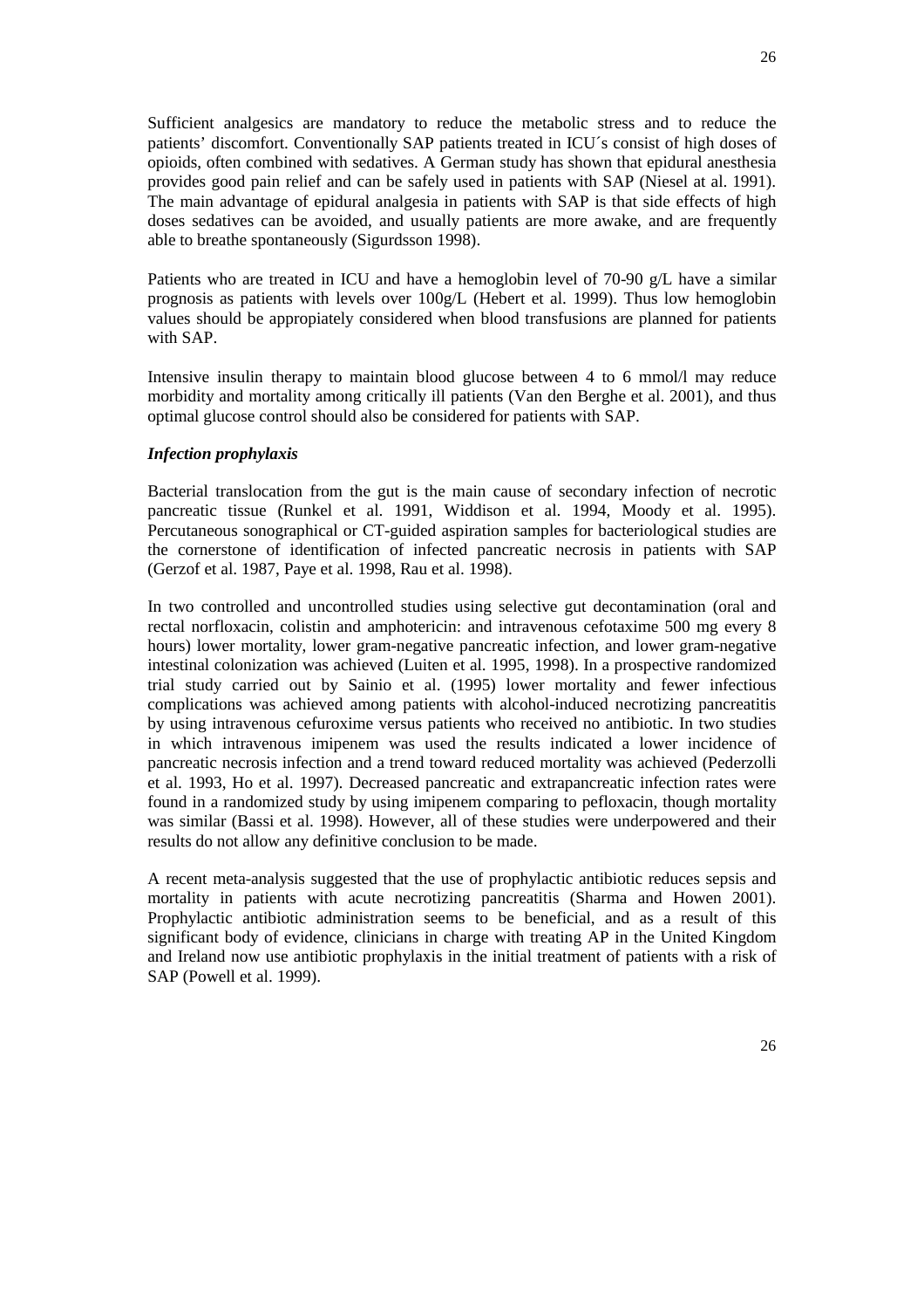Sufficient analgesics are mandatory to reduce the metabolic stress and to reduce the patients' discomfort. Conventionally SAP patients treated in ICU´s consist of high doses of opioids, often combined with sedatives. A German study has shown that epidural anesthesia provides good pain relief and can be safely used in patients with SAP (Niesel at al. 1991). The main advantage of epidural analgesia in patients with SAP is that side effects of high doses sedatives can be avoided, and usually patients are more awake, and are frequently able to breathe spontaneously (Sigurdsson 1998).

Patients who are treated in ICU and have a hemoglobin level of 70-90 g/L have a similar prognosis as patients with levels over 100g/L (Hebert et al. 1999). Thus low hemoglobin values should be appopiately considered when blood transfusions are planned for patients with SAP.

Intensive insulin therapy to maintain blood glucose between 4 to 6 mmol/l may reduce morbidity and mortality among critically ill patients (Van den Berghe et al. 2001), and thus optimal glucose control should also be considered for patients with SAP.

***Infection prophylaxis***

Bacterial translocation from the gut is the main cause of secondary infection of necrotic pancreatic tissue (Runkel et al. 1991, Widdison et al. 1994, Moody et al. 1995). Percutaneous sonographical or CT-guided aspiration samples for bacteriological studies are the cornerstone of identification of infected pancreatic necrosis in patients with SAP (Gerzof et al. 1987, Paye et al. 1998, Rau et al. 1998).

In two controlled and uncontrolled studies using selective gut decontamination (oral and rectal norfloxacin, colistin and amphotericin: and intravenous cefotaxime 500 mg every 8 hours) lower mortality, lower gram-negative pancreatic infection, and lower gram-negative intestinal colonization was achieved (Luiten et al. 1995, 1998). In a prospective randomized trial study carried out by Sainio et al. (1995) lower mortality and fewer infectious complications was achieved among patients with alcohol-induced necrotizing pancreatitis by using intravenous cefuroxime versus patients who received no antibiotic. In two studies in which intravenous imipenem was used the results indicated a lower incidence of pancreatic necrosis infection and a trend toward reduced mortality was achieved (Pederzolli et al. 1993, Ho et al. 1997). Decreased pancreatic and extrapancreatic infection rates were found in a randomized study by using imipenem comparing to pefloxacin, though mortality was similar (Bassi et al. 1998). However, all of these studies were underpowered and their results do not allow any definitive conclusion to be made.

A recent meta-analysis suggested that the use of prophylactic antibiotic reduces sepsis and mortality in patients with acute necrotizing pancreatitis (Sharma and Howen 2001). Prophylactic antibiotic administration seems to be beneficial, and as a result of this significant body of evidence, clinicians in charge with treating AP in the United Kingdom and Ireland now use antibiotic prophylaxis in the initial treatment of patients with a risk of SAP (Powell et al. 1999).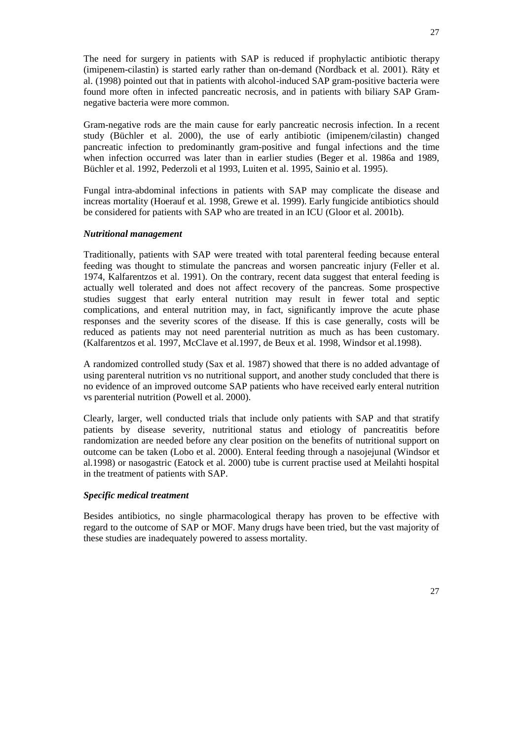The need for surgery in patients with SAP is reduced if prophylactic antibiotic therapy (imipenem-cilastin) is started early rather than on-demand (Nordback et al. 2001). Räty et al. (1998) pointed out that in patients with alcohol-induced SAP gram-positive bacteria were found more often in infected pancreatic necrosis, and in patients with biliary SAP Gram-negative bacteria were more common.

Gram-negative rods are the main cause for early pancreatic necrosis infection. In a recent study (Büchler et al. 2000), the use of early antibiotic (imipenem/cilastin) changed pancreatic infection to predominantly gram-positive and fungal infections and the time when infection occurred was later than in earlier studies (Beger et al. 1986a and 1989, Büchler et al. 1992, Pederzoli et al 1993, Luiten et al. 1995, Sainio et al. 1995).

Fungal intra-abdominal infections in patients with SAP may complicate the disease and increas mortality (Hoerauf et al. 1998, Grewe et al. 1999). Early fungicide antibiotics should be considered for patients with SAP who are treated in an ICU (Gloor et al. 2001b).

### *Nutritional management*

Traditionally, patients with SAP were treated with total parenteral feeding because enteral feeding was thought to stimulate the pancreas and worsen pancreatic injury (Feller et al. 1974, Kalfarentzos et al. 1991). On the contrary, recent data suggest that enteral feeding is actually well tolerated and does not affect recovery of the pancreas. Some prospective studies suggest that early enteral nutrition may result in fewer total and septic complications, and enteral nutrition may, in fact, significantly improve the acute phase responses and the severity scores of the disease. If this is case generally, costs will be reduced as patients may not need parenterial nutrition as much as has been customary. (Kalfarentzos et al. 1997, McClave et al.1997, de Beux et al. 1998, Windsor et al.1998).

A randomized controlled study (Sax et al. 1987) showed that there is no added advantage of using parenteral nutrition vs no nutritional support, and another study concluded that there is no evidence of an improved outcome SAP patients who have received early enteral nutrition vs parenterial nutrition (Powell et al. 2000).

Clearly, larger, well conducted trials that include only patients with SAP and that stratify patients by disease severity, nutritional status and etiology of pancreatitis before randomization are needed before any clear position on the benefits of nutritional support on outcome can be taken (Lobo et al. 2000). Enteral feeding through a nasojejunal (Windsor et al.1998) or nasogastric (Eatock et al. 2000) tube is current practise used at Meilahti hospital in the treatment of patients with SAP.

### *Specific medical treatment*

Besides antibiotics, no single pharmacological therapy has proven to be effective with regard to the outcome of SAP or MOF. Many drugs have been tried, but the vast majority of these studies are inadequately powered to assess mortality.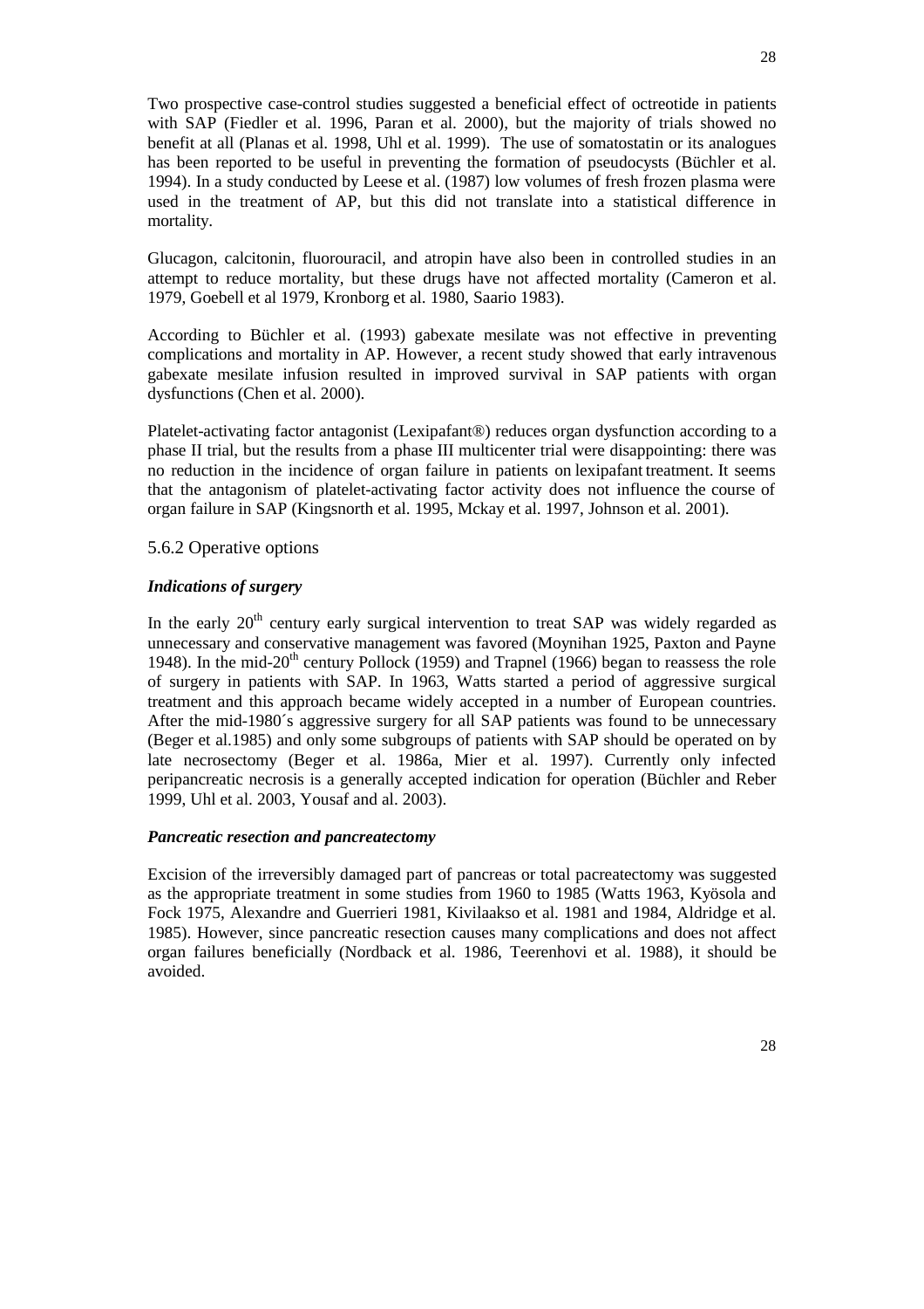Two prospective case-control studies suggested a beneficial effect of octreotide in patients with SAP (Fiedler et al. 1996, Paran et al. 2000), but the majority of trials showed no benefit at all (Planas et al. 1998, Uhl et al. 1999). The use of somatostatin or its analogues has been reported to be useful in preventing the formation of pseudocysts (Büchler et al. 1994). In a study conducted by Leese et al. (1987) low volumes of fresh frozen plasma were used in the treatment of AP, but this did not translate into a statistical difference in mortality.

Glucagon, calcitonin, fluorouracil, and atropin have also been in controlled studies in an attempt to reduce mortality, but these drugs have not affected mortality (Cameron et al. 1979, Goebell et al 1979, Kronborg et al. 1980, Saario 1983).

According to Büchler et al. (1993) gabexate mesilate was not effective in preventing complications and mortality in AP. However, a recent study showed that early intravenous gabexate mesilate infusion resulted in improved survival in SAP patients with organ dysfunctions (Chen et al. 2000).

Platelet-activating factor antagonist (Lexipafant®) reduces organ dysfunction according to a phase II trial, but the results from a phase III multicenter trial were disappointing: there was no reduction in the incidence of organ failure in patients on lexipafant treatment. It seems that the antagonism of platelet-activating factor activity does not influence the course of organ failure in SAP (Kingsnorth et al. 1995, Mckay et al. 1997, Johnson et al. 2001).

### 5.6.2 Operative options

***Indications of surgery***

In the early 20th century early surgical intervention to treat SAP was widely regarded as unnecessary and conservative management was favored (Moynihan 1925, Paxton and Payne 1948). In the mid-20th century Pollock (1959) and Trapnel (1966) began to reassess the role of surgery in patients with SAP. In 1963, Watts started a period of aggressive surgical treatment and this approach became widely accepted in a number of European countries. After the mid-1980´s aggressive surgery for all SAP patients was found to be unnecessary (Beger et al.1985) and only some subgroups of patients with SAP should be operated on by late necrosectomy (Beger et al. 1986a, Mier et al. 1997). Currently only infected peripancreatic necrosis is a generally accepted indication for operation (Büchler and Reber 1999, Uhl et al. 2003, Yousaf and al. 2003).

***Pancreatic resection and pancreatectomy***

Excision of the irreversibly damaged part of pancreas or total pacreatectomy was suggested as the appropriate treatment in some studies from 1960 to 1985 (Watts 1963, Kyösola and Fock 1975, Alexandre and Guerrieri 1981, Kivilaakso et al. 1981 and 1984, Aldridge et al. 1985). However, since pancreatic resection causes many complications and does not affect organ failures beneficially (Nordback et al. 1986, Teerenhovi et al. 1988), it should be avoided.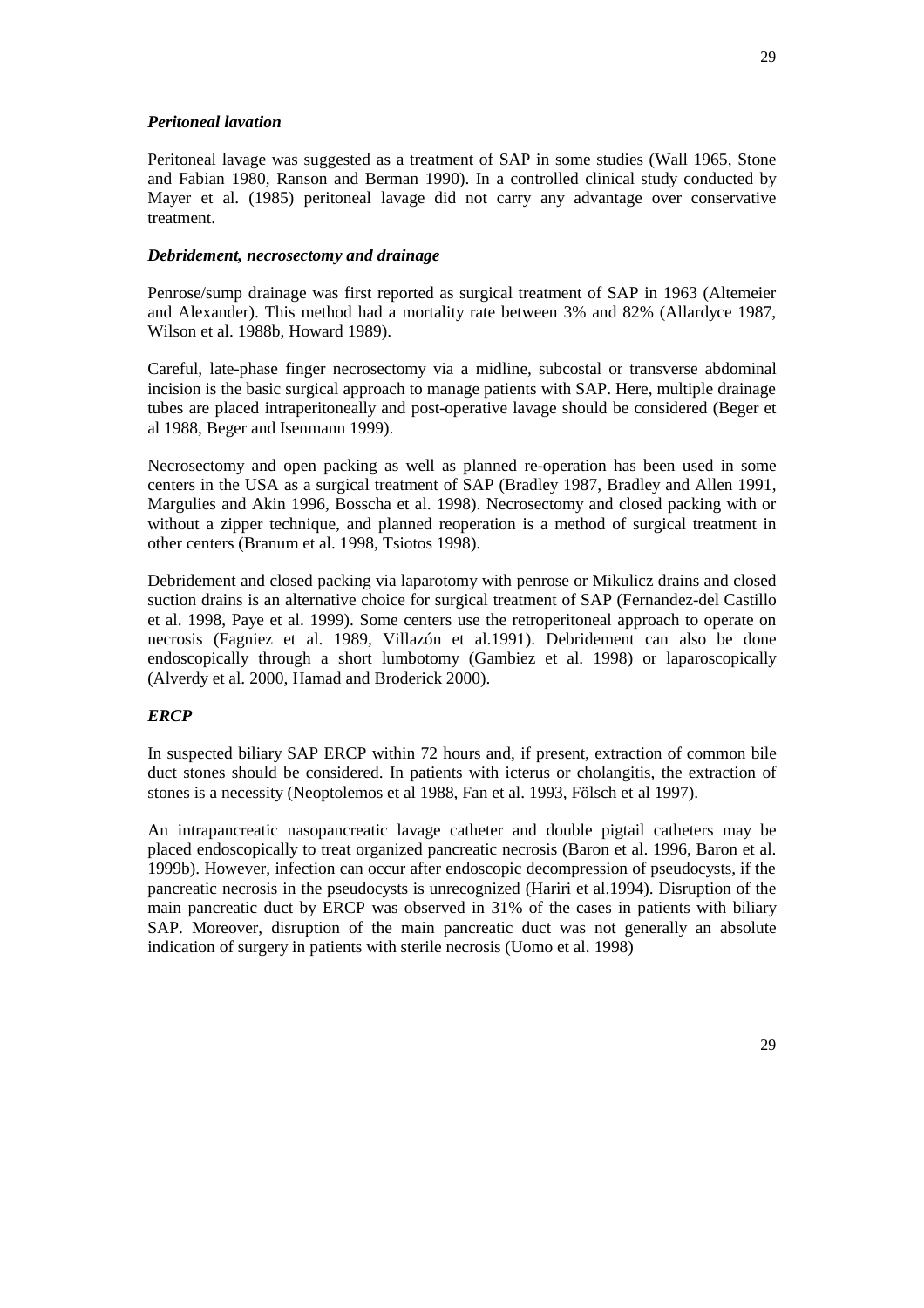### *Peritoneal lavation*

Peritoneal lavage was suggested as a treatment of SAP in some studies (Wall 1965, Stone and Fabian 1980, Ranson and Berman 1990). In a controlled clinical study conducted by Mayer et al. (1985) peritoneal lavage did not carry any advantage over conservative treatment.

### *Debridement, necrosectomy and drainage*

Penrose/sump drainage was first reported as surgical treatment of SAP in 1963 (Altemeier and Alexander). This method had a mortality rate between 3% and 82% (Allardyce 1987, Wilson et al. 1988b, Howard 1989).

Careful, late-phase finger necrosectomy via a midline, subcostal or transverse abdominal incision is the basic surgical approach to manage patients with SAP. Here, multiple drainage tubes are placed intraperitoneally and post-operative lavage should be considered (Beger et al 1988, Beger and Isenmann 1999).

Necrosectomy and open packing as well as planned re-operation has been used in some centers in the USA as a surgical treatment of SAP (Bradley 1987, Bradley and Allen 1991, Margulies and Akin 1996, Bosscha et al. 1998). Necrosectomy and closed packing with or without a zipper technique, and planned reoperation is a method of surgical treatment in other centers (Branum et al. 1998, Tsiotos 1998).

Debridement and closed packing via laparotomy with penrose or Mikulicz drains and closed suction drains is an alternative choice for surgical treatment of SAP (Fernandez-del Castillo et al. 1998, Paye et al. 1999). Some centers use the retroperitoneal approach to operate on necrosis (Fagniez et al. 1989, Villazón et al.1991). Debridement can also be done endoscopically through a short lumbotomy (Gambiez et al. 1998) or laparoscopically (Alverdy et al. 2000, Hamad and Broderick 2000).

### *ERCP*

In suspected biliary SAP ERCP within 72 hours and, if present, extraction of common bile duct stones should be considered. In patients with icterus or cholangitis, the extraction of stones is a necessity (Neoptolemos et al 1988, Fan et al. 1993, Fölsch et al 1997).

An intrapancreatic nasopancreatic lavage catheter and double pigtail catheters may be placed endoscopically to treat organized pancreatic necrosis (Baron et al. 1996, Baron et al. 1999b). However, infection can occur after endoscopic decompression of pseudocysts, if the pancreatic necrosis in the pseudocysts is unrecognized (Hariri et al.1994). Disruption of the main pancreatic duct by ERCP was observed in 31% of the cases in patients with biliary SAP. Moreover, disruption of the main pancreatic duct was not generally an absolute indication of surgery in patients with sterile necrosis (Uomo et al. 1998)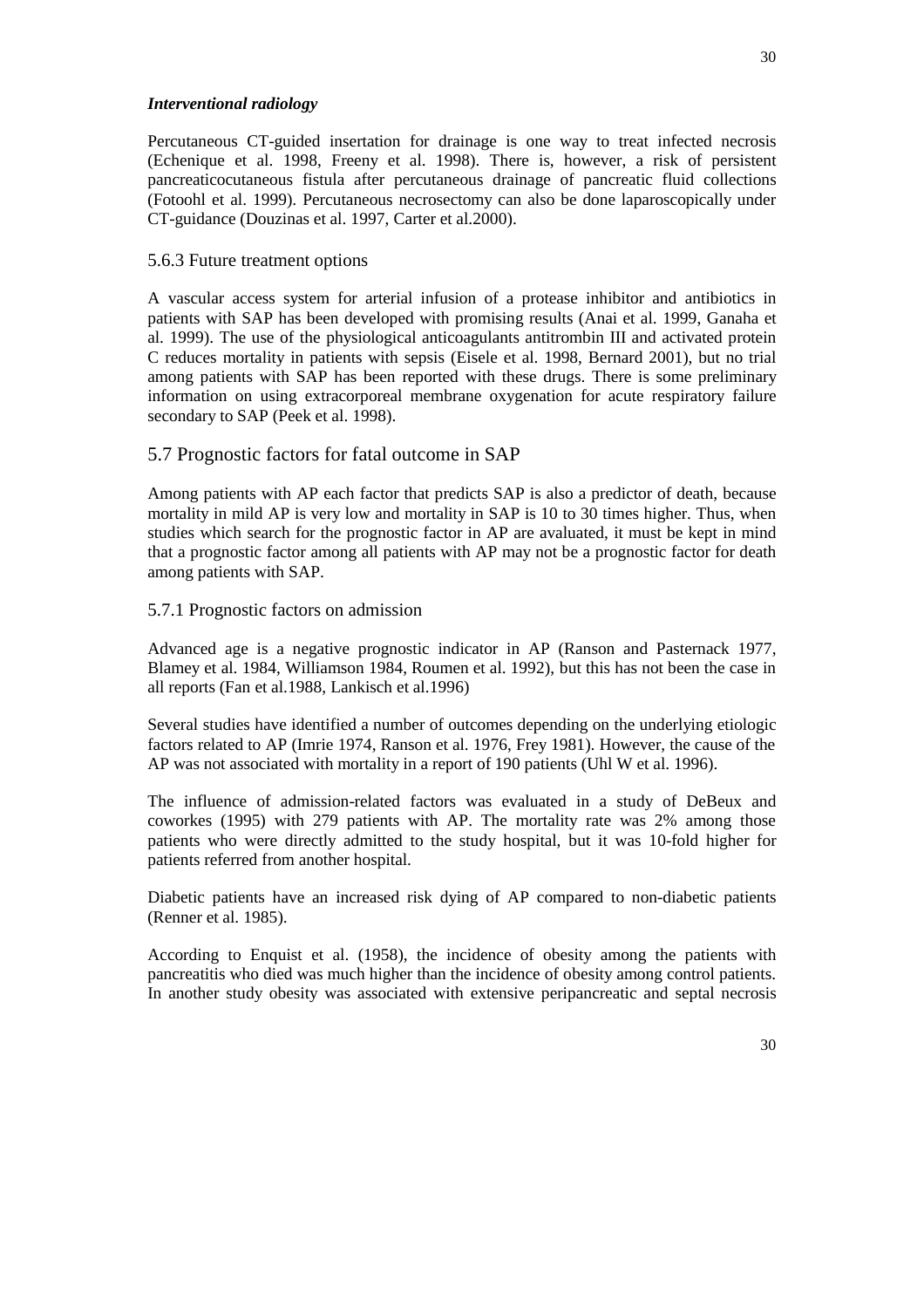***Interventional radiology***

Percutaneous CT-guided insertation for drainage is one way to treat infected necrosis (Echenique et al. 1998, Freeny et al. 1998). There is, however, a risk of persistent pancreaticocutaneous fistula after percutaneous drainage of pancreatic fluid collections (Fotoohl et al. 1999). Percutaneous necrosectomy can also be done laparoscopically under CT-guidance (Douzinas et al. 1997, Carter et al.2000).

### 5.6.3 Future treatment options

A vascular access system for arterial infusion of a protease inhibitor and antibiotics in patients with SAP has been developed with promising results (Anai et al. 1999, Ganaha et al. 1999). The use of the physiological anticoagulants antitrombin III and activated protein C reduces mortality in patients with sepsis (Eisele et al. 1998, Bernard 2001), but no trial among patients with SAP has been reported with these drugs. There is some preliminary information on using extracorporeal membrane oxygenation for acute respiratory failure secondary to SAP (Peek et al. 1998).

## 5.7 Prognostic factors for fatal outcome in SAP

Among patients with AP each factor that predicts SAP is also a predictor of death, because mortality in mild AP is very low and mortality in SAP is 10 to 30 times higher. Thus, when studies which search for the prognostic factor in AP are avaluated, it must be kept in mind that a prognostic factor among all patients with AP may not be a prognostic factor for death among patients with SAP.

### 5.7.1 Prognostic factors on admission

Advanced age is a negative prognostic indicator in AP (Ranson and Pasternack 1977, Blamey et al. 1984, Williamson 1984, Roumen et al. 1992), but this has not been the case in all reports (Fan et al.1988, Lankisch et al.1996)

Several studies have identified a number of outcomes depending on the underlying etiologic factors related to AP (Imrie 1974, Ranson et al. 1976, Frey 1981). However, the cause of the AP was not associated with mortality in a report of 190 patients (Uhl W et al. 1996).

The influence of admission-related factors was evaluated in a study of DeBeux and coworkes (1995) with 279 patients with AP. The mortality rate was 2% among those patients who were directly admitted to the study hospital, but it was 10-fold higher for patients referred from another hospital.

Diabetic patients have an increased risk dying of AP compared to non-diabetic patients (Renner et al. 1985).

According to Enquist et al. (1958), the incidence of obesity among the patients with pancreatitis who died was much higher than the incidence of obesity among control patients. In another study obesity was associated with extensive peripancreatic and septal necrosis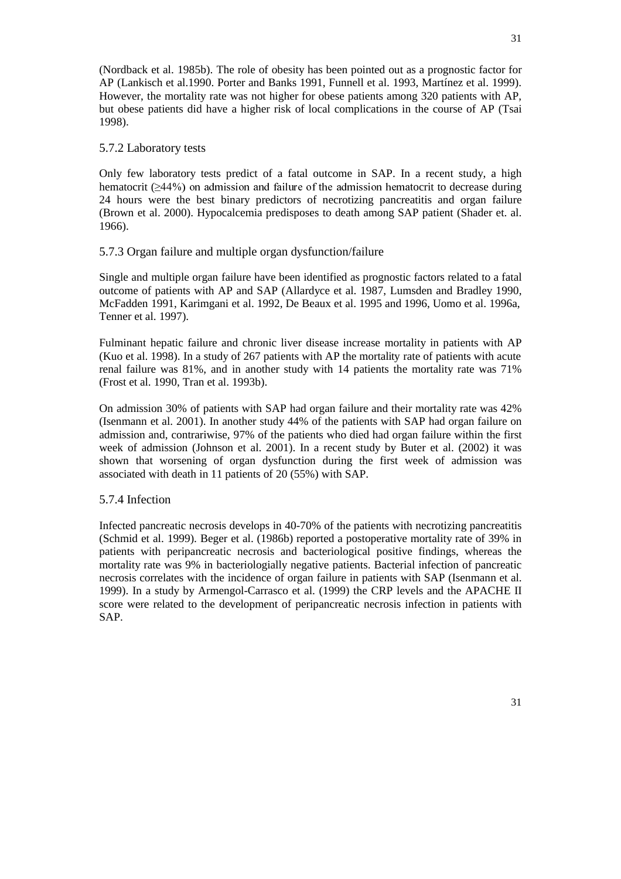(Nordback et al. 1985b). The role of obesity has been pointed out as a prognostic factor for AP (Lankisch et al.1990. Porter and Banks 1991, Funnell et al. 1993, Martínez et al. 1999). However, the mortality rate was not higher for obese patients among 320 patients with AP, but obese patients did have a higher risk of local complications in the course of AP (Tsai 1998).

### 5.7.2 Laboratory tests

Only few laboratory tests predict of a fatal outcome in SAP. In a recent study, a high hematocrit (≥44%) on admission and failure of the admission hematocrit to decrease during 24 hours were the best binary predictors of necrotizing pancreatitis and organ failure (Brown et al. 2000). Hypocalcemia predisposes to death among SAP patient (Shader et. al. 1966).

### 5.7.3 Organ failure and multiple organ dysfunction/failure

Single and multiple organ failure have been identified as prognostic factors related to a fatal outcome of patients with AP and SAP (Allardyce et al. 1987, Lumsden and Bradley 1990, McFadden 1991, Karimgani et al. 1992, De Beaux et al. 1995 and 1996, Uomo et al. 1996a, Tenner et al. 1997).

Fulminant hepatic failure and chronic liver disease increase mortality in patients with AP (Kuo et al. 1998). In a study of 267 patients with AP the mortality rate of patients with acute renal failure was 81%, and in another study with 14 patients the mortality rate was 71% (Frost et al. 1990, Tran et al. 1993b).

On admission 30% of patients with SAP had organ failure and their mortality rate was 42% (Isenmann et al. 2001). In another study 44% of the patients with SAP had organ failure on admission and, contrariwise, 97% of the patients who died had organ failure within the first week of admission (Johnson et al. 2001). In a recent study by Buter et al. (2002) it was shown that worsening of organ dysfunction during the first week of admission was associated with death in 11 patients of 20 (55%) with SAP.

### 5.7.4 Infection

Infected pancreatic necrosis develops in 40-70% of the patients with necrotizing pancreatitis (Schmid et al. 1999). Beger et al. (1986b) reported a postoperative mortality rate of 39% in patients with peripancreatic necrosis and bacteriological positive findings, whereas the mortality rate was 9% in bacteriologially negative patients. Bacterial infection of pancreatic necrosis correlates with the incidence of organ failure in patients with SAP (Isenmann et al. 1999). In a study by Armengol-Carrasco et al. (1999) the CRP levels and the APACHE II score were related to the development of peripancreatic necrosis infection in patients with SAP.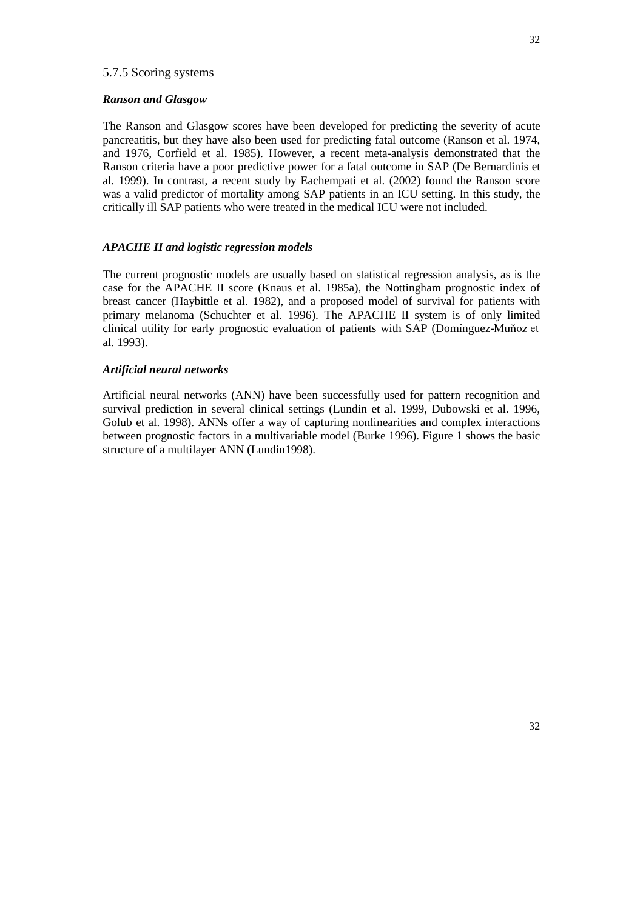### 5.7.5 Scoring systems

***Ranson and Glasgow***

The Ranson and Glasgow scores have been developed for predicting the severity of acute pancreatitis, but they have also been used for predicting fatal outcome (Ranson et al. 1974, and 1976, Corfield et al. 1985). However, a recent meta-analysis demonstrated that the Ranson criteria have a poor predictive power for a fatal outcome in SAP (De Bernardinis et al. 1999). In contrast, a recent study by Eachempati et al. (2002) found the Ranson score was a valid predictor of mortality among SAP patients in an ICU setting. In this study, the critically ill SAP patients who were treated in the medical ICU were not included.

***APACHE II and logistic regression models***

The current prognostic models are usually based on statistical regression analysis, as is the case for the APACHE II score (Knaus et al. 1985a), the Nottingham prognostic index of breast cancer (Haybittle et al. 1982), and a proposed model of survival for patients with primary melanoma (Schuchter et al. 1996). The APACHE II system is of only limited clinical utility for early prognostic evaluation of patients with SAP (Domínguez-Muňoz et al. 1993).

***Artificial neural networks***

Artificial neural networks (ANN) have been successfully used for pattern recognition and survival prediction in several clinical settings (Lundin et al. 1999, Dubowski et al. 1996, Golub et al. 1998). ANNs offer a way of capturing nonlinearities and complex interactions between prognostic factors in a multivariable model (Burke 1996). Figure 1 shows the basic structure of a multilayer ANN (Lundin1998).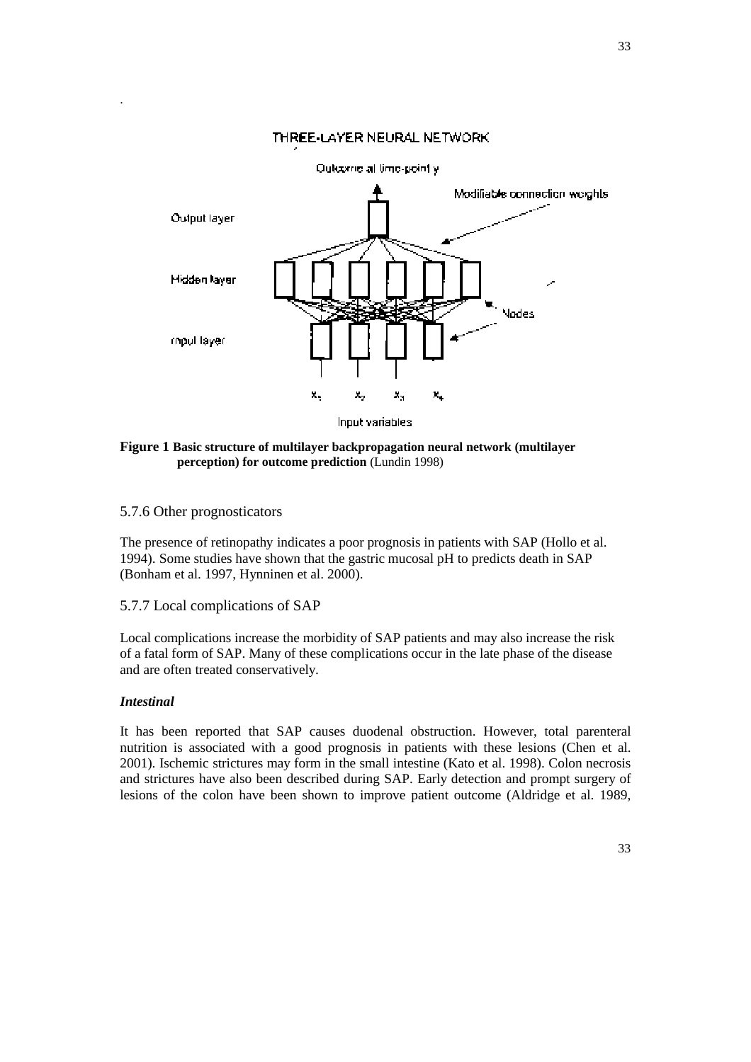THREE-LAYER NEURAL NETWORK

Outcome at time-point y

Modifiable connection weights

Output layer

Hidden layer

Nodes

Input layer

$x_1$ $x_2$ $x_3$ $x_4$

Input variables

**Figure 1 Basic structure of multilayer backpropagation neural network (multilayer perception) for outcome prediction** (Lundin 1998)

### 5.7.6 Other prognosticators

The presence of retinopathy indicates a poor prognosis in patients with SAP (Hollo et al. 1994). Some studies have shown that the gastric mucosal pH to predicts death in SAP (Bonham et al. 1997, Hynninen et al. 2000).

### 5.7.7 Local complications of SAP

Local complications increase the morbidity of SAP patients and may also increase the risk of a fatal form of SAP. Many of these complications occur in the late phase of the disease and are often treated conservatively.

***Intestinal***

It has been reported that SAP causes duodenal obstruction. However, total parenteral nutrition is associated with a good prognosis in patients with these lesions (Chen et al. 2001). Ischemic strictures may form in the small intestine (Kato et al. 1998). Colon necrosis and strictures have also been described during SAP. Early detection and prompt surgery of lesions of the colon have been shown to improve patient outcome (Aldridge et al. 1989,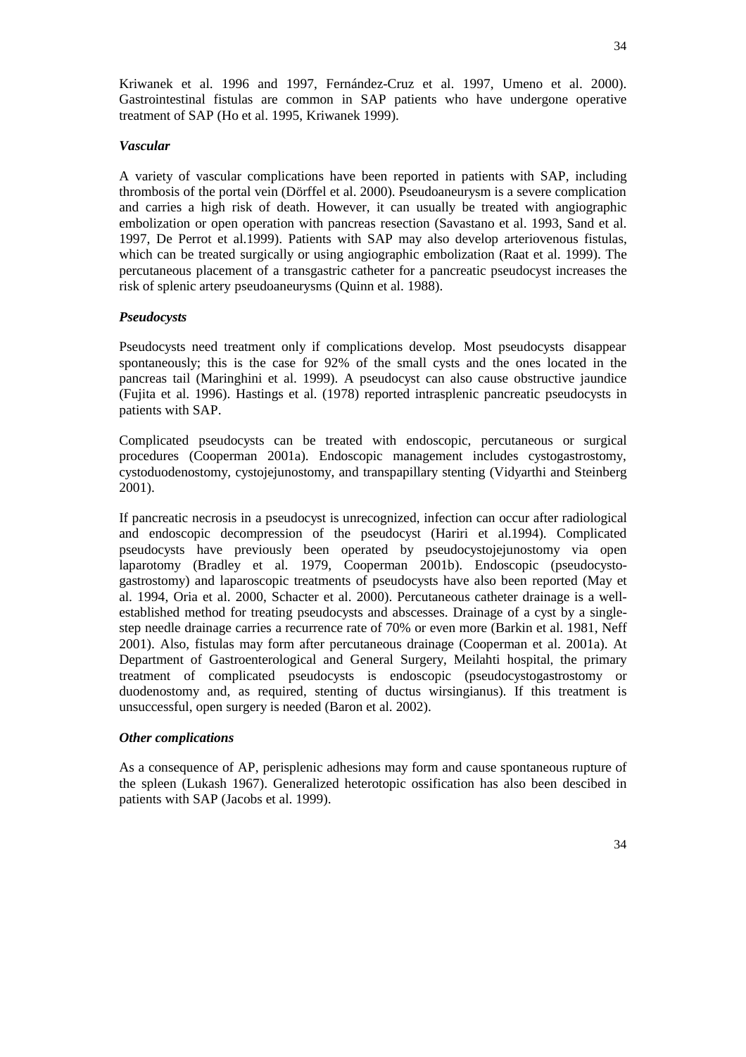Kriwanek et al. 1996 and 1997, Fernández-Cruz et al. 1997, Umeno et al. 2000). Gastrointestinal fistulas are common in SAP patients who have undergone operative treatment of SAP (Ho et al. 1995, Kriwanek 1999).

### *Vascular*

A variety of vascular complications have been reported in patients with SAP, including thrombosis of the portal vein (Dörffel et al. 2000). Pseudoaneurysm is a severe complication and carries a high risk of death. However, it can usually be treated with angiographic embolization or open operation with pancreas resection (Savastano et al. 1993, Sand et al. 1997, De Perrot et al.1999). Patients with SAP may also develop arteriovenous fistulas, which can be treated surgically or using angiographic embolization (Raat et al. 1999). The percutaneous placement of a transgastric catheter for a pancreatic pseudocyst increases the risk of splenic artery pseudoaneurysms (Quinn et al. 1988).

### *Pseudocysts*

Pseudocysts need treatment only if complications develop. Most pseudocysts disappear spontaneously; this is the case for 92% of the small cysts and the ones located in the pancreas tail (Maringhini et al. 1999). A pseudocyst can also cause obstructive jaundice (Fujita et al. 1996). Hastings et al. (1978) reported intrasplenic pancreatic pseudocysts in patients with SAP.

Complicated pseudocysts can be treated with endoscopic, percutaneous or surgical procedures (Cooperman 2001a). Endoscopic management includes cystogastrostomy, cystoduodenostomy, cystojejunostomy, and transpapillary stenting (Vidyarthi and Steinberg 2001).

If pancreatic necrosis in a pseudocyst is unrecognized, infection can occur after radiological and endoscopic decompression of the pseudocyst (Hariri et al.1994). Complicated pseudocysts have previously been operated by pseudocystojejunostomy via open laparotomy (Bradley et al. 1979, Cooperman 2001b). Endoscopic (pseudocysto-gastrostomy) and laparoscopic treatments of pseudocysts have also been reported (May et al. 1994, Oria et al. 2000, Schacter et al. 2000). Percutaneous catheter drainage is a well-established method for treating pseudocysts and abscesses. Drainage of a cyst by a single-step needle drainage carries a recurrence rate of 70% or even more (Barkin et al. 1981, Neff 2001). Also, fistulas may form after percutaneous drainage (Cooperman et al. 2001a). At Department of Gastroenterological and General Surgery, Meilahti hospital, the primary treatment of complicated pseudocysts is endoscopic (pseudocystogastrostomy or duodenostomy and, as required, stenting of ductus wirsingianus). If this treatment is unsuccessful, open surgery is needed (Baron et al. 2002).

### *Other complications*

As a consequence of AP, perisplenic adhesions may form and cause spontaneous rupture of the spleen (Lukash 1967). Generalized heterotopic ossification has also been descibed in patients with SAP (Jacobs et al. 1999).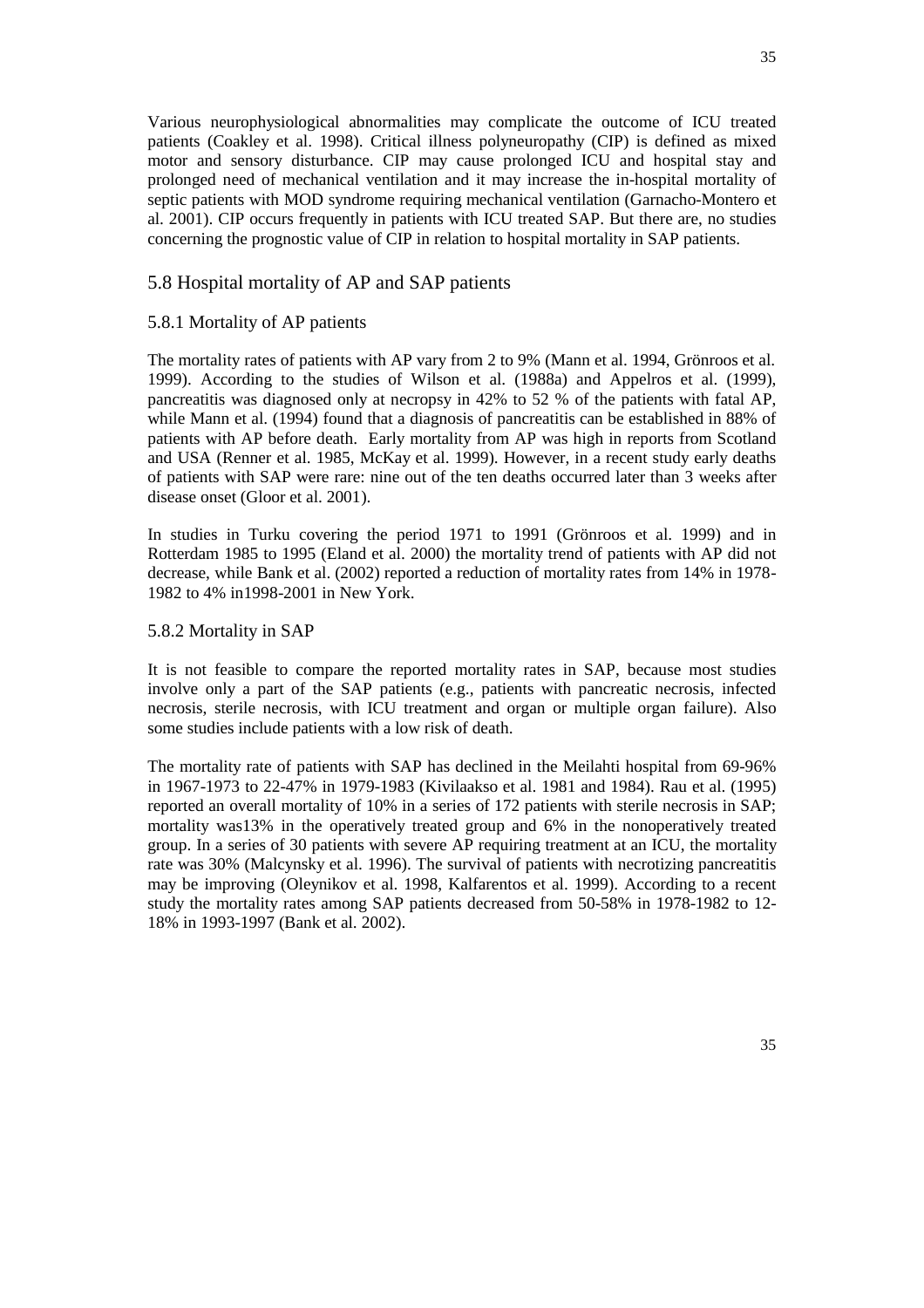Various neurophysiological abnormalities may complicate the outcome of ICU treated patients (Coakley et al. 1998). Critical illness polyneuropathy (CIP) is defined as mixed motor and sensory disturbance. CIP may cause prolonged ICU and hospital stay and prolonged need of mechanical ventilation and it may increase the in-hospital mortality of septic patients with MOD syndrome requiring mechanical ventilation (Garnacho-Montero et al. 2001). CIP occurs frequently in patients with ICU treated SAP. But there are, no studies concerning the prognostic value of CIP in relation to hospital mortality in SAP patients.

## 5.8 Hospital mortality of AP and SAP patients

### 5.8.1 Mortality of AP patients

The mortality rates of patients with AP vary from 2 to 9% (Mann et al. 1994, Grönroos et al. 1999). According to the studies of Wilson et al. (1988a) and Appelros et al. (1999), pancreatitis was diagnosed only at necropsy in 42% to 52 % of the patients with fatal AP, while Mann et al. (1994) found that a diagnosis of pancreatitis can be established in 88% of patients with AP before death. Early mortality from AP was high in reports from Scotland and USA (Renner et al. 1985, McKay et al. 1999). However, in a recent study early deaths of patients with SAP were rare: nine out of the ten deaths occurred later than 3 weeks after disease onset (Gloor et al. 2001).

In studies in Turku covering the period 1971 to 1991 (Grönroos et al. 1999) and in Rotterdam 1985 to 1995 (Eland et al. 2000) the mortality trend of patients with AP did not decrease, while Bank et al. (2002) reported a reduction of mortality rates from 14% in 1978-1982 to 4% in1998-2001 in New York.

### 5.8.2 Mortality in SAP

It is not feasible to compare the reported mortality rates in SAP, because most studies involve only a part of the SAP patients (e.g., patients with pancreatic necrosis, infected necrosis, sterile necrosis, with ICU treatment and organ or multiple organ failure). Also some studies include patients with a low risk of death.

The mortality rate of patients with SAP has declined in the Meilahti hospital from 69-96% in 1967-1973 to 22-47% in 1979-1983 (Kivilaakso et al. 1981 and 1984). Rau et al. (1995) reported an overall mortality of 10% in a series of 172 patients with sterile necrosis in SAP; mortality was13% in the operatively treated group and 6% in the nonoperatively treated group. In a series of 30 patients with severe AP requiring treatment at an ICU, the mortality rate was 30% (Malcynsky et al. 1996). The survival of patients with necrotizing pancreatitis may be improving (Oleynikov et al. 1998, Kalfarentos et al. 1999). According to a recent study the mortality rates among SAP patients decreased from 50-58% in 1978-1982 to 12-18% in 1993-1997 (Bank et al. 2002).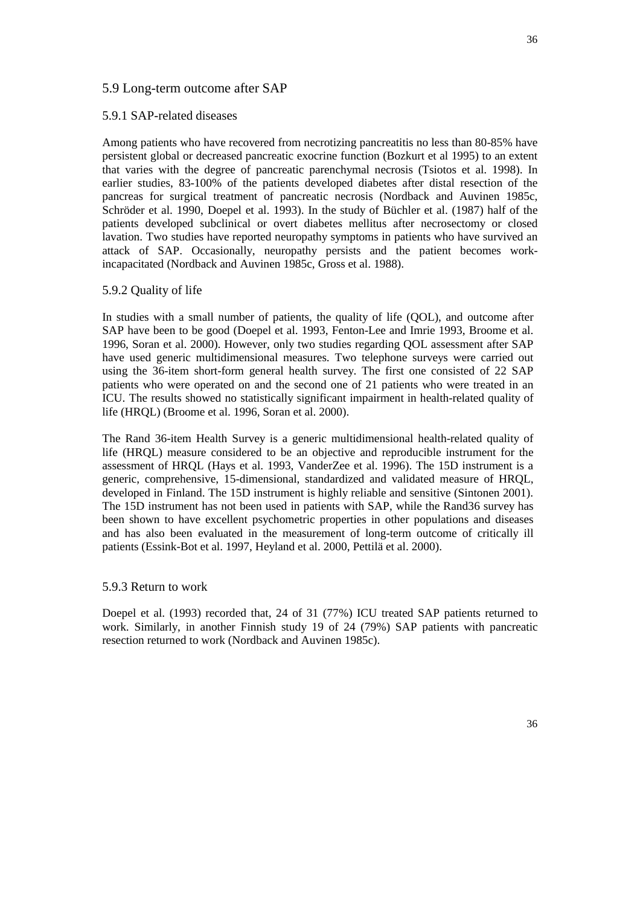## 5.9 Long-term outcome after SAP

### 5.9.1 SAP-related diseases

Among patients who have recovered from necrotizing pancreatitis no less than 80-85% have persistent global or decreased pancreatic exocrine function (Bozkurt et al 1995) to an extent that varies with the degree of pancreatic parenchymal necrosis (Tsiotos et al. 1998). In earlier studies, 83-100% of the patients developed diabetes after distal resection of the pancreas for surgical treatment of pancreatic necrosis (Nordback and Auvinen 1985c, Schröder et al. 1990, Doepel et al. 1993). In the study of Büchler et al. (1987) half of the patients developed subclinical or overt diabetes mellitus after necrosectomy or closed lavation. Two studies have reported neuropathy symptoms in patients who have survived an attack of SAP. Occasionally, neuropathy persists and the patient becomes work-incapacitated (Nordback and Auvinen 1985c, Gross et al. 1988).

### 5.9.2 Quality of life

In studies with a small number of patients, the quality of life (QOL), and outcome after SAP have been to be good (Doepel et al. 1993, Fenton-Lee and Imrie 1993, Broome et al. 1996, Soran et al. 2000). However, only two studies regarding QOL assessment after SAP have used generic multidimensional measures. Two telephone surveys were carried out using the 36-item short-form general health survey. The first one consisted of 22 SAP patients who were operated on and the second one of 21 patients who were treated in an ICU. The results showed no statistically significant impairment in health-related quality of life (HRQL) (Broome et al. 1996, Soran et al. 2000).

The Rand 36-item Health Survey is a generic multidimensional health-related quality of life (HRQL) measure considered to be an objective and reproducible instrument for the assessment of HRQL (Hays et al. 1993, VanderZee et al. 1996). The 15D instrument is a generic, comprehensive, 15-dimensional, standardized and validated measure of HRQL, developed in Finland. The 15D instrument is highly reliable and sensitive (Sintonen 2001). The 15D instrument has not been used in patients with SAP, while the Rand36 survey has been shown to have excellent psychometric properties in other populations and diseases and has also been evaluated in the measurement of long-term outcome of critically ill patients (Essink-Bot et al. 1997, Heyland et al. 2000, Pettilä et al. 2000).

### 5.9.3 Return to work

Doepel et al. (1993) recorded that, 24 of 31 (77%) ICU treated SAP patients returned to work. Similarly, in another Finnish study 19 of 24 (79%) SAP patients with pancreatic resection returned to work (Nordback and Auvinen 1985c).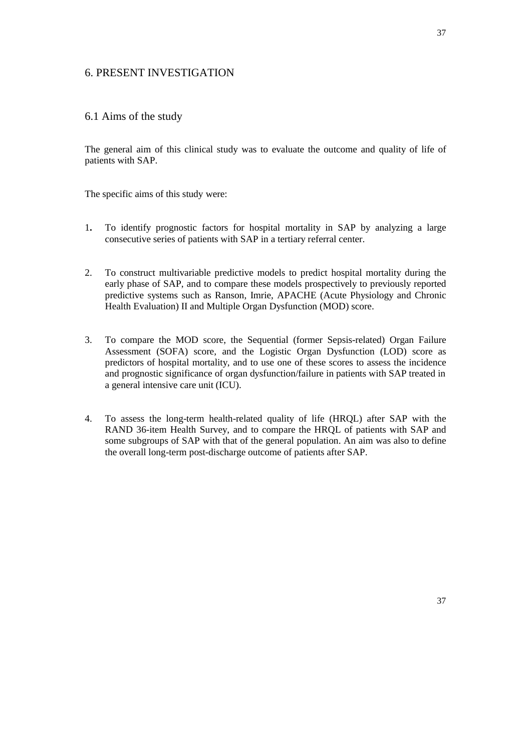# 6. PRESENT INVESTIGATION

## 6.1 Aims of the study

The general aim of this clinical study was to evaluate the outcome and quality of life of patients with SAP.

The specific aims of this study were:

1. To identify prognostic factors for hospital mortality in SAP by analyzing a large consecutive series of patients with SAP in a tertiary referral center.

2. To construct multivariable predictive models to predict hospital mortality during the early phase of SAP, and to compare these models prospectively to previously reported predictive systems such as Ranson, Imrie, APACHE (Acute Physiology and Chronic Health Evaluation) II and Multiple Organ Dysfunction (MOD) score.

3. To compare the MOD score, the Sequential (former Sepsis-related) Organ Failure Assessment (SOFA) score, and the Logistic Organ Dysfunction (LOD) score as predictors of hospital mortality, and to use one of these scores to assess the incidence and prognostic significance of organ dysfunction/failure in patients with SAP treated in a general intensive care unit (ICU).

4. To assess the long-term health-related quality of life (HRQL) after SAP with the RAND 36-item Health Survey, and to compare the HRQL of patients with SAP and some subgroups of SAP with that of the general population. An aim was also to define the overall long-term post-discharge outcome of patients after SAP.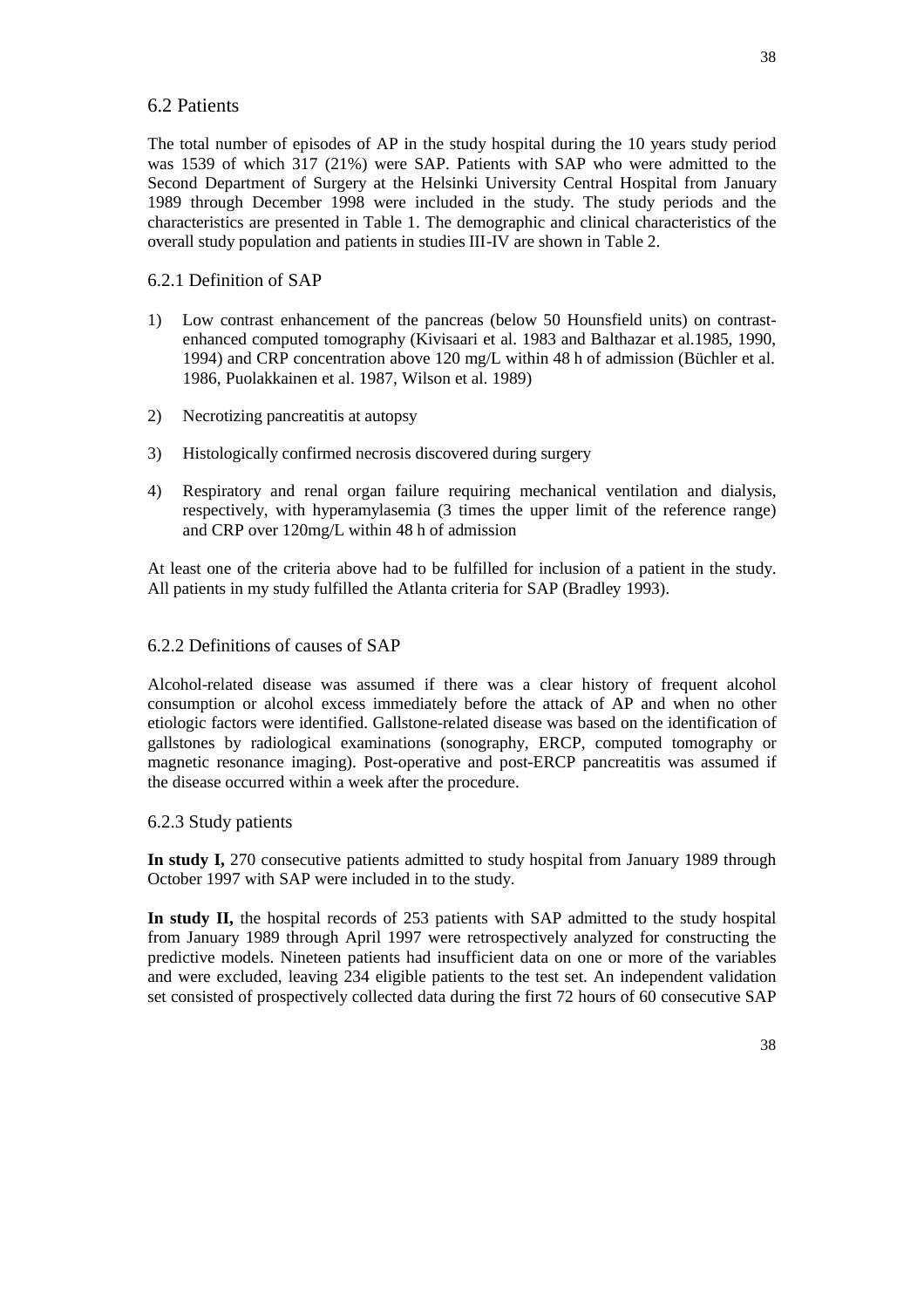## 6.2 Patients

The total number of episodes of AP in the study hospital during the 10 years study period was 1539 of which 317 (21%) were SAP. Patients with SAP who were admitted to the Second Department of Surgery at the Helsinki University Central Hospital from January 1989 through December 1998 were included in the study. The study periods and the characteristics are presented in Table 1. The demographic and clinical characteristics of the overall study population and patients in studies III-IV are shown in Table 2.

### 6.2.1 Definition of SAP

1) Low contrast enhancement of the pancreas (below 50 Hounsfield units) on contrast-enhanced computed tomography (Kivisaari et al. 1983 and Balthazar et al.1985, 1990, 1994) and CRP concentration above 120 mg/L within 48 h of admission (Büchler et al. 1986, Puolakkainen et al. 1987, Wilson et al. 1989)

2) Necrotizing pancreatitis at autopsy

3) Histologically confirmed necrosis discovered during surgery

4) Respiratory and renal organ failure requiring mechanical ventilation and dialysis, respectively, with hyperamylasemia (3 times the upper limit of the reference range) and CRP over 120mg/L within 48 h of admission

At least one of the criteria above had to be fulfilled for inclusion of a patient in the study. All patients in my study fulfilled the Atlanta criteria for SAP (Bradley 1993).

### 6.2.2 Definitions of causes of SAP

Alcohol-related disease was assumed if there was a clear history of frequent alcohol consumption or alcohol excess immediately before the attack of AP and when no other etiologic factors were identified. Gallstone-related disease was based on the identification of gallstones by radiological examinations (sonography, ERCP, computed tomography or magnetic resonance imaging). Post-operative and post-ERCP pancreatitis was assumed if the disease occurred within a week after the procedure.

### 6.2.3 Study patients

**In study I,** 270 consecutive patients admitted to study hospital from January 1989 through October 1997 with SAP were included in to the study.

**In study II,** the hospital records of 253 patients with SAP admitted to the study hospital from January 1989 through April 1997 were retrospectively analyzed for constructing the predictive models. Nineteen patients had insufficient data on one or more of the variables and were excluded, leaving 234 eligible patients to the test set. An independent validation set consisted of prospectively collected data during the first 72 hours of 60 consecutive SAP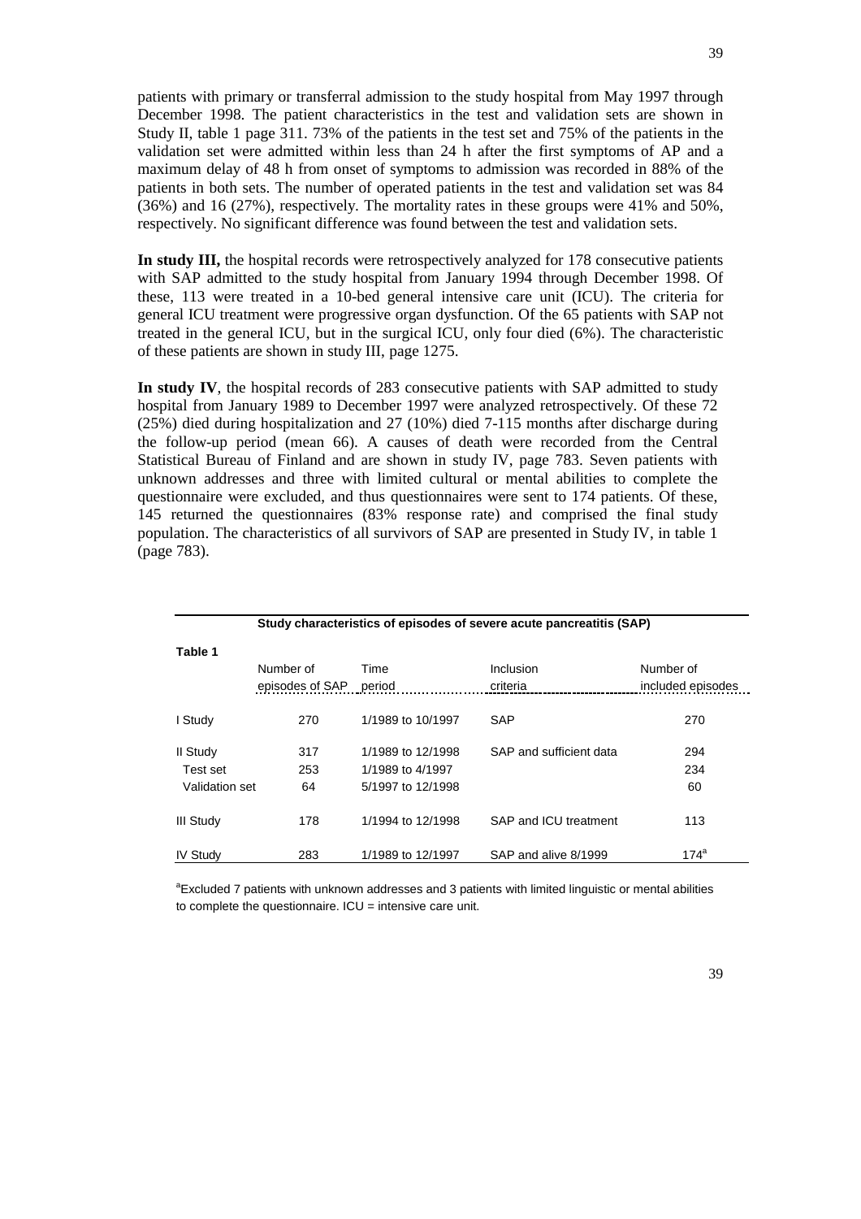patients with primary or transferral admission to the study hospital from May 1997 through December 1998. The patient characteristics in the test and validation sets are shown in Study II, table 1 page 311. 73% of the patients in the test set and 75% of the patients in the validation set were admitted within less than 24 h after the first symptoms of AP and a maximum delay of 48 h from onset of symptoms to admission was recorded in 88% of the patients in both sets. The number of operated patients in the test and validation set was 84 (36%) and 16 (27%), respectively. The mortality rates in these groups were 41% and 50%, respectively. No significant difference was found between the test and validation sets.

**In study III,** the hospital records were retrospectively analyzed for 178 consecutive patients with SAP admitted to the study hospital from January 1994 through December 1998. Of these, 113 were treated in a 10-bed general intensive care unit (ICU). The criteria for general ICU treatment were progressive organ dysfunction. Of the 65 patients with SAP not treated in the general ICU, but in the surgical ICU, only four died (6%). The characteristic of these patients are shown in study III, page 1275.

**In study IV**, the hospital records of 283 consecutive patients with SAP admitted to study hospital from January 1989 to December 1997 were analyzed retrospectively. Of these 72 (25%) died during hospitalization and 27 (10%) died 7-115 months after discharge during the follow-up period (mean 66). A causes of death were recorded from the Central Statistical Bureau of Finland and are shown in study IV, page 783. Seven patients with unknown addresses and three with limited cultural or mental abilities to complete the questionnaire were excluded, and thus questionnaires were sent to 174 patients. Of these, 145 returned the questionnaires (83% response rate) and comprised the final study population. The characteristics of all survivors of SAP are presented in Study IV, in table 1 (page 783).

**Study characteristics of episodes of severe acute pancreatitis (SAP)**

**Table 1**

| | Number of episodes of SAP | Time period | Inclusion criteria | Number of included episodes |
|---|---|---|---|---|
| I Study | 270 | 1/1989 to 10/1997 | SAP | 270 |
| II Study | 317 | 1/1989 to 12/1998 | SAP and sufficient data | 294 |
| Test set | 253 | 1/1989 to 4/1997 | | 234 |
| Validation set | 64 | 5/1997 to 12/1998 | | 60 |
| III Study | 178 | 1/1994 to 12/1998 | SAP and ICU treatment | 113 |
| IV Study | 283 | 1/1989 to 12/1997 | SAP and alive 8/1999 | 174[a] |

[a]Excluded 7 patients with unknown addresses and 3 patients with limited linguistic or mental abilities to complete the questionnaire. ICU = intensive care unit.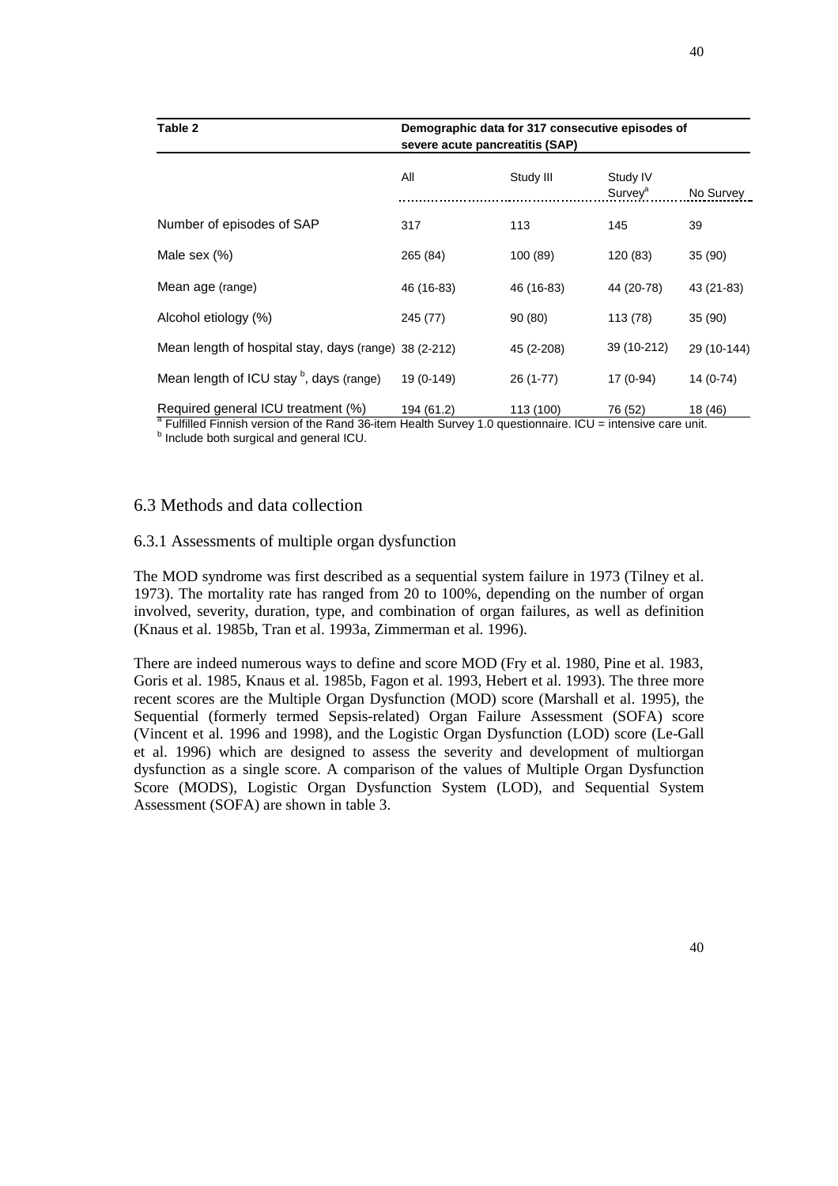**Table 2** Demographic data for 317 consecutive episodes of severe acute pancreatitis (SAP)

| | All | Study III | Study IV Survey[a] | No Survey |
|---|---|---|---|---|
| Number of episodes of SAP | 317 | 113 | 145 | 39 |
| Male sex (%) | 265 (84) | 100 (89) | 120 (83) | 35 (90) |
| Mean age (range) | 46 (16-83) | 46 (16-83) | 44 (20-78) | 43 (21-83) |
| Alcohol etiology (%) | 245 (77) | 90 (80) | 113 (78) | 35 (90) |
| Mean length of hospital stay, days (range) | 38 (2-212) | 45 (2-208) | 39 (10-212) | 29 (10-144) |
| Mean length of ICU stay [b], days (range) | 19 (0-149) | 26 (1-77) | 17 (0-94) | 14 (0-74) |
| Required general ICU treatment (%) | 194 (61.2) | 113 (100) | 76 (52) | 18 (46) |

[a] Fulfilled Finnish version of the Rand 36-item Health Survey 1.0 questionnaire. ICU = intensive care unit.
[b] Include both surgical and general ICU.

## 6.3 Methods and data collection

### 6.3.1 Assessments of multiple organ dysfunction

The MOD syndrome was first described as a sequential system failure in 1973 (Tilney et al. 1973). The mortality rate has ranged from 20 to 100%, depending on the number of organ involved, severity, duration, type, and combination of organ failures, as well as definition (Knaus et al. 1985b, Tran et al. 1993a, Zimmerman et al. 1996).

There are indeed numerous ways to define and score MOD (Fry et al. 1980, Pine et al. 1983, Goris et al. 1985, Knaus et al. 1985b, Fagon et al. 1993, Hebert et al. 1993). The three more recent scores are the Multiple Organ Dysfunction (MOD) score (Marshall et al. 1995), the Sequential (formerly termed Sepsis-related) Organ Failure Assessment (SOFA) score (Vincent et al. 1996 and 1998), and the Logistic Organ Dysfunction (LOD) score (Le-Gall et al. 1996) which are designed to assess the severity and development of multiorgan dysfunction as a single score. A comparison of the values of Multiple Organ Dysfunction Score (MODS), Logistic Organ Dysfunction System (LOD), and Sequential System Assessment (SOFA) are shown in table 3.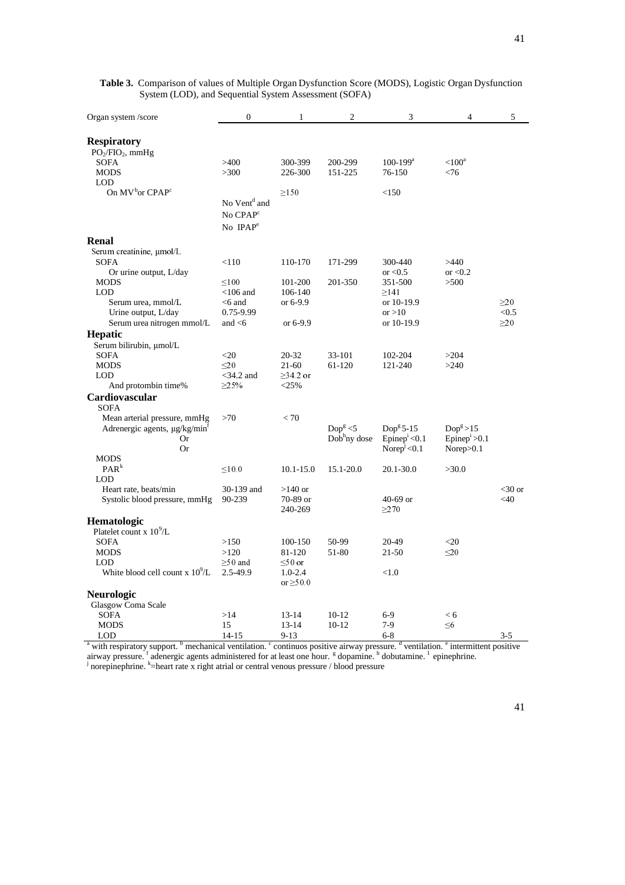**Table 3.** Comparison of values of Multiple Organ Dysfunction Score (MODS), Logistic Organ Dysfunction System (LOD), and Sequential System Assessment (SOFA)

| Organ system /score | 0 | 1 | 2 | 3 | 4 | 5 |
|---|---|---|---|---|---|---|
| **Respiratory** | | | | | | |
| $PO_2/FIO_2$, mmHg | | | | | | |
| SOFA | >400 | 300-399 | 200-299 | 100-199[a] | <100[a] | |
| MODS | >300 | 226-300 | 151-225 | 76-150 | <76 | |
| LOD | | | | | | |
| On MV[b]or CPAP[c] | No Vent[d] and No CPAP[c] No IPAP[e] | ≥150 | | <150 | | |
| **Renal** | | | | | | |
| Serum creatinine, μmol/L | | | | | | |
| SOFA | <110 | 110-170 | 171-299 | 300-440 | >440 | |
| Or urine output, L/day | | | | or <0.5 | or <0.2 | |
| MODS | ≤100 | 101-200 | 201-350 | 351-500 | >500 | |
| LOD | <106 and | 106-140 | | ≥141 | | |
| Serum urea, mmol/L | <6 and | or 6-9.9 | | or 10-19.9 | | ≥20 |
| Urine output, L/day | 0.75-9.99 | | | or >10 | | <0.5 |
| Serum urea nitrogen mmol/L | and <6 | or 6-9.9 | | or 10-19.9 | | ≥20 |
| **Hepatic** | | | | | | |
| Serum bilirubin, μmol/L | | | | | | |
| SOFA | <20 | 20-32 | 33-101 | 102-204 | >204 | |
| MODS | ≤20 | 21-60 | 61-120 | 121-240 | >240 | |
| LOD | <34.2 and | ≥34.2 or | | | | |
| And protombin time% | ≥25% | <25% | | | | |
| **Cardiovascular** | | | | | | |
| SOFA | | | | | | |
| Mean arterial pressure, mmHg | >70 | < 70 | | | | |
| Adrenergic agents, μg/kg/min[f] Or Or | | | Dop[g] <5 Dob[h]ny dose | Dop[g] 5-15 Epinep[i] <0.1 Norep[j] <0.1 | Dop[g] >15 Epinep[i] >0.1 Norep>0.1 | |
| MODS | | | | | | |
| PAR[k] | ≤10.0 | 10.1-15.0 | 15.1-20.0 | 20.1-30.0 | >30.0 | |
| LOD | | | | | | |
| Heart rate, beats/min | 30-139 and | >140 or | | | | <30 or |
| Systolic blood pressure, mmHg | 90-239 | 70-89 or 240-269 | | 40-69 or ≥270 | | <40 |
| **Hematologic** | | | | | | |
| Platelet count x $10^9$/L | | | | | | |
| SOFA | >150 | 100-150 | 50-99 | 20-49 | <20 | |
| MODS | >120 | 81-120 | 51-80 | 21-50 | ≤20 | |
| LOD | ≥50 and | ≤50 or | | | | |
| White blood cell count x $10^9$/L | 2.5-49.9 | 1.0-2.4 or ≥50.0 | | <1.0 | | |
| **Neurologic** | | | | | | |
| Glasgow Coma Scale | | | | | | |
| SOFA | >14 | 13-14 | 10-12 | 6-9 | < 6 | |
| MODS | 15 | 13-14 | 10-12 | 7-9 | ≤6 | |
| LOD | 14-15 | 9-13 | | 6-8 | | 3-5 |

[a] with respiratory support. [b] mechanical ventilation. [c] continuos positive airway pressure. [d] ventilation. [e] intermittent positive airway pressure. [f] adenergic agents administered for at least one hour. [g] dopamine. [h] dobutamine. [i] epinephrine. [j] norepinephrine. [k]=heart rate x right atrial or central venous pressure / blood pressure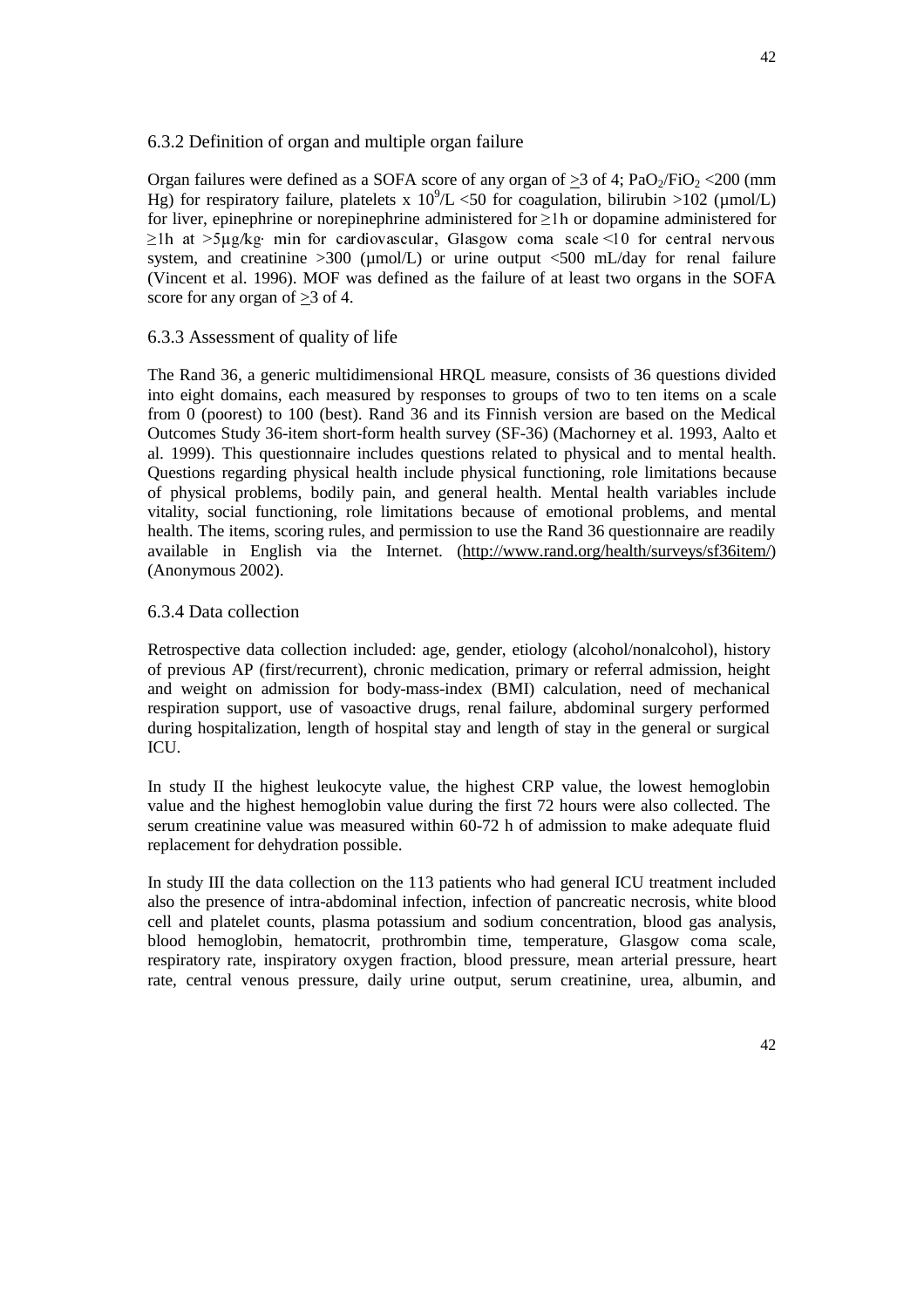### 6.3.2 Definition of organ and multiple organ failure

Organ failures were defined as a SOFA score of any organ of $\geq$3 of 4; $PaO_2/FiO_2$ <200 (mm Hg) for respiratory failure, platelets x $10^9$/L <50 for coagulation, bilirubin >102 (µmol/L) for liver, epinephrine or norepinephrine administered for ≥1h or dopamine administered for ≥1h at >5µg/kg· min for cardiovascular, Glasgow coma scale <10 for central nervous system, and creatinine >300 (µmol/L) or urine output <500 mL/day for renal failure (Vincent et al. 1996). MOF was defined as the failure of at least two organs in the SOFA score for any organ of $\geq$3 of 4.

### 6.3.3 Assessment of quality of life

The Rand 36, a generic multidimensional HRQL measure, consists of 36 questions divided into eight domains, each measured by responses to groups of two to ten items on a scale from 0 (poorest) to 100 (best). Rand 36 and its Finnish version are based on the Medical Outcomes Study 36-item short-form health survey (SF-36) (Machorney et al. 1993, Aalto et al. 1999). This questionnaire includes questions related to physical and to mental health. Questions regarding physical health include physical functioning, role limitations because of physical problems, bodily pain, and general health. Mental health variables include vitality, social functioning, role limitations because of emotional problems, and mental health. The items, scoring rules, and permission to use the Rand 36 questionnaire are readily available in English via the Internet. (http://www.rand.org/health/surveys/sf36item/) (Anonymous 2002).

### 6.3.4 Data collection

Retrospective data collection included: age, gender, etiology (alcohol/nonalcohol), history of previous AP (first/recurrent), chronic medication, primary or referral admission, height and weight on admission for body-mass-index (BMI) calculation, need of mechanical respiration support, use of vasoactive drugs, renal failure, abdominal surgery performed during hospitalization, length of hospital stay and length of stay in the general or surgical ICU.

In study II the highest leukocyte value, the highest CRP value, the lowest hemoglobin value and the highest hemoglobin value during the first 72 hours were also collected. The serum creatinine value was measured within 60-72 h of admission to make adequate fluid replacement for dehydration possible.

In study III the data collection on the 113 patients who had general ICU treatment included also the presence of intra-abdominal infection, infection of pancreatic necrosis, white blood cell and platelet counts, plasma potassium and sodium concentration, blood gas analysis, blood hemoglobin, hematocrit, prothrombin time, temperature, Glasgow coma scale, respiratory rate, inspiratory oxygen fraction, blood pressure, mean arterial pressure, heart rate, central venous pressure, daily urine output, serum creatinine, urea, albumin, and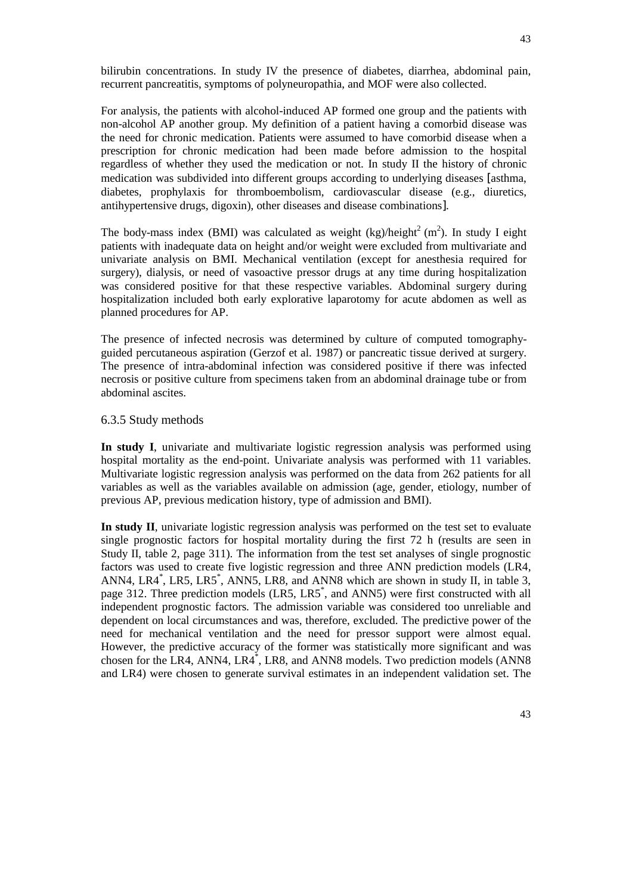bilirubin concentrations. In study IV the presence of diabetes, diarrhea, abdominal pain, recurrent pancreatitis, symptoms of polyneuropathia, and MOF were also collected.

For analysis, the patients with alcohol-induced AP formed one group and the patients with non-alcohol AP another group. My definition of a patient having a comorbid disease was the need for chronic medication. Patients were assumed to have comorbid disease when a prescription for chronic medication had been made before admission to the hospital regardless of whether they used the medication or not. In study II the history of chronic medication was subdivided into different groups according to underlying diseases [asthma, diabetes, prophylaxis for thromboembolism, cardiovascular disease (e.g., diuretics, antihypertensive drugs, digoxin), other diseases and disease combinations].

The body-mass index (BMI) was calculated as weight (kg)/height$^2$ (m$^2$). In study I eight patients with inadequate data on height and/or weight were excluded from multivariate and univariate analysis on BMI. Mechanical ventilation (except for anesthesia required for surgery), dialysis, or need of vasoactive pressor drugs at any time during hospitalization was considered positive for that these respective variables. Abdominal surgery during hospitalization included both early explorative laparotomy for acute abdomen as well as planned procedures for AP.

The presence of infected necrosis was determined by culture of computed tomography-guided percutaneous aspiration (Gerzof et al. 1987) or pancreatic tissue derived at surgery. The presence of intra-abdominal infection was considered positive if there was infected necrosis or positive culture from specimens taken from an abdominal drainage tube or from abdominal ascites.

### 6.3.5 Study methods

**In study I**, univariate and multivariate logistic regression analysis was performed using hospital mortality as the end-point. Univariate analysis was performed with 11 variables. Multivariate logistic regression analysis was performed on the data from 262 patients for all variables as well as the variables available on admission (age, gender, etiology, number of previous AP, previous medication history, type of admission and BMI).

**In study II**, univariate logistic regression analysis was performed on the test set to evaluate single prognostic factors for hospital mortality during the first 72 h (results are seen in Study II, table 2, page 311). The information from the test set analyses of single prognostic factors was used to create five logistic regression and three ANN prediction models (LR4, ANN4, LR4*, LR5, LR5*, ANN5, LR8, and ANN8 which are shown in study II, in table 3, page 312. Three prediction models (LR5, LR5*, and ANN5) were first constructed with all independent prognostic factors. The admission variable was considered too unreliable and dependent on local circumstances and was, therefore, excluded. The predictive power of the need for mechanical ventilation and the need for pressor support were almost equal. However, the predictive accuracy of the former was statistically more significant and was chosen for the LR4, ANN4, LR4*, LR8, and ANN8 models. Two prediction models (ANN8 and LR4) were chosen to generate survival estimates in an independent validation set. The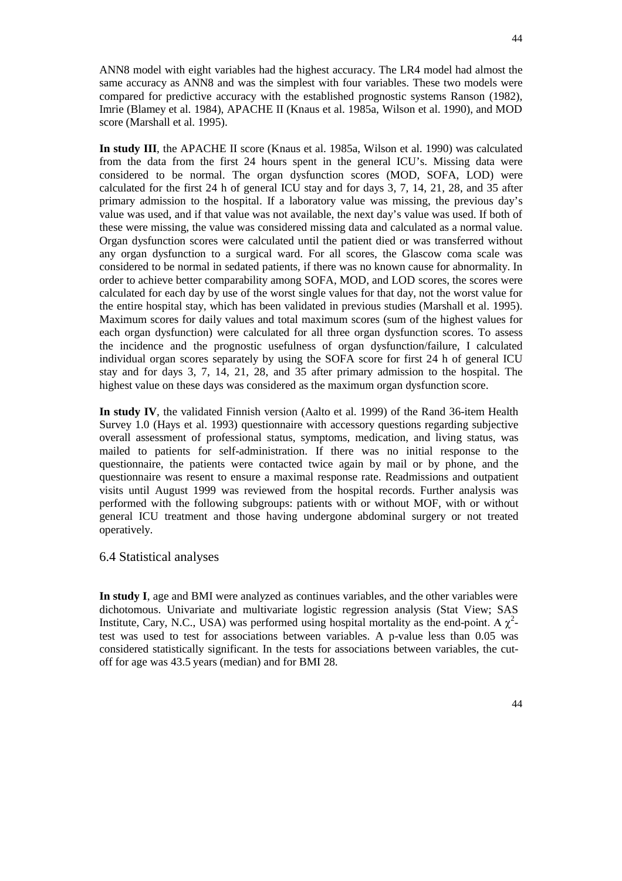ANN8 model with eight variables had the highest accuracy. The LR4 model had almost the same accuracy as ANN8 and was the simplest with four variables. These two models were compared for predictive accuracy with the established prognostic systems Ranson (1982), Imrie (Blamey et al. 1984), APACHE II (Knaus et al. 1985a, Wilson et al. 1990), and MOD score (Marshall et al. 1995).

**In study III**, the APACHE II score (Knaus et al. 1985a, Wilson et al. 1990) was calculated from the data from the first 24 hours spent in the general ICU's. Missing data were considered to be normal. The organ dysfunction scores (MOD, SOFA, LOD) were calculated for the first 24 h of general ICU stay and for days 3, 7, 14, 21, 28, and 35 after primary admission to the hospital. If a laboratory value was missing, the previous day's value was used, and if that value was not available, the next day's value was used. If both of these were missing, the value was considered missing data and calculated as a normal value. Organ dysfunction scores were calculated until the patient died or was transferred without any organ dysfunction to a surgical ward. For all scores, the Glascow coma scale was considered to be normal in sedated patients, if there was no known cause for abnormality. In order to achieve better comparability among SOFA, MOD, and LOD scores, the scores were calculated for each day by use of the worst single values for that day, not the worst value for the entire hospital stay, which has been validated in previous studies (Marshall et al. 1995). Maximum scores for daily values and total maximum scores (sum of the highest values for each organ dysfunction) were calculated for all three organ dysfunction scores. To assess the incidence and the prognostic usefulness of organ dysfunction/failure, I calculated individual organ scores separately by using the SOFA score for first 24 h of general ICU stay and for days 3, 7, 14, 21, 28, and 35 after primary admission to the hospital. The highest value on these days was considered as the maximum organ dysfunction score.

**In study IV**, the validated Finnish version (Aalto et al. 1999) of the Rand 36-item Health Survey 1.0 (Hays et al. 1993) questionnaire with accessory questions regarding subjective overall assessment of professional status, symptoms, medication, and living status, was mailed to patients for self-administration. If there was no initial response to the questionnaire, the patients were contacted twice again by mail or by phone, and the questionnaire was resent to ensure a maximal response rate. Readmissions and outpatient visits until August 1999 was reviewed from the hospital records. Further analysis was performed with the following subgroups: patients with or without MOF, with or without general ICU treatment and those having undergone abdominal surgery or not treated operatively.

## 6.4 Statistical analyses

**In study I**, age and BMI were analyzed as continues variables, and the other variables were dichotomous. Univariate and multivariate logistic regression analysis (Stat View; SAS Institute, Cary, N.C., USA) was performed using hospital mortality as the end-point. A $\chi^2$-test was used to test for associations between variables. A p-value less than 0.05 was considered statistically significant. In the tests for associations between variables, the cut-off for age was 43.5 years (median) and for BMI 28.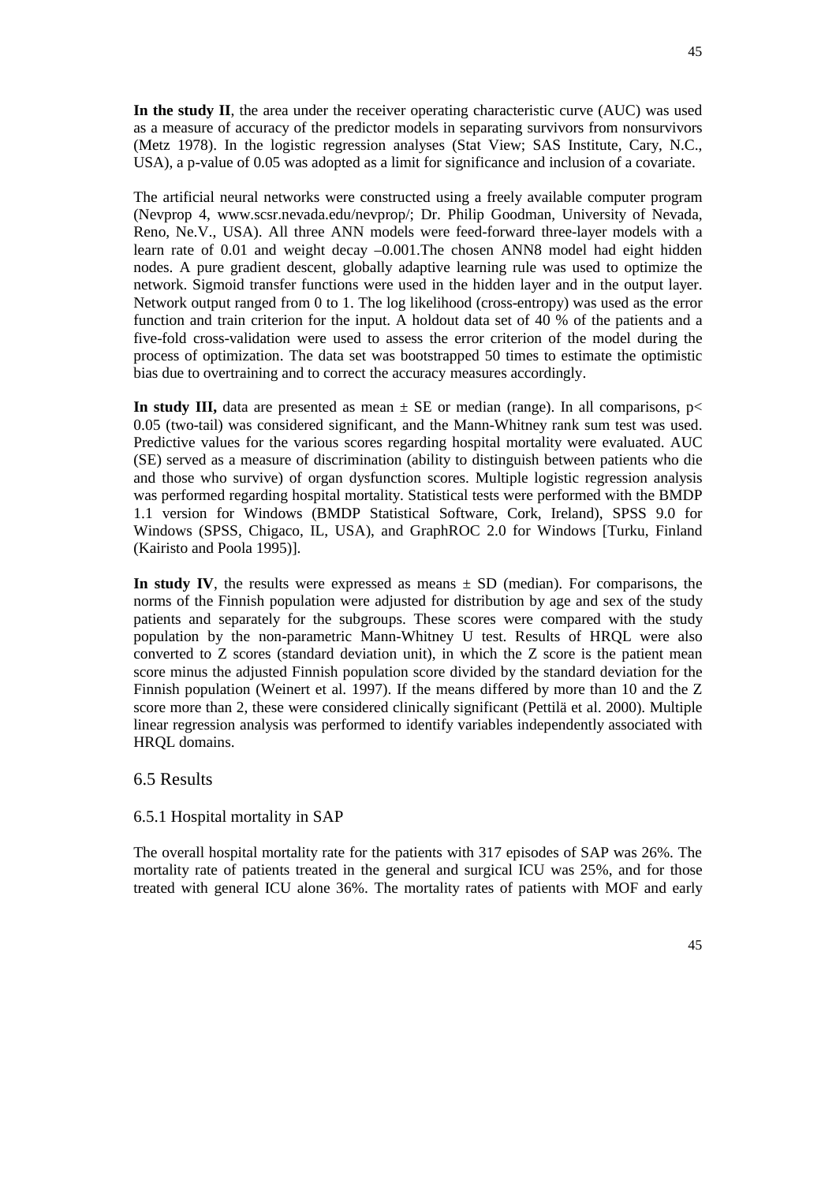**In the study II**, the area under the receiver operating characteristic curve (AUC) was used as a measure of accuracy of the predictor models in separating survivors from nonsurvivors (Metz 1978). In the logistic regression analyses (Stat View; SAS Institute, Cary, N.C., USA), a p-value of 0.05 was adopted as a limit for significance and inclusion of a covariate.

The artificial neural networks were constructed using a freely available computer program (Nevprop 4, www.scsr.nevada.edu/nevprop/; Dr. Philip Goodman, University of Nevada, Reno, Ne.V., USA). All three ANN models were feed-forward three-layer models with a learn rate of 0.01 and weight decay –0.001.The chosen ANN8 model had eight hidden nodes. A pure gradient descent, globally adaptive learning rule was used to optimize the network. Sigmoid transfer functions were used in the hidden layer and in the output layer. Network output ranged from 0 to 1. The log likelihood (cross-entropy) was used as the error function and train criterion for the input. A holdout data set of 40 % of the patients and a five-fold cross-validation were used to assess the error criterion of the model during the process of optimization. The data set was bootstrapped 50 times to estimate the optimistic bias due to overtraining and to correct the accuracy measures accordingly.

**In study III,** data are presented as mean ± SE or median (range). In all comparisons, $p < 0.05$ (two-tail) was considered significant, and the Mann-Whitney rank sum test was used. Predictive values for the various scores regarding hospital mortality were evaluated. AUC (SE) served as a measure of discrimination (ability to distinguish between patients who die and those who survive) of organ dysfunction scores. Multiple logistic regression analysis was performed regarding hospital mortality. Statistical tests were performed with the BMDP 1.1 version for Windows (BMDP Statistical Software, Cork, Ireland), SPSS 9.0 for Windows (SPSS, Chigaco, IL, USA), and GraphROC 2.0 for Windows [Turku, Finland (Kairisto and Poola 1995)].

**In study IV**, the results were expressed as means ± SD (median). For comparisons, the norms of the Finnish population were adjusted for distribution by age and sex of the study patients and separately for the subgroups. These scores were compared with the study population by the non-parametric Mann-Whitney U test. Results of HRQL were also converted to Z scores (standard deviation unit), in which the Z score is the patient mean score minus the adjusted Finnish population score divided by the standard deviation for the Finnish population (Weinert et al. 1997). If the means differed by more than 10 and the Z score more than 2, these were considered clinically significant (Pettilä et al. 2000). Multiple linear regression analysis was performed to identify variables independently associated with HRQL domains.

## 6.5 Results

### 6.5.1 Hospital mortality in SAP

The overall hospital mortality rate for the patients with 317 episodes of SAP was 26%. The mortality rate of patients treated in the general and surgical ICU was 25%, and for those treated with general ICU alone 36%. The mortality rates of patients with MOF and early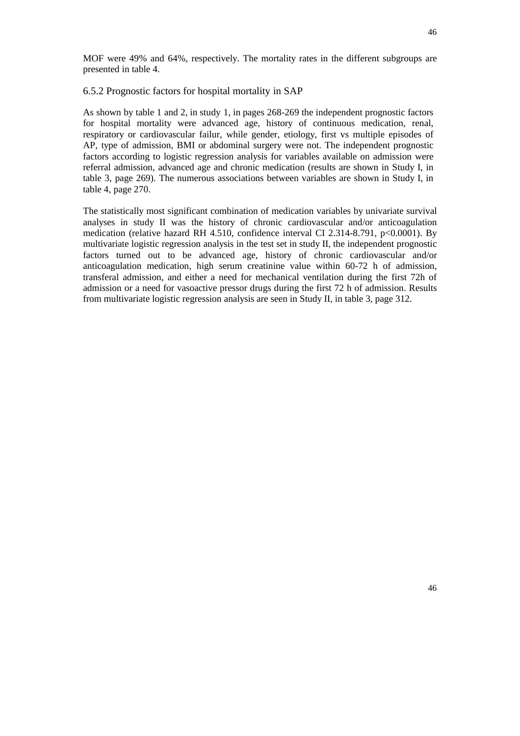MOF were 49% and 64%, respectively. The mortality rates in the different subgroups are presented in table 4.

### 6.5.2 Prognostic factors for hospital mortality in SAP

As shown by table 1 and 2, in study 1, in pages 268-269 the independent prognostic factors for hospital mortality were advanced age, history of continuous medication, renal, respiratory or cardiovascular failur, while gender, etiology, first vs multiple episodes of AP, type of admission, BMI or abdominal surgery were not. The independent prognostic factors according to logistic regression analysis for variables available on admission were referral admission, advanced age and chronic medication (results are shown in Study I, in table 3, page 269). The numerous associations between variables are shown in Study I, in table 4, page 270.

The statistically most significant combination of medication variables by univariate survival analyses in study II was the history of chronic cardiovascular and/or anticoagulation medication (relative hazard RH 4.510, confidence interval CI 2.314-8.791, $p<0.0001$). By multivariate logistic regression analysis in the test set in study II, the independent prognostic factors turned out to be advanced age, history of chronic cardiovascular and/or anticoagulation medication, high serum creatinine value within 60-72 h of admission, transferal admission, and either a need for mechanical ventilation during the first 72h of admission or a need for vasoactive pressor drugs during the first 72 h of admission. Results from multivariate logistic regression analysis are seen in Study II, in table 3, page 312.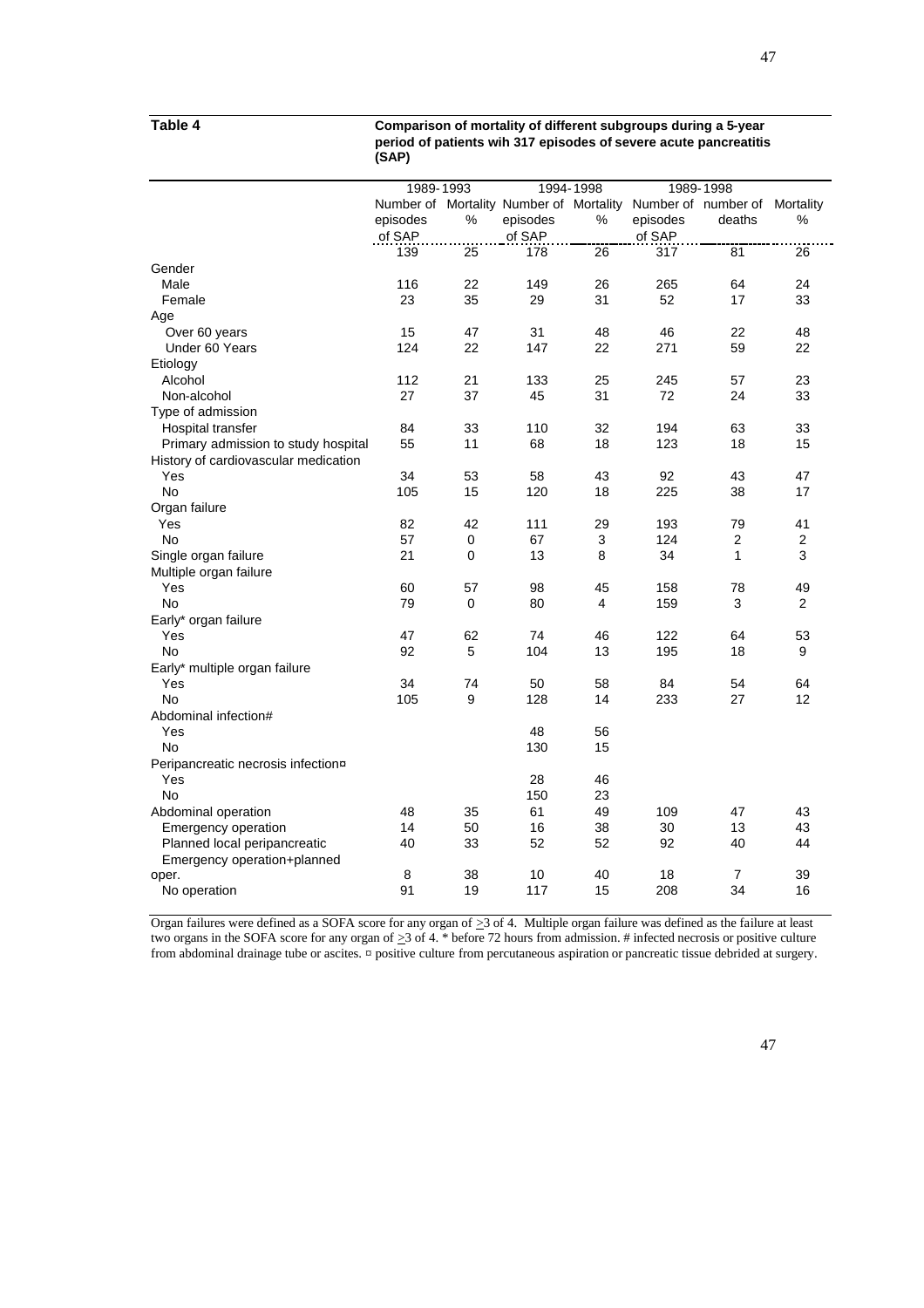**Table 4** **Comparison of mortality of different subgroups during a 5-year period of patients wih 317 episodes of severe acute pancreatitis (SAP)**

| | 1989-1993 | | 1994-1998 | | 1989-1998 | | |
|---|---|---|---|---|---|---|---|
| | Number of episodes of SAP | Mortality % | Number of episodes of SAP | Mortality % | Number of episodes of SAP | number of deaths | Mortality % |
| | 139 | 25 | 178 | 26 | 317 | 81 | 26 |
| Gender | | | | | | | |
| Male | 116 | 22 | 149 | 26 | 265 | 64 | 24 |
| Female | 23 | 35 | 29 | 31 | 52 | 17 | 33 |
| Age | | | | | | | |
| Over 60 years | 15 | 47 | 31 | 48 | 46 | 22 | 48 |
| Under 60 Years | 124 | 22 | 147 | 22 | 271 | 59 | 22 |
| Etiology | | | | | | | |
| Alcohol | 112 | 21 | 133 | 25 | 245 | 57 | 23 |
| Non-alcohol | 27 | 37 | 45 | 31 | 72 | 24 | 33 |
| Type of admission | | | | | | | |
| Hospital transfer | 84 | 33 | 110 | 32 | 194 | 63 | 33 |
| Primary admission to study hospital | 55 | 11 | 68 | 18 | 123 | 18 | 15 |
| History of cardiovascular medication | | | | | | | |
| Yes | 34 | 53 | 58 | 43 | 92 | 43 | 47 |
| No | 105 | 15 | 120 | 18 | 225 | 38 | 17 |
| Organ failure | | | | | | | |
| Yes | 82 | 42 | 111 | 29 | 193 | 79 | 41 |
| No | 57 | 0 | 67 | 3 | 124 | 2 | 2 |
| Single organ failure | 21 | 0 | 13 | 8 | 34 | 1 | 3 |
| Multiple organ failure | | | | | | | |
| Yes | 60 | 57 | 98 | 45 | 158 | 78 | 49 |
| No | 79 | 0 | 80 | 4 | 159 | 3 | 2 |
| Early* organ failure | | | | | | | |
| Yes | 47 | 62 | 74 | 46 | 122 | 64 | 53 |
| No | 92 | 5 | 104 | 13 | 195 | 18 | 9 |
| Early* multiple organ failure | | | | | | | |
| Yes | 34 | 74 | 50 | 58 | 84 | 54 | 64 |
| No | 105 | 9 | 128 | 14 | 233 | 27 | 12 |
| Abdominal infection# | | | | | | | |
| Yes | | | 48 | 56 | | | |
| No | | | 130 | 15 | | | |
| Peripancreatic necrosis infection¤ | | | | | | | |
| Yes | | | 28 | 46 | | | |
| No | | | 150 | 23 | | | |
| Abdominal operation | 48 | 35 | 61 | 49 | 109 | 47 | 43 |
| Emergency operation | 14 | 50 | 16 | 38 | 30 | 13 | 43 |
| Planned local peripancreatic | 40 | 33 | 52 | 52 | 92 | 40 | 44 |
| Emergency operation+planned oper. | 8 | 38 | 10 | 40 | 18 | 7 | 39 |
| No operation | 91 | 19 | 117 | 15 | 208 | 34 | 16 |

Organ failures were defined as a SOFA score for any organ of $\geq$3 of 4. Multiple organ failure was defined as the failure at least two organs in the SOFA score for any organ of $\geq$3 of 4. * before 72 hours from admission. # infected necrosis or positive culture from abdominal drainage tube or ascites. ¤ positive culture from percutaneous aspiration or pancreatic tissue debrided at surgery.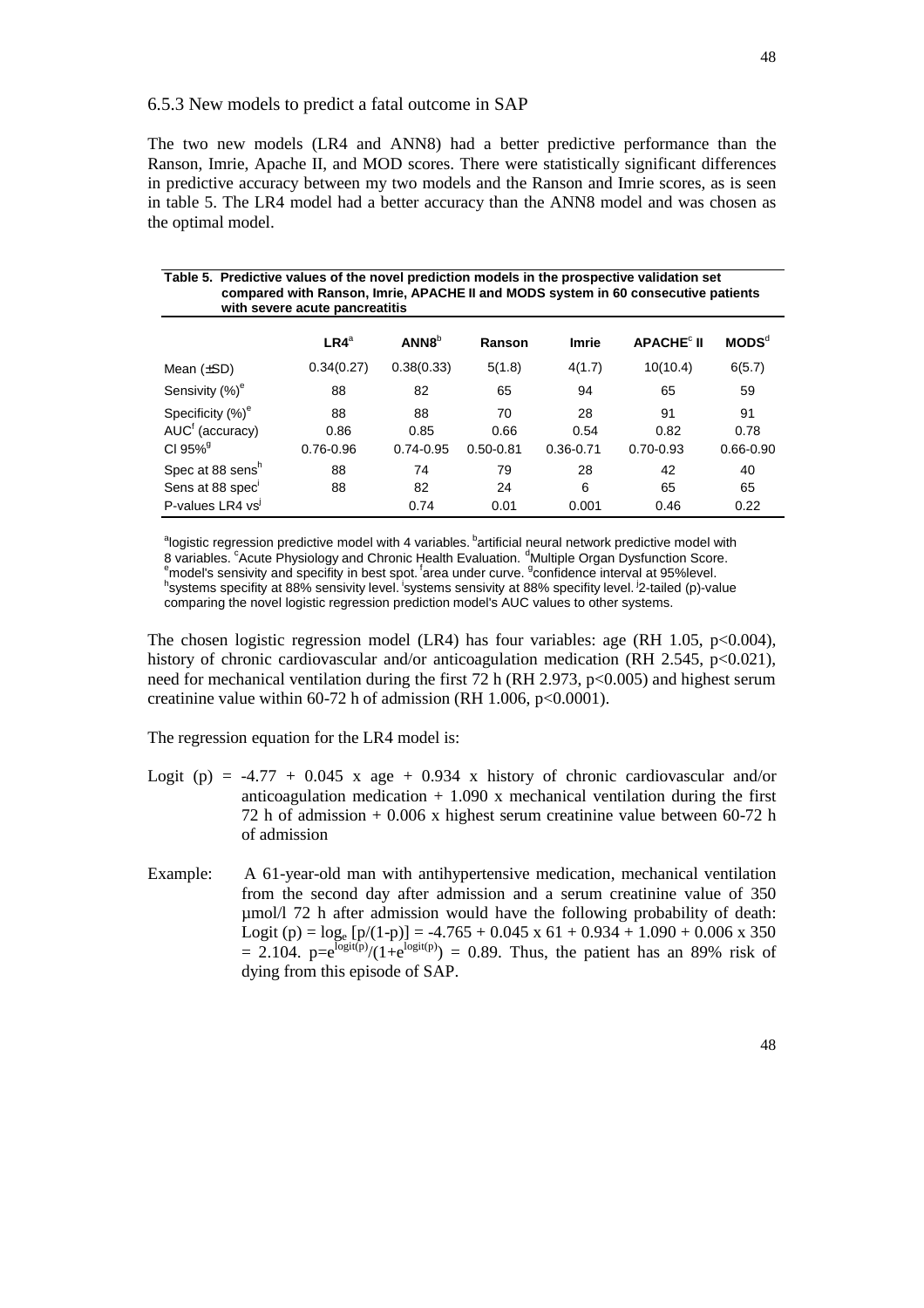### 6.5.3 New models to predict a fatal outcome in SAP

The two new models (LR4 and ANN8) had a better predictive performance than the Ranson, Imrie, Apache II, and MOD scores. There were statistically significant differences in predictive accuracy between my two models and the Ranson and Imrie scores, as is seen in table 5. The LR4 model had a better accuracy than the ANN8 model and was chosen as the optimal model.

**Table 5. Predictive values of the novel prediction models in the prospective validation set compared with Ranson, Imrie, APACHE II and MODS system in 60 consecutive patients with severe acute pancreatitis**

| | LR4[a] | ANN8[b] | Ranson | Imrie | APACHE[c] II | MODS[d] |
|---|---|---|---|---|---|---|
| Mean (±SD) | 0.34(0.27) | 0.38(0.33) | 5(1.8) | 4(1.7) | 10(10.4) | 6(5.7) |
| Sensivity (%)[e] | 88 | 82 | 65 | 94 | 65 | 59 |
| Specificity (%)[e] | 88 | 88 | 70 | 28 | 91 | 91 |
| AUC[f] (accuracy) | 0.86 | 0.85 | 0.66 | 0.54 | 0.82 | 0.78 |
| CI 95%[g] | 0.76-0.96 | 0.74-0.95 | 0.50-0.81 | 0.36-0.71 | 0.70-0.93 | 0.66-0.90 |
| Spec at 88 sens[h] | 88 | 74 | 79 | 28 | 42 | 40 |
| Sens at 88 spec[i] | 88 | 82 | 24 | 6 | 65 | 65 |
| P-values LR4 vs[j] | | 0.74 | 0.01 | 0.001 | 0.46 | 0.22 |

[a]logistic regression predictive model with 4 variables. [b]artificial neural network predictive model with 8 variables. [c]Acute Physiology and Chronic Health Evaluation. [d]Multiple Organ Dysfunction Score. [e]model's sensitivity and specifity in best spot. [f]area under curve. [g]confidence interval at 95%level. [h]systems specifity at 88% sensivity level. [i]systems sensitivity at 88% specifity level. [j]2-tailed (p)-value comparing the novel logistic regression prediction model's AUC values to other systems.

The chosen logistic regression model (LR4) has four variables: age (RH 1.05, $p<0.004$), history of chronic cardiovascular and/or anticoagulation medication (RH 2.545, $p<0.021$), need for mechanical ventilation during the first 72 h (RH 2.973, $p<0.005$) and highest serum creatinine value within 60-72 h of admission (RH 1.006, $p<0.0001$).

The regression equation for the LR4 model is:

Logit (p) = -4.77 + 0.045 x age + 0.934 x history of chronic cardiovascular and/or anticoagulation medication + 1.090 x mechanical ventilation during the first 72 h of admission + 0.006 x highest serum creatinine value between 60-72 h of admission

Example: A 61-year-old man with antihypertensive medication, mechanical ventilation from the second day after admission and a serum creatinine value of 350 µmol/l 72 h after admission would have the following probability of death: Logit (p) = $\log_e [p/(1-p)] = -4.765 + 0.045 \times 61 + 0.934 + 1.090 + 0.006 \times 350 = 2.104$. $p=e^{logit(p)}/(1+e^{logit(p)}) = 0.89$. Thus, the patient has an 89% risk of dying from this episode of SAP.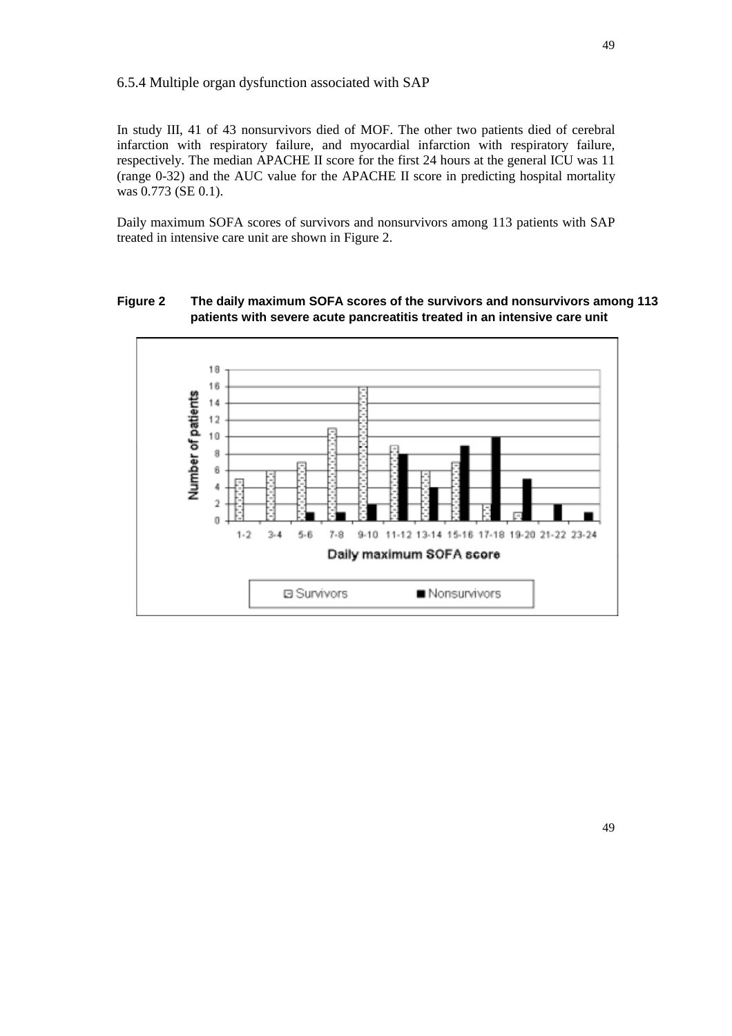### 6.5.4 Multiple organ dysfunction associated with SAP

In study III, 41 of 43 nonsurvivors died of MOF. The other two patients died of cerebral infarction with respiratory failure, and myocardial infarction with respiratory failure, respectively. The median APACHE II score for the first 24 hours at the general ICU was 11 (range 0-32) and the AUC value for the APACHE II score in predicting hospital mortality was 0.773 (SE 0.1).

Daily maximum SOFA scores of survivors and nonsurvivors among 113 patients with SAP treated in intensive care unit are shown in Figure 2.

**Figure 2 The daily maximum SOFA scores of the survivors and nonsurvivors among 113 patients with severe acute pancreatitis treated in an intensive care unit**

Number of patients

0
2
4
6
8
10
12
14
16
18

1-2
3-4
5-6
7-8
9-10
11-12
13-14
15-16
17-18
19-20
21-22
23-24

Daily maximum SOFA score

Survivors
Nonsurvivors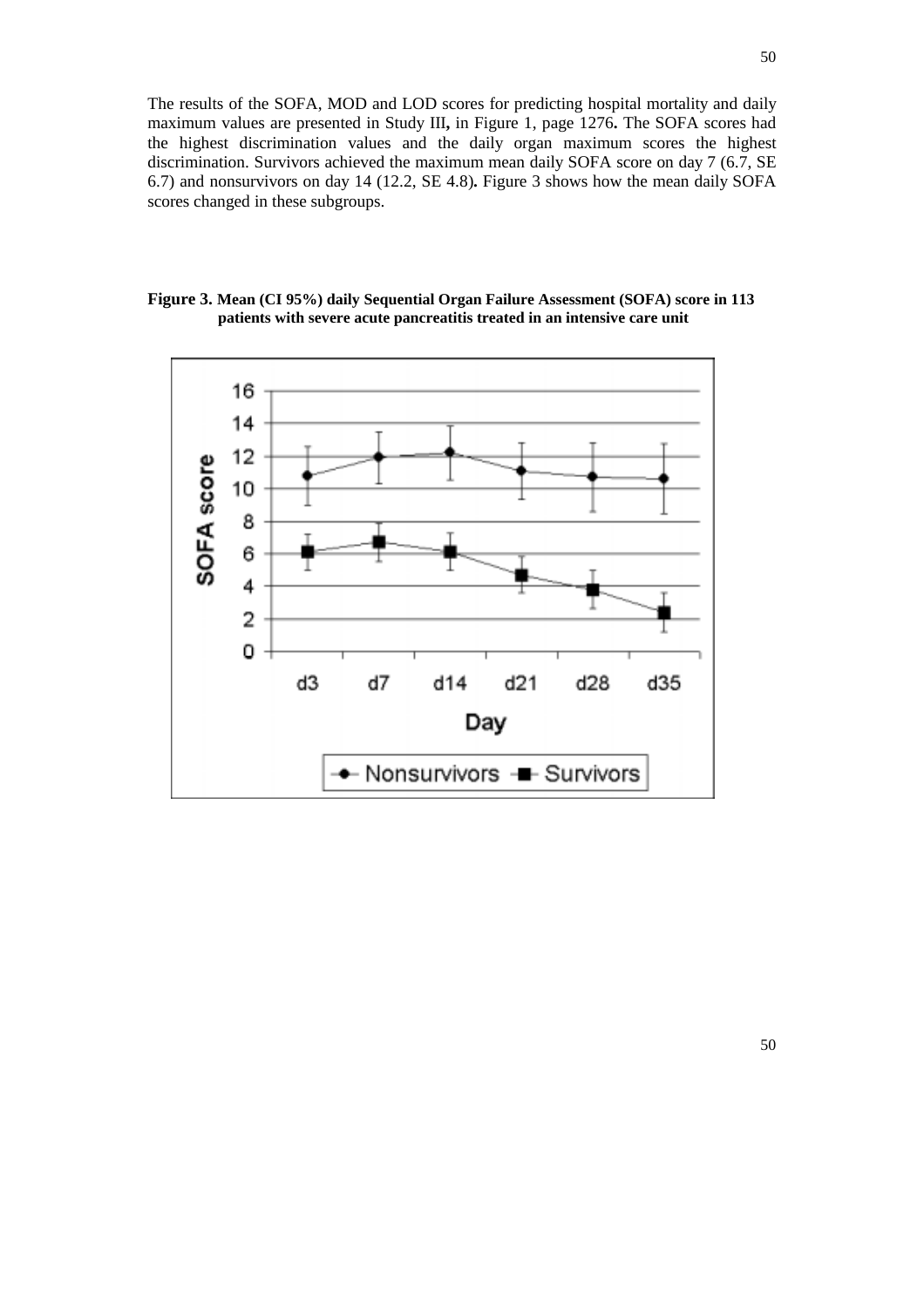The results of the SOFA, MOD and LOD scores for predicting hospital mortality and daily maximum values are presented in Study III**,** in Figure 1, page 1276**.** The SOFA scores had the highest discrimination values and the daily organ maximum scores the highest discrimination. Survivors achieved the maximum mean daily SOFA score on day 7 (6.7, SE 6.7) and nonsurvivors on day 14 (12.2, SE 4.8)**.** Figure 3 shows how the mean daily SOFA scores changed in these subgroups.

**Figure 3. Mean (CI 95%) daily Sequential Organ Failure Assessment (SOFA) score in 113 patients with severe acute pancreatitis treated in an intensive care unit**

SOFA score

16
14
12
10
8
6
4
2
0

d3 d7 d14 d21 d28 d35

Day

Nonsurvivors
Survivors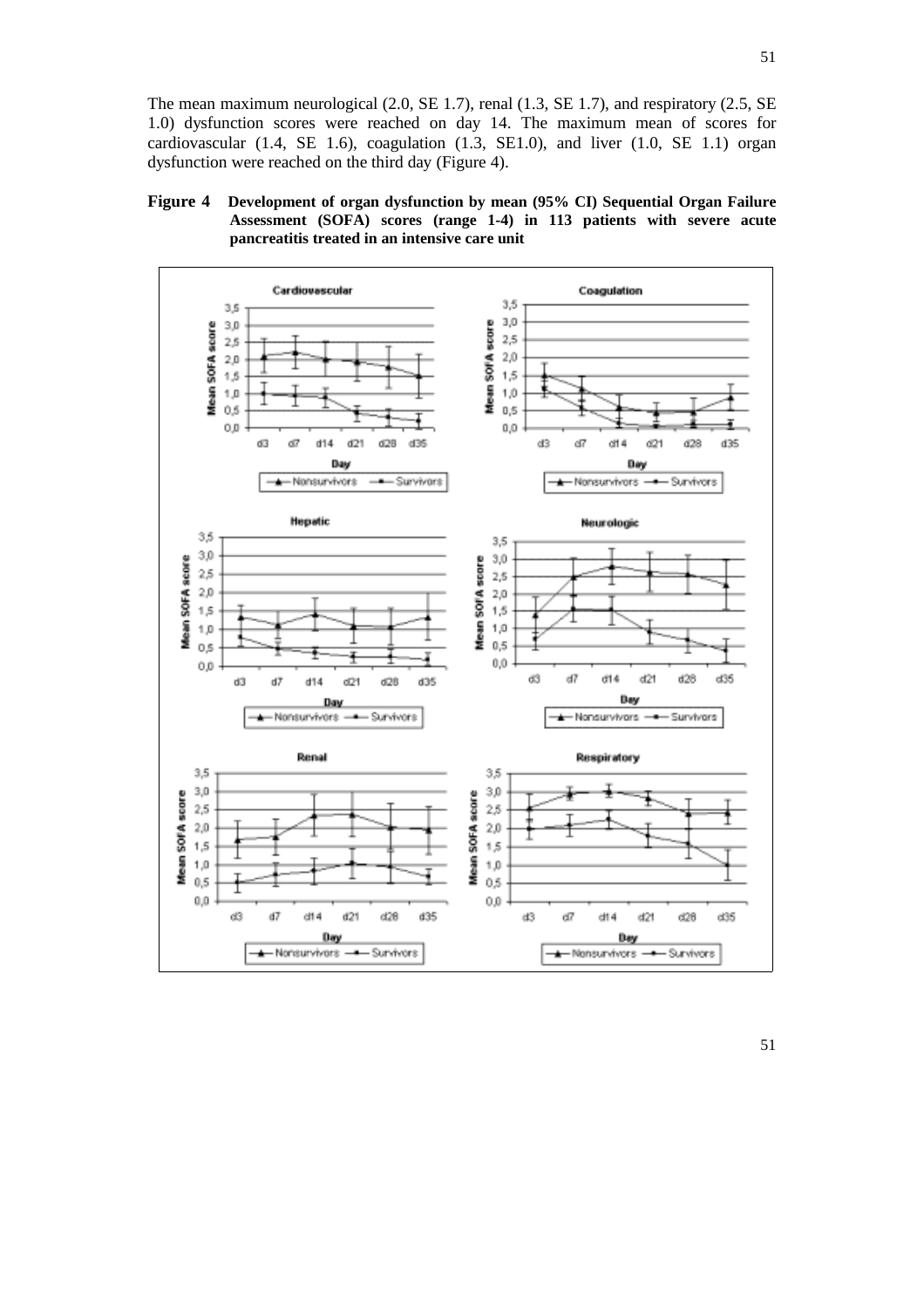The mean maximum neurological (2.0, SE 1.7), renal (1.3, SE 1.7), and respiratory (2.5, SE 1.0) dysfunction scores were reached on day 14. The maximum mean of scores for cardiovascular (1.4, SE 1.6), coagulation (1.3, SE1.0), and liver (1.0, SE 1.1) organ dysfunction were reached on the third day (Figure 4).

**Figure 4 Development of organ dysfunction by mean (95% CI) Sequential Organ Failure Assessment (SOFA) scores (range 1-4) in 113 patients with severe acute pancreatitis treated in an intensive care unit**

Cardiovascular

Mean SOFA score

3,5
3,0
2,5
2,0
1,5
1,0
0,5
0,0

d3 d7 d14 d21 d28 d35

Day

Nonsurvivors Survivors

Coagulation

Mean SOFA score

3,5
3,0
2,5
2,0
1,5
1,0
0,5
0,0

d3 d7 d14 d21 d28 d35

Day

Nonsurvivors Survivors

Hepatic

Mean SOFA score

3,5
3,0
2,5
2,0
1,5
1,0
0,5
0,0

d3 d7 d14 d21 d28 d35

Day

Nonsurvivors Survivors

Neurologic

Mean SOFA score

3,5
3,0
2,5
2,0
1,5
1,0
0,5
0,0

d3 d7 d14 d21 d28 d35

Day

Nonsurvivors Survivors

Renal

Mean SOFA score

3,5
3,0
2,5
2,0
1,5
1,0
0,5
0,0

d3 d7 d14 d21 d28 d35

Day

Nonsurvivors Survivors

Respiratory

Mean SOFA score

3,5
3,0
2,5
2,0
1,5
1,0
0,5
0,0

d3 d7 d14 d21 d28 d35

Day

Nonsurvivors Survivors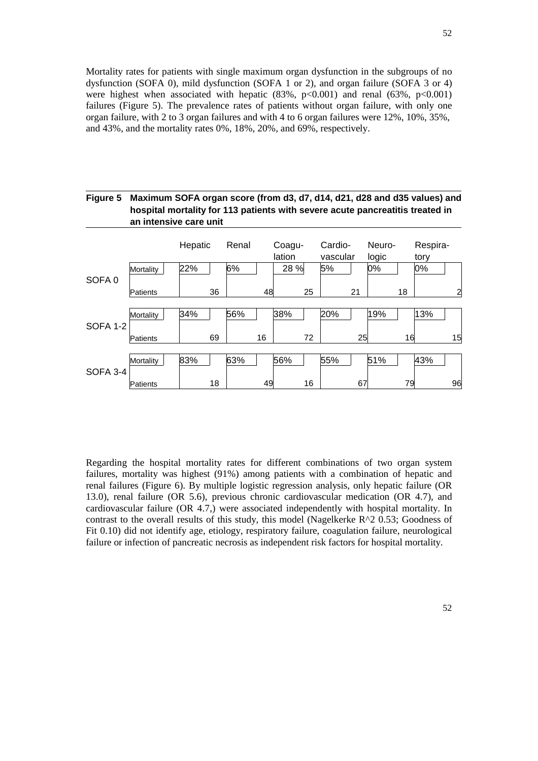Mortality rates for patients with single maximum organ dysfunction in the subgroups of no dysfunction (SOFA 0), mild dysfunction (SOFA 1 or 2), and organ failure (SOFA 3 or 4) were highest when associated with hepatic (83%, $p<0.001$) and renal (63%, $p<0.001$) failures (Figure 5). The prevalence rates of patients without organ failure, with only one organ failure, with 2 to 3 organ failures and with 4 to 6 organ failures were 12%, 10%, 35%, and 43%, and the mortality rates 0%, 18%, 20%, and 69%, respectively.

**Figure 5 Maximum SOFA organ score (from d3, d7, d14, d21, d28 and d35 values) and hospital mortality for 113 patients with severe acute pancreatitis treated in an intensive care unit**

| | | Hepatic | Renal | Coagu-lation | Cardio-vascular | Neuro-logic | Respira-tory |
|---|---|---|---|---|---|---|---|
| SOFA 0 | Mortality | 22% | 6% | 28 % | 5% | 0% | 0% |
| | Patients | 36 | 48 | 25 | 21 | 18 | 2 |
| SOFA 1-2 | Mortality | 34% | 56% | 38% | 20% | 19% | 13% |
| | Patients | 69 | 16 | 72 | 25 | 16 | 15 |
| SOFA 3-4 | Mortality | 83% | 63% | 56% | 55% | 51% | 43% |
| | Patients | 18 | 49 | 16 | 67 | 79 | 96 |

Regarding the hospital mortality rates for different combinations of two organ system failures, mortality was highest (91%) among patients with a combination of hepatic and renal failures (Figure 6). By multiple logistic regression analysis, only hepatic failure (OR 13.0), renal failure (OR 5.6), previous chronic cardiovascular medication (OR 4.7), and cardiovascular failure (OR 4.7,) were associated independently with hospital mortality. In contrast to the overall results of this study, this model (Nagelkerke $R^2$ 0.53; Goodness of Fit 0.10) did not identify age, etiology, respiratory failure, coagulation failure, neurological failure or infection of pancreatic necrosis as independent risk factors for hospital mortality.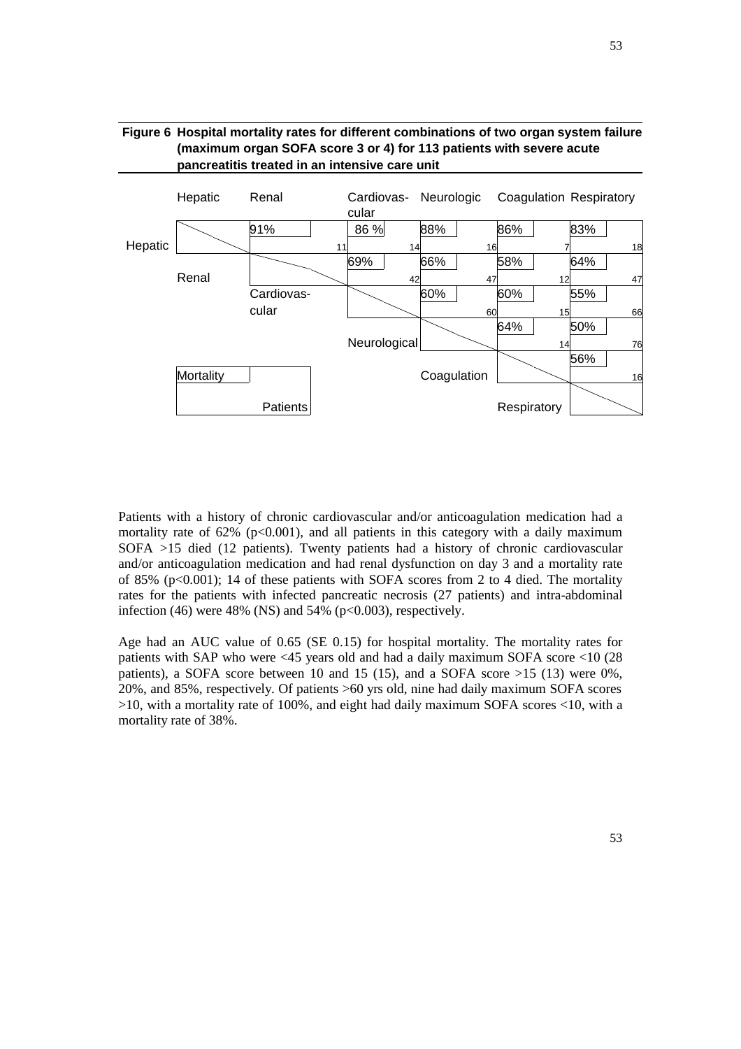**Figure 6 Hospital mortality rates for different combinations of two organ system failure (maximum organ SOFA score 3 or 4) for 113 patients with severe acute pancreatitis treated in an intensive care unit**

| | Hepatic | Renal | Cardiovascular | Neurologic | Coagulation | Respiratory |
|---|---|---|---|---|---|---|
| Hepatic | | 91% / 11 | 86 % / 14 | 88% / 16 | 86% / 7 | 83% / 18 |
| Renal | | | 69% / 42 | 66% / 47 | 58% / 12 | 64% / 47 |
| Cardiovascular | | | | 60% / 60 | 60% / 15 | 55% / 66 |
| Neurological | | | | | 64% / 14 | 50% / 76 |
| Coagulation | | | | | | 56% / 16 |
| Respiratory | | | | | | |

Legend: Mortality / Patients

Patients with a history of chronic cardiovascular and/or anticoagulation medication had a mortality rate of 62% ($p<0.001$), and all patients in this category with a daily maximum SOFA >15 died (12 patients). Twenty patients had a history of chronic cardiovascular and/or anticoagulation medication and had renal dysfunction on day 3 and a mortality rate of 85% ($p<0.001$); 14 of these patients with SOFA scores from 2 to 4 died. The mortality rates for the patients with infected pancreatic necrosis (27 patients) and intra-abdominal infection (46) were 48% (NS) and 54% ($p<0.003$), respectively.

Age had an AUC value of 0.65 (SE 0.15) for hospital mortality. The mortality rates for patients with SAP who were <45 years old and had a daily maximum SOFA score <10 (28 patients), a SOFA score between 10 and 15 (15), and a SOFA score >15 (13) were 0%, 20%, and 85%, respectively. Of patients >60 yrs old, nine had daily maximum SOFA scores >10, with a mortality rate of 100%, and eight had daily maximum SOFA scores <10, with a mortality rate of 38%.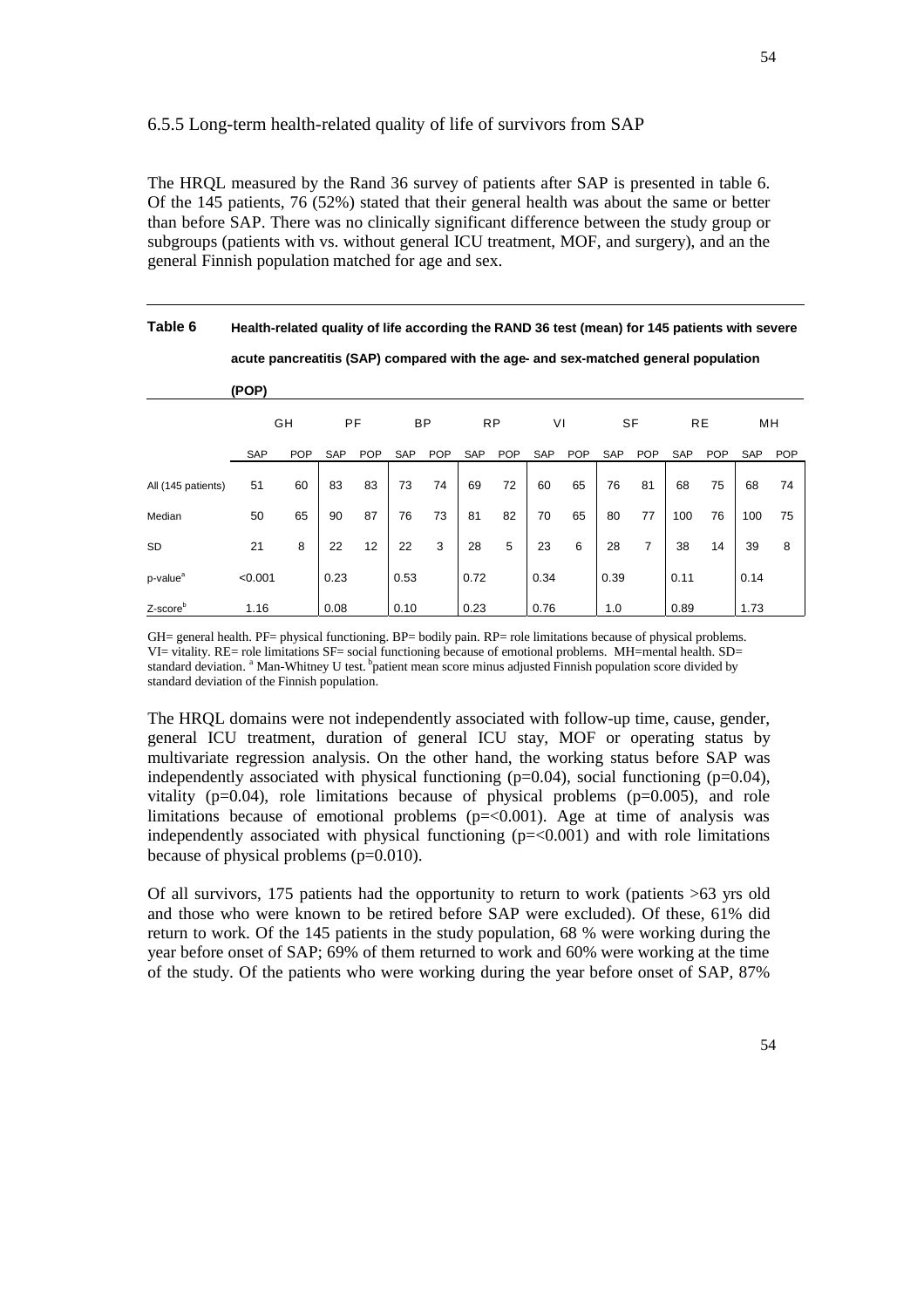### 6.5.5 Long-term health-related quality of life of survivors from SAP

The HRQL measured by the Rand 36 survey of patients after SAP is presented in table 6. Of the 145 patients, 76 (52%) stated that their general health was about the same or better than before SAP. There was no clinically significant difference between the study group or subgroups (patients with vs. without general ICU treatment, MOF, and surgery), and an the general Finnish population matched for age and sex.

**Table 6 Health-related quality of life according the RAND 36 test (mean) for 145 patients with severe acute pancreatitis (SAP) compared with the age- and sex-matched general population (POP)**

| | GH | | PF | | BP | | RP | | VI | | SF | | RE | | MH | |
|---|---|---|---|---|---|---|---|---|---|---|---|---|---|---|---|---|
| | SAP | POP | SAP | POP | SAP | POP | SAP | POP | SAP | POP | SAP | POP | SAP | POP | SAP | POP |
| All (145 patients) | 51 | 60 | 83 | 83 | 73 | 74 | 69 | 72 | 60 | 65 | 76 | 81 | 68 | 75 | 68 | 74 |
| Median | 50 | 65 | 90 | 87 | 76 | 73 | 81 | 82 | 70 | 65 | 80 | 77 | 100 | 76 | 100 | 75 |
| SD | 21 | 8 | 22 | 12 | 22 | 3 | 28 | 5 | 23 | 6 | 28 | 7 | 38 | 14 | 39 | 8 |
| p-value[a] | <0.001 | | 0.23 | | 0.53 | | 0.72 | | 0.34 | | 0.39 | | 0.11 | | 0.14 | |
| Z-score[b] | 1.16 | | 0.08 | | 0.10 | | 0.23 | | 0.76 | | 1.0 | | 0.89 | | 1.73 | |

GH= general health. PF= physical functioning. BP= bodily pain. RP= role limitations because of physical problems. VI= vitality. RE= role limitations SF= social functioning because of emotional problems. MH=mental health. SD= standard deviation. [a] Man-Whitney U test. [b]patient mean score minus adjusted Finnish population score divided by standard deviation of the Finnish population.

The HRQL domains were not independently associated with follow-up time, cause, gender, general ICU treatment, duration of general ICU stay, MOF or operating status by multivariate regression analysis. On the other hand, the working status before SAP was independently associated with physical functioning ($p=0.04$), social functioning ($p=0.04$), vitality ($p=0.04$), role limitations because of physical problems ($p=0.005$), and role limitations because of emotional problems ($p=<0.001$). Age at time of analysis was independently associated with physical functioning ($p=<0.001$) and with role limitations because of physical problems ($p=0.010$).

Of all survivors, 175 patients had the opportunity to return to work (patients >63 yrs old and those who were known to be retired before SAP were excluded). Of these, 61% did return to work. Of the 145 patients in the study population, 68 % were working during the year before onset of SAP; 69% of them returned to work and 60% were working at the time of the study. Of the patients who were working during the year before onset of SAP, 87%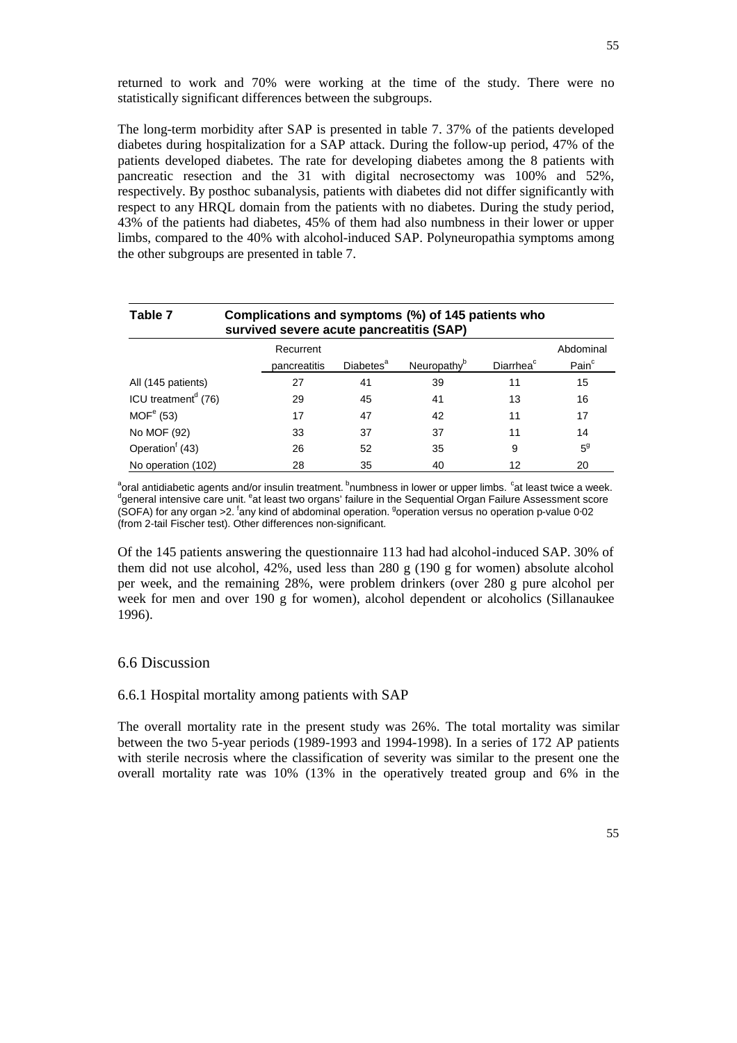returned to work and 70% were working at the time of the study. There were no statistically significant differences between the subgroups.

The long-term morbidity after SAP is presented in table 7. 37% of the patients developed diabetes during hospitalization for a SAP attack. During the follow-up period, 47% of the patients developed diabetes. The rate for developing diabetes among the 8 patients with pancreatic resection and the 31 with digital necrosectomy was 100% and 52%, respectively. By posthoc subanalysis, patients with diabetes did not differ significantly with respect to any HRQL domain from the patients with no diabetes. During the study period, 43% of the patients had diabetes, 45% of them had also numbness in their lower or upper limbs, compared to the 40% with alcohol-induced SAP. Polyneuropathia symptoms among the other subgroups are presented in table 7.

**Table 7** **Complications and symptoms (%) of 145 patients who survived severe acute pancreatitis (SAP)**

| | Recurrent pancreatitis | Diabetes[a] | Neuropathy[b] | Diarrhea[c] | Abdominal Pain[c] |
|---|---|---|---|---|---|
| All (145 patients) | 27 | 41 | 39 | 11 | 15 |
| ICU treatment[d] (76) | 29 | 45 | 41 | 13 | 16 |
| MOF[e] (53) | 17 | 47 | 42 | 11 | 17 |
| No MOF (92) | 33 | 37 | 37 | 11 | 14 |
| Operation[f] (43) | 26 | 52 | 35 | 9 | 5[g] |
| No operation (102) | 28 | 35 | 40 | 12 | 20 |

[a]oral antidiabetic agents and/or insulin treatment. [b]numbness in lower or upper limbs. [c]at least twice a week. [d]general intensive care unit. [e]at least two organs' failure in the Sequential Organ Failure Assessment score (SOFA) for any organ >2. [f]any kind of abdominal operation. [g]operation versus no operation p-value 0·02 (from 2-tail Fischer test). Other differences non-significant.

Of the 145 patients answering the questionnaire 113 had had alcohol-induced SAP. 30% of them did not use alcohol, 42%, used less than 280 g (190 g for women) absolute alcohol per week, and the remaining 28%, were problem drinkers (over 280 g pure alcohol per week for men and over 190 g for women), alcohol dependent or alcoholics (Sillanaukee 1996).

## 6.6 Discussion

### 6.6.1 Hospital mortality among patients with SAP

The overall mortality rate in the present study was 26%. The total mortality was similar between the two 5-year periods (1989-1993 and 1994-1998). In a series of 172 AP patients with sterile necrosis where the classification of severity was similar to the present one the overall mortality rate was 10% (13% in the operatively treated group and 6% in the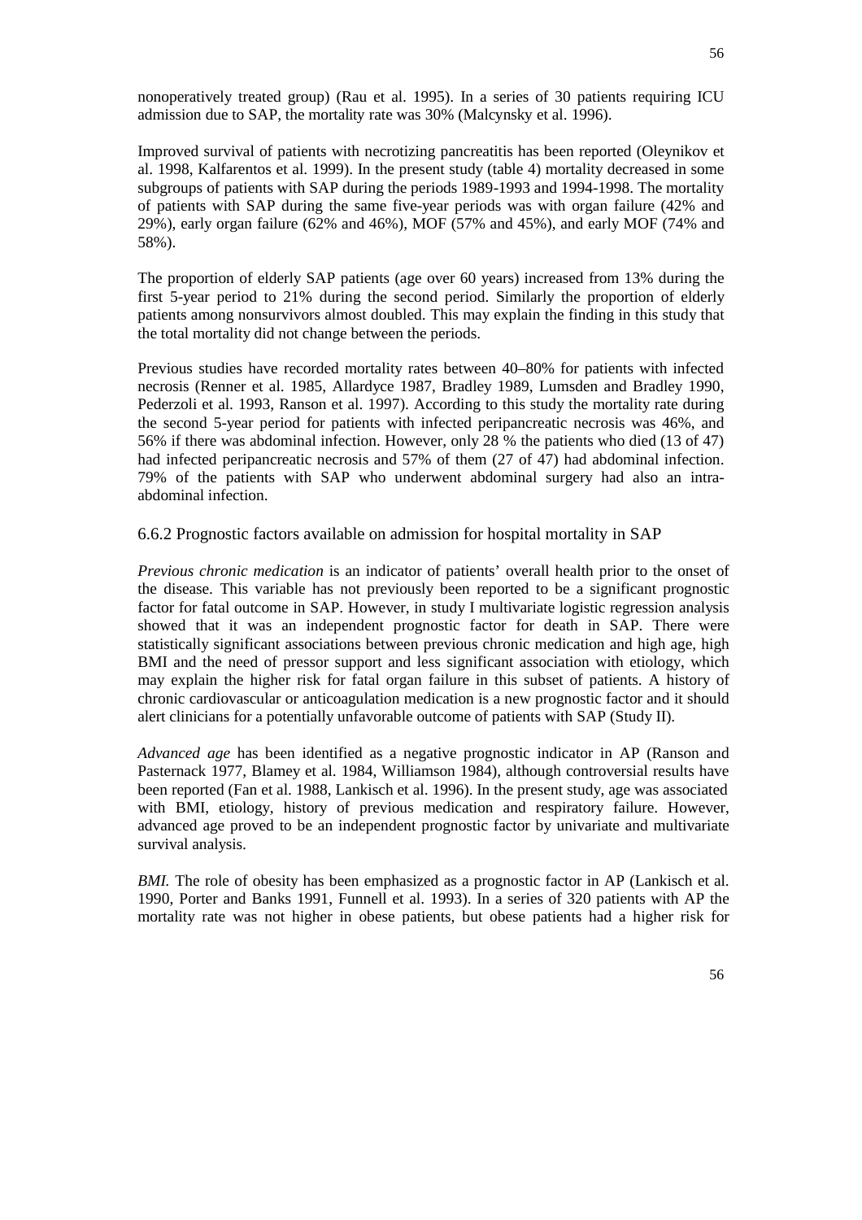nonoperatively treated group) (Rau et al. 1995). In a series of 30 patients requiring ICU admission due to SAP, the mortality rate was 30% (Malcynsky et al. 1996).

Improved survival of patients with necrotizing pancreatitis has been reported (Oleynikov et al. 1998, Kalfarentos et al. 1999). In the present study (table 4) mortality decreased in some subgroups of patients with SAP during the periods 1989-1993 and 1994-1998. The mortality of patients with SAP during the same five-year periods was with organ failure (42% and 29%), early organ failure (62% and 46%), MOF (57% and 45%), and early MOF (74% and 58%).

The proportion of elderly SAP patients (age over 60 years) increased from 13% during the first 5-year period to 21% during the second period. Similarly the proportion of elderly patients among nonsurvivors almost doubled. This may explain the finding in this study that the total mortality did not change between the periods.

Previous studies have recorded mortality rates between 40–80% for patients with infected necrosis (Renner et al. 1985, Allardyce 1987, Bradley 1989, Lumsden and Bradley 1990, Pederzoli et al. 1993, Ranson et al. 1997). According to this study the mortality rate during the second 5-year period for patients with infected peripancreatic necrosis was 46%, and 56% if there was abdominal infection. However, only 28 % the patients who died (13 of 47) had infected peripancreatic necrosis and 57% of them (27 of 47) had abdominal infection. 79% of the patients with SAP who underwent abdominal surgery had also an intra-abdominal infection.

### 6.6.2 Prognostic factors available on admission for hospital mortality in SAP

*Previous chronic medication* is an indicator of patients' overall health prior to the onset of the disease. This variable has not previously been reported to be a significant prognostic factor for fatal outcome in SAP. However, in study I multivariate logistic regression analysis showed that it was an independent prognostic factor for death in SAP. There were statistically significant associations between previous chronic medication and high age, high BMI and the need of pressor support and less significant association with etiology, which may explain the higher risk for fatal organ failure in this subset of patients. A history of chronic cardiovascular or anticoagulation medication is a new prognostic factor and it should alert clinicians for a potentially unfavorable outcome of patients with SAP (Study II).

*Advanced age* has been identified as a negative prognostic indicator in AP (Ranson and Pasternack 1977, Blamey et al. 1984, Williamson 1984), although controversial results have been reported (Fan et al. 1988, Lankisch et al. 1996). In the present study, age was associated with BMI, etiology, history of previous medication and respiratory failure. However, advanced age proved to be an independent prognostic factor by univariate and multivariate survival analysis.

*BMI.* The role of obesity has been emphasized as a prognostic factor in AP (Lankisch et al. 1990, Porter and Banks 1991, Funnell et al. 1993). In a series of 320 patients with AP the mortality rate was not higher in obese patients, but obese patients had a higher risk for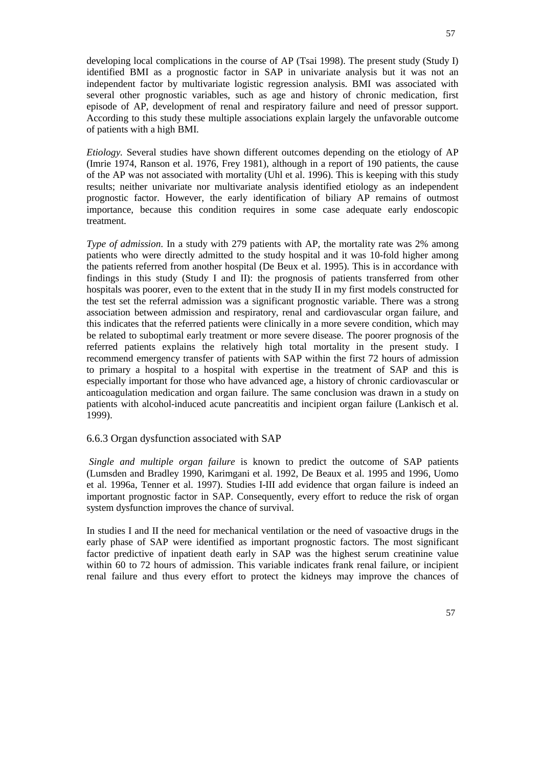developing local complications in the course of AP (Tsai 1998). The present study (Study I) identified BMI as a prognostic factor in SAP in univariate analysis but it was not an independent factor by multivariate logistic regression analysis. BMI was associated with several other prognostic variables, such as age and history of chronic medication, first episode of AP, development of renal and respiratory failure and need of pressor support. According to this study these multiple associations explain largely the unfavorable outcome of patients with a high BMI.

*Etiology.* Several studies have shown different outcomes depending on the etiology of AP (Imrie 1974, Ranson et al. 1976, Frey 1981), although in a report of 190 patients, the cause of the AP was not associated with mortality (Uhl et al. 1996). This is keeping with this study results; neither univariate nor multivariate analysis identified etiology as an independent prognostic factor. However, the early identification of biliary AP remains of outmost importance, because this condition requires in some case adequate early endoscopic treatment.

*Type of admission.* In a study with 279 patients with AP, the mortality rate was 2% among patients who were directly admitted to the study hospital and it was 10-fold higher among the patients referred from another hospital (De Beux et al. 1995). This is in accordance with findings in this study (Study I and II): the prognosis of patients transferred from other hospitals was poorer, even to the extent that in the study II in my first models constructed for the test set the referral admission was a significant prognostic variable. There was a strong association between admission and respiratory, renal and cardiovascular organ failure, and this indicates that the referred patients were clinically in a more severe condition, which may be related to suboptimal early treatment or more severe disease. The poorer prognosis of the referred patients explains the relatively high total mortality in the present study. I recommend emergency transfer of patients with SAP within the first 72 hours of admission to primary a hospital to a hospital with expertise in the treatment of SAP and this is especially important for those who have advanced age, a history of chronic cardiovascular or anticoagulation medication and organ failure. The same conclusion was drawn in a study on patients with alcohol-induced acute pancreatitis and incipient organ failure (Lankisch et al. 1999).

### 6.6.3 Organ dysfunction associated with SAP

*Single and multiple organ failure* is known to predict the outcome of SAP patients (Lumsden and Bradley 1990, Karimgani et al. 1992, De Beaux et al. 1995 and 1996, Uomo et al. 1996a, Tenner et al. 1997). Studies I-III add evidence that organ failure is indeed an important prognostic factor in SAP. Consequently, every effort to reduce the risk of organ system dysfunction improves the chance of survival.

In studies I and II the need for mechanical ventilation or the need of vasoactive drugs in the early phase of SAP were identified as important prognostic factors. The most significant factor predictive of inpatient death early in SAP was the highest serum creatinine value within 60 to 72 hours of admission. This variable indicates frank renal failure, or incipient renal failure and thus every effort to protect the kidneys may improve the chances of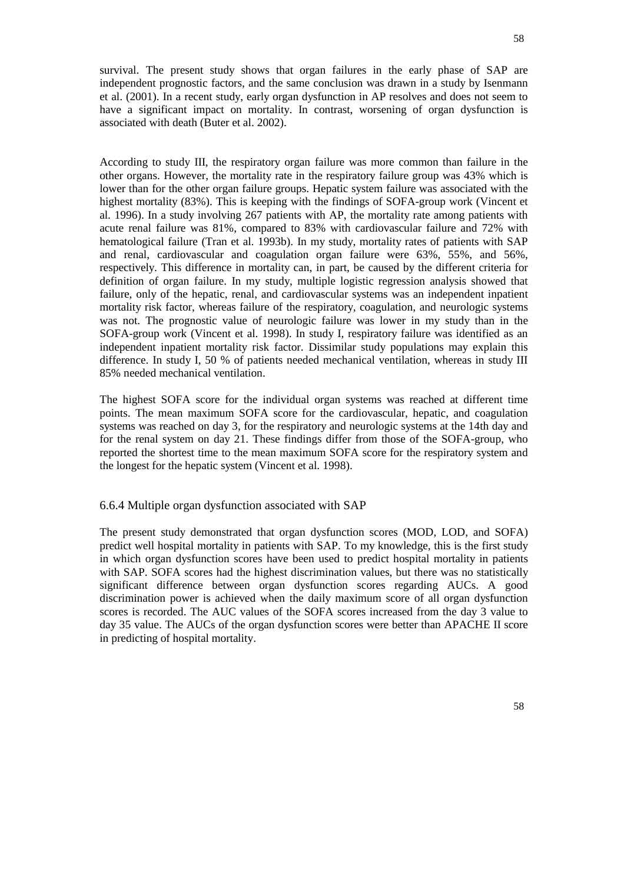survival. The present study shows that organ failures in the early phase of SAP are independent prognostic factors, and the same conclusion was drawn in a study by Isenmann et al. (2001). In a recent study, early organ dysfunction in AP resolves and does not seem to have a significant impact on mortality. In contrast, worsening of organ dysfunction is associated with death (Buter et al. 2002).

According to study III, the respiratory organ failure was more common than failure in the other organs. However, the mortality rate in the respiratory failure group was 43% which is lower than for the other organ failure groups. Hepatic system failure was associated with the highest mortality (83%). This is keeping with the findings of SOFA-group work (Vincent et al. 1996). In a study involving 267 patients with AP, the mortality rate among patients with acute renal failure was 81%, compared to 83% with cardiovascular failure and 72% with hematological failure (Tran et al. 1993b). In my study, mortality rates of patients with SAP and renal, cardiovascular and coagulation organ failure were 63%, 55%, and 56%, respectively. This difference in mortality can, in part, be caused by the different criteria for definition of organ failure. In my study, multiple logistic regression analysis showed that failure, only of the hepatic, renal, and cardiovascular systems was an independent inpatient mortality risk factor, whereas failure of the respiratory, coagulation, and neurologic systems was not. The prognostic value of neurologic failure was lower in my study than in the SOFA-group work (Vincent et al. 1998). In study I, respiratory failure was identified as an independent inpatient mortality risk factor. Dissimilar study populations may explain this difference. In study I, 50 % of patients needed mechanical ventilation, whereas in study III 85% needed mechanical ventilation.

The highest SOFA score for the individual organ systems was reached at different time points. The mean maximum SOFA score for the cardiovascular, hepatic, and coagulation systems was reached on day 3, for the respiratory and neurologic systems at the 14th day and for the renal system on day 21. These findings differ from those of the SOFA-group, who reported the shortest time to the mean maximum SOFA score for the respiratory system and the longest for the hepatic system (Vincent et al. 1998).

### 6.6.4 Multiple organ dysfunction associated with SAP

The present study demonstrated that organ dysfunction scores (MOD, LOD, and SOFA) predict well hospital mortality in patients with SAP. To my knowledge, this is the first study in which organ dysfunction scores have been used to predict hospital mortality in patients with SAP. SOFA scores had the highest discrimination values, but there was no statistically significant difference between organ dysfunction scores regarding AUCs. A good discrimination power is achieved when the daily maximum score of all organ dysfunction scores is recorded. The AUC values of the SOFA scores increased from the day 3 value to day 35 value. The AUCs of the organ dysfunction scores were better than APACHE II score in predicting of hospital mortality.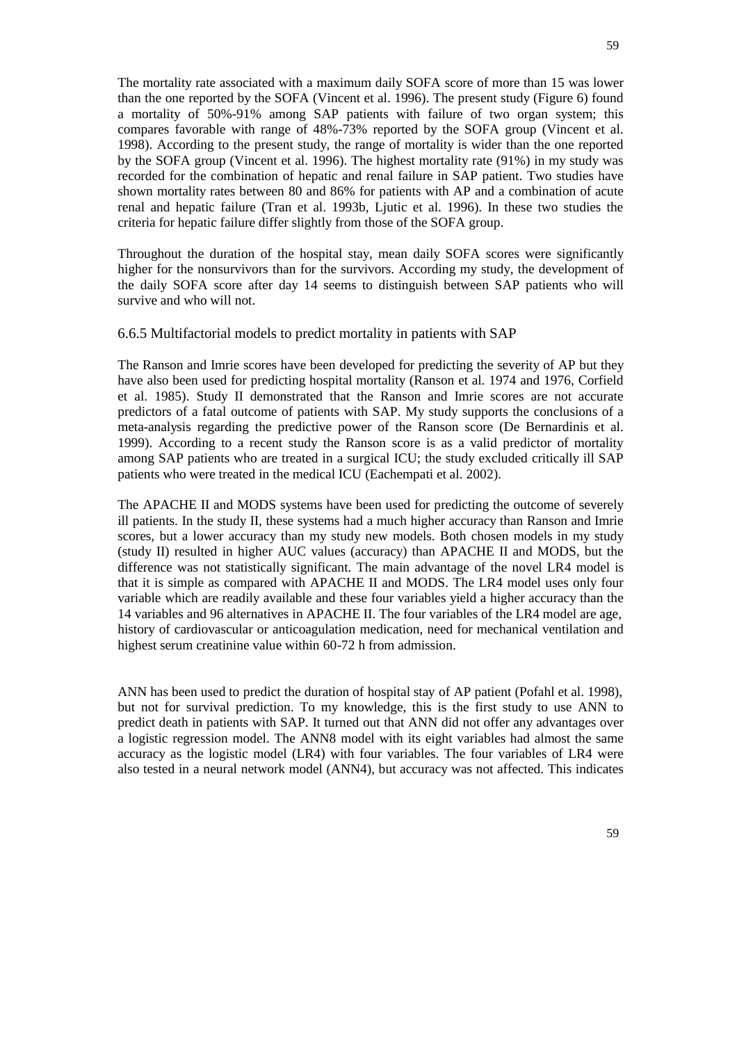The mortality rate associated with a maximum daily SOFA score of more than 15 was lower than the one reported by the SOFA (Vincent et al. 1996). The present study (Figure 6) found a mortality of 50%-91% among SAP patients with failure of two organ system; this compares favorable with range of 48%-73% reported by the SOFA group (Vincent et al. 1998). According to the present study, the range of mortality is wider than the one reported by the SOFA group (Vincent et al. 1996). The highest mortality rate (91%) in my study was recorded for the combination of hepatic and renal failure in SAP patient. Two studies have shown mortality rates between 80 and 86% for patients with AP and a combination of acute renal and hepatic failure (Tran et al. 1993b, Ljutic et al. 1996). In these two studies the criteria for hepatic failure differ slightly from those of the SOFA group.

Throughout the duration of the hospital stay, mean daily SOFA scores were significantly higher for the nonsurvivors than for the survivors. According my study, the development of the daily SOFA score after day 14 seems to distinguish between SAP patients who will survive and who will not.

### 6.6.5 Multifactorial models to predict mortality in patients with SAP

The Ranson and Imrie scores have been developed for predicting the severity of AP but they have also been used for predicting hospital mortality (Ranson et al. 1974 and 1976, Corfield et al. 1985). Study II demonstrated that the Ranson and Imrie scores are not accurate predictors of a fatal outcome of patients with SAP. My study supports the conclusions of a meta-analysis regarding the predictive power of the Ranson score (De Bernardinis et al. 1999). According to a recent study the Ranson score is as a valid predictor of mortality among SAP patients who are treated in a surgical ICU; the study excluded critically ill SAP patients who were treated in the medical ICU (Eachempati et al. 2002).

The APACHE II and MODS systems have been used for predicting the outcome of severely ill patients. In the study II, these systems had a much higher accuracy than Ranson and Imrie scores, but a lower accuracy than my study new models. Both chosen models in my study (study II) resulted in higher AUC values (accuracy) than APACHE II and MODS, but the difference was not statistically significant. The main advantage of the novel LR4 model is that it is simple as compared with APACHE II and MODS. The LR4 model uses only four variable which are readily available and these four variables yield a higher accuracy than the 14 variables and 96 alternatives in APACHE II. The four variables of the LR4 model are age, history of cardiovascular or anticoagulation medication, need for mechanical ventilation and highest serum creatinine value within 60-72 h from admission.

ANN has been used to predict the duration of hospital stay of AP patient (Pofahl et al. 1998), but not for survival prediction. To my knowledge, this is the first study to use ANN to predict death in patients with SAP. It turned out that ANN did not offer any advantages over a logistic regression model. The ANN8 model with its eight variables had almost the same accuracy as the logistic model (LR4) with four variables. The four variables of LR4 were also tested in a neural network model (ANN4), but accuracy was not affected. This indicates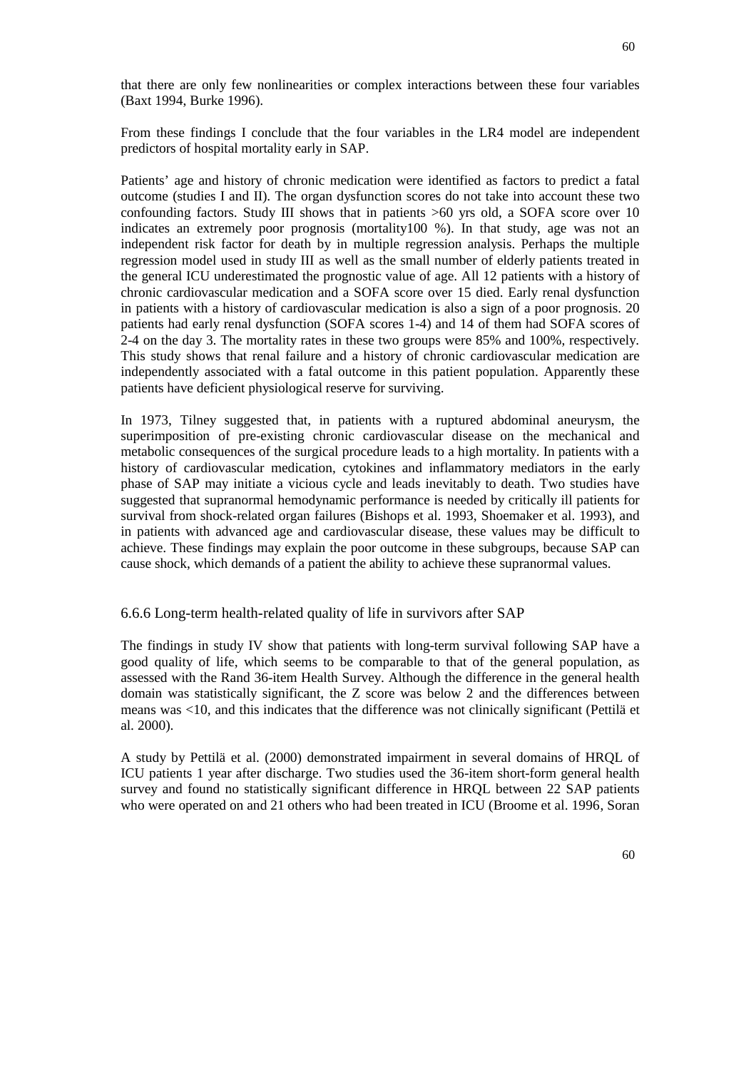that there are only few nonlinearities or complex interactions between these four variables (Baxt 1994, Burke 1996).

From these findings I conclude that the four variables in the LR4 model are independent predictors of hospital mortality early in SAP.

Patients' age and history of chronic medication were identified as factors to predict a fatal outcome (studies I and II). The organ dysfunction scores do not take into account these two confounding factors. Study III shows that in patients >60 yrs old, a SOFA score over 10 indicates an extremely poor prognosis (mortality100 %). In that study, age was not an independent risk factor for death by in multiple regression analysis. Perhaps the multiple regression model used in study III as well as the small number of elderly patients treated in the general ICU underestimated the prognostic value of age. All 12 patients with a history of chronic cardiovascular medication and a SOFA score over 15 died. Early renal dysfunction in patients with a history of cardiovascular medication is also a sign of a poor prognosis. 20 patients had early renal dysfunction (SOFA scores 1-4) and 14 of them had SOFA scores of 2-4 on the day 3. The mortality rates in these two groups were 85% and 100%, respectively. This study shows that renal failure and a history of chronic cardiovascular medication are independently associated with a fatal outcome in this patient population. Apparently these patients have deficient physiological reserve for surviving.

In 1973, Tilney suggested that, in patients with a ruptured abdominal aneurysm, the superimposition of pre-existing chronic cardiovascular disease on the mechanical and metabolic consequences of the surgical procedure leads to a high mortality. In patients with a history of cardiovascular medication, cytokines and inflammatory mediators in the early phase of SAP may initiate a vicious cycle and leads inevitably to death. Two studies have suggested that supranormal hemodynamic performance is needed by critically ill patients for survival from shock-related organ failures (Bishops et al. 1993, Shoemaker et al. 1993), and in patients with advanced age and cardiovascular disease, these values may be difficult to achieve. These findings may explain the poor outcome in these subgroups, because SAP can cause shock, which demands of a patient the ability to achieve these supranormal values.

### 6.6.6 Long-term health-related quality of life in survivors after SAP

The findings in study IV show that patients with long-term survival following SAP have a good quality of life, which seems to be comparable to that of the general population, as assessed with the Rand 36-item Health Survey. Although the difference in the general health domain was statistically significant, the Z score was below 2 and the differences between means was <10, and this indicates that the difference was not clinically significant (Pettilä et al. 2000).

A study by Pettilä et al. (2000) demonstrated impairment in several domains of HRQL of ICU patients 1 year after discharge. Two studies used the 36-item short-form general health survey and found no statistically significant difference in HRQL between 22 SAP patients who were operated on and 21 others who had been treated in ICU (Broome et al. 1996, Soran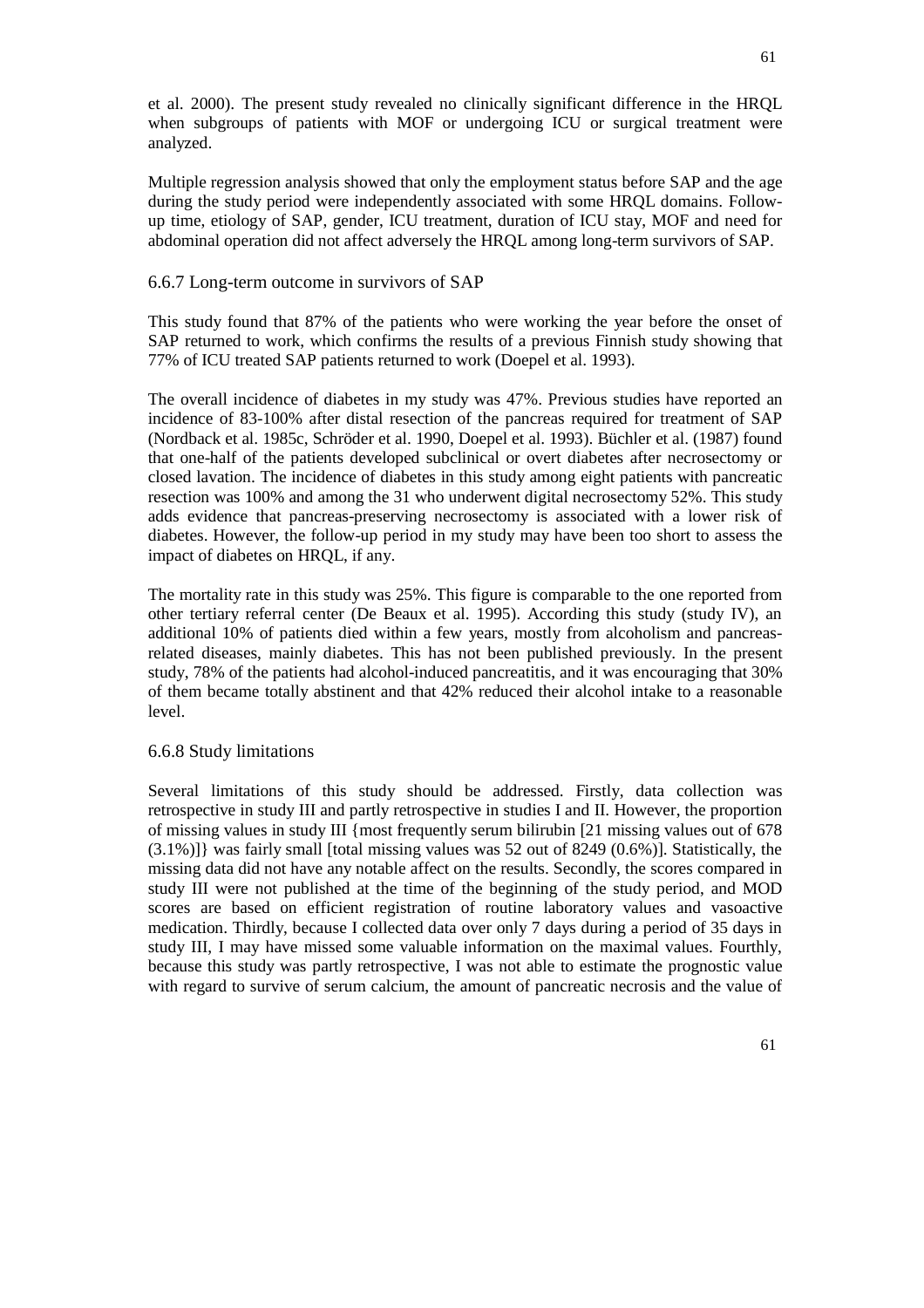et al. 2000). The present study revealed no clinically significant difference in the HRQL when subgroups of patients with MOF or undergoing ICU or surgical treatment were analyzed.

Multiple regression analysis showed that only the employment status before SAP and the age during the study period were independently associated with some HRQL domains. Follow-up time, etiology of SAP, gender, ICU treatment, duration of ICU stay, MOF and need for abdominal operation did not affect adversely the HRQL among long-term survivors of SAP.

### 6.6.7 Long-term outcome in survivors of SAP

This study found that 87% of the patients who were working the year before the onset of SAP returned to work, which confirms the results of a previous Finnish study showing that 77% of ICU treated SAP patients returned to work (Doepel et al. 1993).

The overall incidence of diabetes in my study was 47%. Previous studies have reported an incidence of 83-100% after distal resection of the pancreas required for treatment of SAP (Nordback et al. 1985c, Schröder et al. 1990, Doepel et al. 1993). Büchler et al. (1987) found that one-half of the patients developed subclinical or overt diabetes after necrosectomy or closed lavation. The incidence of diabetes in this study among eight patients with pancreatic resection was 100% and among the 31 who underwent digital necrosectomy 52%. This study adds evidence that pancreas-preserving necrosectomy is associated with a lower risk of diabetes. However, the follow-up period in my study may have been too short to assess the impact of diabetes on HRQL, if any.

The mortality rate in this study was 25%. This figure is comparable to the one reported from other tertiary referral center (De Beaux et al. 1995). According this study (study IV), an additional 10% of patients died within a few years, mostly from alcoholism and pancreas-related diseases, mainly diabetes. This has not been published previously. In the present study, 78% of the patients had alcohol-induced pancreatitis, and it was encouraging that 30% of them became totally abstinent and that 42% reduced their alcohol intake to a reasonable level.

### 6.6.8 Study limitations

Several limitations of this study should be addressed. Firstly, data collection was retrospective in study III and partly retrospective in studies I and II. However, the proportion of missing values in study III {most frequently serum bilirubin [21 missing values out of 678 (3.1%)]} was fairly small [total missing values was 52 out of 8249 (0.6%)]. Statistically, the missing data did not have any notable affect on the results. Secondly, the scores compared in study III were not published at the time of the beginning of the study period, and MOD scores are based on efficient registration of routine laboratory values and vasoactive medication. Thirdly, because I collected data over only 7 days during a period of 35 days in study III, I may have missed some valuable information on the maximal values. Fourthly, because this study was partly retrospective, I was not able to estimate the prognostic value with regard to survive of serum calcium, the amount of pancreatic necrosis and the value of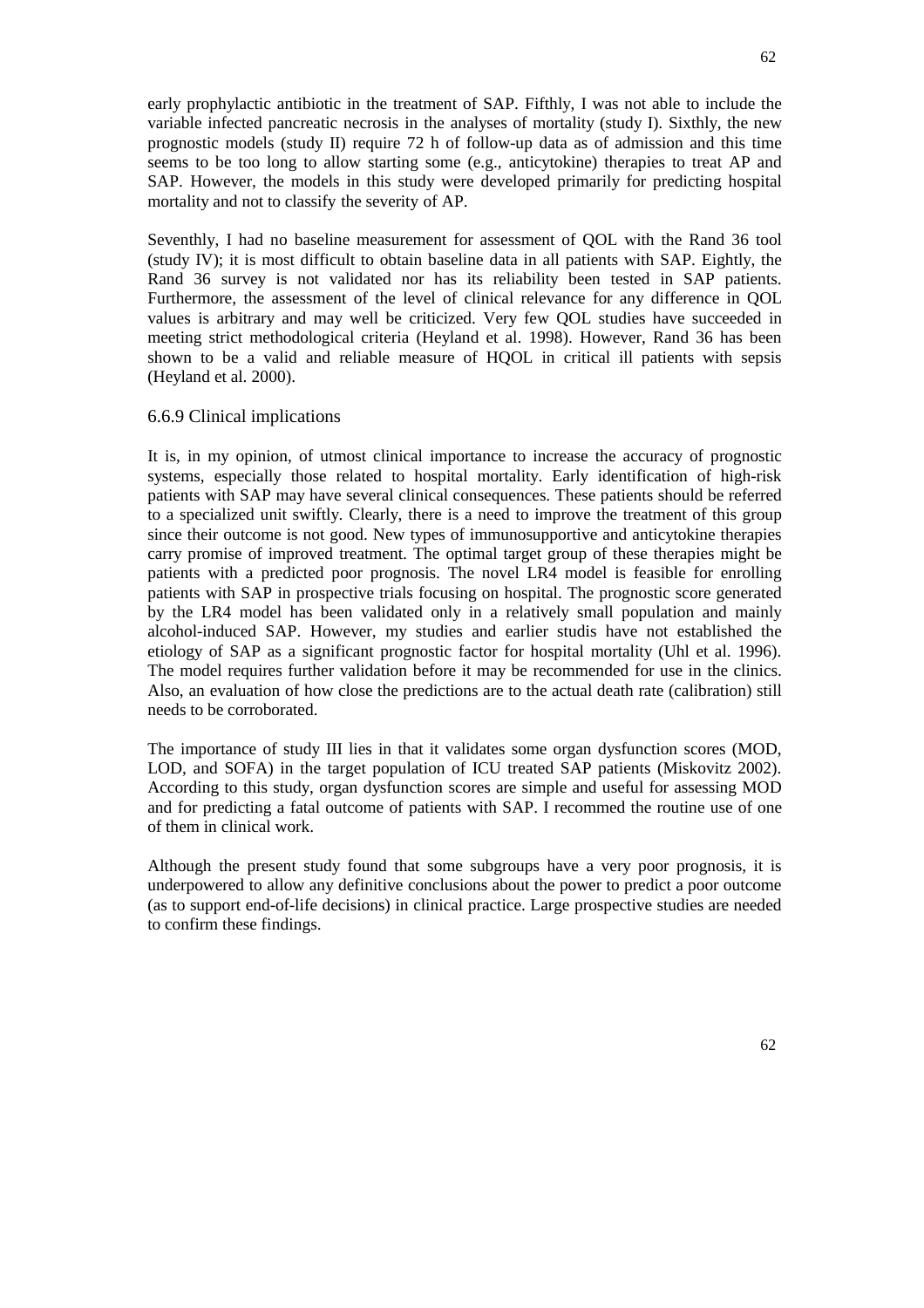early prophylactic antibiotic in the treatment of SAP. Fifthly, I was not able to include the variable infected pancreatic necrosis in the analyses of mortality (study I). Sixthly, the new prognostic models (study II) require 72 h of follow-up data as of admission and this time seems to be too long to allow starting some (e.g., anticytokine) therapies to treat AP and SAP. However, the models in this study were developed primarily for predicting hospital mortality and not to classify the severity of AP.

Seventhly, I had no baseline measurement for assessment of QOL with the Rand 36 tool (study IV); it is most difficult to obtain baseline data in all patients with SAP. Eightly, the Rand 36 survey is not validated nor has its reliability been tested in SAP patients. Furthermore, the assessment of the level of clinical relevance for any difference in QOL values is arbitrary and may well be criticized. Very few QOL studies have succeeded in meeting strict methodological criteria (Heyland et al. 1998). However, Rand 36 has been shown to be a valid and reliable measure of HQOL in critical ill patients with sepsis (Heyland et al. 2000).

### 6.6.9 Clinical implications

It is, in my opinion, of utmost clinical importance to increase the accuracy of prognostic systems, especially those related to hospital mortality. Early identification of high-risk patients with SAP may have several clinical consequences. These patients should be referred to a specialized unit swiftly. Clearly, there is a need to improve the treatment of this group since their outcome is not good. New types of immunosupportive and anticytokine therapies carry promise of improved treatment. The optimal target group of these therapies might be patients with a predicted poor prognosis. The novel LR4 model is feasible for enrolling patients with SAP in prospective trials focusing on hospital. The prognostic score generated by the LR4 model has been validated only in a relatively small population and mainly alcohol-induced SAP. However, my studies and earlier studis have not established the etiology of SAP as a significant prognostic factor for hospital mortality (Uhl et al. 1996). The model requires further validation before it may be recommended for use in the clinics. Also, an evaluation of how close the predictions are to the actual death rate (calibration) still needs to be corroborated.

The importance of study III lies in that it validates some organ dysfunction scores (MOD, LOD, and SOFA) in the target population of ICU treated SAP patients (Miskovitz 2002). According to this study, organ dysfunction scores are simple and useful for assessing MOD and for predicting a fatal outcome of patients with SAP. I recommed the routine use of one of them in clinical work.

Although the present study found that some subgroups have a very poor prognosis, it is underpowered to allow any definitive conclusions about the power to predict a poor outcome (as to support end-of-life decisions) in clinical practice. Large prospective studies are needed to confirm these findings.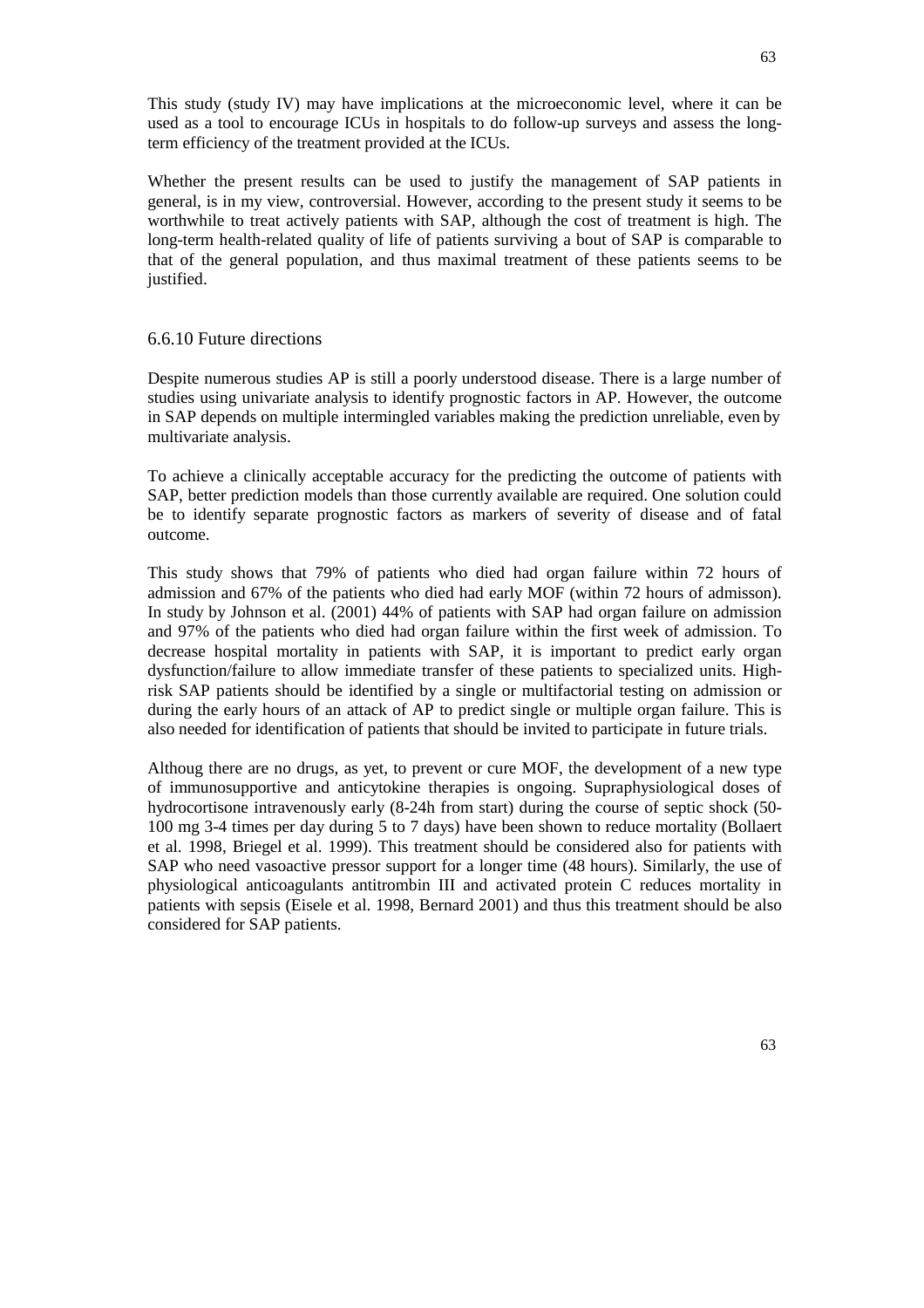This study (study IV) may have implications at the microeconomic level, where it can be used as a tool to encourage ICUs in hospitals to do follow-up surveys and assess the long-term efficiency of the treatment provided at the ICUs.

Whether the present results can be used to justify the management of SAP patients in general, is in my view, controversial. However, according to the present study it seems to be worthwhile to treat actively patients with SAP, although the cost of treatment is high. The long-term health-related quality of life of patients surviving a bout of SAP is comparable to that of the general population, and thus maximal treatment of these patients seems to be justified.

### 6.6.10 Future directions

Despite numerous studies AP is still a poorly understood disease. There is a large number of studies using univariate analysis to identify prognostic factors in AP. However, the outcome in SAP depends on multiple intermingled variables making the prediction unreliable, even by multivariate analysis.

To achieve a clinically acceptable accuracy for the predicting the outcome of patients with SAP, better prediction models than those currently available are required. One solution could be to identify separate prognostic factors as markers of severity of disease and of fatal outcome.

This study shows that 79% of patients who died had organ failure within 72 hours of admission and 67% of the patients who died had early MOF (within 72 hours of admisson). In study by Johnson et al. (2001) 44% of patients with SAP had organ failure on admission and 97% of the patients who died had organ failure within the first week of admission. To decrease hospital mortality in patients with SAP, it is important to predict early organ dysfunction/failure to allow immediate transfer of these patients to specialized units. High-risk SAP patients should be identified by a single or multifactorial testing on admission or during the early hours of an attack of AP to predict single or multiple organ failure. This is also needed for identification of patients that should be invited to participate in future trials.

Althoug there are no drugs, as yet, to prevent or cure MOF, the development of a new type of immunosupportive and anticytokine therapies is ongoing. Supraphysiological doses of hydrocortisone intravenously early (8-24h from start) during the course of septic shock (50-100 mg 3-4 times per day during 5 to 7 days) have been shown to reduce mortality (Bollaert et al. 1998, Briegel et al. 1999). This treatment should be considered also for patients with SAP who need vasoactive pressor support for a longer time (48 hours). Similarly, the use of physiological anticoagulants antitrombin III and activated protein C reduces mortality in patients with sepsis (Eisele et al. 1998, Bernard 2001) and thus this treatment should be also considered for SAP patients.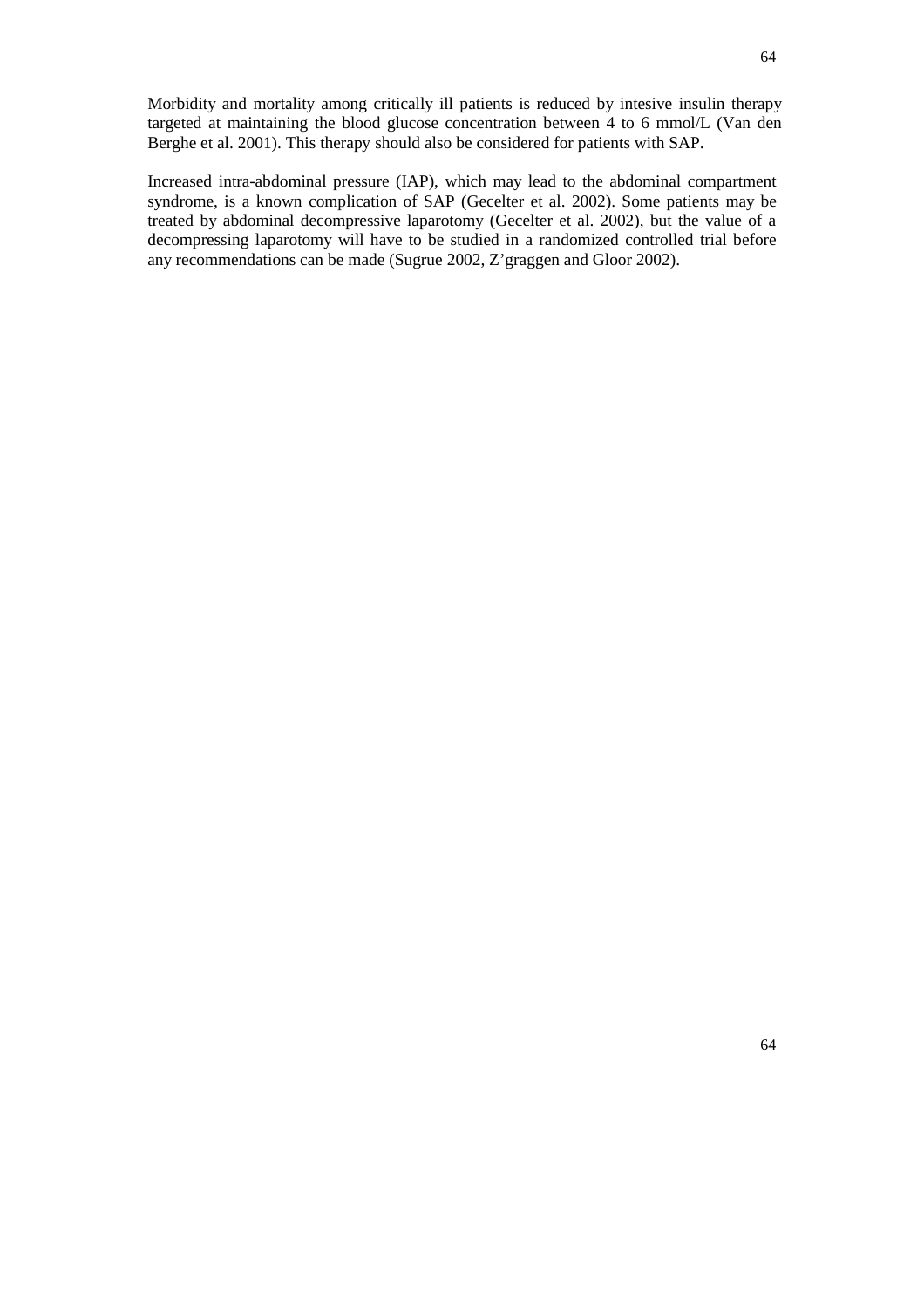Morbidity and mortality among critically ill patients is reduced by intesive insulin therapy targeted at maintaining the blood glucose concentration between 4 to 6 mmol/L (Van den Berghe et al. 2001). This therapy should also be considered for patients with SAP.

Increased intra-abdominal pressure (IAP), which may lead to the abdominal compartment syndrome, is a known complication of SAP (Gecelter et al. 2002). Some patients may be treated by abdominal decompressive laparotomy (Gecelter et al. 2002), but the value of a decompressing laparotomy will have to be studied in a randomized controlled trial before any recommendations can be made (Sugrue 2002, Z'graggen and Gloor 2002).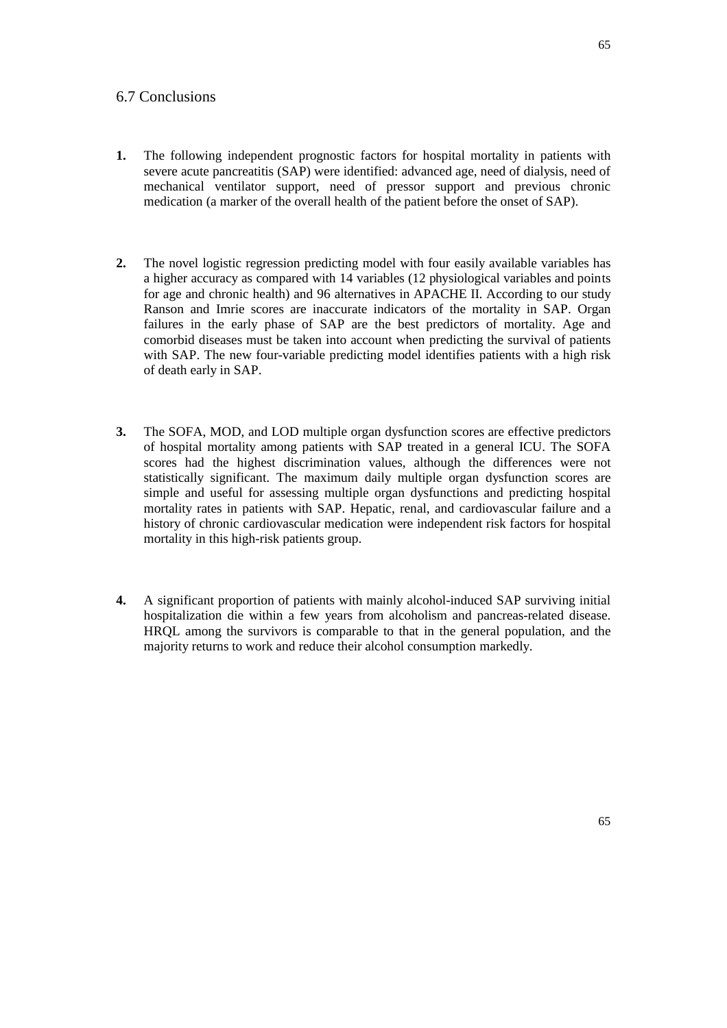## 6.7 Conclusions

1. The following independent prognostic factors for hospital mortality in patients with severe acute pancreatitis (SAP) were identified: advanced age, need of dialysis, need of mechanical ventilator support, need of pressor support and previous chronic medication (a marker of the overall health of the patient before the onset of SAP).

2. The novel logistic regression predicting model with four easily available variables has a higher accuracy as compared with 14 variables (12 physiological variables and points for age and chronic health) and 96 alternatives in APACHE II. According to our study Ranson and Imrie scores are inaccurate indicators of the mortality in SAP. Organ failures in the early phase of SAP are the best predictors of mortality. Age and comorbid diseases must be taken into account when predicting the survival of patients with SAP. The new four-variable predicting model identifies patients with a high risk of death early in SAP.

3. The SOFA, MOD, and LOD multiple organ dysfunction scores are effective predictors of hospital mortality among patients with SAP treated in a general ICU. The SOFA scores had the highest discrimination values, although the differences were not statistically significant. The maximum daily multiple organ dysfunction scores are simple and useful for assessing multiple organ dysfunctions and predicting hospital mortality rates in patients with SAP. Hepatic, renal, and cardiovascular failure and a history of chronic cardiovascular medication were independent risk factors for hospital mortality in this high-risk patients group.

4. A significant proportion of patients with mainly alcohol-induced SAP surviving initial hospitalization die within a few years from alcoholism and pancreas-related disease. HRQL among the survivors is comparable to that in the general population, and the majority returns to work and reduce their alcohol consumption markedly.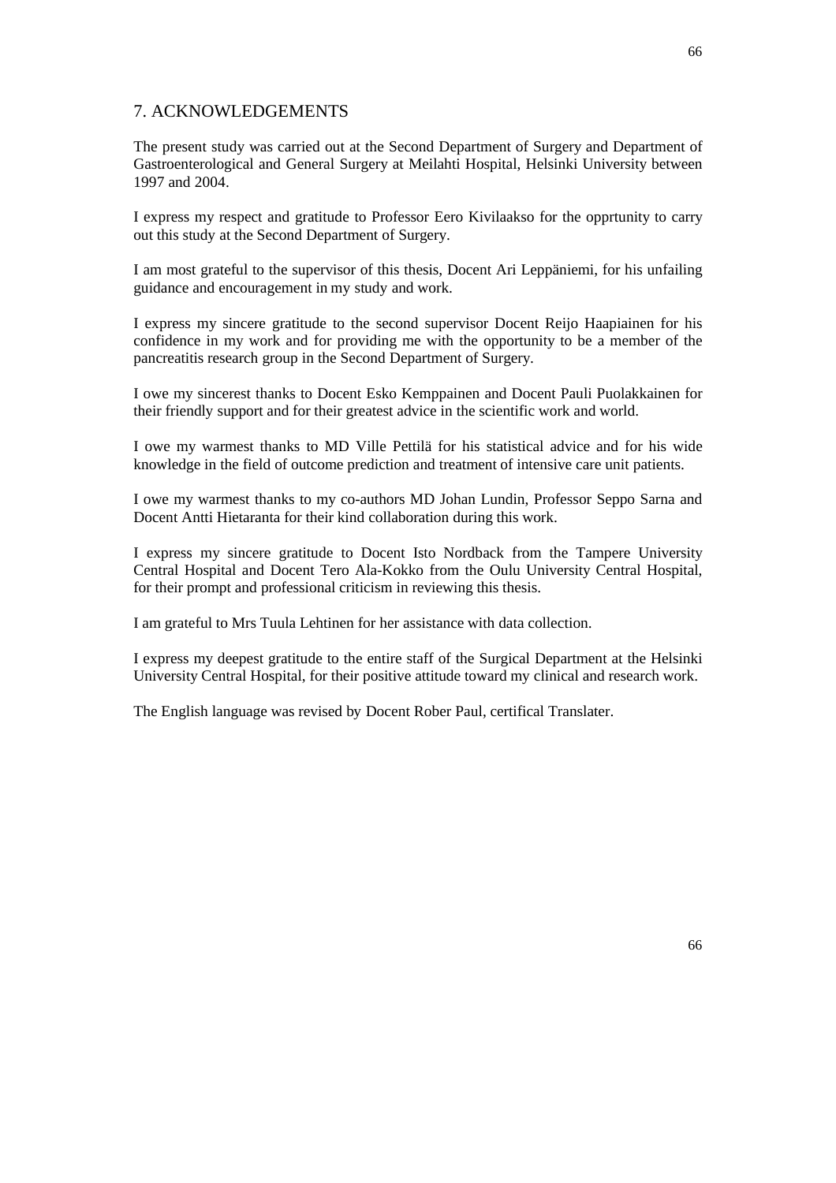## 7. ACKNOWLEDGEMENTS

The present study was carried out at the Second Department of Surgery and Department of Gastroenterological and General Surgery at Meilahti Hospital, Helsinki University between 1997 and 2004.

I express my respect and gratitude to Professor Eero Kivilaakso for the opprtunity to carry out this study at the Second Department of Surgery.

I am most grateful to the supervisor of this thesis, Docent Ari Leppäniemi, for his unfailing guidance and encouragement in my study and work.

I express my sincere gratitude to the second supervisor Docent Reijo Haapiainen for his confidence in my work and for providing me with the opportunity to be a member of the pancreatitis research group in the Second Department of Surgery.

I owe my sincerest thanks to Docent Esko Kemppainen and Docent Pauli Puolakkainen for their friendly support and for their greatest advice in the scientific work and world.

I owe my warmest thanks to MD Ville Pettilä for his statistical advice and for his wide knowledge in the field of outcome prediction and treatment of intensive care unit patients.

I owe my warmest thanks to my co-authors MD Johan Lundin, Professor Seppo Sarna and Docent Antti Hietaranta for their kind collaboration during this work.

I express my sincere gratitude to Docent Isto Nordback from the Tampere University Central Hospital and Docent Tero Ala-Kokko from the Oulu University Central Hospital, for their prompt and professional criticism in reviewing this thesis.

I am grateful to Mrs Tuula Lehtinen for her assistance with data collection.

I express my deepest gratitude to the entire staff of the Surgical Department at the Helsinki University Central Hospital, for their positive attitude toward my clinical and research work.

The English language was revised by Docent Rober Paul, certifical Translater.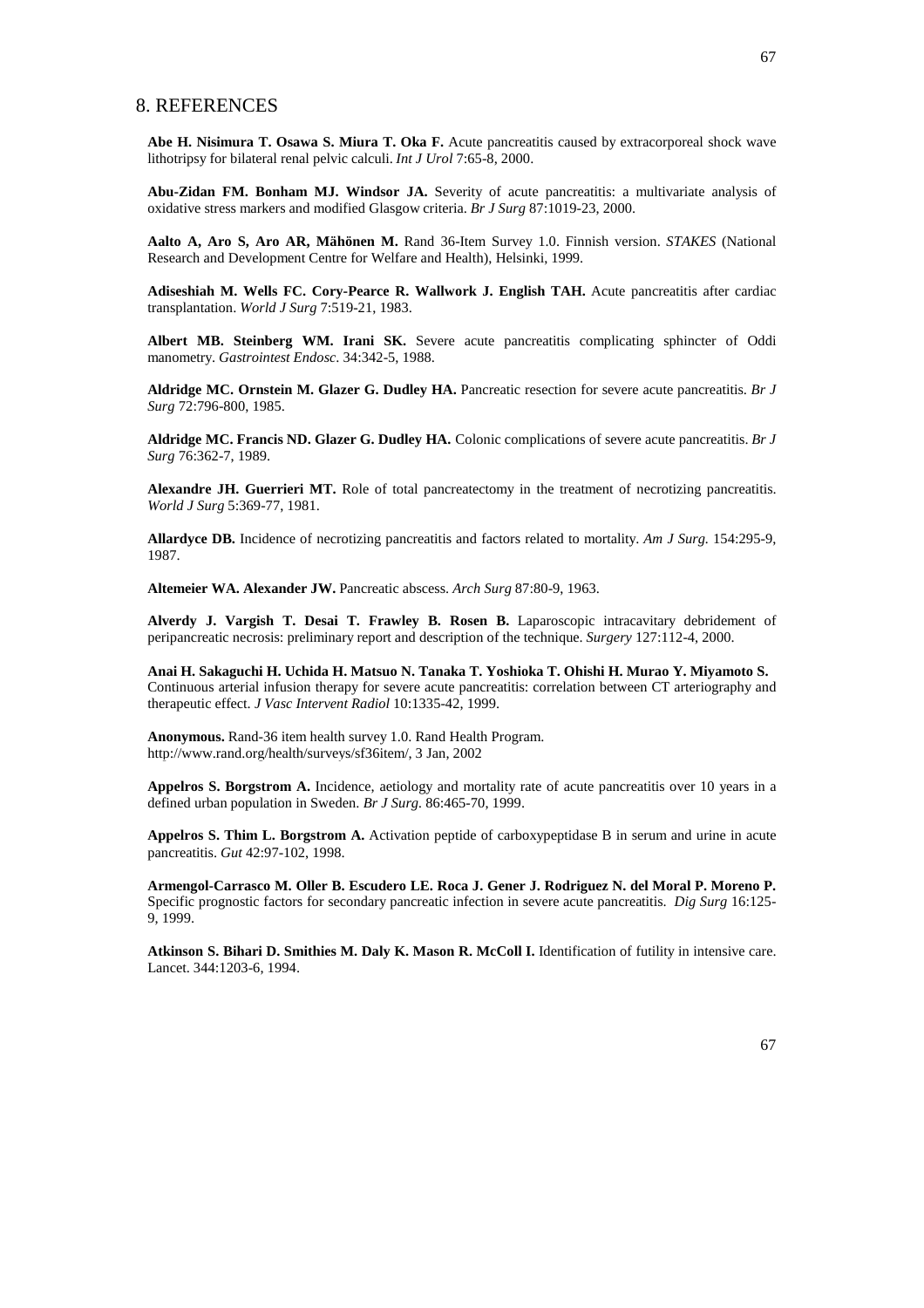## 8. REFERENCES

**Abe H. Nisimura T. Osawa S. Miura T. Oka F.** Acute pancreatitis caused by extracorporeal shock wave lithotripsy for bilateral renal pelvic calculi. *Int J Urol* 7:65-8, 2000.

**Abu-Zidan FM. Bonham MJ. Windsor JA.** Severity of acute pancreatitis: a multivariate analysis of oxidative stress markers and modified Glasgow criteria. *Br J Surg* 87:1019-23, 2000.

**Aalto A, Aro S, Aro AR, Mähönen M.** Rand 36-Item Survey 1.0. Finnish version. *STAKES* (National Research and Development Centre for Welfare and Health), Helsinki, 1999.

**Adiseshiah M. Wells FC. Cory-Pearce R. Wallwork J. English TAH.** Acute pancreatitis after cardiac transplantation. *World J Surg* 7:519-21, 1983.

**Albert MB. Steinberg WM. Irani SK.** Severe acute pancreatitis complicating sphincter of Oddi manometry. *Gastrointest Endosc*. 34:342-5, 1988.

**Aldridge MC. Ornstein M. Glazer G. Dudley HA.** Pancreatic resection for severe acute pancreatitis. *Br J Surg* 72:796-800, 1985.

**Aldridge MC. Francis ND. Glazer G. Dudley HA.** Colonic complications of severe acute pancreatitis. *Br J Surg* 76:362-7, 1989.

**Alexandre JH. Guerrieri MT.** Role of total pancreatectomy in the treatment of necrotizing pancreatitis. *World J Surg* 5:369-77, 1981.

**Allardyce DB.** Incidence of necrotizing pancreatitis and factors related to mortality. *Am J Surg.* 154:295-9, 1987.

**Altemeier WA. Alexander JW.** Pancreatic abscess. *Arch Surg* 87:80-9, 1963.

**Alverdy J. Vargish T. Desai T. Frawley B. Rosen B.** Laparoscopic intracavitary debridement of peripancreatic necrosis: preliminary report and description of the technique. *Surgery* 127:112-4, 2000.

**Anai H. Sakaguchi H. Uchida H. Matsuo N. Tanaka T. Yoshioka T. Ohishi H. Murao Y. Miyamoto S.** Continuous arterial infusion therapy for severe acute pancreatitis: correlation between CT arteriography and therapeutic effect. *J Vasc Intervent Radiol* 10:1335-42, 1999.

**Anonymous.** Rand-36 item health survey 1.0. Rand Health Program. http://www.rand.org/health/surveys/sf36item/, 3 Jan, 2002

**Appelros S. Borgstrom A.** Incidence, aetiology and mortality rate of acute pancreatitis over 10 years in a defined urban population in Sweden. *Br J Surg.* 86:465-70, 1999.

**Appelros S. Thim L. Borgstrom A.** Activation peptide of carboxypeptidase B in serum and urine in acute pancreatitis. *Gut* 42:97-102, 1998.

**Armengol-Carrasco M. Oller B. Escudero LE. Roca J. Gener J. Rodriguez N. del Moral P. Moreno P.** Specific prognostic factors for secondary pancreatic infection in severe acute pancreatitis. *Dig Surg* 16:125-9, 1999.

**Atkinson S. Bihari D. Smithies M. Daly K. Mason R. McColl I.** Identification of futility in intensive care. Lancet. 344:1203-6, 1994.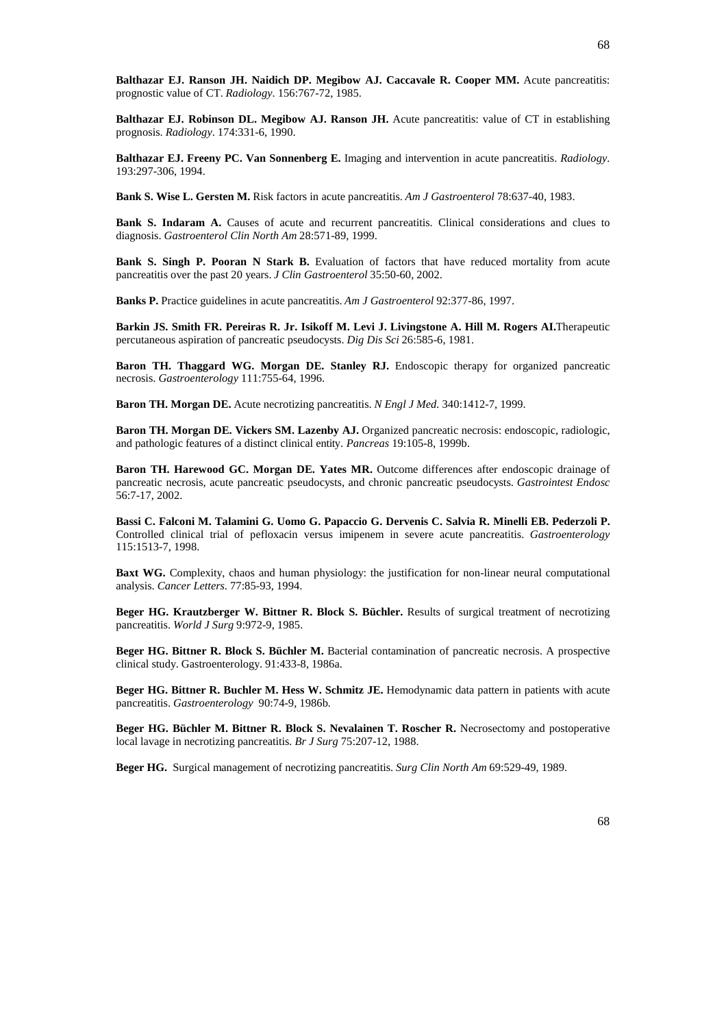**Balthazar EJ. Ranson JH. Naidich DP. Megibow AJ. Caccavale R. Cooper MM.** Acute pancreatitis: prognostic value of CT. *Radiology*. 156:767-72, 1985.

**Balthazar EJ. Robinson DL. Megibow AJ. Ranson JH.** Acute pancreatitis: value of CT in establishing prognosis. *Radiology*. 174:331-6, 1990.

**Balthazar EJ. Freeny PC. Van Sonnenberg E.** Imaging and intervention in acute pancreatitis. *Radiology*. 193:297-306, 1994.

**Bank S. Wise L. Gersten M.** Risk factors in acute pancreatitis. *Am J Gastroenterol* 78:637-40, 1983.

**Bank S. Indaram A.** Causes of acute and recurrent pancreatitis. Clinical considerations and clues to diagnosis. *Gastroenterol Clin North Am* 28:571-89, 1999.

**Bank S. Singh P. Pooran N Stark B.** Evaluation of factors that have reduced mortality from acute pancreatitis over the past 20 years. *J Clin Gastroenterol* 35:50-60, 2002.

**Banks P.** Practice guidelines in acute pancreatitis. *Am J Gastroenterol* 92:377-86, 1997.

**Barkin JS. Smith FR. Pereiras R. Jr. Isikoff M. Levi J. Livingstone A. Hill M. Rogers AI.**Therapeutic percutaneous aspiration of pancreatic pseudocysts. *Dig Dis Sci* 26:585-6, 1981.

**Baron TH. Thaggard WG. Morgan DE. Stanley RJ.** Endoscopic therapy for organized pancreatic necrosis. *Gastroenterology* 111:755-64, 1996.

**Baron TH. Morgan DE.** Acute necrotizing pancreatitis. *N Engl J Med*. 340:1412-7, 1999.

**Baron TH. Morgan DE. Vickers SM. Lazenby AJ.** Organized pancreatic necrosis: endoscopic, radiologic, and pathologic features of a distinct clinical entity. *Pancreas* 19:105-8, 1999b.

**Baron TH. Harewood GC. Morgan DE. Yates MR.** Outcome differences after endoscopic drainage of pancreatic necrosis, acute pancreatic pseudocysts, and chronic pancreatic pseudocysts. *Gastrointest Endosc* 56:7-17, 2002.

**Bassi C. Falconi M. Talamini G. Uomo G. Papaccio G. Dervenis C. Salvia R. Minelli EB. Pederzoli P.** Controlled clinical trial of pefloxacin versus imipenem in severe acute pancreatitis. *Gastroenterology* 115:1513-7, 1998.

**Baxt WG.** Complexity, chaos and human physiology: the justification for non-linear neural computational analysis. *Cancer Letters*. 77:85-93, 1994.

**Beger HG. Krautzberger W. Bittner R. Block S. Büchler.** Results of surgical treatment of necrotizing pancreatitis. *World J Surg* 9:972-9, 1985.

**Beger HG. Bittner R. Block S. Büchler M.** Bacterial contamination of pancreatic necrosis. A prospective clinical study. Gastroenterology. 91:433-8, 1986a.

**Beger HG. Bittner R. Buchler M. Hess W. Schmitz JE.** Hemodynamic data pattern in patients with acute pancreatitis. *Gastroenterology* 90:74-9, 1986b.

**Beger HG. Büchler M. Bittner R. Block S. Nevalainen T. Roscher R.** Necrosectomy and postoperative local lavage in necrotizing pancreatitis. *Br J Surg* 75:207-12, 1988.

**Beger HG.** Surgical management of necrotizing pancreatitis. *Surg Clin North Am* 69:529-49, 1989.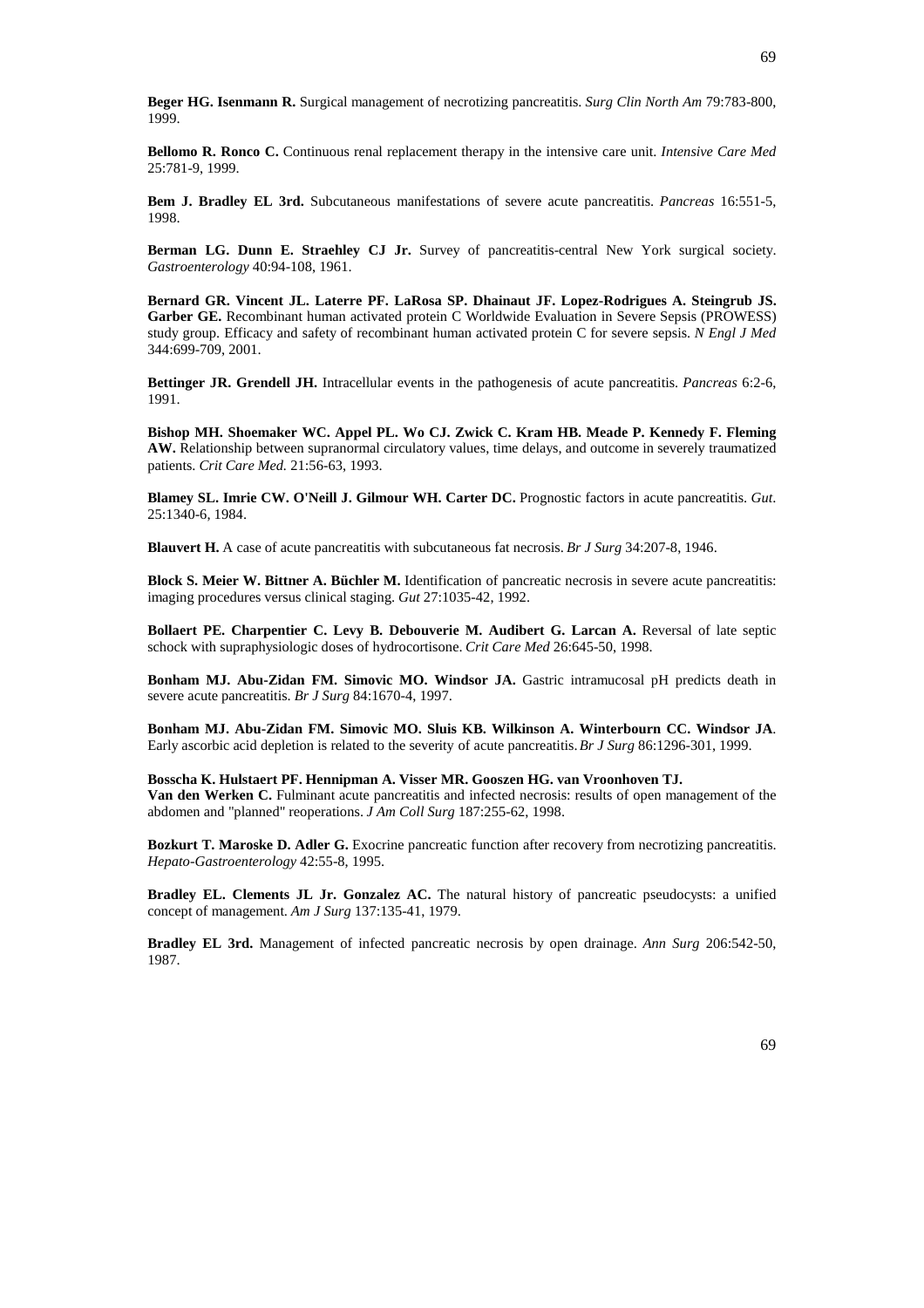**Beger HG. Isenmann R.** Surgical management of necrotizing pancreatitis. *Surg Clin North Am* 79:783-800, 1999.

**Bellomo R. Ronco C.** Continuous renal replacement therapy in the intensive care unit. *Intensive Care Med* 25:781-9, 1999.

**Bem J. Bradley EL 3rd.** Subcutaneous manifestations of severe acute pancreatitis. *Pancreas* 16:551-5, 1998.

**Berman LG. Dunn E. Straehley CJ Jr.** Survey of pancreatitis-central New York surgical society. *Gastroenterology* 40:94-108, 1961.

**Bernard GR. Vincent JL. Laterre PF. LaRosa SP. Dhainaut JF. Lopez-Rodrigues A. Steingrub JS. Garber GE.** Recombinant human activated protein C Worldwide Evaluation in Severe Sepsis (PROWESS) study group. Efficacy and safety of recombinant human activated protein C for severe sepsis. *N Engl J Med* 344:699-709, 2001.

**Bettinger JR. Grendell JH.** Intracellular events in the pathogenesis of acute pancreatitis. *Pancreas* 6:2-6, 1991.

**Bishop MH. Shoemaker WC. Appel PL. Wo CJ. Zwick C. Kram HB. Meade P. Kennedy F. Fleming AW.** Relationship between supranormal circulatory values, time delays, and outcome in severely traumatized patients. *Crit Care Med.* 21:56-63, 1993.

**Blamey SL. Imrie CW. O'Neill J. Gilmour WH. Carter DC.** Prognostic factors in acute pancreatitis. *Gut*. 25:1340-6, 1984.

**Blauvert H.** A case of acute pancreatitis with subcutaneous fat necrosis. *Br J Surg* 34:207-8, 1946.

**Block S. Meier W. Bittner A. Büchler M.** Identification of pancreatic necrosis in severe acute pancreatitis: imaging procedures versus clinical staging. *Gut* 27:1035-42, 1992.

**Bollaert PE. Charpentier C. Levy B. Debouverie M. Audibert G. Larcan A.** Reversal of late septic schock with supraphysiologic doses of hydrocortisone. *Crit Care Med* 26:645-50, 1998.

**Bonham MJ. Abu-Zidan FM. Simovic MO. Windsor JA.** Gastric intramucosal pH predicts death in severe acute pancreatitis. *Br J Surg* 84:1670-4, 1997.

**Bonham MJ. Abu-Zidan FM. Simovic MO. Sluis KB. Wilkinson A. Winterbourn CC. Windsor JA**. Early ascorbic acid depletion is related to the severity of acute pancreatitis. *Br J Surg* 86:1296-301, 1999.

**Bosscha K. Hulstaert PF. Hennipman A. Visser MR. Gooszen HG. van Vroonhoven TJ. Van den Werken C.** Fulminant acute pancreatitis and infected necrosis: results of open management of the abdomen and "planned" reoperations. *J Am Coll Surg* 187:255-62, 1998.

**Bozkurt T. Maroske D. Adler G.** Exocrine pancreatic function after recovery from necrotizing pancreatitis. *Hepato-Gastroenterology* 42:55-8, 1995.

**Bradley EL. Clements JL Jr. Gonzalez AC.** The natural history of pancreatic pseudocysts: a unified concept of management. *Am J Surg* 137:135-41, 1979.

**Bradley EL 3rd.** Management of infected pancreatic necrosis by open drainage. *Ann Surg* 206:542-50, 1987.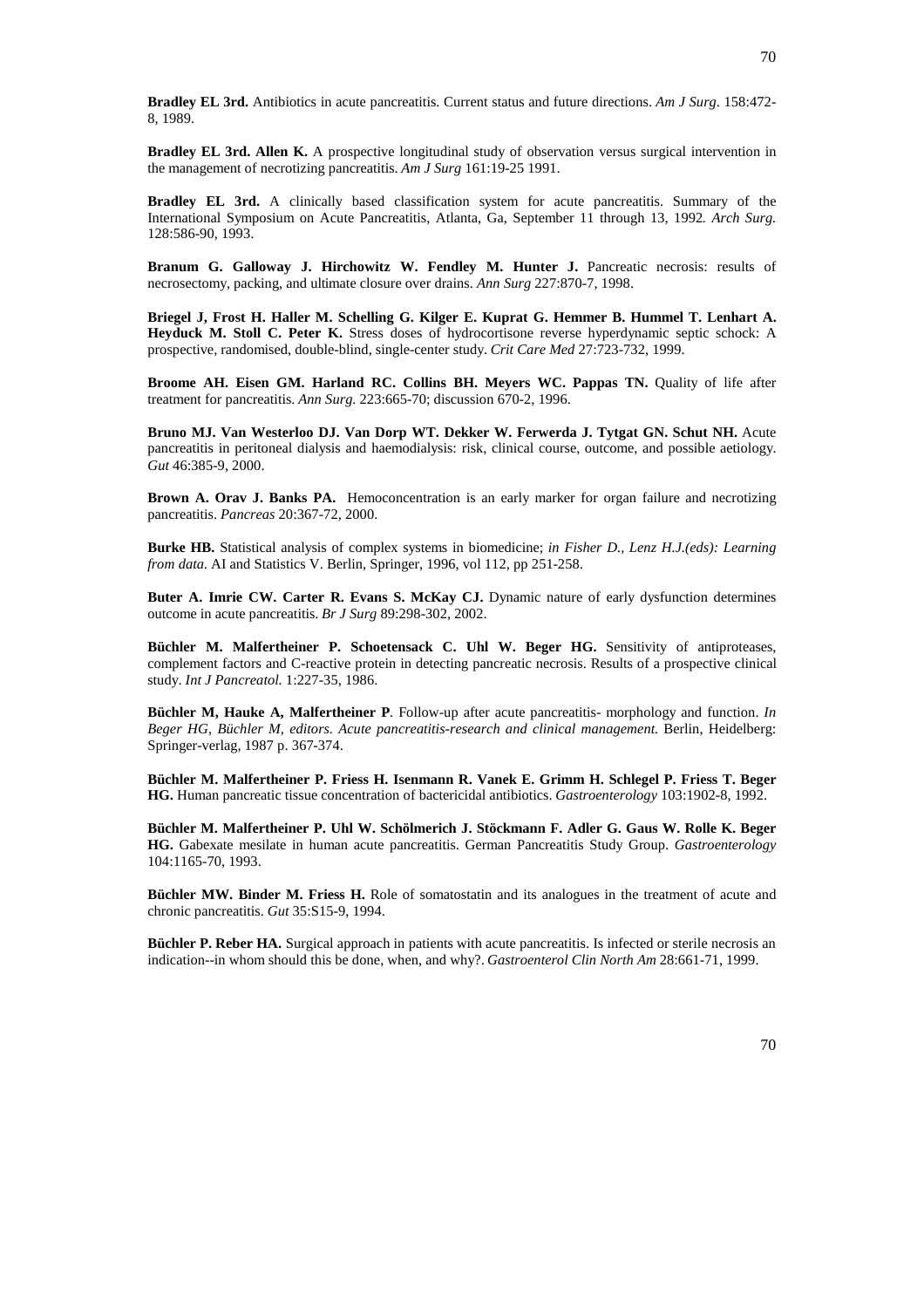**Bradley EL 3rd.** Antibiotics in acute pancreatitis. Current status and future directions. *Am J Surg*. 158:472-8, 1989.

**Bradley EL 3rd. Allen K.** A prospective longitudinal study of observation versus surgical intervention in the management of necrotizing pancreatitis. *Am J Surg* 161:19-25 1991.

**Bradley EL 3rd.** A clinically based classification system for acute pancreatitis. Summary of the International Symposium on Acute Pancreatitis, Atlanta, Ga, September 11 through 13, 1992. *Arch Surg.* 128:586-90, 1993.

**Branum G. Galloway J. Hirchowitz W. Fendley M. Hunter J.** Pancreatic necrosis: results of necrosectomy, packing, and ultimate closure over drains. *Ann Surg* 227:870-7, 1998.

**Briegel J, Frost H. Haller M. Schelling G. Kilger E. Kuprat G. Hemmer B. Hummel T. Lenhart A. Heyduck M. Stoll C. Peter K.** Stress doses of hydrocortisone reverse hyperdynamic septic schock: A prospective, randomised, double-blind, single-center study. *Crit Care Med* 27:723-732, 1999.

**Broome AH. Eisen GM. Harland RC. Collins BH. Meyers WC. Pappas TN.** Quality of life after treatment for pancreatitis. *Ann Surg.* 223:665-70; discussion 670-2, 1996.

**Bruno MJ. Van Westerloo DJ. Van Dorp WT. Dekker W. Ferwerda J. Tytgat GN. Schut NH.** Acute pancreatitis in peritoneal dialysis and haemodialysis: risk, clinical course, outcome, and possible aetiology. *Gut* 46:385-9, 2000.

**Brown A. Orav J. Banks PA.** Hemoconcentration is an early marker for organ failure and necrotizing pancreatitis. *Pancreas* 20:367-72, 2000.

**Burke HB.** Statistical analysis of complex systems in biomedicine; *in Fisher D., Lenz H.J.(eds): Learning from data*. AI and Statistics V. Berlin, Springer, 1996, vol 112, pp 251-258.

**Buter A. Imrie CW. Carter R. Evans S. McKay CJ.** Dynamic nature of early dysfunction determines outcome in acute pancreatitis. *Br J Surg* 89:298-302, 2002.

**Büchler M. Malfertheiner P. Schoetensack C. Uhl W. Beger HG.** Sensitivity of antiproteases, complement factors and C-reactive protein in detecting pancreatic necrosis. Results of a prospective clinical study. *Int J Pancreatol.* 1:227-35, 1986.

**Büchler M, Hauke A, Malfertheiner P**. Follow-up after acute pancreatitis- morphology and function. *In Beger HG, Büchler M, editors. Acute pancreatitis-research and clinical management.* Berlin, Heidelberg: Springer-verlag, 1987 p. 367-374.

**Büchler M. Malfertheiner P. Friess H. Isenmann R. Vanek E. Grimm H. Schlegel P. Friess T. Beger HG.** Human pancreatic tissue concentration of bactericidal antibiotics. *Gastroenterology* 103:1902-8, 1992.

**Büchler M. Malfertheiner P. Uhl W. Schölmerich J. Stöckmann F. Adler G. Gaus W. Rolle K. Beger HG.** Gabexate mesilate in human acute pancreatitis. German Pancreatitis Study Group. *Gastroenterology* 104:1165-70, 1993.

**Büchler MW. Binder M. Friess H.** Role of somatostatin and its analogues in the treatment of acute and chronic pancreatitis. *Gut* 35:S15-9, 1994.

**Büchler P. Reber HA.** Surgical approach in patients with acute pancreatitis. Is infected or sterile necrosis an indication--in whom should this be done, when, and why?. *Gastroenterol Clin North Am* 28:661-71, 1999.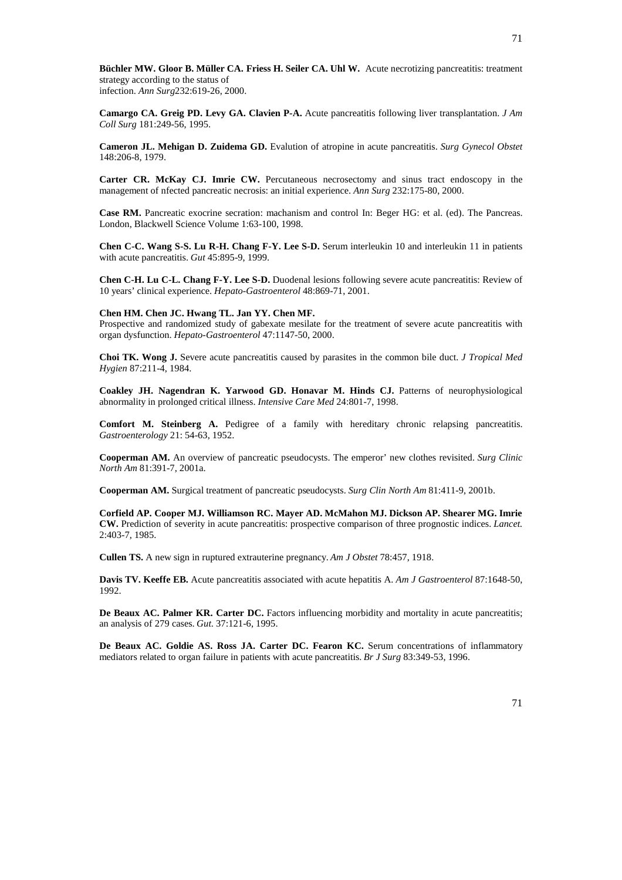**Büchler MW. Gloor B. Müller CA. Friess H. Seiler CA. Uhl W.** Acute necrotizing pancreatitis: treatment strategy according to the status of infection. *Ann Surg*232:619-26, 2000.

**Camargo CA. Greig PD. Levy GA. Clavien P-A.** Acute pancreatitis following liver transplantation. *J Am Coll Surg* 181:249-56, 1995.

**Cameron JL. Mehigan D. Zuidema GD.** Evalution of atropine in acute pancreatitis. *Surg Gynecol Obstet* 148:206-8, 1979.

**Carter CR. McKay CJ. Imrie CW.** Percutaneous necrosectomy and sinus tract endoscopy in the management of nfected pancreatic necrosis: an initial experience. *Ann Surg* 232:175-80, 2000.

**Case RM.** Pancreatic exocrine secretion: machanism and control In: Beger HG: et al. (ed). The Pancreas. London, Blackwell Science Volume 1:63-100, 1998.

**Chen C-C. Wang S-S. Lu R-H. Chang F-Y. Lee S-D.** Serum interleukin 10 and interleukin 11 in patients with acute pancreatitis. *Gut* 45:895-9, 1999.

**Chen C-H. Lu C-L. Chang F-Y. Lee S-D.** Duodenal lesions following severe acute pancreatitis: Review of 10 years' clinical experience. *Hepato-Gastroenterol* 48:869-71, 2001.

**Chen HM. Chen JC. Hwang TL. Jan YY. Chen MF.**
Prospective and randomized study of gabexate mesilate for the treatment of severe acute pancreatitis with organ dysfunction. *Hepato-Gastroenterol* 47:1147-50, 2000.

**Choi TK. Wong J.** Severe acute pancreatitis caused by parasites in the common bile duct. *J Tropical Med Hygien* 87:211-4, 1984.

**Coakley JH. Nagendran K. Yarwood GD. Honavar M. Hinds CJ.** Patterns of neurophysiological abnormality in prolonged critical illness. *Intensive Care Med* 24:801-7, 1998.

**Comfort M. Steinberg A.** Pedigree of a family with hereditary chronic relapsing pancreatitis. *Gastroenterology* 21: 54-63, 1952.

**Cooperman AM.** An overview of pancreatic pseudocysts. The emperor' new clothes revisited. *Surg Clinic North Am* 81:391-7, 2001a.

**Cooperman AM.** Surgical treatment of pancreatic pseudocysts. *Surg Clin North Am* 81:411-9, 2001b.

**Corfield AP. Cooper MJ. Williamson RC. Mayer AD. McMahon MJ. Dickson AP. Shearer MG. Imrie CW.** Prediction of severity in acute pancreatitis: prospective comparison of three prognostic indices. *Lancet.* 2:403-7, 1985.

**Cullen TS.** A new sign in ruptured extrauterine pregnancy. *Am J Obstet* 78:457, 1918.

**Davis TV. Keeffe EB.** Acute pancreatitis associated with acute hepatitis A. *Am J Gastroenterol* 87:1648-50, 1992.

**De Beaux AC. Palmer KR. Carter DC.** Factors influencing morbidity and mortality in acute pancreatitis; an analysis of 279 cases. *Gut.* 37:121-6, 1995.

**De Beaux AC. Goldie AS. Ross JA. Carter DC. Fearon KC.** Serum concentrations of inflammatory mediators related to organ failure in patients with acute pancreatitis. *Br J Surg* 83:349-53, 1996.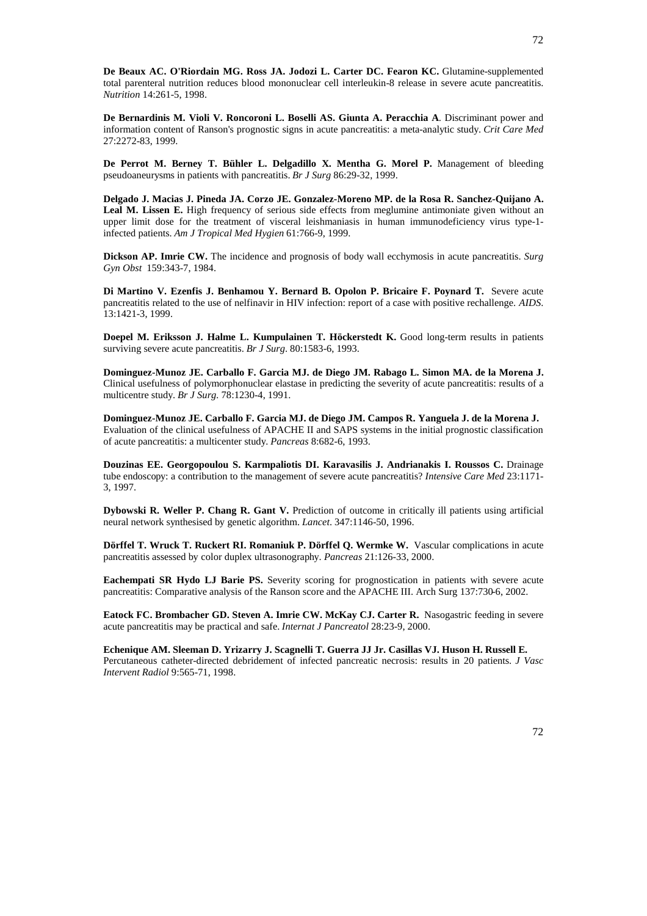**De Beaux AC. O'Riordain MG. Ross JA. Jodozi L. Carter DC. Fearon KC.** Glutamine-supplemented total parenteral nutrition reduces blood mononuclear cell interleukin-8 release in severe acute pancreatitis. *Nutrition* 14:261-5, 1998.

**De Bernardinis M. Violi V. Roncoroni L. Boselli AS. Giunta A. Peracchia A**. Discriminant power and information content of Ranson's prognostic signs in acute pancreatitis: a meta-analytic study. *Crit Care Med* 27:2272-83, 1999.

**De Perrot M. Berney T. Bühler L. Delgadillo X. Mentha G. Morel P.** Management of bleeding pseudoaneurysms in patients with pancreatitis. *Br J Surg* 86:29-32, 1999.

**Delgado J. Macias J. Pineda JA. Corzo JE. Gonzalez-Moreno MP. de la Rosa R. Sanchez-Quijano A. Leal M. Lissen E.** High frequency of serious side effects from meglumine antimoniate given without an upper limit dose for the treatment of visceral leishmaniasis in human immunodeficiency virus type-1-infected patients. *Am J Tropical Med Hygien* 61:766-9, 1999.

**Dickson AP. Imrie CW.** The incidence and prognosis of body wall ecchymosis in acute pancreatitis. *Surg Gyn Obst* 159:343-7, 1984.

**Di Martino V. Ezenfis J. Benhamou Y. Bernard B. Opolon P. Bricaire F. Poynard T.** Severe acute pancreatitis related to the use of nelfinavir in HIV infection: report of a case with positive rechallenge. *AIDS*. 13:1421-3, 1999.

**Doepel M. Eriksson J. Halme L. Kumpulainen T. Höckerstedt K.** Good long-term results in patients surviving severe acute pancreatitis. *Br J Surg*. 80:1583-6, 1993.

**Dominguez-Munoz JE. Carballo F. Garcia MJ. de Diego JM. Rabago L. Simon MA. de la Morena J.** Clinical usefulness of polymorphonuclear elastase in predicting the severity of acute pancreatitis: results of a multicentre study. *Br J Surg*. 78:1230-4, 1991.

**Dominguez-Munoz JE. Carballo F. Garcia MJ. de Diego JM. Campos R. Yanguela J. de la Morena J.** Evaluation of the clinical usefulness of APACHE II and SAPS systems in the initial prognostic classification of acute pancreatitis: a multicenter study. *Pancreas* 8:682-6, 1993.

**Douzinas EE. Georgopoulou S. Karmpaliotis DI. Karavasilis J. Andrianakis I. Roussos C.** Drainage tube endoscopy: a contribution to the management of severe acute pancreatitis? *Intensive Care Med* 23:1171-3, 1997.

**Dybowski R. Weller P. Chang R. Gant V.** Prediction of outcome in critically ill patients using artificial neural network synthesised by genetic algorithm. *Lancet*. 347:1146-50, 1996.

**Dörffel T. Wruck T. Ruckert RI. Romaniuk P. Dörffel Q. Wermke W.** Vascular complications in acute pancreatitis assessed by color duplex ultrasonography. *Pancreas* 21:126-33, 2000.

**Eachempati SR Hydo LJ Barie PS.** Severity scoring for prognostication in patients with severe acute pancreatitis: Comparative analysis of the Ranson score and the APACHE III. Arch Surg 137:730-6, 2002.

**Eatock FC. Brombacher GD. Steven A. Imrie CW. McKay CJ. Carter R.** Nasogastric feeding in severe acute pancreatitis may be practical and safe. *Internat J Pancreatol* 28:23-9, 2000.

**Echenique AM. Sleeman D. Yrizarry J. Scagnelli T. Guerra JJ Jr. Casillas VJ. Huson H. Russell E.** Percutaneous catheter-directed debridement of infected pancreatic necrosis: results in 20 patients. *J Vasc Intervent Radiol* 9:565-71, 1998.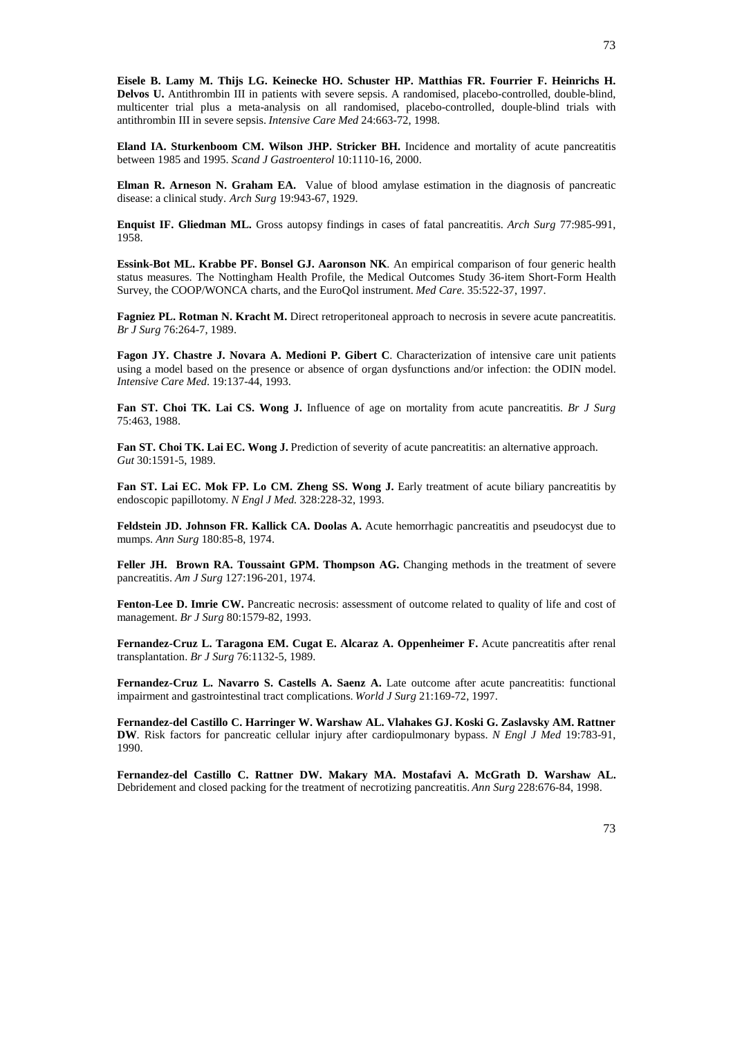**Eisele B. Lamy M. Thijs LG. Keinecke HO. Schuster HP. Matthias FR. Fourrier F. Heinrichs H. Delvos U.** Antithrombin III in patients with severe sepsis. A randomised, placebo-controlled, double-blind, multicenter trial plus a meta-analysis on all randomised, placebo-controlled, douple-blind trials with antithrombin III in severe sepsis. *Intensive Care Med* 24:663-72, 1998.

**Eland IA. Sturkenboom CM. Wilson JHP. Stricker BH.** Incidence and mortality of acute pancreatitis between 1985 and 1995. *Scand J Gastroenterol* 10:1110-16, 2000.

**Elman R. Arneson N. Graham EA.** Value of blood amylase estimation in the diagnosis of pancreatic disease: a clinical study. *Arch Surg* 19:943-67, 1929.

**Enquist IF. Gliedman ML.** Gross autopsy findings in cases of fatal pancreatitis. *Arch Surg* 77:985-991, 1958.

**Essink-Bot ML. Krabbe PF. Bonsel GJ. Aaronson NK**. An empirical comparison of four generic health status measures. The Nottingham Health Profile, the Medical Outcomes Study 36-item Short-Form Health Survey, the COOP/WONCA charts, and the EuroQol instrument. *Med Care*. 35:522-37, 1997.

**Fagniez PL. Rotman N. Kracht M.** Direct retroperitoneal approach to necrosis in severe acute pancreatitis. *Br J Surg* 76:264-7, 1989.

**Fagon JY. Chastre J. Novara A. Medioni P. Gibert C**. Characterization of intensive care unit patients using a model based on the presence or absence of organ dysfunctions and/or infection: the ODIN model. *Intensive Care Med*. 19:137-44, 1993.

**Fan ST. Choi TK. Lai CS. Wong J.** Influence of age on mortality from acute pancreatitis. *Br J Surg* 75:463, 1988.

**Fan ST. Choi TK. Lai EC. Wong J.** Prediction of severity of acute pancreatitis: an alternative approach. *Gut* 30:1591-5, 1989.

**Fan ST. Lai EC. Mok FP. Lo CM. Zheng SS. Wong J.** Early treatment of acute biliary pancreatitis by endoscopic papillotomy. *N Engl J Med.* 328:228-32, 1993.

**Feldstein JD. Johnson FR. Kallick CA. Doolas A.** Acute hemorrhagic pancreatitis and pseudocyst due to mumps. *Ann Surg* 180:85-8, 1974.

**Feller JH. Brown RA. Toussaint GPM. Thompson AG.** Changing methods in the treatment of severe pancreatitis. *Am J Surg* 127:196-201, 1974.

**Fenton-Lee D. Imrie CW.** Pancreatic necrosis: assessment of outcome related to quality of life and cost of management. *Br J Surg* 80:1579-82, 1993.

**Fernandez-Cruz L. Taragona EM. Cugat E. Alcaraz A. Oppenheimer F.** Acute pancreatitis after renal transplantation. *Br J Surg* 76:1132-5, 1989.

**Fernandez-Cruz L. Navarro S. Castells A. Saenz A.** Late outcome after acute pancreatitis: functional impairment and gastrointestinal tract complications. *World J Surg* 21:169-72, 1997.

**Fernandez-del Castillo C. Harringer W. Warshaw AL. Vlahakes GJ. Koski G. Zaslavsky AM. Rattner DW**. Risk factors for pancreatic cellular injury after cardiopulmonary bypass. *N Engl J Med* 19:783-91, 1990.

**Fernandez-del Castillo C. Rattner DW. Makary MA. Mostafavi A. McGrath D. Warshaw AL.** Debridement and closed packing for the treatment of necrotizing pancreatitis. *Ann Surg* 228:676-84, 1998.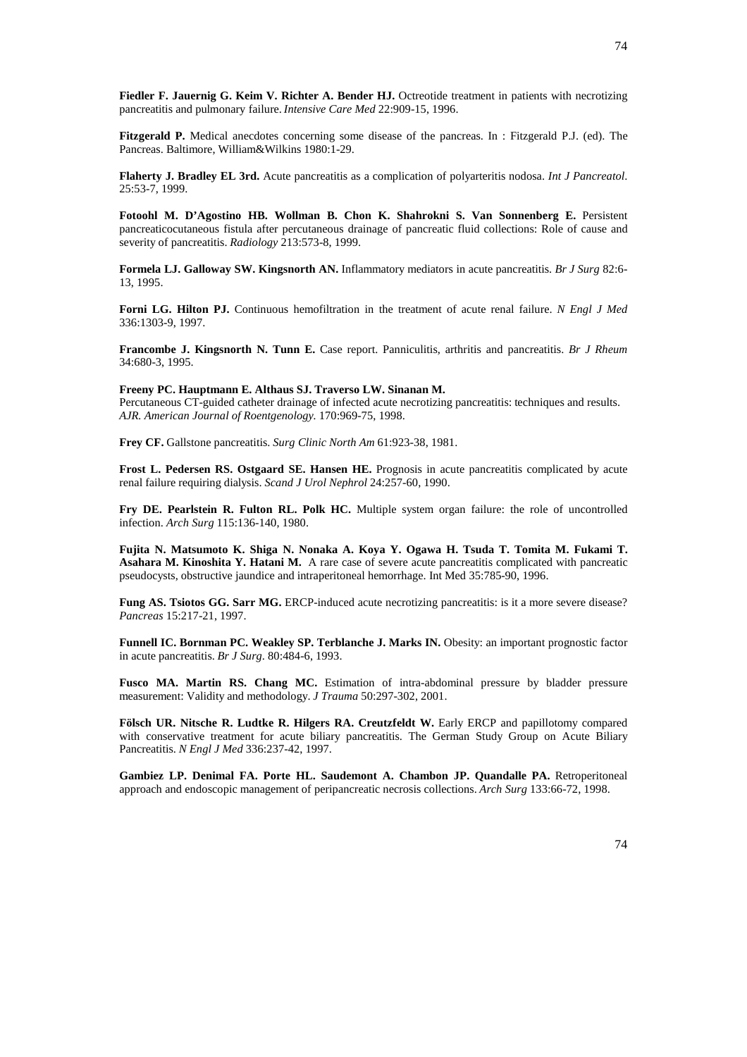**Fiedler F. Jauernig G. Keim V. Richter A. Bender HJ.** Octreotide treatment in patients with necrotizing pancreatitis and pulmonary failure. *Intensive Care Med* 22:909-15, 1996.

**Fitzgerald P.** Medical anecdotes concerning some disease of the pancreas. In : Fitzgerald P.J. (ed). The Pancreas. Baltimore, William&Wilkins 1980:1-29.

**Flaherty J. Bradley EL 3rd.** Acute pancreatitis as a complication of polyarteritis nodosa. *Int J Pancreatol.* 25:53-7, 1999.

**Fotoohl M. D'Agostino HB. Wollman B. Chon K. Shahrokni S. Van Sonnenberg E.** Persistent pancreaticocutaneous fistula after percutaneous drainage of pancreatic fluid collections: Role of cause and severity of pancreatitis. *Radiology* 213:573-8, 1999.

**Formela LJ. Galloway SW. Kingsnorth AN.** Inflammatory mediators in acute pancreatitis. *Br J Surg* 82:6-13, 1995.

**Forni LG. Hilton PJ.** Continuous hemofiltration in the treatment of acute renal failure. *N Engl J Med* 336:1303-9, 1997.

**Francombe J. Kingsnorth N. Tunn E.** Case report. Panniculitis, arthritis and pancreatitis. *Br J Rheum* 34:680-3, 1995.

**Freeny PC. Hauptmann E. Althaus SJ. Traverso LW. Sinanan M.**
Percutaneous CT-guided catheter drainage of infected acute necrotizing pancreatitis: techniques and results. *AJR. American Journal of Roentgenology.* 170:969-75, 1998.

**Frey CF.** Gallstone pancreatitis. *Surg Clinic North Am* 61:923-38, 1981.

**Frost L. Pedersen RS. Ostgaard SE. Hansen HE.** Prognosis in acute pancreatitis complicated by acute renal failure requiring dialysis. *Scand J Urol Nephrol* 24:257-60, 1990.

**Fry DE. Pearlstein R. Fulton RL. Polk HC.** Multiple system organ failure: the role of uncontrolled infection. *Arch Surg* 115:136-140, 1980.

**Fujita N. Matsumoto K. Shiga N. Nonaka A. Koya Y. Ogawa H. Tsuda T. Tomita M. Fukami T. Asahara M. Kinoshita Y. Hatani M.** A rare case of severe acute pancreatitis complicated with pancreatic pseudocysts, obstructive jaundice and intraperitoneal hemorrhage. Int Med 35:785-90, 1996.

**Fung AS. Tsiotos GG. Sarr MG.** ERCP-induced acute necrotizing pancreatitis: is it a more severe disease? *Pancreas* 15:217-21, 1997.

**Funnell IC. Bornman PC. Weakley SP. Terblanche J. Marks IN.** Obesity: an important prognostic factor in acute pancreatitis. *Br J Surg*. 80:484-6, 1993.

**Fusco MA. Martin RS. Chang MC.** Estimation of intra-abdominal pressure by bladder pressure measurement: Validity and methodology. *J Trauma* 50:297-302, 2001.

**Fölsch UR. Nitsche R. Ludtke R. Hilgers RA. Creutzfeldt W.** Early ERCP and papillotomy compared with conservative treatment for acute biliary pancreatitis. The German Study Group on Acute Biliary Pancreatitis. *N Engl J Med* 336:237-42, 1997.

**Gambiez LP. Denimal FA. Porte HL. Saudemont A. Chambon JP. Quandalle PA.** Retroperitoneal approach and endoscopic management of peripancreatic necrosis collections. *Arch Surg* 133:66-72, 1998.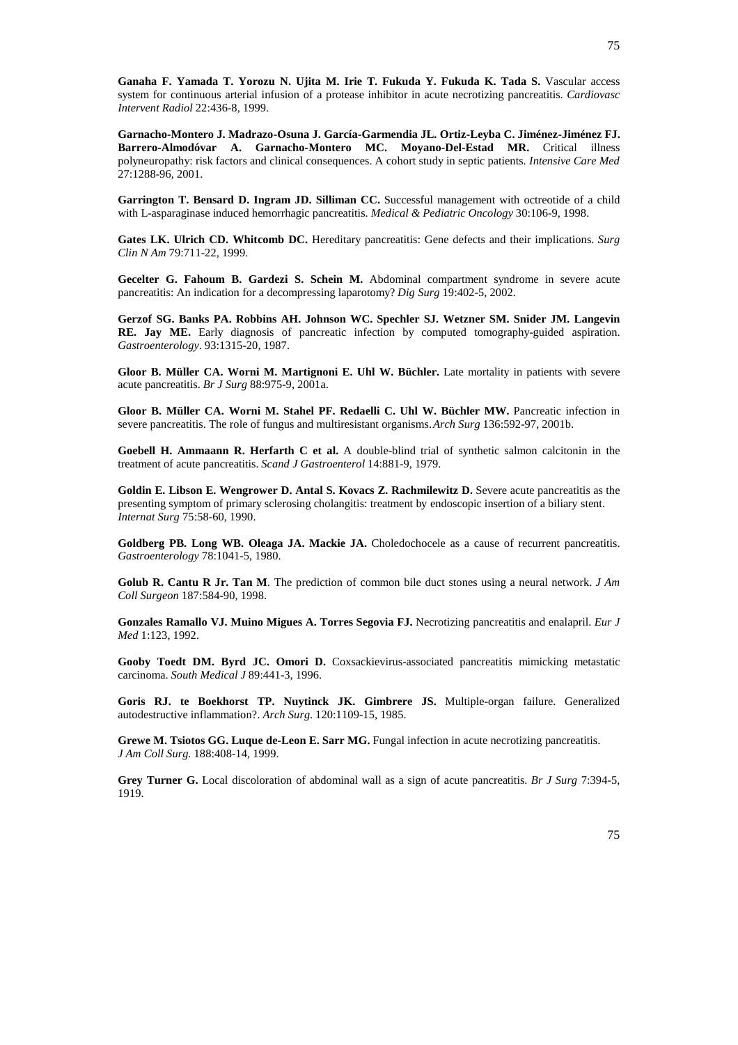**Ganaha F. Yamada T. Yorozu N. Ujita M. Irie T. Fukuda Y. Fukuda K. Tada S.** Vascular access system for continuous arterial infusion of a protease inhibitor in acute necrotizing pancreatitis. *Cardiovasc Intervent Radiol* 22:436-8, 1999.

**Garnacho-Montero J. Madrazo-Osuna J. García-Garmendia JL. Ortiz-Leyba C. Jiménez-Jiménez FJ. Barrero-Almodóvar A. Garnacho-Montero MC. Moyano-Del-Estad MR.** Critical illness polyneuropathy: risk factors and clinical consequences. A cohort study in septic patients. *Intensive Care Med* 27:1288-96, 2001.

**Garrington T. Bensard D. Ingram JD. Silliman CC.** Successful management with octreotide of a child with L-asparaginase induced hemorrhagic pancreatitis. *Medical & Pediatric Oncology* 30:106-9, 1998.

**Gates LK. Ulrich CD. Whitcomb DC.** Hereditary pancreatitis: Gene defects and their implications. *Surg Clin N Am* 79:711-22, 1999.

**Gecelter G. Fahoum B. Gardezi S. Schein M.** Abdominal compartment syndrome in severe acute pancreatitis: An indication for a decompressing laparotomy? *Dig Surg* 19:402-5, 2002.

**Gerzof SG. Banks PA. Robbins AH. Johnson WC. Spechler SJ. Wetzner SM. Snider JM. Langevin RE. Jay ME.** Early diagnosis of pancreatic infection by computed tomography-guided aspiration. *Gastroenterology*. 93:1315-20, 1987.

**Gloor B. Müller CA. Worni M. Martignoni E. Uhl W. Büchler.** Late mortality in patients with severe acute pancreatitis. *Br J Surg* 88:975-9, 2001a.

**Gloor B. Müller CA. Worni M. Stahel PF. Redaelli C. Uhl W. Büchler MW.** Pancreatic infection in severe pancreatitis. The role of fungus and multiresistant organisms. *Arch Surg* 136:592-97, 2001b.

**Goebell H. Ammaann R. Herfarth C et al.** A double-blind trial of synthetic salmon calcitonin in the treatment of acute pancreatitis. *Scand J Gastroenterol* 14:881-9, 1979.

**Goldin E. Libson E. Wengrower D. Antal S. Kovacs Z. Rachmilewitz D.** Severe acute pancreatitis as the presenting symptom of primary sclerosing cholangitis: treatment by endoscopic insertion of a biliary stent. *Internat Surg* 75:58-60, 1990.

**Goldberg PB. Long WB. Oleaga JA. Mackie JA.** Choledochocele as a cause of recurrent pancreatitis. *Gastroenterology* 78:1041-5, 1980.

**Golub R. Cantu R Jr. Tan M**. The prediction of common bile duct stones using a neural network. *J Am Coll Surgeon* 187:584-90, 1998.

**Gonzales Ramallo VJ. Muino Migues A. Torres Segovia FJ.** Necrotizing pancreatitis and enalapril. *Eur J Med* 1:123, 1992.

**Gooby Toedt DM. Byrd JC. Omori D.** Coxsackievirus-associated pancreatitis mimicking metastatic carcinoma. *South Medical J* 89:441-3, 1996.

**Goris RJ. te Boekhorst TP. Nuytinck JK. Gimbrere JS.** Multiple-organ failure. Generalized autodestructive inflammation?. *Arch Surg.* 120:1109-15, 1985.

**Grewe M. Tsiotos GG. Luque de-Leon E. Sarr MG.** Fungal infection in acute necrotizing pancreatitis. *J Am Coll Surg.* 188:408-14, 1999.

**Grey Turner G.** Local discoloration of abdominal wall as a sign of acute pancreatitis. *Br J Surg* 7:394-5, 1919.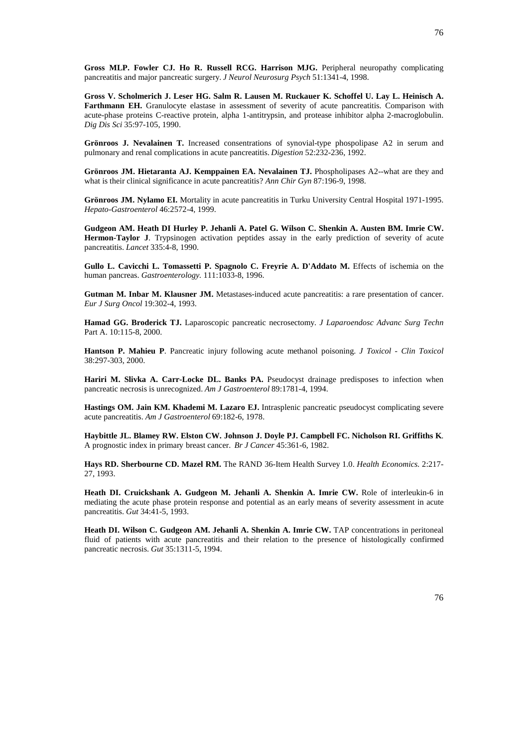**Gross MLP. Fowler CJ. Ho R. Russell RCG. Harrison MJG.** Peripheral neuropathy complicating pancreatitis and major pancreatic surgery. *J Neurol Neurosurg Psych* 51:1341-4, 1998.

**Gross V. Scholmerich J. Leser HG. Salm R. Lausen M. Ruckauer K. Schoffel U. Lay L. Heinisch A. Farthmann EH.** Granulocyte elastase in assessment of severity of acute pancreatitis. Comparison with acute-phase proteins C-reactive protein, alpha 1-antitrypsin, and protease inhibitor alpha 2-macroglobulin. *Dig Dis Sci* 35:97-105, 1990.

**Grönroos J. Nevalainen T.** Increased consentrations of synovial-type phospolipase A2 in serum and pulmonary and renal complications in acute pancreatitis. *Digestion* 52:232-236, 1992.

**Grönroos JM. Hietaranta AJ. Kemppainen EA. Nevalainen TJ.** Phospholipases A2--what are they and what is their clinical significance in acute pancreatitis? *Ann Chir Gyn* 87:196-9, 1998.

**Grönroos JM. Nylamo EI.** Mortality in acute pancreatitis in Turku University Central Hospital 1971-1995. *Hepato-Gastroenterol* 46:2572-4, 1999.

**Gudgeon AM. Heath DI Hurley P. Jehanli A. Patel G. Wilson C. Shenkin A. Austen BM. Imrie CW. Hermon-Taylor J**. Trypsinogen activation peptides assay in the early prediction of severity of acute pancreatitis. *Lancet* 335:4-8, 1990.

**Gullo L. Cavicchi L. Tomassetti P. Spagnolo C. Freyrie A. D'Addato M.** Effects of ischemia on the human pancreas. *Gastroenterology.* 111:1033-8, 1996.

**Gutman M. Inbar M. Klausner JM.** Metastases-induced acute pancreatitis: a rare presentation of cancer. *Eur J Surg Oncol* 19:302-4, 1993.

**Hamad GG. Broderick TJ.** Laparoscopic pancreatic necrosectomy. *J Laparoendosc Advanc Surg Techn* Part A. 10:115-8, 2000.

**Hantson P. Mahieu P**. Pancreatic injury following acute methanol poisoning. *J Toxicol - Clin Toxicol* 38:297-303, 2000.

**Hariri M. Slivka A. Carr-Locke DL. Banks PA.** Pseudocyst drainage predisposes to infection when pancreatic necrosis is unrecognized. *Am J Gastroenterol* 89:1781-4, 1994.

**Hastings OM. Jain KM. Khademi M. Lazaro EJ.** Intrasplenic pancreatic pseudocyst complicating severe acute pancreatitis. *Am J Gastroenterol* 69:182-6, 1978.

**Haybittle JL. Blamey RW. Elston CW. Johnson J. Doyle PJ. Campbell FC. Nicholson RI. Griffiths K**. A prognostic index in primary breast cancer. *Br J Cancer* 45:361-6, 1982.

**Hays RD. Sherbourne CD. Mazel RM.** The RAND 36-Item Health Survey 1.0. *Health Economics.* 2:217-27, 1993.

**Heath DI. Cruickshank A. Gudgeon M. Jehanli A. Shenkin A. Imrie CW.** Role of interleukin-6 in mediating the acute phase protein response and potential as an early means of severity assessment in acute pancreatitis. *Gut* 34:41-5, 1993.

**Heath DI. Wilson C. Gudgeon AM. Jehanli A. Shenkin A. Imrie CW.** TAP concentrations in peritoneal fluid of patients with acute pancreatitis and their relation to the presence of histologically confirmed pancreatic necrosis. *Gut* 35:1311-5, 1994.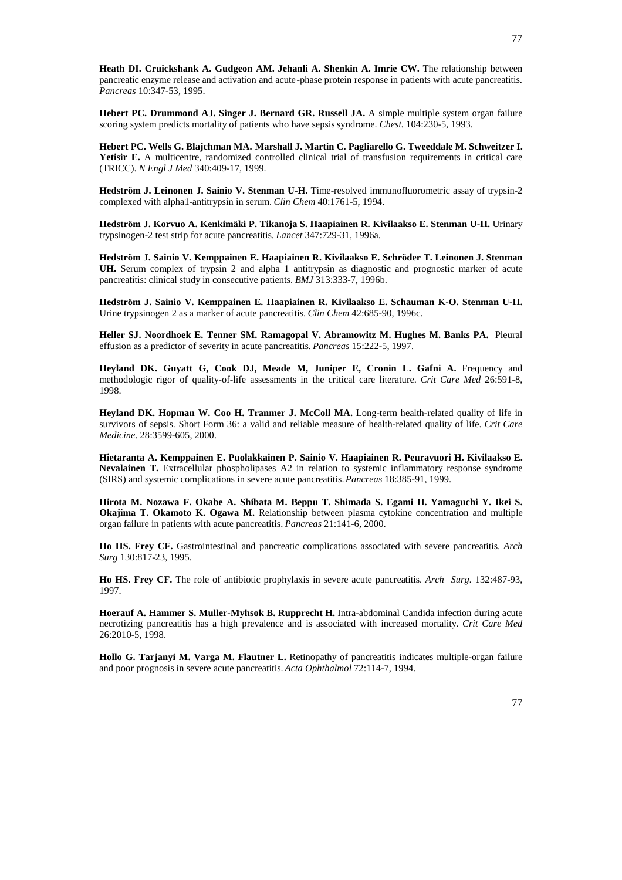**Heath DI. Cruickshank A. Gudgeon AM. Jehanli A. Shenkin A. Imrie CW.** The relationship between pancreatic enzyme release and activation and acute-phase protein response in patients with acute pancreatitis. *Pancreas* 10:347-53, 1995.

**Hebert PC. Drummond AJ. Singer J. Bernard GR. Russell JA.** A simple multiple system organ failure scoring system predicts mortality of patients who have sepsis syndrome. *Chest.* 104:230-5, 1993.

**Hebert PC. Wells G. Blajchman MA. Marshall J. Martin C. Pagliarello G. Tweeddale M. Schweitzer I. Yetisir E.** A multicentre, randomized controlled clinical trial of transfusion requirements in critical care (TRICC). *N Engl J Med* 340:409-17, 1999.

**Hedström J. Leinonen J. Sainio V. Stenman U-H.** Time-resolved immunofluorometric assay of trypsin-2 complexed with alpha1-antitrypsin in serum. *Clin Chem* 40:1761-5, 1994.

**Hedström J. Korvuo A. Kenkimäki P. Tikanoja S. Haapiainen R. Kivilaakso E. Stenman U-H.** Urinary trypsinogen-2 test strip for acute pancreatitis. *Lancet* 347:729-31, 1996a.

**Hedström J. Sainio V. Kemppainen E. Haapiainen R. Kivilaakso E. Schröder T. Leinonen J. Stenman UH.** Serum complex of trypsin 2 and alpha 1 antitrypsin as diagnostic and prognostic marker of acute pancreatitis: clinical study in consecutive patients. *BMJ* 313:333-7, 1996b.

**Hedström J. Sainio V. Kemppainen E. Haapiainen R. Kivilaakso E. Schauman K-O. Stenman U-H.** Urine trypsinogen 2 as a marker of acute pancreatitis. *Clin Chem* 42:685-90, 1996c.

**Heller SJ. Noordhoek E. Tenner SM. Ramagopal V. Abramowitz M. Hughes M. Banks PA.** Pleural effusion as a predictor of severity in acute pancreatitis. *Pancreas* 15:222-5, 1997.

**Heyland DK. Guyatt G, Cook DJ, Meade M, Juniper E, Cronin L. Gafni A.** Frequency and methodologic rigor of quality-of-life assessments in the critical care literature. *Crit Care Med* 26:591-8, 1998.

**Heyland DK. Hopman W. Coo H. Tranmer J. McColl MA.** Long-term health-related quality of life in survivors of sepsis. Short Form 36: a valid and reliable measure of health-related quality of life. *Crit Care Medicine*. 28:3599-605, 2000.

**Hietaranta A. Kemppainen E. Puolakkainen P. Sainio V. Haapiainen R. Peuravuori H. Kivilaakso E. Nevalainen T.** Extracellular phospholipases A2 in relation to systemic inflammatory response syndrome (SIRS) and systemic complications in severe acute pancreatitis. *Pancreas* 18:385-91, 1999.

**Hirota M. Nozawa F. Okabe A. Shibata M. Beppu T. Shimada S. Egami H. Yamaguchi Y. Ikei S. Okajima T. Okamoto K. Ogawa M.** Relationship between plasma cytokine concentration and multiple organ failure in patients with acute pancreatitis. *Pancreas* 21:141-6, 2000.

**Ho HS. Frey CF.** Gastrointestinal and pancreatic complications associated with severe pancreatitis. *Arch Surg* 130:817-23, 1995.

**Ho HS. Frey CF.** The role of antibiotic prophylaxis in severe acute pancreatitis. *Arch Surg*. 132:487-93, 1997.

**Hoerauf A. Hammer S. Muller-Myhsok B. Rupprecht H.** Intra-abdominal Candida infection during acute necrotizing pancreatitis has a high prevalence and is associated with increased mortality. *Crit Care Med* 26:2010-5, 1998.

**Hollo G. Tarjanyi M. Varga M. Flautner L.** Retinopathy of pancreatitis indicates multiple-organ failure and poor prognosis in severe acute pancreatitis. *Acta Ophthalmol* 72:114-7, 1994.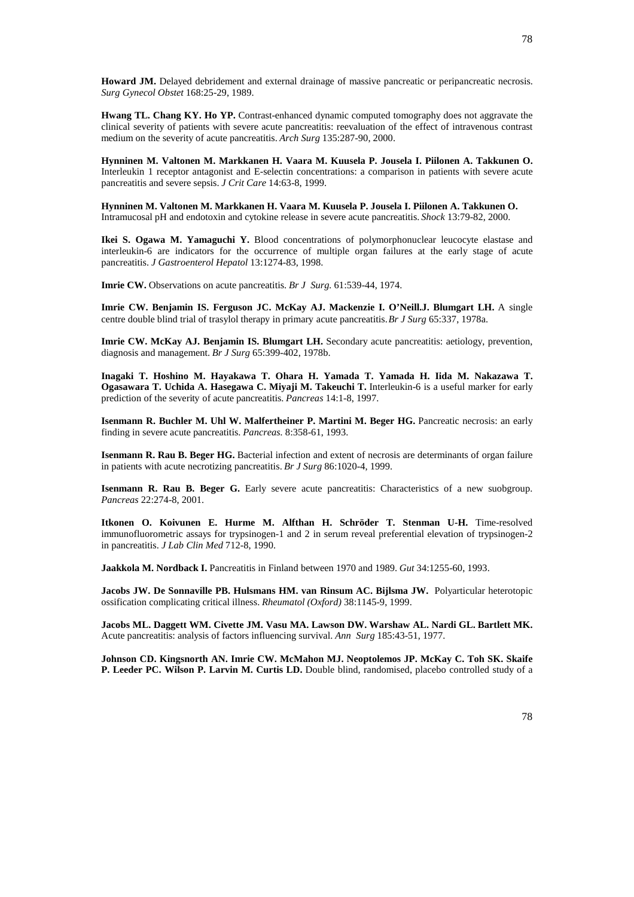**Howard JM.** Delayed debridement and external drainage of massive pancreatic or peripancreatic necrosis. *Surg Gynecol Obstet* 168:25-29, 1989.

**Hwang TL. Chang KY. Ho YP.** Contrast-enhanced dynamic computed tomography does not aggravate the clinical severity of patients with severe acute pancreatitis: reevaluation of the effect of intravenous contrast medium on the severity of acute pancreatitis. *Arch Surg* 135:287-90, 2000.

**Hynninen M. Valtonen M. Markkanen H. Vaara M. Kuusela P. Jousela I. Piilonen A. Takkunen O.** Interleukin 1 receptor antagonist and E-selectin concentrations: a comparison in patients with severe acute pancreatitis and severe sepsis. *J Crit Care* 14:63-8, 1999.

**Hynninen M. Valtonen M. Markkanen H. Vaara M. Kuusela P. Jousela I. Piilonen A. Takkunen O.** Intramucosal pH and endotoxin and cytokine release in severe acute pancreatitis. *Shock* 13:79-82, 2000.

**Ikei S. Ogawa M. Yamaguchi Y.** Blood concentrations of polymorphonuclear leucocyte elastase and interleukin-6 are indicators for the occurrence of multiple organ failures at the early stage of acute pancreatitis. *J Gastroenterol Hepatol* 13:1274-83, 1998.

**Imrie CW.** Observations on acute pancreatitis. *Br J Surg.* 61:539-44, 1974.

**Imrie CW. Benjamin IS. Ferguson JC. McKay AJ. Mackenzie I. O'Neill.J. Blumgart LH.** A single centre double blind trial of trasylol therapy in primary acute pancreatitis. *Br J Surg* 65:337, 1978a.

**Imrie CW. McKay AJ. Benjamin IS. Blumgart LH.** Secondary acute pancreatitis: aetiology, prevention, diagnosis and management. *Br J Surg* 65:399-402, 1978b.

**Inagaki T. Hoshino M. Hayakawa T. Ohara H. Yamada T. Yamada H. Iida M. Nakazawa T. Ogasawara T. Uchida A. Hasegawa C. Miyaji M. Takeuchi T.** Interleukin-6 is a useful marker for early prediction of the severity of acute pancreatitis. *Pancreas* 14:1-8, 1997.

**Isenmann R. Buchler M. Uhl W. Malfertheiner P. Martini M. Beger HG.** Pancreatic necrosis: an early finding in severe acute pancreatitis. *Pancreas.* 8:358-61, 1993.

**Isenmann R. Rau B. Beger HG.** Bacterial infection and extent of necrosis are determinants of organ failure in patients with acute necrotizing pancreatitis. *Br J Surg* 86:1020-4, 1999.

**Isenmann R. Rau B. Beger G.** Early severe acute pancreatitis: Characteristics of a new suobgroup. *Pancreas* 22:274-8, 2001.

**Itkonen O. Koivunen E. Hurme M. Alfthan H. Schröder T. Stenman U-H.** Time-resolved immunofluorometric assays for trypsinogen-1 and 2 in serum reveal preferential elevation of trypsinogen-2 in pancreatitis. *J Lab Clin Med* 712-8, 1990.

**Jaakkola M. Nordback I.** Pancreatitis in Finland between 1970 and 1989. *Gut* 34:1255-60, 1993.

**Jacobs JW. De Sonnaville PB. Hulsmans HM. van Rinsum AC. Bijlsma JW.** Polyarticular heterotopic ossification complicating critical illness. *Rheumatol (Oxford)* 38:1145-9, 1999.

**Jacobs ML. Daggett WM. Civette JM. Vasu MA. Lawson DW. Warshaw AL. Nardi GL. Bartlett MK.** Acute pancreatitis: analysis of factors influencing survival. *Ann Surg* 185:43-51, 1977.

**Johnson CD. Kingsnorth AN. Imrie CW. McMahon MJ. Neoptolemos JP. McKay C. Toh SK. Skaife P. Leeder PC. Wilson P. Larvin M. Curtis LD.** Double blind, randomised, placebo controlled study of a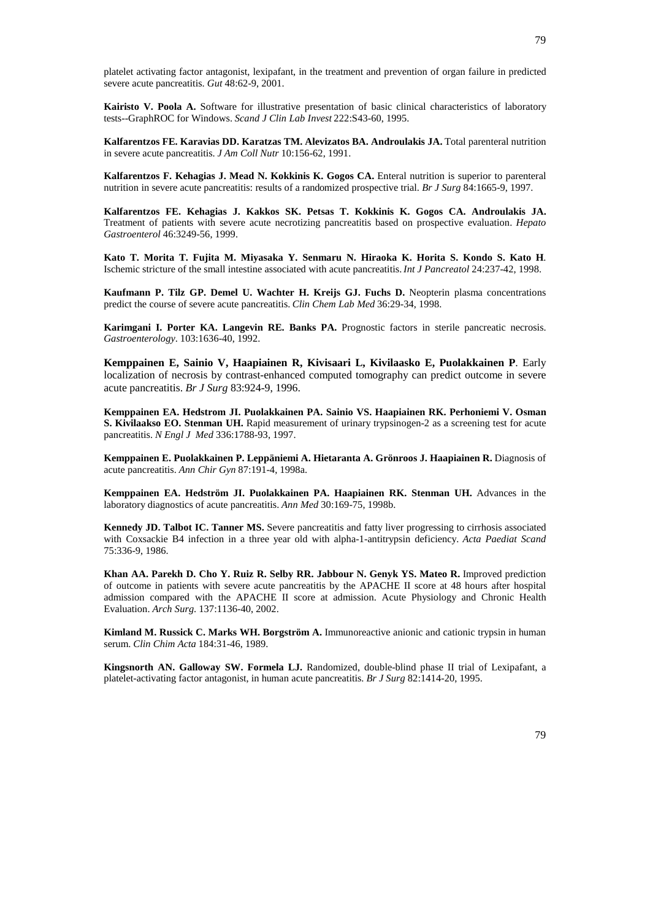platelet activating factor antagonist, lexipafant, in the treatment and prevention of organ failure in predicted severe acute pancreatitis. *Gut* 48:62-9, 2001.

**Kairisto V. Poola A.** Software for illustrative presentation of basic clinical characteristics of laboratory tests--GraphROC for Windows. *Scand J Clin Lab Invest* 222:S43-60, 1995.

**Kalfarentzos FE. Karavias DD. Karatzas TM. Alevizatos BA. Androulakis JA.** Total parenteral nutrition in severe acute pancreatitis. *J Am Coll Nutr* 10:156-62, 1991.

**Kalfarentzos F. Kehagias J. Mead N. Kokkinis K. Gogos CA.** Enteral nutrition is superior to parenteral nutrition in severe acute pancreatitis: results of a randomized prospective trial. *Br J Surg* 84:1665-9, 1997.

**Kalfarentzos FE. Kehagias J. Kakkos SK. Petsas T. Kokkinis K. Gogos CA. Androulakis JA.** Treatment of patients with severe acute necrotizing pancreatitis based on prospective evaluation. *Hepato Gastroenterol* 46:3249-56, 1999.

**Kato T. Morita T. Fujita M. Miyasaka Y. Senmaru N. Hiraoka K. Horita S. Kondo S. Kato H**. Ischemic stricture of the small intestine associated with acute pancreatitis. *Int J Pancreatol* 24:237-42, 1998.

**Kaufmann P. Tilz GP. Demel U. Wachter H. Kreijs GJ. Fuchs D.** Neopterin plasma concentrations predict the course of severe acute pancreatitis. *Clin Chem Lab Med* 36:29-34, 1998.

**Karimgani I. Porter KA. Langevin RE. Banks PA.** Prognostic factors in sterile pancreatic necrosis. *Gastroenterology*. 103:1636-40, 1992.

**Kemppainen E, Sainio V, Haapiainen R, Kivisaari L, Kivilaasko E, Puolakkainen P**. Early localization of necrosis by contrast-enhanced computed tomography can predict outcome in severe acute pancreatitis. *Br J Surg* 83:924-9, 1996.

**Kemppainen EA. Hedstrom JI. Puolakkainen PA. Sainio VS. Haapiainen RK. Perhoniemi V. Osman S. Kivilaakso EO. Stenman UH.** Rapid measurement of urinary trypsinogen-2 as a screening test for acute pancreatitis. *N Engl J Med* 336:1788-93, 1997.

**Kemppainen E. Puolakkainen P. Leppäniemi A. Hietaranta A. Grönroos J. Haapiainen R.** Diagnosis of acute pancreatitis. *Ann Chir Gyn* 87:191-4, 1998a.

**Kemppainen EA. Hedström JI. Puolakkainen PA. Haapiainen RK. Stenman UH.** Advances in the laboratory diagnostics of acute pancreatitis. *Ann Med* 30:169-75, 1998b.

**Kennedy JD. Talbot IC. Tanner MS.** Severe pancreatitis and fatty liver progressing to cirrhosis associated with Coxsackie B4 infection in a three year old with alpha-1-antitrypsin deficiency. *Acta Paediat Scand* 75:336-9, 1986.

**Khan AA. Parekh D. Cho Y. Ruiz R. Selby RR. Jabbour N. Genyk YS. Mateo R.** Improved prediction of outcome in patients with severe acute pancreatitis by the APACHE II score at 48 hours after hospital admission compared with the APACHE II score at admission. Acute Physiology and Chronic Health Evaluation. *Arch Surg*. 137:1136-40, 2002.

**Kimland M. Russick C. Marks WH. Borgström A.** Immunoreactive anionic and cationic trypsin in human serum. *Clin Chim Acta* 184:31-46, 1989.

**Kingsnorth AN. Galloway SW. Formela LJ.** Randomized, double-blind phase II trial of Lexipafant, a platelet-activating factor antagonist, in human acute pancreatitis. *Br J Surg* 82:1414-20, 1995.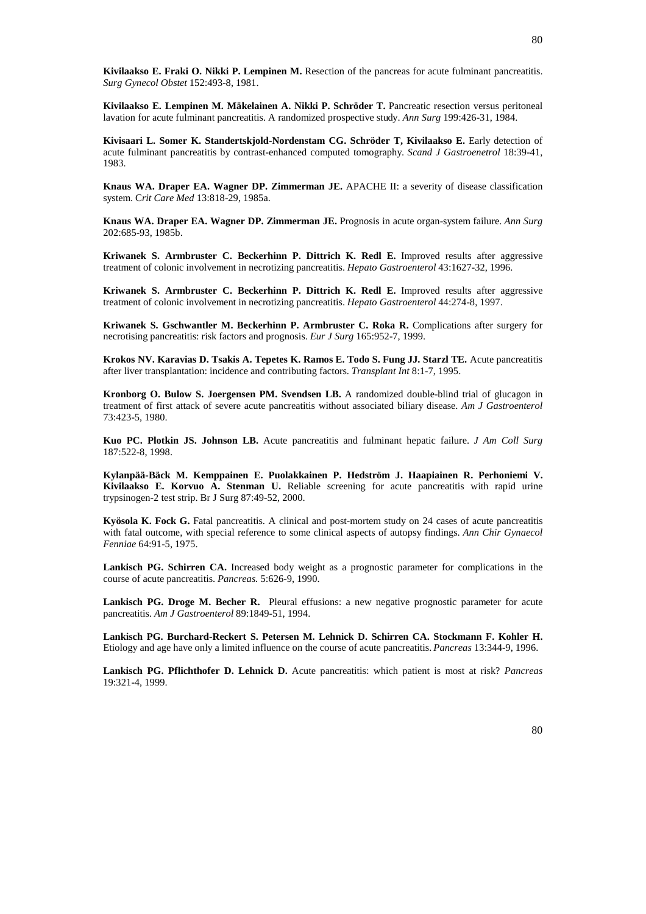**Kivilaakso E. Fraki O. Nikki P. Lempinen M.** Resection of the pancreas for acute fulminant pancreatitis. *Surg Gynecol Obstet* 152:493-8, 1981.

**Kivilaakso E. Lempinen M. Mäkelainen A. Nikki P. Schröder T.** Pancreatic resection versus peritoneal lavation for acute fulminant pancreatitis. A randomized prospective study. *Ann Surg* 199:426-31, 1984.

**Kivisaari L. Somer K. Standertskjold-Nordenstam CG. Schröder T, Kivilaakso E.** Early detection of acute fulminant pancreatitis by contrast-enhanced computed tomography. *Scand J Gastroenetrol* 18:39-41, 1983.

**Knaus WA. Draper EA. Wagner DP. Zimmerman JE.** APACHE II: a severity of disease classification system. C*rit Care Med* 13:818-29, 1985a.

**Knaus WA. Draper EA. Wagner DP. Zimmerman JE.** Prognosis in acute organ-system failure. *Ann Surg* 202:685-93, 1985b.

**Kriwanek S. Armbruster C. Beckerhinn P. Dittrich K. Redl E.** Improved results after aggressive treatment of colonic involvement in necrotizing pancreatitis. *Hepato Gastroenterol* 43:1627-32, 1996.

**Kriwanek S. Armbruster C. Beckerhinn P. Dittrich K. Redl E.** Improved results after aggressive treatment of colonic involvement in necrotizing pancreatitis. *Hepato Gastroenterol* 44:274-8, 1997.

**Kriwanek S. Gschwantler M. Beckerhinn P. Armbruster C. Roka R.** Complications after surgery for necrotising pancreatitis: risk factors and prognosis. *Eur J Surg* 165:952-7, 1999.

**Krokos NV. Karavias D. Tsakis A. Tepetes K. Ramos E. Todo S. Fung JJ. Starzl TE.** Acute pancreatitis after liver transplantation: incidence and contributing factors. *Transplant Int* 8:1-7, 1995.

**Kronborg O. Bulow S. Joergensen PM. Svendsen LB.** A randomized double-blind trial of glucagon in treatment of first attack of severe acute pancreatitis without associated biliary disease. *Am J Gastroenterol* 73:423-5, 1980.

**Kuo PC. Plotkin JS. Johnson LB.** Acute pancreatitis and fulminant hepatic failure. *J Am Coll Surg* 187:522-8, 1998.

**Kylanpää-Bäck M. Kemppainen E. Puolakkainen P. Hedström J. Haapiainen R. Perhoniemi V. Kivilaakso E. Korvuo A. Stenman U.** Reliable screening for acute pancreatitis with rapid urine trypsinogen-2 test strip. Br J Surg 87:49-52, 2000.

**Kyösola K. Fock G.** Fatal pancreatitis. A clinical and post-mortem study on 24 cases of acute pancreatitis with fatal outcome, with special reference to some clinical aspects of autopsy findings. *Ann Chir Gynaecol Fenniae* 64:91-5, 1975.

**Lankisch PG. Schirren CA.** Increased body weight as a prognostic parameter for complications in the course of acute pancreatitis. *Pancreas.* 5:626-9, 1990.

**Lankisch PG. Droge M. Becher R.** Pleural effusions: a new negative prognostic parameter for acute pancreatitis. *Am J Gastroenterol* 89:1849-51, 1994.

**Lankisch PG. Burchard-Reckert S. Petersen M. Lehnick D. Schirren CA. Stockmann F. Kohler H.** Etiology and age have only a limited influence on the course of acute pancreatitis. *Pancreas* 13:344-9, 1996.

**Lankisch PG. Pflichthofer D. Lehnick D.** Acute pancreatitis: which patient is most at risk? *Pancreas* 19:321-4, 1999.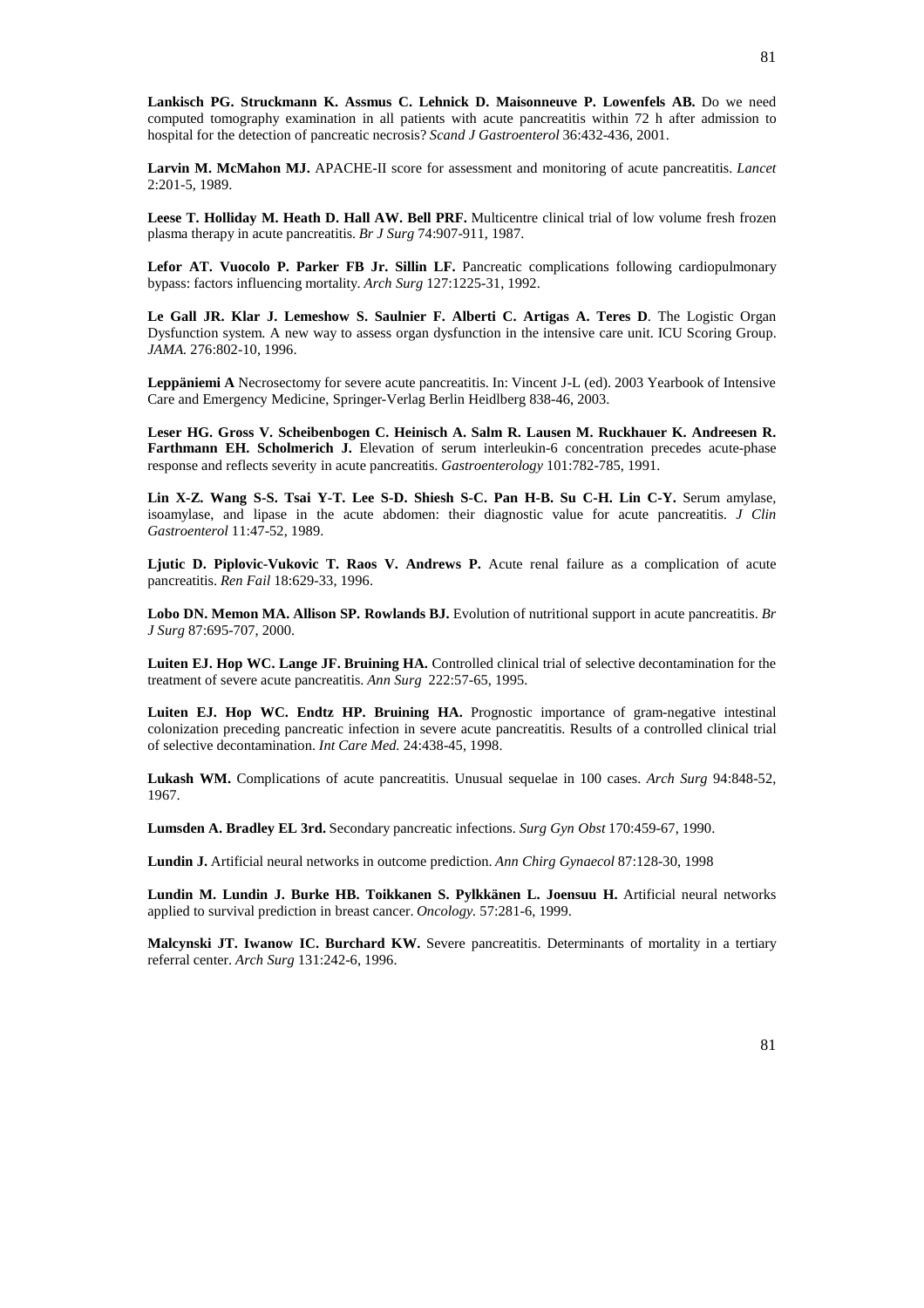**Lankisch PG. Struckmann K. Assmus C. Lehnick D. Maisonneuve P. Lowenfels AB.** Do we need computed tomography examination in all patients with acute pancreatitis within 72 h after admission to hospital for the detection of pancreatic necrosis? *Scand J Gastroenterol* 36:432-436, 2001.

**Larvin M. McMahon MJ.** APACHE-II score for assessment and monitoring of acute pancreatitis. *Lancet* 2:201-5, 1989.

**Leese T. Holliday M. Heath D. Hall AW. Bell PRF.** Multicentre clinical trial of low volume fresh frozen plasma therapy in acute pancreatitis. *Br J Surg* 74:907-911, 1987.

**Lefor AT. Vuocolo P. Parker FB Jr. Sillin LF.** Pancreatic complications following cardiopulmonary bypass: factors influencing mortality. *Arch Surg* 127:1225-31, 1992.

**Le Gall JR. Klar J. Lemeshow S. Saulnier F. Alberti C. Artigas A. Teres D**. The Logistic Organ Dysfunction system. A new way to assess organ dysfunction in the intensive care unit. ICU Scoring Group. *JAMA.* 276:802-10, 1996.

**Leppäniemi A** Necrosectomy for severe acute pancreatitis. In: Vincent J-L (ed). 2003 Yearbook of Intensive Care and Emergency Medicine, Springer-Verlag Berlin Heidlberg 838-46, 2003.

**Leser HG. Gross V. Scheibenbogen C. Heinisch A. Salm R. Lausen M. Ruckhauer K. Andreesen R. Farthmann EH. Scholmerich J.** Elevation of serum interleukin-6 concentration precedes acute-phase response and reflects severity in acute pancreatitis. *Gastroenterology* 101:782-785, 1991.

**Lin X-Z. Wang S-S. Tsai Y-T. Lee S-D. Shiesh S-C. Pan H-B. Su C-H. Lin C-Y.** Serum amylase, isoamylase, and lipase in the acute abdomen: their diagnostic value for acute pancreatitis. *J Clin Gastroenterol* 11:47-52, 1989.

**Ljutic D. Piplovic-Vukovic T. Raos V. Andrews P.** Acute renal failure as a complication of acute pancreatitis. *Ren Fail* 18:629-33, 1996.

**Lobo DN. Memon MA. Allison SP. Rowlands BJ.** Evolution of nutritional support in acute pancreatitis. *Br J Surg* 87:695-707, 2000.

**Luiten EJ. Hop WC. Lange JF. Bruining HA.** Controlled clinical trial of selective decontamination for the treatment of severe acute pancreatitis. *Ann Surg* 222:57-65, 1995.

**Luiten EJ. Hop WC. Endtz HP. Bruining HA.** Prognostic importance of gram-negative intestinal colonization preceding pancreatic infection in severe acute pancreatitis. Results of a controlled clinical trial of selective decontamination. *Int Care Med.* 24:438-45, 1998.

**Lukash WM.** Complications of acute pancreatitis. Unusual sequelae in 100 cases. *Arch Surg* 94:848-52, 1967.

**Lumsden A. Bradley EL 3rd.** Secondary pancreatic infections. *Surg Gyn Obst* 170:459-67, 1990.

**Lundin J.** Artificial neural networks in outcome prediction. *Ann Chirg Gynaecol* 87:128-30, 1998

**Lundin M. Lundin J. Burke HB. Toikkanen S. Pylkkänen L. Joensuu H.** Artificial neural networks applied to survival prediction in breast cancer. *Oncology.* 57:281-6, 1999.

**Malcynski JT. Iwanow IC. Burchard KW.** Severe pancreatitis. Determinants of mortality in a tertiary referral center. *Arch Surg* 131:242-6, 1996.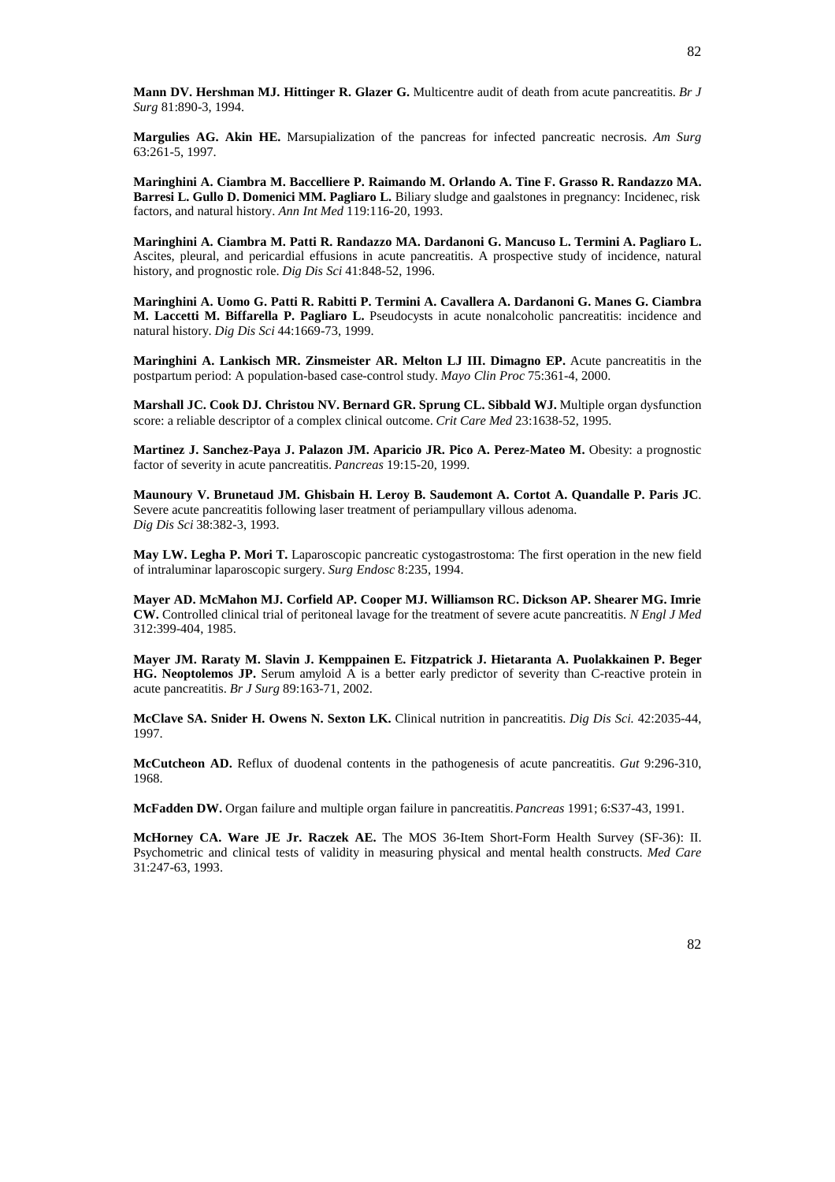**Mann DV. Hershman MJ. Hittinger R. Glazer G.** Multicentre audit of death from acute pancreatitis. *Br J Surg* 81:890-3, 1994.

**Margulies AG. Akin HE.** Marsupialization of the pancreas for infected pancreatic necrosis. *Am Surg* 63:261-5, 1997.

**Maringhini A. Ciambra M. Baccelliere P. Raimando M. Orlando A. Tine F. Grasso R. Randazzo MA. Barresi L. Gullo D. Domenici MM. Pagliaro L.** Biliary sludge and gaalstones in pregnancy: Incidenec, risk factors, and natural history. *Ann Int Med* 119:116-20, 1993.

**Maringhini A. Ciambra M. Patti R. Randazzo MA. Dardanoni G. Mancuso L. Termini A. Pagliaro L.** Ascites, pleural, and pericardial effusions in acute pancreatitis. A prospective study of incidence, natural history, and prognostic role. *Dig Dis Sci* 41:848-52, 1996.

**Maringhini A. Uomo G. Patti R. Rabitti P. Termini A. Cavallera A. Dardanoni G. Manes G. Ciambra M. Laccetti M. Biffarella P. Pagliaro L.** Pseudocysts in acute nonalcoholic pancreatitis: incidence and natural history. *Dig Dis Sci* 44:1669-73, 1999.

**Maringhini A. Lankisch MR. Zinsmeister AR. Melton LJ III. Dimagno EP.** Acute pancreatitis in the postpartum period: A population-based case-control study. *Mayo Clin Proc* 75:361-4, 2000.

**Marshall JC. Cook DJ. Christou NV. Bernard GR. Sprung CL. Sibbald WJ.** Multiple organ dysfunction score: a reliable descriptor of a complex clinical outcome. *Crit Care Med* 23:1638-52, 1995.

**Martinez J. Sanchez-Paya J. Palazon JM. Aparicio JR. Pico A. Perez-Mateo M.** Obesity: a prognostic factor of severity in acute pancreatitis. *Pancreas* 19:15-20, 1999.

**Maunoury V. Brunetaud JM. Ghisbain H. Leroy B. Saudemont A. Cortot A. Quandalle P. Paris JC**. Severe acute pancreatitis following laser treatment of periampullary villous adenoma. *Dig Dis Sci* 38:382-3, 1993.

**May LW. Legha P. Mori T.** Laparoscopic pancreatic cystogastrostoma: The first operation in the new field of intraluminar laparoscopic surgery. *Surg Endosc* 8:235, 1994.

**Mayer AD. McMahon MJ. Corfield AP. Cooper MJ. Williamson RC. Dickson AP. Shearer MG. Imrie CW.** Controlled clinical trial of peritoneal lavage for the treatment of severe acute pancreatitis. *N Engl J Med* 312:399-404, 1985.

**Mayer JM. Raraty M. Slavin J. Kemppainen E. Fitzpatrick J. Hietaranta A. Puolakkainen P. Beger HG. Neoptolemos JP.** Serum amyloid A is a better early predictor of severity than C-reactive protein in acute pancreatitis. *Br J Surg* 89:163-71, 2002.

**McClave SA. Snider H. Owens N. Sexton LK.** Clinical nutrition in pancreatitis. *Dig Dis Sci.* 42:2035-44, 1997.

**McCutcheon AD.** Reflux of duodenal contents in the pathogenesis of acute pancreatitis. *Gut* 9:296-310, 1968.

**McFadden DW.** Organ failure and multiple organ failure in pancreatitis. *Pancreas* 1991; 6:S37-43, 1991.

**McHorney CA. Ware JE Jr. Raczek AE.** The MOS 36-Item Short-Form Health Survey (SF-36): II. Psychometric and clinical tests of validity in measuring physical and mental health constructs. *Med Care* 31:247-63, 1993.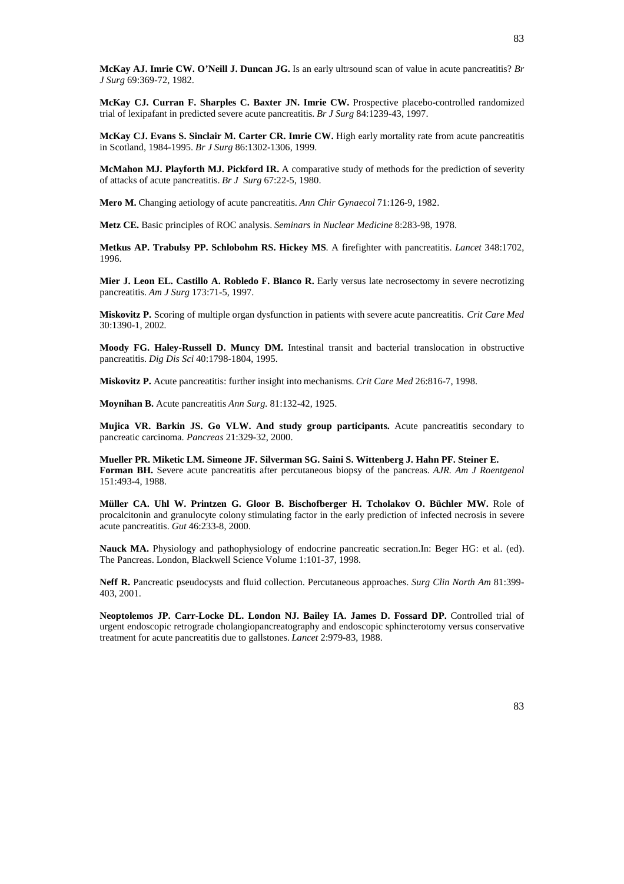**McKay AJ. Imrie CW. O'Neill J. Duncan JG.** Is an early ultrsound scan of value in acute pancreatitis? *Br J Surg* 69:369-72, 1982.

**McKay CJ. Curran F. Sharples C. Baxter JN. Imrie CW.** Prospective placebo-controlled randomized trial of lexipafant in predicted severe acute pancreatitis. *Br J Surg* 84:1239-43, 1997.

**McKay CJ. Evans S. Sinclair M. Carter CR. Imrie CW.** High early mortality rate from acute pancreatitis in Scotland, 1984-1995. *Br J Surg* 86:1302-1306, 1999.

**McMahon MJ. Playforth MJ. Pickford IR.** A comparative study of methods for the prediction of severity of attacks of acute pancreatitis. *Br J Surg* 67:22-5, 1980.

**Mero M.** Changing aetiology of acute pancreatitis. *Ann Chir Gynaecol* 71:126-9, 1982.

**Metz CE.** Basic principles of ROC analysis. *Seminars in Nuclear Medicine* 8:283-98, 1978.

**Metkus AP. Trabulsy PP. Schlobohm RS. Hickey MS**. A firefighter with pancreatitis. *Lancet* 348:1702, 1996.

**Mier J. Leon EL. Castillo A. Robledo F. Blanco R.** Early versus late necrosectomy in severe necrotizing pancreatitis. *Am J Surg* 173:71-5, 1997.

**Miskovitz P.** Scoring of multiple organ dysfunction in patients with severe acute pancreatitis. *Crit Care Med* 30:1390-1, 2002.

**Moody FG. Haley-Russell D. Muncy DM.** Intestinal transit and bacterial translocation in obstructive pancreatitis. *Dig Dis Sci* 40:1798-1804, 1995.

**Miskovitz P.** Acute pancreatitis: further insight into mechanisms. *Crit Care Med* 26:816-7, 1998.

**Moynihan B.** Acute pancreatitis *Ann Surg.* 81:132-42, 1925.

**Mujica VR. Barkin JS. Go VLW. And study group participants.** Acute pancreatitis secondary to pancreatic carcinoma. *Pancreas* 21:329-32, 2000.

**Mueller PR. Miketic LM. Simeone JF. Silverman SG. Saini S. Wittenberg J. Hahn PF. Steiner E. Forman BH.** Severe acute pancreatitis after percutaneous biopsy of the pancreas. *AJR. Am J Roentgenol* 151:493-4, 1988.

**Müller CA. Uhl W. Printzen G. Gloor B. Bischofberger H. Tcholakov O. Büchler MW.** Role of procalcitonin and granulocyte colony stimulating factor in the early prediction of infected necrosis in severe acute pancreatitis. *Gut* 46:233-8, 2000.

**Nauck MA.** Physiology and pathophysiology of endocrine pancreatic secration.In: Beger HG: et al. (ed). The Pancreas. London, Blackwell Science Volume 1:101-37, 1998.

**Neff R.** Pancreatic pseudocysts and fluid collection. Percutaneous approaches. *Surg Clin North Am* 81:399-403, 2001.

**Neoptolemos JP. Carr-Locke DL. London NJ. Bailey IA. James D. Fossard DP.** Controlled trial of urgent endoscopic retrograde cholangiopancreatography and endoscopic sphincterotomy versus conservative treatment for acute pancreatitis due to gallstones. *Lancet* 2:979-83, 1988.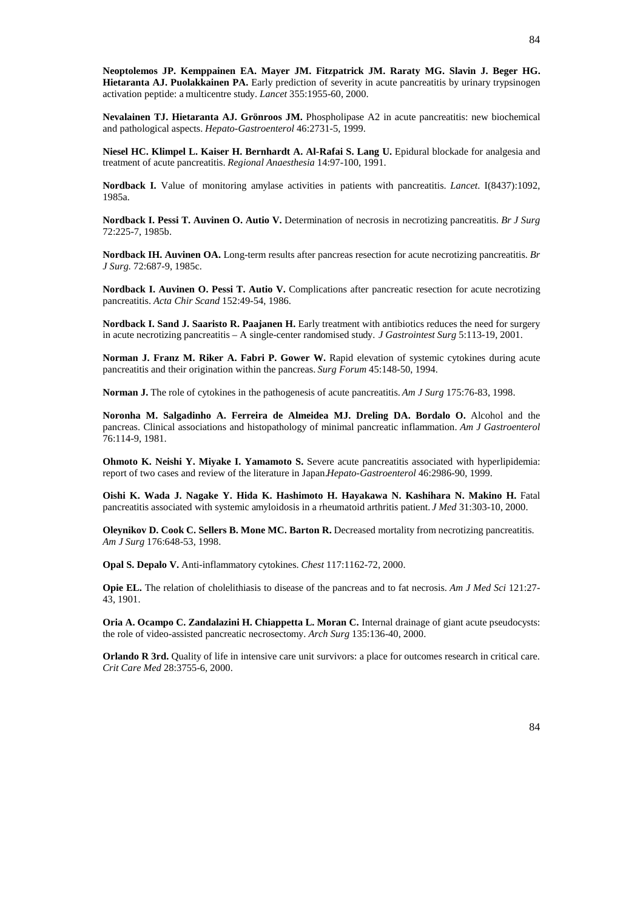**Neoptolemos JP. Kemppainen EA. Mayer JM. Fitzpatrick JM. Raraty MG. Slavin J. Beger HG. Hietaranta AJ. Puolakkainen PA.** Early prediction of severity in acute pancreatitis by urinary trypsinogen activation peptide: a multicentre study. *Lancet* 355:1955-60, 2000.

**Nevalainen TJ. Hietaranta AJ. Grönroos JM.** Phospholipase A2 in acute pancreatitis: new biochemical and pathological aspects. *Hepato-Gastroenterol* 46:2731-5, 1999.

**Niesel HC. Klimpel L. Kaiser H. Bernhardt A. Al-Rafai S. Lang U.** Epidural blockade for analgesia and treatment of acute pancreatitis. *Regional Anaesthesia* 14:97-100, 1991.

**Nordback I.** Value of monitoring amylase activities in patients with pancreatitis. *Lancet*. I(8437):1092, 1985a.

**Nordback I. Pessi T. Auvinen O. Autio V.** Determination of necrosis in necrotizing pancreatitis. *Br J Surg* 72:225-7, 1985b.

**Nordback IH. Auvinen OA.** Long-term results after pancreas resection for acute necrotizing pancreatitis. *Br J Surg.* 72:687-9, 1985c.

**Nordback I. Auvinen O. Pessi T. Autio V.** Complications after pancreatic resection for acute necrotizing pancreatitis. *Acta Chir Scand* 152:49-54, 1986.

**Nordback I. Sand J. Saaristo R. Paajanen H.** Early treatment with antibiotics reduces the need for surgery in acute necrotizing pancreatitis – A single-center randomised study. *J Gastrointest Surg* 5:113-19, 2001.

**Norman J. Franz M. Riker A. Fabri P. Gower W.** Rapid elevation of systemic cytokines during acute pancreatitis and their origination within the pancreas. *Surg Forum* 45:148-50, 1994.

**Norman J.** The role of cytokines in the pathogenesis of acute pancreatitis. *Am J Surg* 175:76-83, 1998.

**Noronha M. Salgadinho A. Ferreira de Almeidea MJ. Dreling DA. Bordalo O.** Alcohol and the pancreas. Clinical associations and histopathology of minimal pancreatic inflammation. *Am J Gastroenterol* 76:114-9, 1981.

**Ohmoto K. Neishi Y. Miyake I. Yamamoto S.** Severe acute pancreatitis associated with hyperlipidemia: report of two cases and review of the literature in Japan.*Hepato-Gastroenterol* 46:2986-90, 1999.

**Oishi K. Wada J. Nagake Y. Hida K. Hashimoto H. Hayakawa N. Kashihara N. Makino H.** Fatal pancreatitis associated with systemic amyloidosis in a rheumatoid arthritis patient. *J Med* 31:303-10, 2000.

**Oleynikov D. Cook C. Sellers B. Mone MC. Barton R.** Decreased mortality from necrotizing pancreatitis. *Am J Surg* 176:648-53, 1998.

**Opal S. Depalo V.** Anti-inflammatory cytokines. *Chest* 117:1162-72, 2000.

**Opie EL.** The relation of cholelithiasis to disease of the pancreas and to fat necrosis. *Am J Med Sci* 121:27-43, 1901.

**Oria A. Ocampo C. Zandalazini H. Chiappetta L. Moran C.** Internal drainage of giant acute pseudocysts: the role of video-assisted pancreatic necrosectomy. *Arch Surg* 135:136-40, 2000.

**Orlando R 3rd.** Quality of life in intensive care unit survivors: a place for outcomes research in critical care. *Crit Care Med* 28:3755-6, 2000.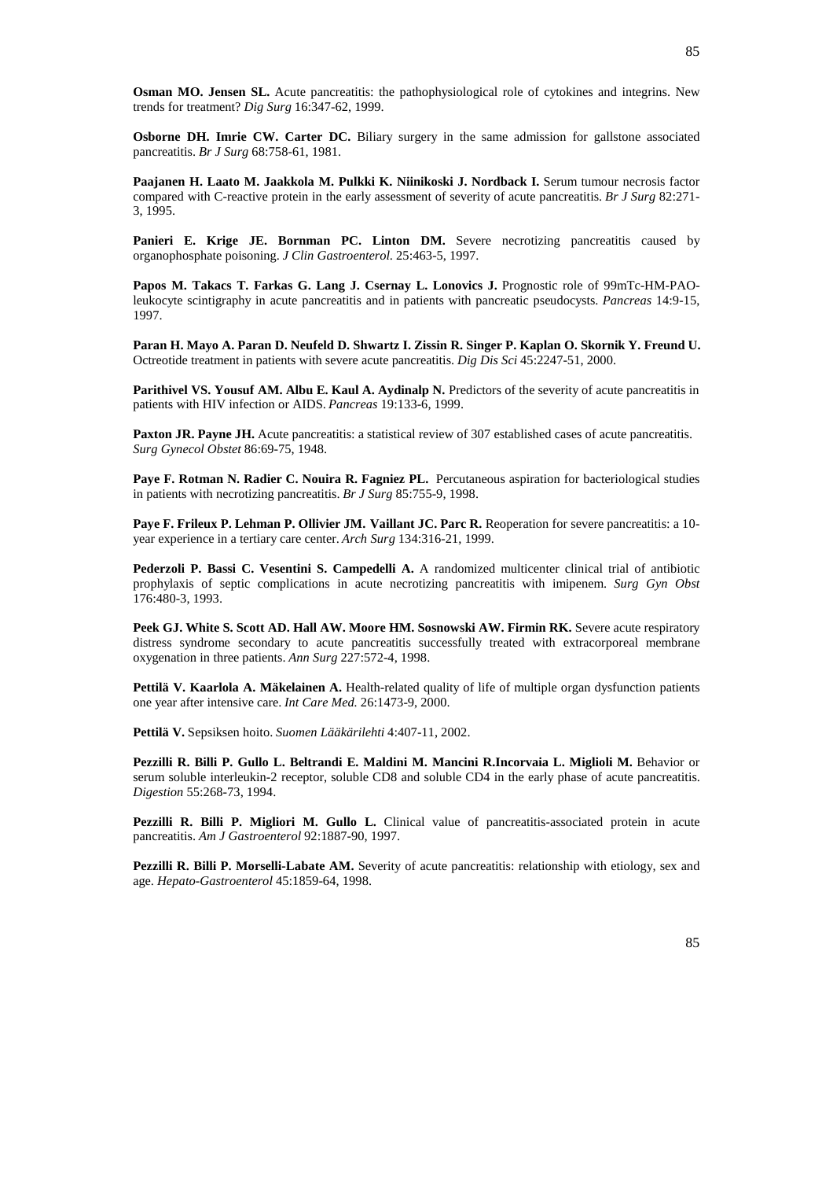**Osman MO. Jensen SL.** Acute pancreatitis: the pathophysiological role of cytokines and integrins. New trends for treatment? *Dig Surg* 16:347-62, 1999.

**Osborne DH. Imrie CW. Carter DC.** Biliary surgery in the same admission for gallstone associated pancreatitis. *Br J Surg* 68:758-61, 1981.

**Paajanen H. Laato M. Jaakkola M. Pulkki K. Niinikoski J. Nordback I.** Serum tumour necrosis factor compared with C-reactive protein in the early assessment of severity of acute pancreatitis. *Br J Surg* 82:271-3, 1995.

**Panieri E. Krige JE. Bornman PC. Linton DM.** Severe necrotizing pancreatitis caused by organophosphate poisoning. *J Clin Gastroenterol.* 25:463-5, 1997.

**Papos M. Takacs T. Farkas G. Lang J. Csernay L. Lonovics J.** Prognostic role of 99mTc-HM-PAO-leukocyte scintigraphy in acute pancreatitis and in patients with pancreatic pseudocysts. *Pancreas* 14:9-15, 1997.

**Paran H. Mayo A. Paran D. Neufeld D. Shwartz I. Zissin R. Singer P. Kaplan O. Skornik Y. Freund U.** Octreotide treatment in patients with severe acute pancreatitis. *Dig Dis Sci* 45:2247-51, 2000.

**Parithivel VS. Yousuf AM. Albu E. Kaul A. Aydinalp N.** Predictors of the severity of acute pancreatitis in patients with HIV infection or AIDS. *Pancreas* 19:133-6, 1999.

**Paxton JR. Payne JH.** Acute pancreatitis: a statistical review of 307 established cases of acute pancreatitis. *Surg Gynecol Obstet* 86:69-75, 1948.

**Paye F. Rotman N. Radier C. Nouira R. Fagniez PL.** Percutaneous aspiration for bacteriological studies in patients with necrotizing pancreatitis. *Br J Surg* 85:755-9, 1998.

**Paye F. Frileux P. Lehman P. Ollivier JM. Vaillant JC. Parc R.** Reoperation for severe pancreatitis: a 10-year experience in a tertiary care center. *Arch Surg* 134:316-21, 1999.

**Pederzoli P. Bassi C. Vesentini S. Campedelli A.** A randomized multicenter clinical trial of antibiotic prophylaxis of septic complications in acute necrotizing pancreatitis with imipenem. *Surg Gyn Obst* 176:480-3, 1993.

**Peek GJ. White S. Scott AD. Hall AW. Moore HM. Sosnowski AW. Firmin RK.** Severe acute respiratory distress syndrome secondary to acute pancreatitis successfully treated with extracorporeal membrane oxygenation in three patients. *Ann Surg* 227:572-4, 1998.

**Pettilä V. Kaarlola A. Mäkelainen A.** Health-related quality of life of multiple organ dysfunction patients one year after intensive care. *Int Care Med.* 26:1473-9, 2000.

**Pettilä V.** Sepsiksen hoito. *Suomen Lääkärilehti* 4:407-11, 2002.

**Pezzilli R. Billi P. Gullo L. Beltrandi E. Maldini M. Mancini R.Incorvaia L. Miglioli M.** Behavior or serum soluble interleukin-2 receptor, soluble CD8 and soluble CD4 in the early phase of acute pancreatitis. *Digestion* 55:268-73, 1994.

**Pezzilli R. Billi P. Migliori M. Gullo L.** Clinical value of pancreatitis-associated protein in acute pancreatitis. *Am J Gastroenterol* 92:1887-90, 1997.

**Pezzilli R. Billi P. Morselli-Labate AM.** Severity of acute pancreatitis: relationship with etiology, sex and age. *Hepato-Gastroenterol* 45:1859-64, 1998.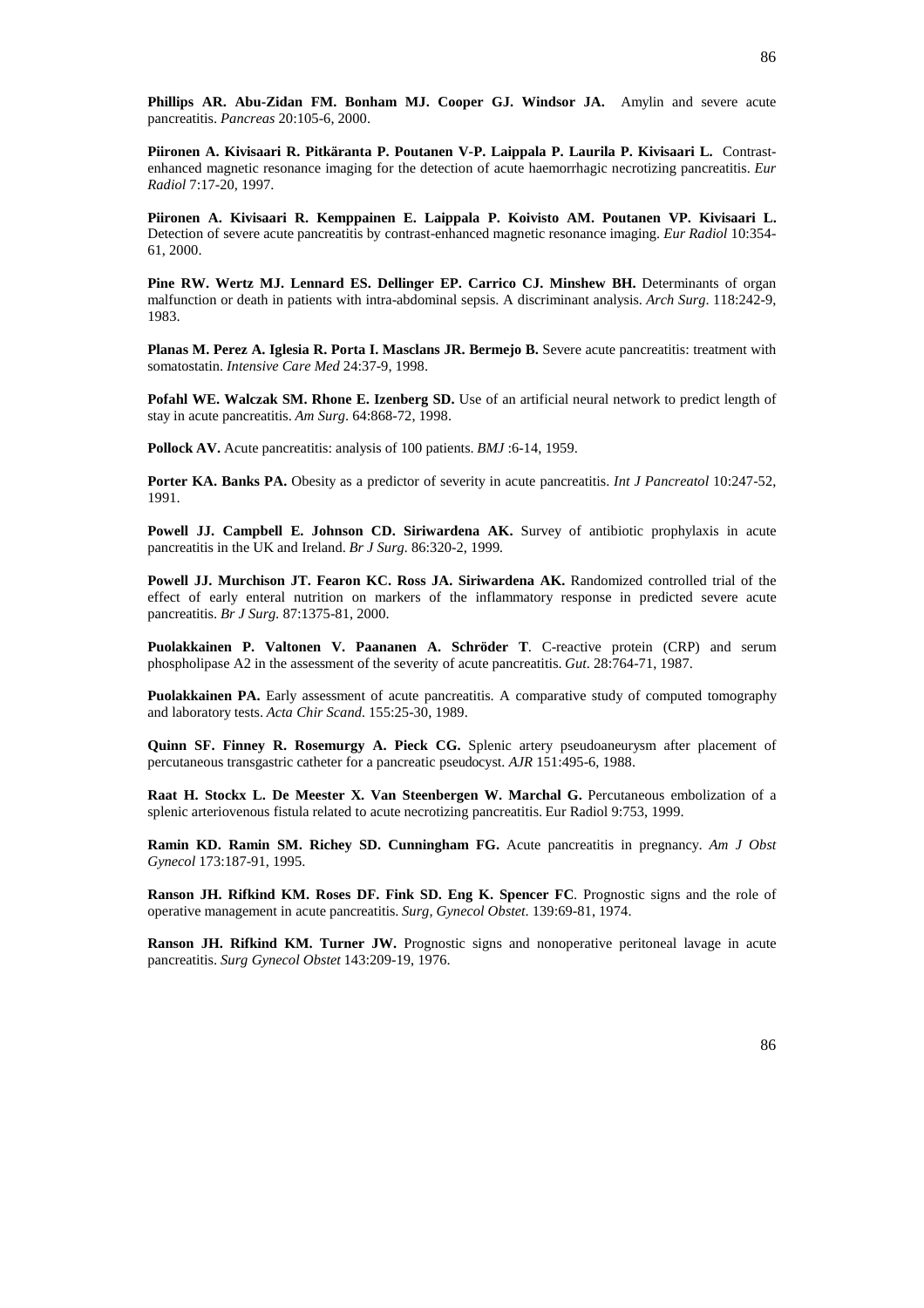**Phillips AR. Abu-Zidan FM. Bonham MJ. Cooper GJ. Windsor JA.** Amylin and severe acute pancreatitis. *Pancreas* 20:105-6, 2000.

**Piironen A. Kivisaari R. Pitkäranta P. Poutanen V-P. Laippala P. Laurila P. Kivisaari L.** Contrast-enhanced magnetic resonance imaging for the detection of acute haemorrhagic necrotizing pancreatitis. *Eur Radiol* 7:17-20, 1997.

**Piironen A. Kivisaari R. Kemppainen E. Laippala P. Koivisto AM. Poutanen VP. Kivisaari L.** Detection of severe acute pancreatitis by contrast-enhanced magnetic resonance imaging. *Eur Radiol* 10:354-61, 2000.

**Pine RW. Wertz MJ. Lennard ES. Dellinger EP. Carrico CJ. Minshew BH.** Determinants of organ malfunction or death in patients with intra-abdominal sepsis. A discriminant analysis. *Arch Surg*. 118:242-9, 1983.

**Planas M. Perez A. Iglesia R. Porta I. Masclans JR. Bermejo B.** Severe acute pancreatitis: treatment with somatostatin. *Intensive Care Med* 24:37-9, 1998.

**Pofahl WE. Walczak SM. Rhone E. Izenberg SD.** Use of an artificial neural network to predict length of stay in acute pancreatitis. *Am Surg*. 64:868-72, 1998.

**Pollock AV.** Acute pancreatitis: analysis of 100 patients. *BMJ* :6-14, 1959.

**Porter KA. Banks PA.** Obesity as a predictor of severity in acute pancreatitis. *Int J Pancreatol* 10:247-52, 1991.

**Powell JJ. Campbell E. Johnson CD. Siriwardena AK.** Survey of antibiotic prophylaxis in acute pancreatitis in the UK and Ireland. *Br J Surg*. 86:320-2, 1999.

**Powell JJ. Murchison JT. Fearon KC. Ross JA. Siriwardena AK.** Randomized controlled trial of the effect of early enteral nutrition on markers of the inflammatory response in predicted severe acute pancreatitis. *Br J Surg*. 87:1375-81, 2000.

**Puolakkainen P. Valtonen V. Paananen A. Schröder T**. C-reactive protein (CRP) and serum phospholipase A2 in the assessment of the severity of acute pancreatitis. *Gut*. 28:764-71, 1987.

**Puolakkainen PA.** Early assessment of acute pancreatitis. A comparative study of computed tomography and laboratory tests. *Acta Chir Scand*. 155:25-30, 1989.

**Quinn SF. Finney R. Rosemurgy A. Pieck CG.** Splenic artery pseudoaneurysm after placement of percutaneous transgastric catheter for a pancreatic pseudocyst. *AJR* 151:495-6, 1988.

**Raat H. Stockx L. De Meester X. Van Steenbergen W. Marchal G.** Percutaneous embolization of a splenic arteriovenous fistula related to acute necrotizing pancreatitis. Eur Radiol 9:753, 1999.

**Ramin KD. Ramin SM. Richey SD. Cunningham FG.** Acute pancreatitis in pregnancy. *Am J Obst Gynecol* 173:187-91, 1995.

**Ranson JH. Rifkind KM. Roses DF. Fink SD. Eng K. Spencer FC**. Prognostic signs and the role of operative management in acute pancreatitis. *Surg, Gynecol Obstet*. 139:69-81, 1974.

**Ranson JH. Rifkind KM. Turner JW.** Prognostic signs and nonoperative peritoneal lavage in acute pancreatitis. *Surg Gynecol Obstet* 143:209-19, 1976.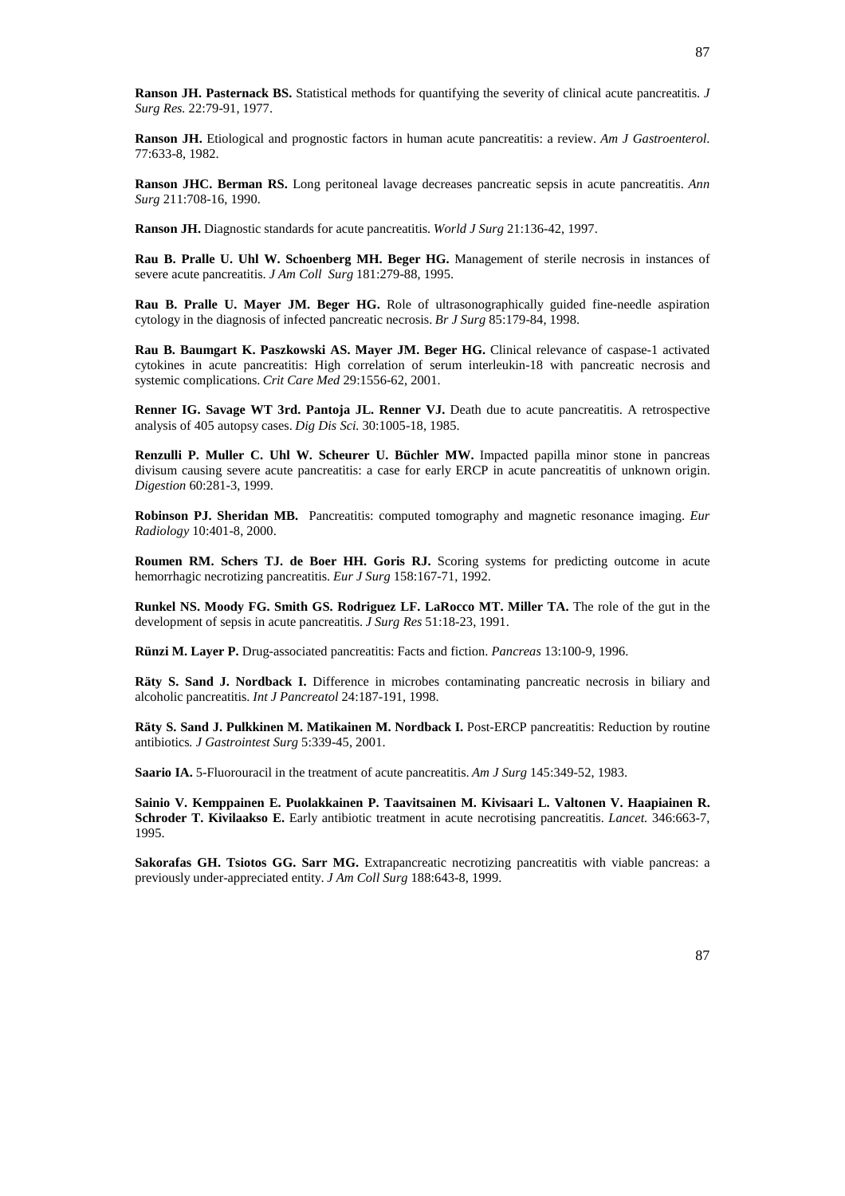**Ranson JH. Pasternack BS.** Statistical methods for quantifying the severity of clinical acute pancreatitis. *J Surg Res.* 22:79-91, 1977.

**Ranson JH.** Etiological and prognostic factors in human acute pancreatitis: a review. *Am J Gastroenterol.* 77:633-8, 1982.

**Ranson JHC. Berman RS.** Long peritoneal lavage decreases pancreatic sepsis in acute pancreatitis. *Ann Surg* 211:708-16, 1990.

**Ranson JH.** Diagnostic standards for acute pancreatitis. *World J Surg* 21:136-42, 1997.

**Rau B. Pralle U. Uhl W. Schoenberg MH. Beger HG.** Management of sterile necrosis in instances of severe acute pancreatitis. *J Am Coll Surg* 181:279-88, 1995.

**Rau B. Pralle U. Mayer JM. Beger HG.** Role of ultrasonographically guided fine-needle aspiration cytology in the diagnosis of infected pancreatic necrosis. *Br J Surg* 85:179-84, 1998.

**Rau B. Baumgart K. Paszkowski AS. Mayer JM. Beger HG.** Clinical relevance of caspase-1 activated cytokines in acute pancreatitis: High correlation of serum interleukin-18 with pancreatic necrosis and systemic complications. *Crit Care Med* 29:1556-62, 2001.

**Renner IG. Savage WT 3rd. Pantoja JL. Renner VJ.** Death due to acute pancreatitis. A retrospective analysis of 405 autopsy cases. *Dig Dis Sci.* 30:1005-18, 1985.

**Renzulli P. Muller C. Uhl W. Scheurer U. Büchler MW.** Impacted papilla minor stone in pancreas divisum causing severe acute pancreatitis: a case for early ERCP in acute pancreatitis of unknown origin. *Digestion* 60:281-3, 1999.

**Robinson PJ. Sheridan MB.** Pancreatitis: computed tomography and magnetic resonance imaging. *Eur Radiology* 10:401-8, 2000.

**Roumen RM. Schers TJ. de Boer HH. Goris RJ.** Scoring systems for predicting outcome in acute hemorrhagic necrotizing pancreatitis. *Eur J Surg* 158:167-71, 1992.

**Runkel NS. Moody FG. Smith GS. Rodriguez LF. LaRocco MT. Miller TA.** The role of the gut in the development of sepsis in acute pancreatitis. *J Surg Res* 51:18-23, 1991.

**Rünzi M. Layer P.** Drug-associated pancreatitis: Facts and fiction. *Pancreas* 13:100-9, 1996.

**Räty S. Sand J. Nordback I.** Difference in microbes contaminating pancreatic necrosis in biliary and alcoholic pancreatitis. *Int J Pancreatol* 24:187-191, 1998.

**Räty S. Sand J. Pulkkinen M. Matikainen M. Nordback I.** Post-ERCP pancreatitis: Reduction by routine antibiotics*. J Gastrointest Surg* 5:339-45, 2001.

**Saario IA.** 5-Fluorouracil in the treatment of acute pancreatitis. *Am J Surg* 145:349-52, 1983.

**Sainio V. Kemppainen E. Puolakkainen P. Taavitsainen M. Kivisaari L. Valtonen V. Haapiainen R. Schroder T. Kivilaakso E.** Early antibiotic treatment in acute necrotising pancreatitis. *Lancet.* 346:663-7, 1995.

**Sakorafas GH. Tsiotos GG. Sarr MG.** Extrapancreatic necrotizing pancreatitis with viable pancreas: a previously under-appreciated entity. *J Am Coll Surg* 188:643-8, 1999.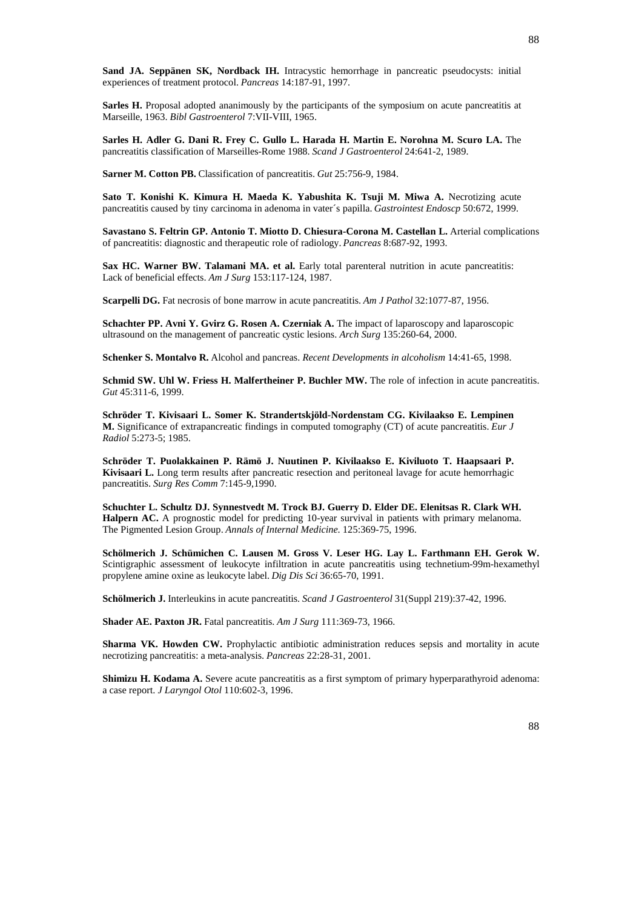**Sand JA. Seppänen SK, Nordback IH.** Intracystic hemorrhage in pancreatic pseudocysts: initial experiences of treatment protocol. *Pancreas* 14:187-91, 1997.

**Sarles H.** Proposal adopted ananimously by the participants of the symposium on acute pancreatitis at Marseille, 1963. *Bibl Gastroenterol* 7:VII-VIII, 1965.

**Sarles H. Adler G. Dani R. Frey C. Gullo L. Harada H. Martin E. Norohna M. Scuro LA.** The pancreatitis classification of Marseilles-Rome 1988. *Scand J Gastroenterol* 24:641-2, 1989.

**Sarner M. Cotton PB.** Classification of pancreatitis. *Gut* 25:756-9, 1984.

**Sato T. Konishi K. Kimura H. Maeda K. Yabushita K. Tsuji M. Miwa A.** Necrotizing acute pancreatitis caused by tiny carcinoma in adenoma in vater´s papilla. *Gastrointest Endoscp* 50:672, 1999.

**Savastano S. Feltrin GP. Antonio T. Miotto D. Chiesura-Corona M. Castellan L.** Arterial complications of pancreatitis: diagnostic and therapeutic role of radiology. *Pancreas* 8:687-92, 1993.

**Sax HC. Warner BW. Talamani MA. et al.** Early total parenteral nutrition in acute pancreatitis: Lack of beneficial effects. *Am J Surg* 153:117-124, 1987.

**Scarpelli DG.** Fat necrosis of bone marrow in acute pancreatitis. *Am J Pathol* 32:1077-87, 1956.

**Schachter PP. Avni Y. Gvirz G. Rosen A. Czerniak A.** The impact of laparoscopy and laparoscopic ultrasound on the management of pancreatic cystic lesions. *Arch Surg* 135:260-64, 2000.

**Schenker S. Montalvo R.** Alcohol and pancreas. *Recent Developments in alcoholism* 14:41-65, 1998.

**Schmid SW. Uhl W. Friess H. Malfertheiner P. Buchler MW.** The role of infection in acute pancreatitis. *Gut* 45:311-6, 1999.

**Schröder T. Kivisaari L. Somer K. Strandertskjöld-Nordenstam CG. Kivilaakso E. Lempinen M.** Significance of extrapancreatic findings in computed tomography (CT) of acute pancreatitis. *Eur J Radiol* 5:273-5; 1985.

**Schröder T. Puolakkainen P. Rämö J. Nuutinen P. Kivilaakso E. Kiviluoto T. Haapsaari P. Kivisaari L.** Long term results after pancreatic resection and peritoneal lavage for acute hemorrhagic pancreatitis. *Surg Res Comm* 7:145-9,1990.

**Schuchter L. Schultz DJ. Synnestvedt M. Trock BJ. Guerry D. Elder DE. Elenitsas R. Clark WH. Halpern AC.** A prognostic model for predicting 10-year survival in patients with primary melanoma. The Pigmented Lesion Group. *Annals of Internal Medicine.* 125:369-75, 1996.

**Schölmerich J. Schümichen C. Lausen M. Gross V. Leser HG. Lay L. Farthmann EH. Gerok W.** Scintigraphic assessment of leukocyte infiltration in acute pancreatitis using technetium-99m-hexamethyl propylene amine oxine as leukocyte label. *Dig Dis Sci* 36:65-70, 1991.

**Schölmerich J.** Interleukins in acute pancreatitis. *Scand J Gastroenterol* 31(Suppl 219):37-42, 1996.

**Shader AE. Paxton JR.** Fatal pancreatitis. *Am J Surg* 111:369-73, 1966.

**Sharma VK. Howden CW.** Prophylactic antibiotic administration reduces sepsis and mortality in acute necrotizing pancreatitis: a meta-analysis. *Pancreas* 22:28-31, 2001.

**Shimizu H. Kodama A.** Severe acute pancreatitis as a first symptom of primary hyperparathyroid adenoma: a case report. *J Laryngol Otol* 110:602-3, 1996.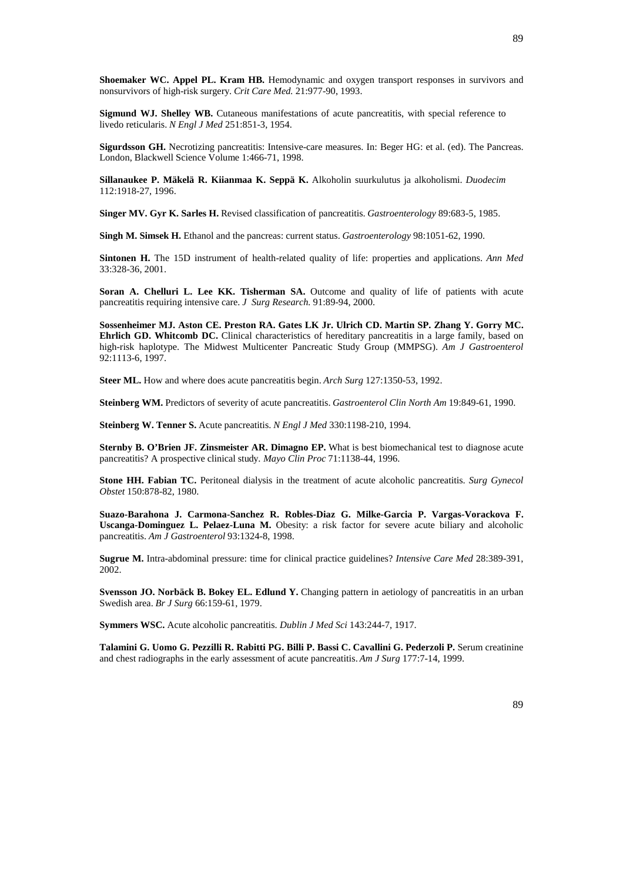**Shoemaker WC. Appel PL. Kram HB.** Hemodynamic and oxygen transport responses in survivors and nonsurvivors of high-risk surgery. *Crit Care Med.* 21:977-90, 1993.

**Sigmund WJ. Shelley WB.** Cutaneous manifestations of acute pancreatitis, with special reference to livedo reticularis. *N Engl J Med* 251:851-3, 1954.

**Sigurdsson GH.** Necrotizing pancreatitis: Intensive-care measures. In: Beger HG: et al. (ed). The Pancreas. London, Blackwell Science Volume 1:466-71, 1998.

**Sillanaukee P. Mäkelä R. Kiianmaa K. Seppä K.** Alkoholin suurkulutus ja alkoholismi. *Duodecim* 112:1918-27, 1996.

**Singer MV. Gyr K. Sarles H.** Revised classification of pancreatitis. *Gastroenterology* 89:683-5, 1985.

**Singh M. Simsek H.** Ethanol and the pancreas: current status. *Gastroenterology* 98:1051-62, 1990.

**Sintonen H.** The 15D instrument of health-related quality of life: properties and applications. *Ann Med* 33:328-36, 2001.

**Soran A. Chelluri L. Lee KK. Tisherman SA.** Outcome and quality of life of patients with acute pancreatitis requiring intensive care. *J Surg Research.* 91:89-94, 2000.

**Sossenheimer MJ. Aston CE. Preston RA. Gates LK Jr. Ulrich CD. Martin SP. Zhang Y. Gorry MC. Ehrlich GD. Whitcomb DC.** Clinical characteristics of hereditary pancreatitis in a large family, based on high-risk haplotype. The Midwest Multicenter Pancreatic Study Group (MMPSG). *Am J Gastroenterol* 92:1113-6, 1997.

**Steer ML.** How and where does acute pancreatitis begin. *Arch Surg* 127:1350-53, 1992.

**Steinberg WM.** Predictors of severity of acute pancreatitis. *Gastroenterol Clin North Am* 19:849-61, 1990.

**Steinberg W. Tenner S.** Acute pancreatitis. *N Engl J Med* 330:1198-210, 1994.

**Sternby B. O'Brien JF. Zinsmeister AR. Dimagno EP.** What is best biomechanical test to diagnose acute pancreatitis? A prospective clinical study. *Mayo Clin Proc* 71:1138-44, 1996.

**Stone HH. Fabian TC.** Peritoneal dialysis in the treatment of acute alcoholic pancreatitis. *Surg Gynecol Obstet* 150:878-82, 1980.

**Suazo-Barahona J. Carmona-Sanchez R. Robles-Diaz G. Milke-Garcia P. Vargas-Vorackova F. Uscanga-Dominguez L. Pelaez-Luna M.** Obesity: a risk factor for severe acute biliary and alcoholic pancreatitis. *Am J Gastroenterol* 93:1324-8, 1998.

**Sugrue M.** Intra-abdominal pressure: time for clinical practice guidelines? *Intensive Care Med* 28:389-391, 2002.

**Svensson JO. Norbäck B. Bokey EL. Edlund Y.** Changing pattern in aetiology of pancreatitis in an urban Swedish area. *Br J Surg* 66:159-61, 1979.

**Symmers WSC.** Acute alcoholic pancreatitis. *Dublin J Med Sci* 143:244-7, 1917.

**Talamini G. Uomo G. Pezzilli R. Rabitti PG. Billi P. Bassi C. Cavallini G. Pederzoli P.** Serum creatinine and chest radiographs in the early assessment of acute pancreatitis. *Am J Surg* 177:7-14, 1999.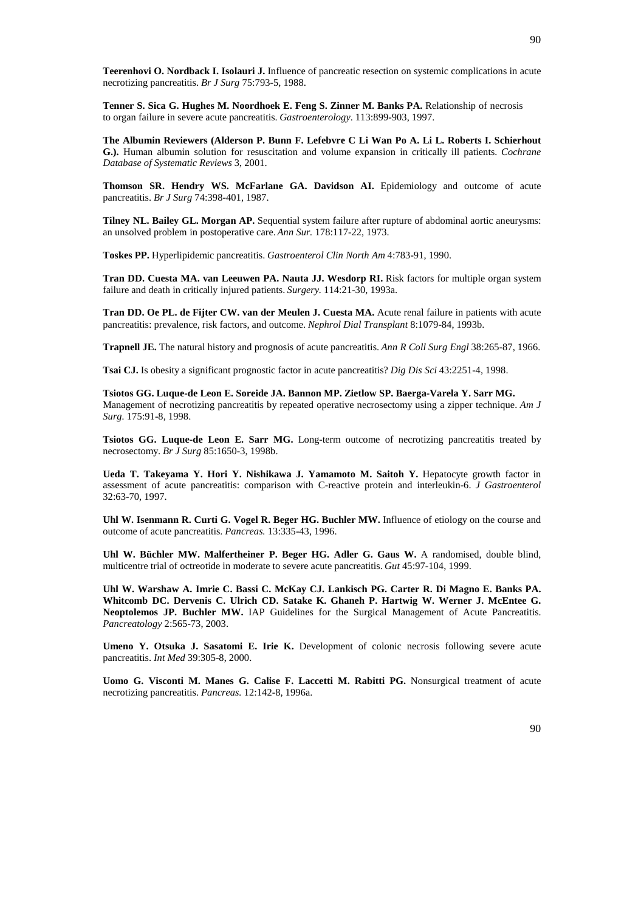**Teerenhovi O. Nordback I. Isolauri J.** Influence of pancreatic resection on systemic complications in acute necrotizing pancreatitis. *Br J Surg* 75:793-5, 1988.

**Tenner S. Sica G. Hughes M. Noordhoek E. Feng S. Zinner M. Banks PA.** Relationship of necrosis to organ failure in severe acute pancreatitis. *Gastroenterology*. 113:899-903, 1997.

**The Albumin Reviewers (Alderson P. Bunn F. Lefebvre C Li Wan Po A. Li L. Roberts I. Schierhout G.).** Human albumin solution for resuscitation and volume expansion in critically ill patients. *Cochrane Database of Systematic Reviews* 3, 2001.

**Thomson SR. Hendry WS. McFarlane GA. Davidson AI.** Epidemiology and outcome of acute pancreatitis. *Br J Surg* 74:398-401, 1987.

**Tilney NL. Bailey GL. Morgan AP.** Sequential system failure after rupture of abdominal aortic aneurysms: an unsolved problem in postoperative care. *Ann Sur.* 178:117-22, 1973.

**Toskes PP.** Hyperlipidemic pancreatitis. *Gastroenterol Clin North Am* 4:783-91, 1990.

**Tran DD. Cuesta MA. van Leeuwen PA. Nauta JJ. Wesdorp RI.** Risk factors for multiple organ system failure and death in critically injured patients. *Surgery.* 114:21-30, 1993a.

**Tran DD. Oe PL. de Fijter CW. van der Meulen J. Cuesta MA.** Acute renal failure in patients with acute pancreatitis: prevalence, risk factors, and outcome. *Nephrol Dial Transplant* 8:1079-84, 1993b.

**Trapnell JE.** The natural history and prognosis of acute pancreatitis. *Ann R Coll Surg Engl* 38:265-87, 1966.

**Tsai CJ.** Is obesity a significant prognostic factor in acute pancreatitis? *Dig Dis Sci* 43:2251-4, 1998.

**Tsiotos GG. Luque-de Leon E. Soreide JA. Bannon MP. Zietlow SP. Baerga-Varela Y. Sarr MG.** Management of necrotizing pancreatitis by repeated operative necrosectomy using a zipper technique. *Am J Surg*. 175:91-8, 1998.

**Tsiotos GG. Luque-de Leon E. Sarr MG.** Long-term outcome of necrotizing pancreatitis treated by necrosectomy. *Br J Surg* 85:1650-3, 1998b.

**Ueda T. Takeyama Y. Hori Y. Nishikawa J. Yamamoto M. Saitoh Y.** Hepatocyte growth factor in assessment of acute pancreatitis: comparison with C-reactive protein and interleukin-6. *J Gastroenterol* 32:63-70, 1997.

**Uhl W. Isenmann R. Curti G. Vogel R. Beger HG. Buchler MW.** Influence of etiology on the course and outcome of acute pancreatitis. *Pancreas.* 13:335-43, 1996.

**Uhl W. Büchler MW. Malfertheiner P. Beger HG. Adler G. Gaus W.** A randomised, double blind, multicentre trial of octreotide in moderate to severe acute pancreatitis. *Gut* 45:97-104, 1999.

**Uhl W. Warshaw A. Imrie C. Bassi C. McKay CJ. Lankisch PG. Carter R. Di Magno E. Banks PA. Whitcomb DC. Dervenis C. Ulrich CD. Satake K. Ghaneh P. Hartwig W. Werner J. McEntee G. Neoptolemos JP. Buchler MW.** IAP Guidelines for the Surgical Management of Acute Pancreatitis. *Pancreatology* 2:565-73, 2003.

**Umeno Y. Otsuka J. Sasatomi E. Irie K.** Development of colonic necrosis following severe acute pancreatitis. *Int Med* 39:305-8, 2000.

**Uomo G. Visconti M. Manes G. Calise F. Laccetti M. Rabitti PG.** Nonsurgical treatment of acute necrotizing pancreatitis. *Pancreas.* 12:142-8, 1996a.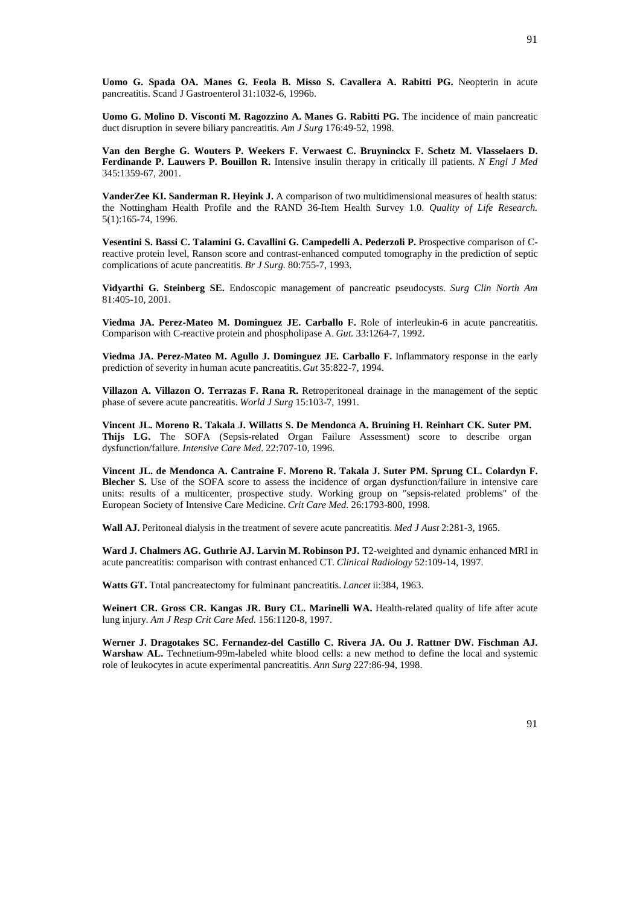**Uomo G. Spada OA. Manes G. Feola B. Misso S. Cavallera A. Rabitti PG.** Neopterin in acute pancreatitis. Scand J Gastroenterol 31:1032-6, 1996b.

**Uomo G. Molino D. Visconti M. Ragozzino A. Manes G. Rabitti PG.** The incidence of main pancreatic duct disruption in severe biliary pancreatitis. *Am J Surg* 176:49-52, 1998.

**Van den Berghe G. Wouters P. Weekers F. Verwaest C. Bruyninckx F. Schetz M. Vlasselaers D. Ferdinande P. Lauwers P. Bouillon R.** Intensive insulin therapy in critically ill patients. *N Engl J Med* 345:1359-67, 2001.

**VanderZee KI. Sanderman R. Heyink J.** A comparison of two multidimensional measures of health status: the Nottingham Health Profile and the RAND 36-Item Health Survey 1.0. *Quality of Life Research.* 5(1):165-74, 1996.

**Vesentini S. Bassi C. Talamini G. Cavallini G. Campedelli A. Pederzoli P.** Prospective comparison of C-reactive protein level, Ranson score and contrast-enhanced computed tomography in the prediction of septic complications of acute pancreatitis. *Br J Surg.* 80:755-7, 1993.

**Vidyarthi G. Steinberg SE.** Endoscopic management of pancreatic pseudocysts. *Surg Clin North Am* 81:405-10, 2001.

**Viedma JA. Perez-Mateo M. Dominguez JE. Carballo F.** Role of interleukin-6 in acute pancreatitis. Comparison with C-reactive protein and phospholipase A. *Gut.* 33:1264-7, 1992.

**Viedma JA. Perez-Mateo M. Agullo J. Dominguez JE. Carballo F.** Inflammatory response in the early prediction of severity in human acute pancreatitis. *Gut* 35:822-7, 1994.

**Villazon A. Villazon O. Terrazas F. Rana R.** Retroperitoneal drainage in the management of the septic phase of severe acute pancreatitis. *World J Surg* 15:103-7, 1991.

**Vincent JL. Moreno R. Takala J. Willatts S. De Mendonca A. Bruining H. Reinhart CK. Suter PM. Thijs LG.** The SOFA (Sepsis-related Organ Failure Assessment) score to describe organ dysfunction/failure. *Intensive Care Med.* 22:707-10, 1996.

**Vincent JL. de Mendonca A. Cantraine F. Moreno R. Takala J. Suter PM. Sprung CL. Colardyn F. Blecher S.** Use of the SOFA score to assess the incidence of organ dysfunction/failure in intensive care units: results of a multicenter, prospective study. Working group on "sepsis-related problems" of the European Society of Intensive Care Medicine. *Crit Care Med.* 26:1793-800, 1998.

**Wall AJ.** Peritoneal dialysis in the treatment of severe acute pancreatitis. *Med J Aust* 2:281-3, 1965.

**Ward J. Chalmers AG. Guthrie AJ. Larvin M. Robinson PJ.** T2-weighted and dynamic enhanced MRI in acute pancreatitis: comparison with contrast enhanced CT. *Clinical Radiology* 52:109-14, 1997.

**Watts GT.** Total pancreatectomy for fulminant pancreatitis. *Lancet* ii:384, 1963.

**Weinert CR. Gross CR. Kangas JR. Bury CL. Marinelli WA.** Health-related quality of life after acute lung injury. *Am J Resp Crit Care Med.* 156:1120-8, 1997.

**Werner J. Dragotakes SC. Fernandez-del Castillo C. Rivera JA. Ou J. Rattner DW. Fischman AJ. Warshaw AL.** Technetium-99m-labeled white blood cells: a new method to define the local and systemic role of leukocytes in acute experimental pancreatitis. *Ann Surg* 227:86-94, 1998.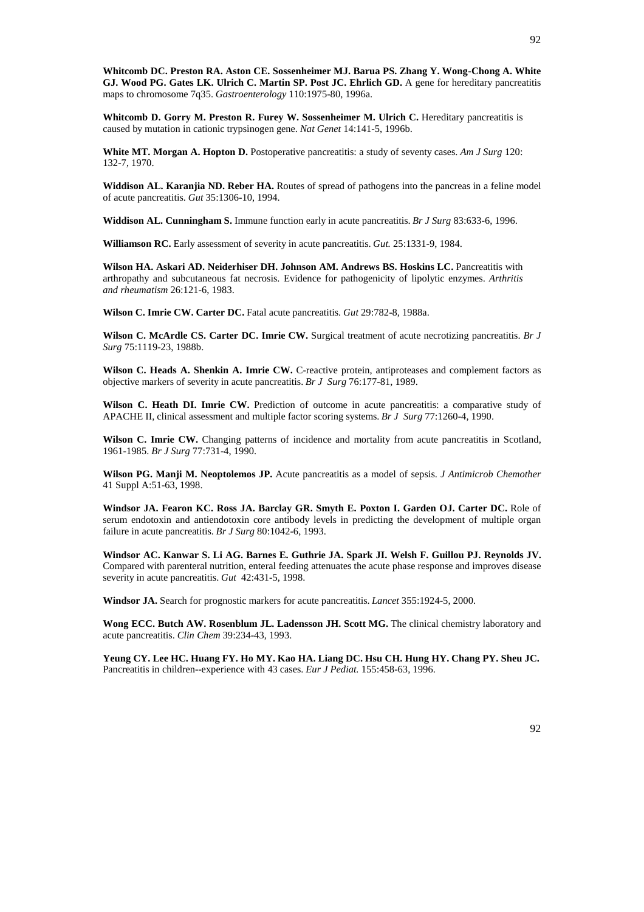**Whitcomb DC. Preston RA. Aston CE. Sossenheimer MJ. Barua PS. Zhang Y. Wong-Chong A. White GJ. Wood PG. Gates LK. Ulrich C. Martin SP. Post JC. Ehrlich GD.** A gene for hereditary pancreatitis maps to chromosome 7q35. *Gastroenterology* 110:1975-80, 1996a.

**Whitcomb D. Gorry M. Preston R. Furey W. Sossenheimer M. Ulrich C.** Hereditary pancreatitis is caused by mutation in cationic trypsinogen gene. *Nat Genet* 14:141-5, 1996b.

**White MT. Morgan A. Hopton D.** Postoperative pancreatitis: a study of seventy cases. *Am J Surg* 120: 132-7, 1970.

**Widdison AL. Karanjia ND. Reber HA.** Routes of spread of pathogens into the pancreas in a feline model of acute pancreatitis. *Gut* 35:1306-10, 1994.

**Widdison AL. Cunningham S.** Immune function early in acute pancreatitis. *Br J Surg* 83:633-6, 1996.

**Williamson RC.** Early assessment of severity in acute pancreatitis. *Gut.* 25:1331-9, 1984.

**Wilson HA. Askari AD. Neiderhiser DH. Johnson AM. Andrews BS. Hoskins LC.** Pancreatitis with arthropathy and subcutaneous fat necrosis. Evidence for pathogenicity of lipolytic enzymes. *Arthritis and rheumatism* 26:121-6, 1983.

**Wilson C. Imrie CW. Carter DC.** Fatal acute pancreatitis. *Gut* 29:782-8, 1988a.

**Wilson C. McArdle CS. Carter DC. Imrie CW.** Surgical treatment of acute necrotizing pancreatitis. *Br J Surg* 75:1119-23, 1988b.

**Wilson C. Heads A. Shenkin A. Imrie CW.** C-reactive protein, antiproteases and complement factors as objective markers of severity in acute pancreatitis. *Br J Surg* 76:177-81, 1989.

**Wilson C. Heath DI. Imrie CW.** Prediction of outcome in acute pancreatitis: a comparative study of APACHE II, clinical assessment and multiple factor scoring systems. *Br J Surg* 77:1260-4, 1990.

**Wilson C. Imrie CW.** Changing patterns of incidence and mortality from acute pancreatitis in Scotland, 1961-1985. *Br J Surg* 77:731-4, 1990.

**Wilson PG. Manji M. Neoptolemos JP.** Acute pancreatitis as a model of sepsis. *J Antimicrob Chemother* 41 Suppl A:51-63, 1998.

**Windsor JA. Fearon KC. Ross JA. Barclay GR. Smyth E. Poxton I. Garden OJ. Carter DC.** Role of serum endotoxin and antiendotoxin core antibody levels in predicting the development of multiple organ failure in acute pancreatitis. *Br J Surg* 80:1042-6, 1993.

**Windsor AC. Kanwar S. Li AG. Barnes E. Guthrie JA. Spark JI. Welsh F. Guillou PJ. Reynolds JV.** Compared with parenteral nutrition, enteral feeding attenuates the acute phase response and improves disease severity in acute pancreatitis. *Gut* 42:431-5, 1998.

**Windsor JA.** Search for prognostic markers for acute pancreatitis. *Lancet* 355:1924-5, 2000.

**Wong ECC. Butch AW. Rosenblum JL. Ladensson JH. Scott MG.** The clinical chemistry laboratory and acute pancreatitis. *Clin Chem* 39:234-43, 1993.

**Yeung CY. Lee HC. Huang FY. Ho MY. Kao HA. Liang DC. Hsu CH. Hung HY. Chang PY. Sheu JC.** Pancreatitis in children--experience with 43 cases. *Eur J Pediat.* 155:458-63, 1996.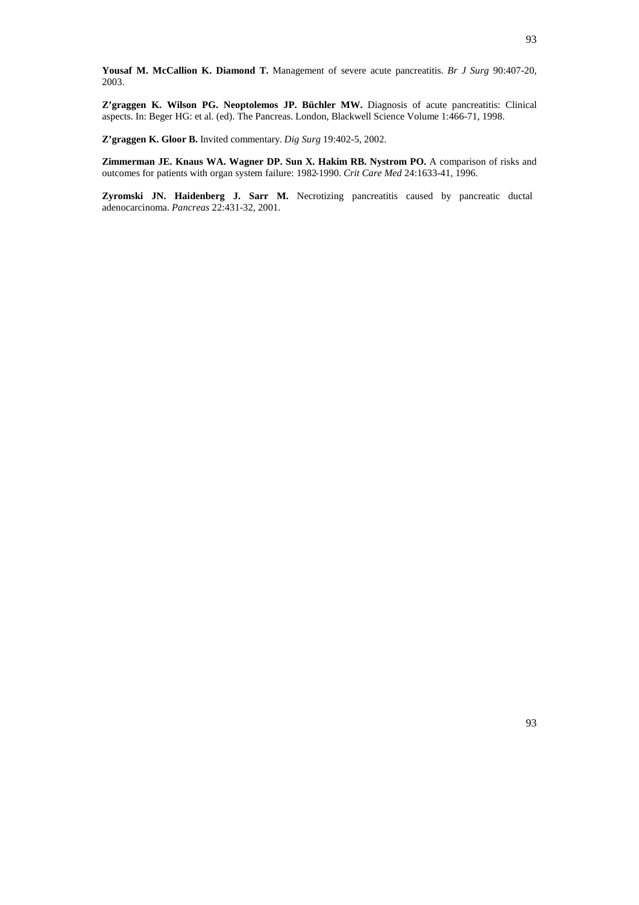**Yousaf M. McCallion K. Diamond T.** Management of severe acute pancreatitis. *Br J Surg* 90:407-20, 2003.

**Z'graggen K. Wilson PG. Neoptolemos JP. Büchler MW.** Diagnosis of acute pancreatitis: Clinical aspects. In: Beger HG: et al. (ed). The Pancreas. London, Blackwell Science Volume 1:466-71, 1998.

**Z'graggen K. Gloor B.** Invited commentary. *Dig Surg* 19:402-5, 2002.

**Zimmerman JE. Knaus WA. Wagner DP. Sun X. Hakim RB. Nystrom PO.** A comparison of risks and outcomes for patients with organ system failure: 1982-1990. *Crit Care Med* 24:1633-41, 1996.

**Zyromski JN. Haidenberg J. Sarr M.** Necrotizing pancreatitis caused by pancreatic ductal adenocarcinoma. *Pancreas* 22:431-32, 2001.